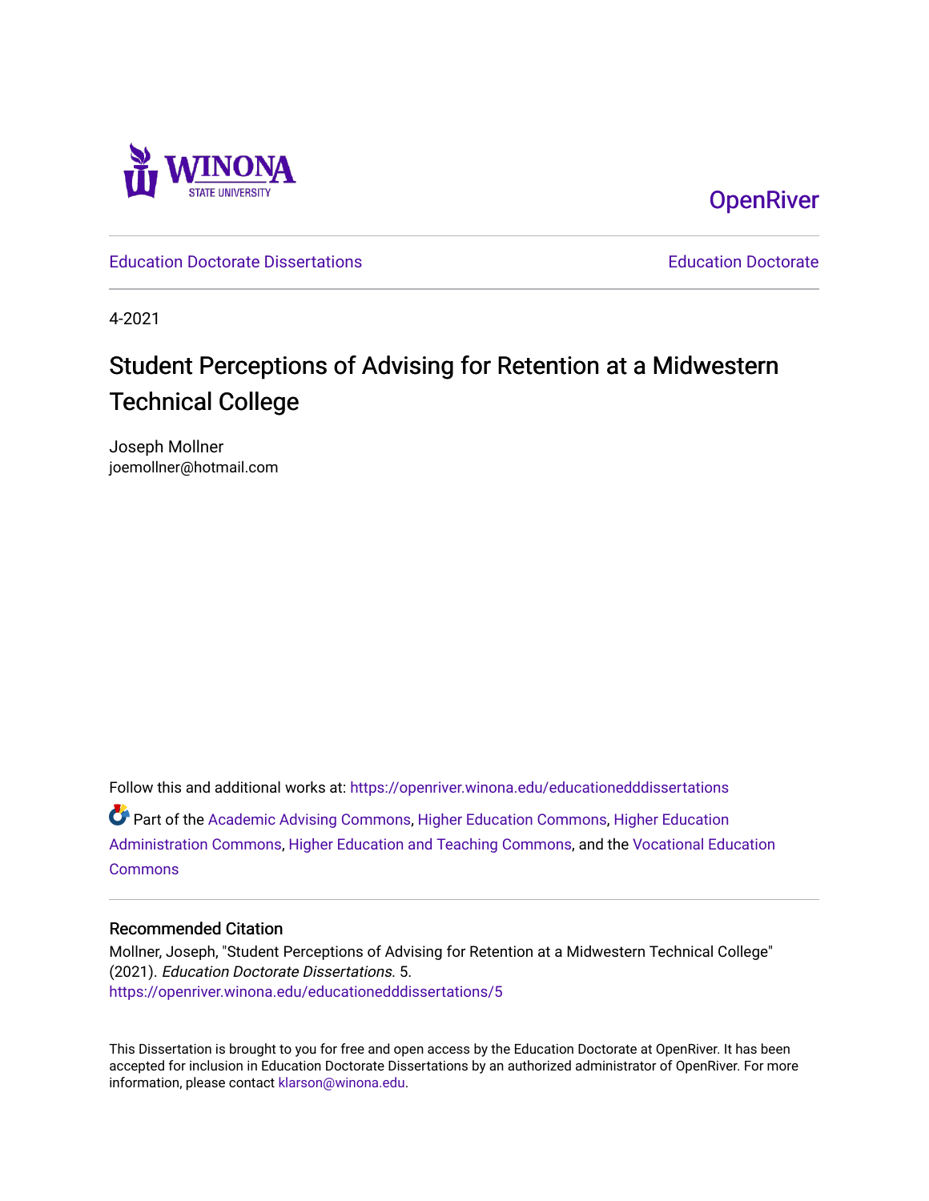WINONA STATE UNIVERSITY

OpenRiver

Education Doctorate Dissertations | Education Doctorate

4-2021

# Student Perceptions of Advising for Retention at a Midwestern Technical College

Joseph Mollner
joemollner@hotmail.com

Follow this and additional works at: https://openriver.winona.edu/educationeddissertations

Part of the Academic Advising Commons, Higher Education Commons, Higher Education Administration Commons, Higher Education and Teaching Commons, and the Vocational Education Commons

## Recommended Citation

Mollner, Joseph, "Student Perceptions of Advising for Retention at a Midwestern Technical College" (2021). *Education Doctorate Dissertations*. 5.
https://openriver.winona.edu/educationeddissertations/5

This Dissertation is brought to you for free and open access by the Education Doctorate at OpenRiver. It has been accepted for inclusion in Education Doctorate Dissertations by an authorized administrator of OpenRiver. For more information, please contact klarson@winona.edu.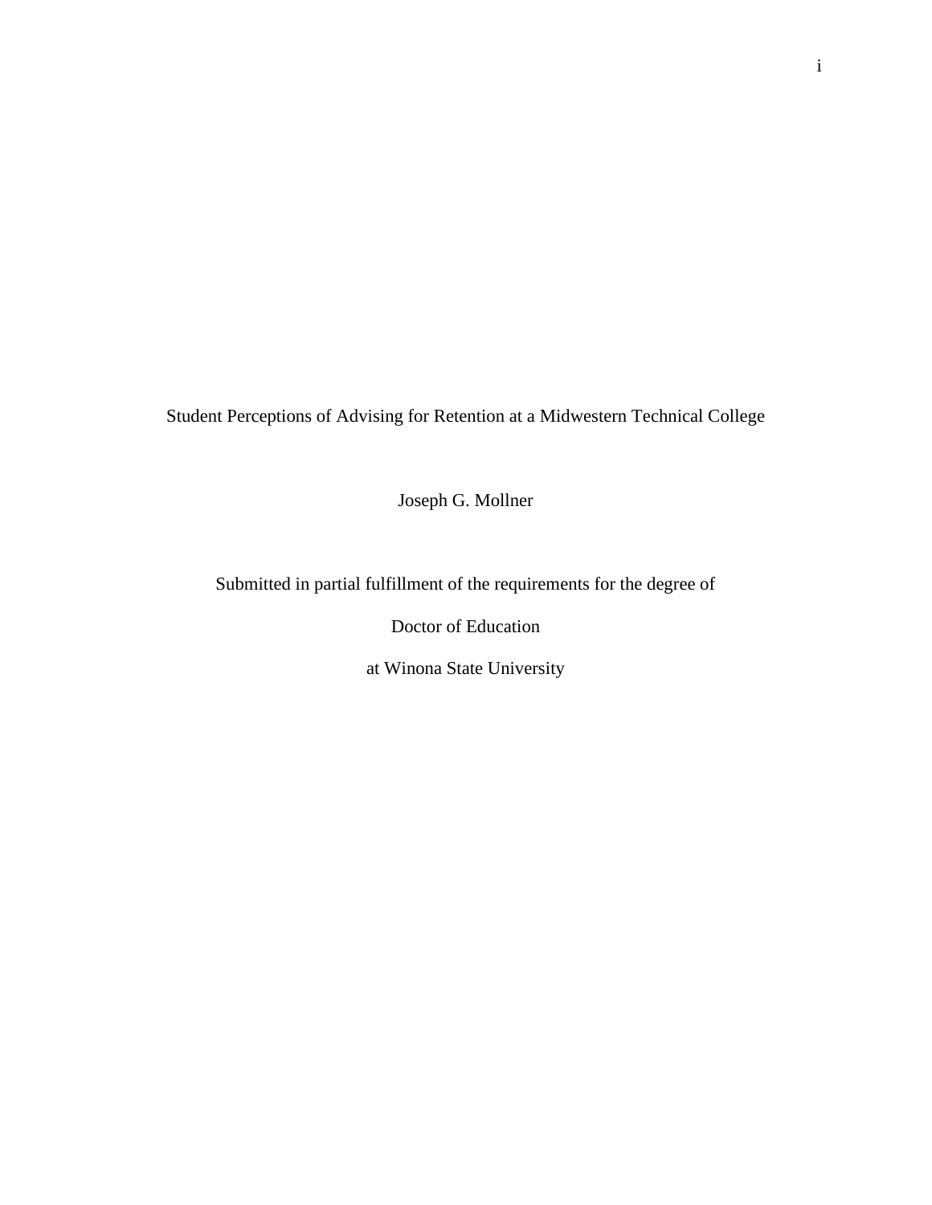# Student Perceptions of Advising for Retention at a Midwestern Technical College

Joseph G. Mollner

Submitted in partial fulfillment of the requirements for the degree of

Doctor of Education

at Winona State University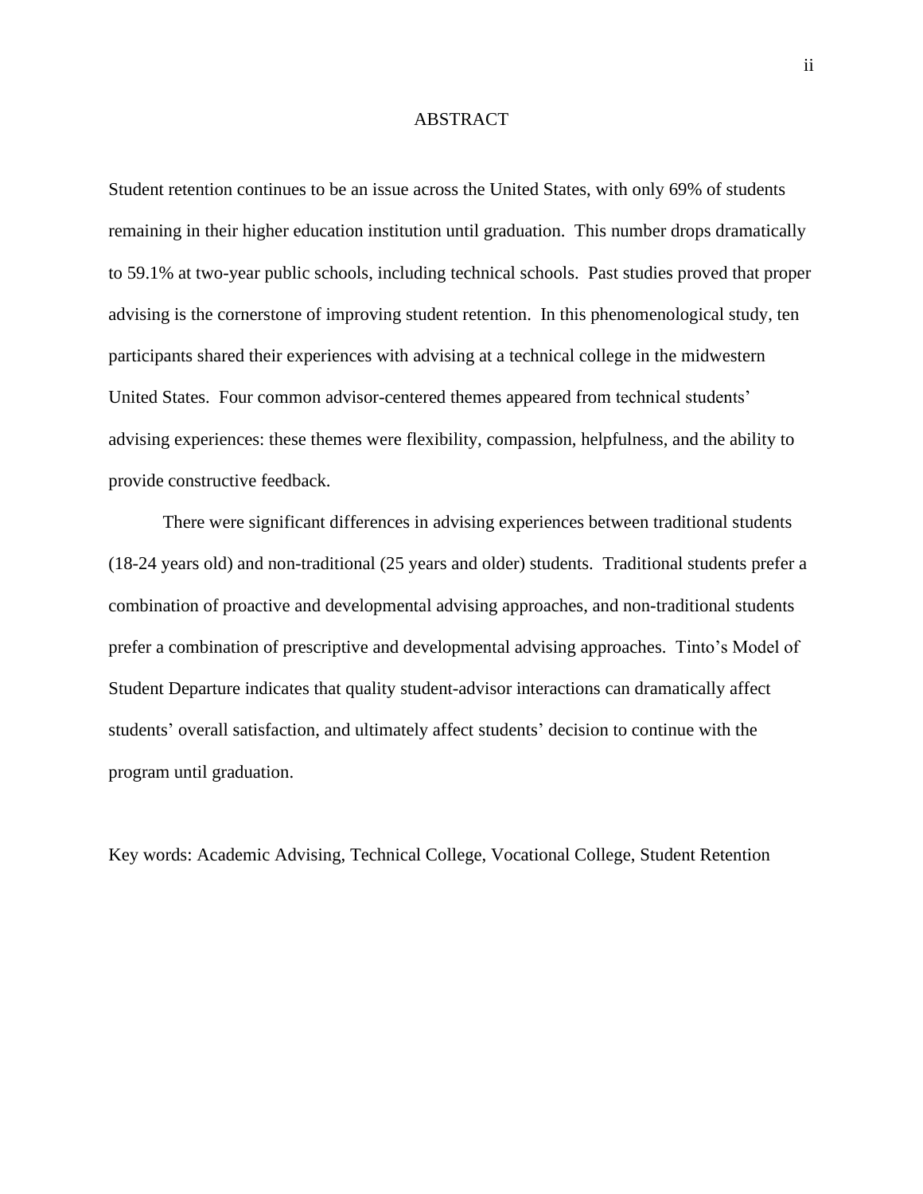# ABSTRACT

Student retention continues to be an issue across the United States, with only 69% of students remaining in their higher education institution until graduation. This number drops dramatically to 59.1% at two-year public schools, including technical schools. Past studies proved that proper advising is the cornerstone of improving student retention. In this phenomenological study, ten participants shared their experiences with advising at a technical college in the midwestern United States. Four common advisor-centered themes appeared from technical students' advising experiences: these themes were flexibility, compassion, helpfulness, and the ability to provide constructive feedback.

There were significant differences in advising experiences between traditional students (18-24 years old) and non-traditional (25 years and older) students. Traditional students prefer a combination of proactive and developmental advising approaches, and non-traditional students prefer a combination of prescriptive and developmental advising approaches. Tinto's Model of Student Departure indicates that quality student-advisor interactions can dramatically affect students' overall satisfaction, and ultimately affect students' decision to continue with the program until graduation.

Key words: Academic Advising, Technical College, Vocational College, Student Retention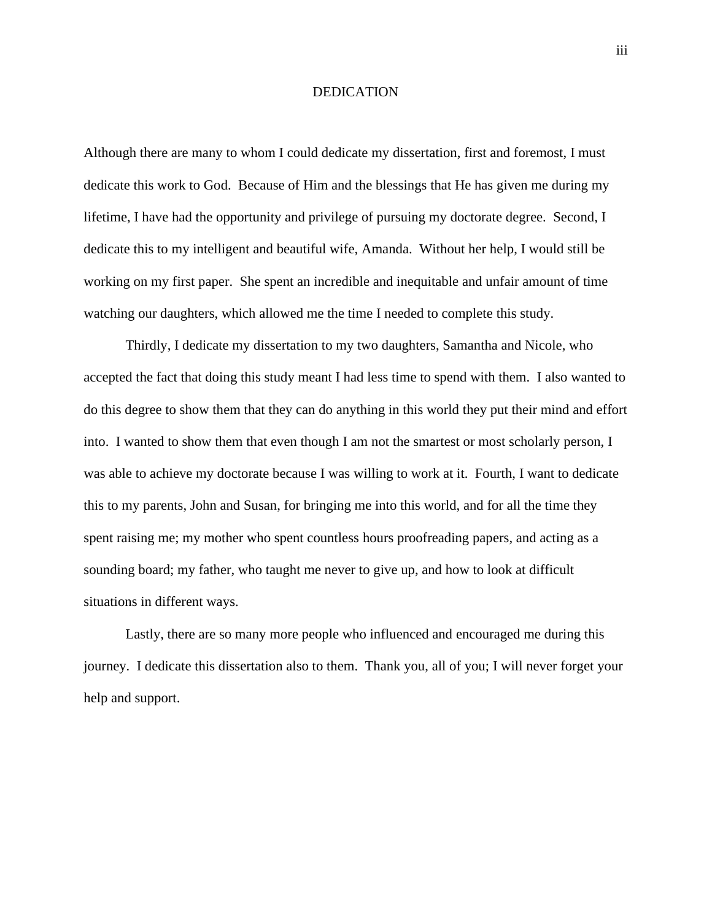# DEDICATION

Although there are many to whom I could dedicate my dissertation, first and foremost, I must dedicate this work to God. Because of Him and the blessings that He has given me during my lifetime, I have had the opportunity and privilege of pursuing my doctorate degree. Second, I dedicate this to my intelligent and beautiful wife, Amanda. Without her help, I would still be working on my first paper. She spent an incredible and inequitable and unfair amount of time watching our daughters, which allowed me the time I needed to complete this study.

Thirdly, I dedicate my dissertation to my two daughters, Samantha and Nicole, who accepted the fact that doing this study meant I had less time to spend with them. I also wanted to do this degree to show them that they can do anything in this world they put their mind and effort into. I wanted to show them that even though I am not the smartest or most scholarly person, I was able to achieve my doctorate because I was willing to work at it. Fourth, I want to dedicate this to my parents, John and Susan, for bringing me into this world, and for all the time they spent raising me; my mother who spent countless hours proofreading papers, and acting as a sounding board; my father, who taught me never to give up, and how to look at difficult situations in different ways.

Lastly, there are so many more people who influenced and encouraged me during this journey. I dedicate this dissertation also to them. Thank you, all of you; I will never forget your help and support.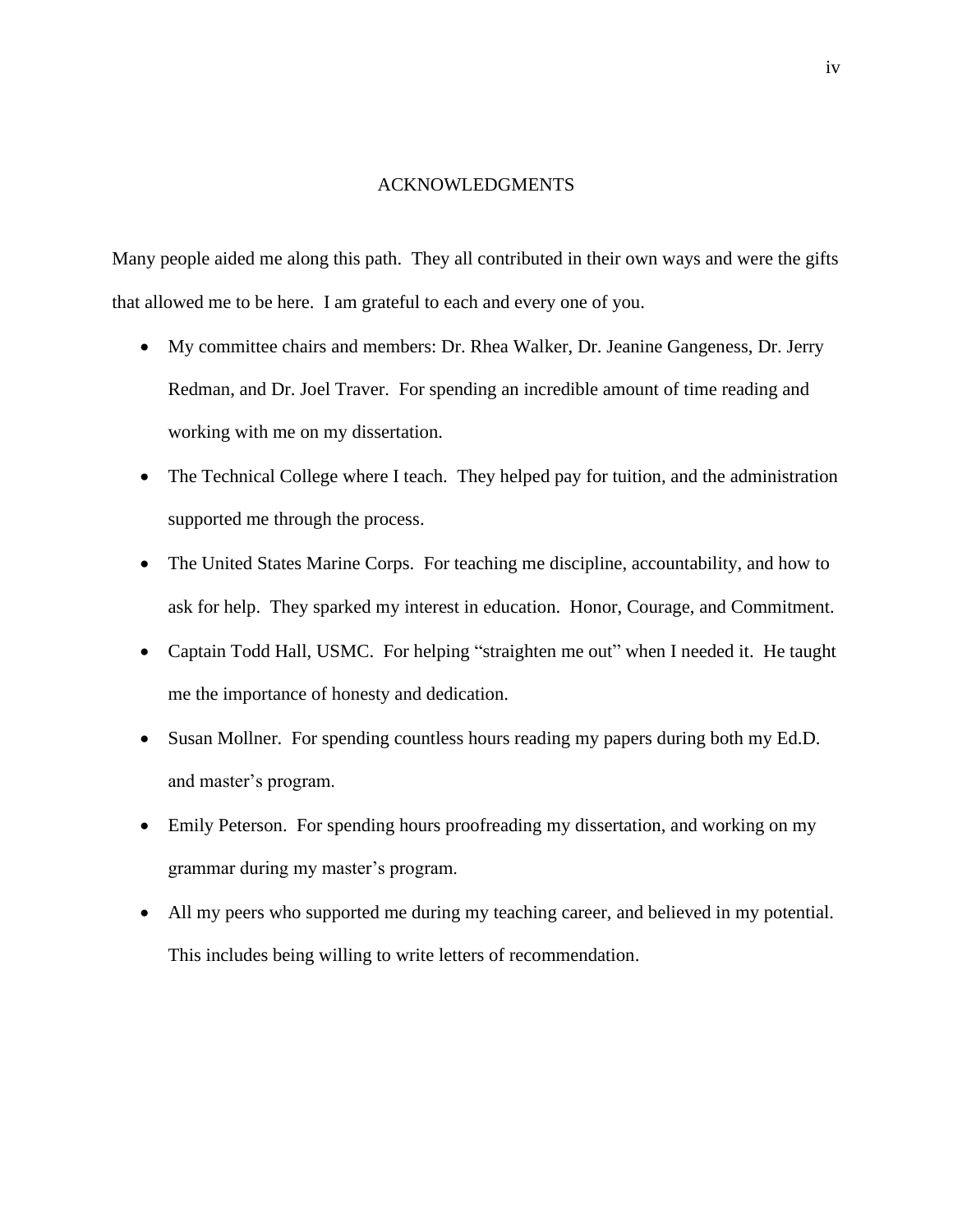# ACKNOWLEDGMENTS

Many people aided me along this path. They all contributed in their own ways and were the gifts that allowed me to be here. I am grateful to each and every one of you.

- My committee chairs and members: Dr. Rhea Walker, Dr. Jeanine Gangeness, Dr. Jerry Redman, and Dr. Joel Traver. For spending an incredible amount of time reading and working with me on my dissertation.
- The Technical College where I teach. They helped pay for tuition, and the administration supported me through the process.
- The United States Marine Corps. For teaching me discipline, accountability, and how to ask for help. They sparked my interest in education. Honor, Courage, and Commitment.
- Captain Todd Hall, USMC. For helping "straighten me out" when I needed it. He taught me the importance of honesty and dedication.
- Susan Mollner. For spending countless hours reading my papers during both my Ed.D. and master's program.
- Emily Peterson. For spending hours proofreading my dissertation, and working on my grammar during my master's program.
- All my peers who supported me during my teaching career, and believed in my potential. This includes being willing to write letters of recommendation.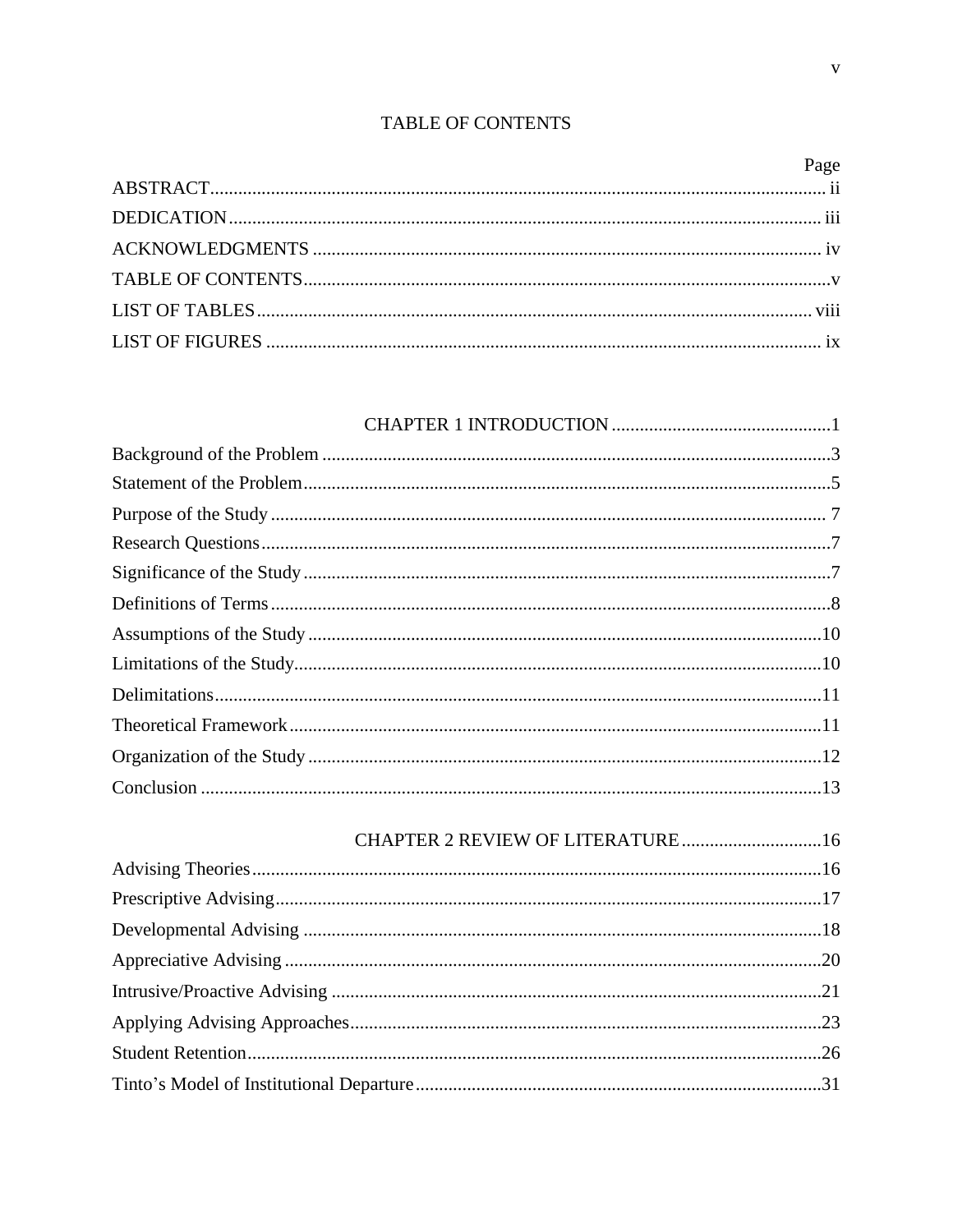# TABLE OF CONTENTS

| | Page |
|---|---|
| ABSTRACT | ii |
| DEDICATION | iii |
| ACKNOWLEDGMENTS | iv |
| TABLE OF CONTENTS | v |
| LIST OF TABLES | viii |
| LIST OF FIGURES | ix |
| **CHAPTER 1 INTRODUCTION** | 1 |
| Background of the Problem | 3 |
| Statement of the Problem | 5 |
| Purpose of the Study | 7 |
| Research Questions | 7 |
| Significance of the Study | 7 |
| Definitions of Terms | 8 |
| Assumptions of the Study | 10 |
| Limitations of the Study | 10 |
| Delimitations | 11 |
| Theoretical Framework | 11 |
| Organization of the Study | 12 |
| Conclusion | 13 |
| **CHAPTER 2 REVIEW OF LITERATURE** | 16 |
| Advising Theories | 16 |
| Prescriptive Advising | 17 |
| Developmental Advising | 18 |
| Appreciative Advising | 20 |
| Intrusive/Proactive Advising | 21 |
| Applying Advising Approaches | 23 |
| Student Retention | 26 |
| Tinto's Model of Institutional Departure | 31 |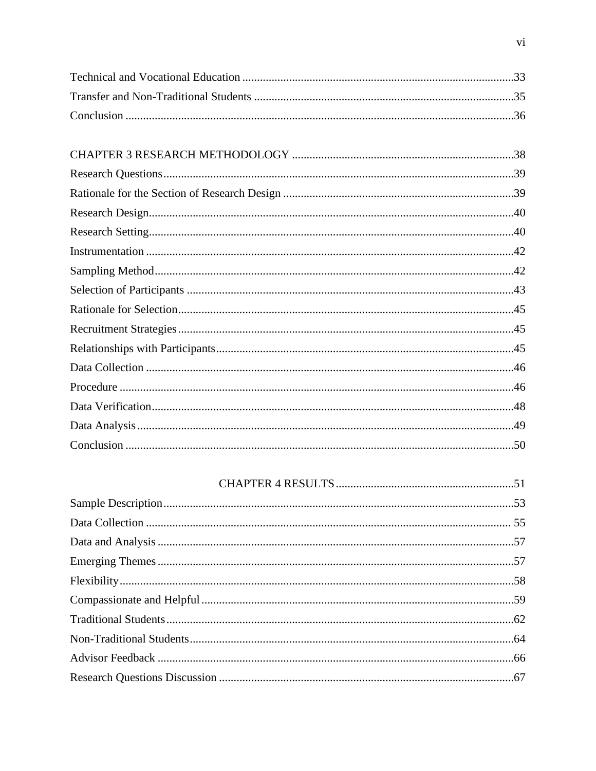Technical and Vocational Education ............................................................................................33
Transfer and Non-Traditional Students .........................................................................................35
Conclusion ....................................................................................................................................36

CHAPTER 3 RESEARCH METHODOLOGY ............................................................................38
Research Questions.......................................................................................................................39
Rationale for the Section of Research Design ..............................................................................39
Research Design............................................................................................................................40
Research Setting............................................................................................................................40
Instrumentation .............................................................................................................................42
Sampling Method..........................................................................................................................42
Selection of Participants ...............................................................................................................43
Rationale for Selection..................................................................................................................45
Recruitment Strategies..................................................................................................................45
Relationships with Participants.....................................................................................................45
Data Collection .............................................................................................................................46
Procedure .....................................................................................................................................46
Data Verification...........................................................................................................................48
Data Analysis................................................................................................................................49
Conclusion ....................................................................................................................................50

CHAPTER 4 RESULTS .............................................................51
Sample Description.......................................................................................................................53
Data Collection ............................................................................................................................ 55
Data and Analysis .........................................................................................................................57
Emerging Themes.........................................................................................................................57
Flexibility......................................................................................................................................58
Compassionate and Helpful..........................................................................................................59
Traditional Students......................................................................................................................62
Non-Traditional Students..............................................................................................................64
Advisor Feedback .........................................................................................................................66
Research Questions Discussion ....................................................................................................67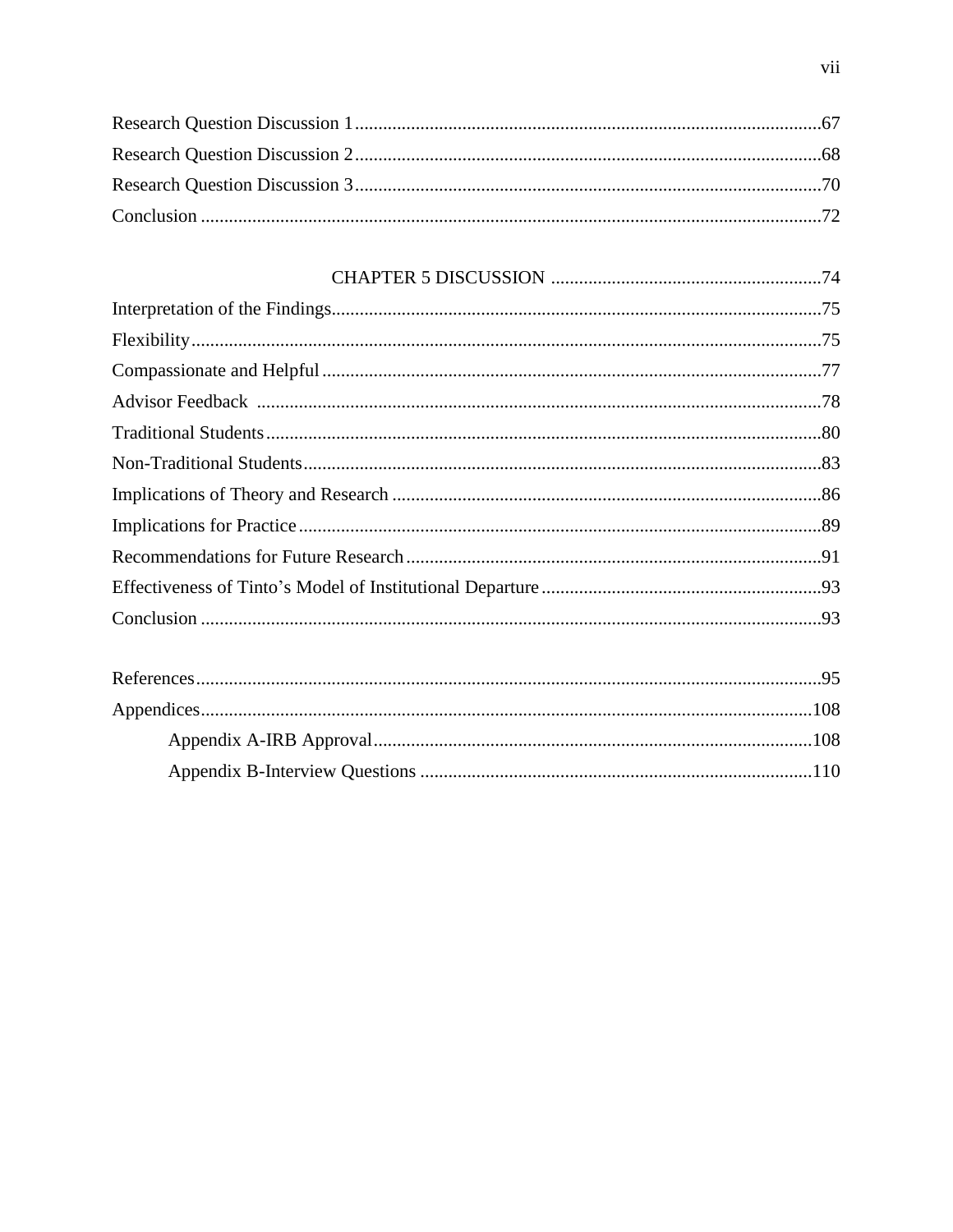Research Question Discussion 1 ..................................................................................................67

Research Question Discussion 2 ..................................................................................................68

Research Question Discussion 3 ..................................................................................................70

Conclusion ..................................................................................................................................72

CHAPTER 5 DISCUSSION .........................................................74

Interpretation of the Findings......................................................................................................75

Flexibility....................................................................................................................................75

Compassionate and Helpful ........................................................................................................77

Advisor Feedback .......................................................................................................................78

Traditional Students ....................................................................................................................80

Non-Traditional Students.............................................................................................................83

Implications of Theory and Research .........................................................................................86

Implications for Practice .............................................................................................................89

Recommendations for Future Research ......................................................................................91

Effectiveness of Tinto's Model of Institutional Departure ..........................................................93

Conclusion ..................................................................................................................................93

References...................................................................................................................................95

Appendices................................................................................................................................108

Appendix A-IRB Approval.............................................................................................108

Appendix B-Interview Questions ...................................................................................110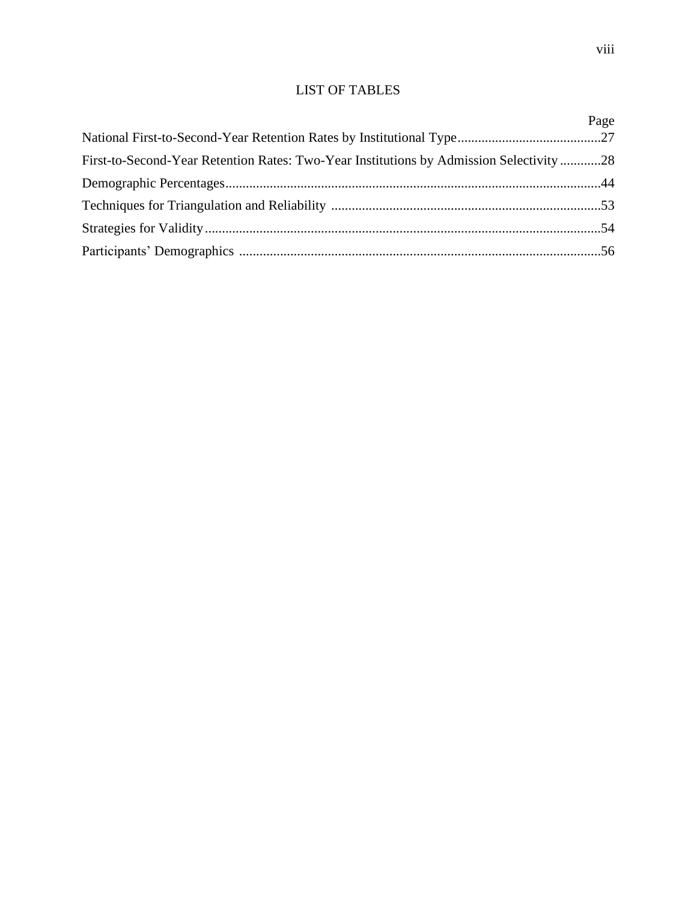# LIST OF TABLES

| | Page |
|---|---|
| National First-to-Second-Year Retention Rates by Institutional Type | 27 |
| First-to-Second-Year Retention Rates: Two-Year Institutions by Admission Selectivity | 28 |
| Demographic Percentages | 44 |
| Techniques for Triangulation and Reliability | 53 |
| Strategies for Validity | 54 |
| Participants’ Demographics | 56 |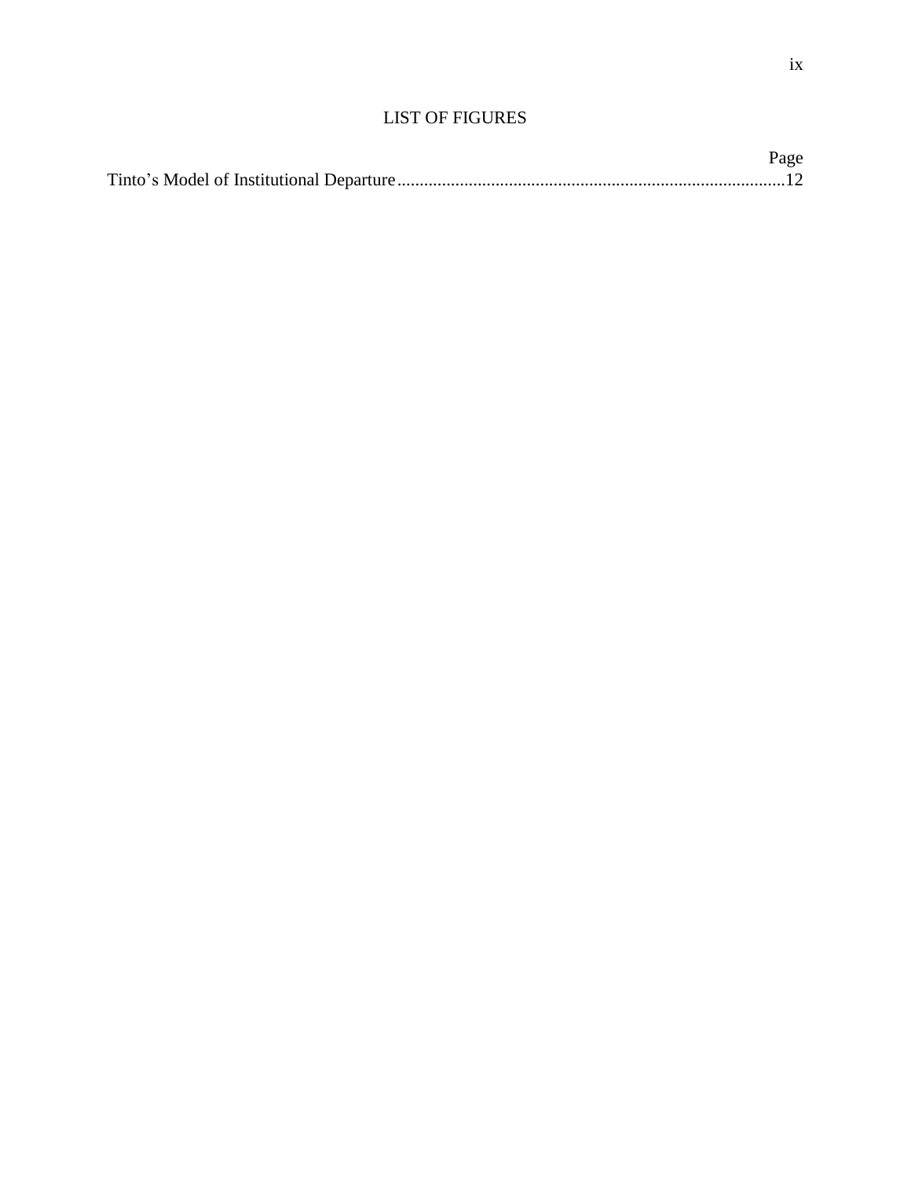# LIST OF FIGURES

| | Page |
|---|---|
| Tinto’s Model of Institutional Departure | 12 |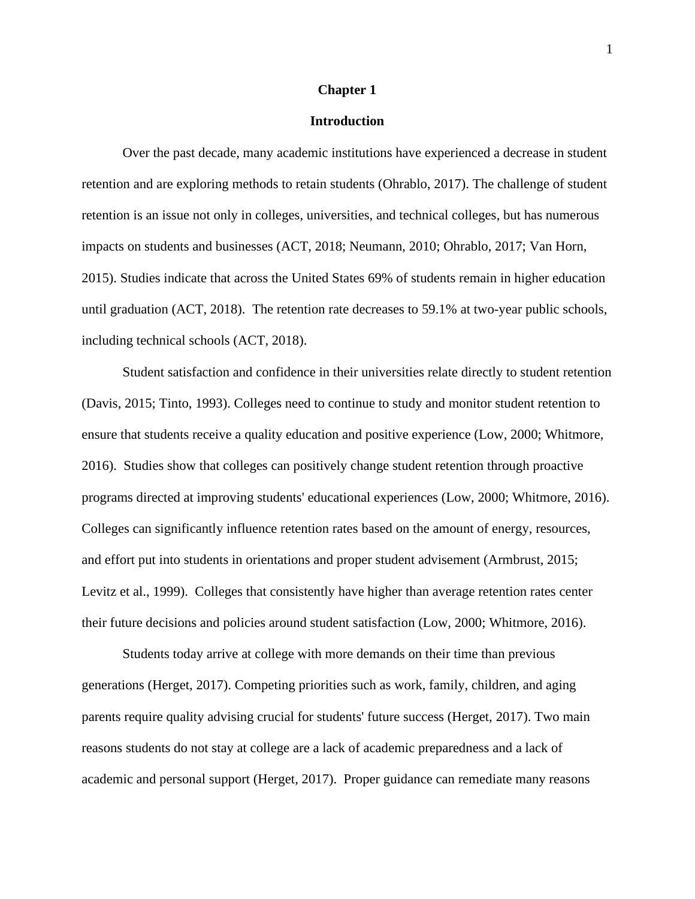# Chapter 1

## Introduction

Over the past decade, many academic institutions have experienced a decrease in student retention and are exploring methods to retain students (Ohrablo, 2017). The challenge of student retention is an issue not only in colleges, universities, and technical colleges, but has numerous impacts on students and businesses (ACT, 2018; Neumann, 2010; Ohrablo, 2017; Van Horn, 2015). Studies indicate that across the United States 69% of students remain in higher education until graduation (ACT, 2018). The retention rate decreases to 59.1% at two-year public schools, including technical schools (ACT, 2018).

Student satisfaction and confidence in their universities relate directly to student retention (Davis, 2015; Tinto, 1993). Colleges need to continue to study and monitor student retention to ensure that students receive a quality education and positive experience (Low, 2000; Whitmore, 2016). Studies show that colleges can positively change student retention through proactive programs directed at improving students' educational experiences (Low, 2000; Whitmore, 2016). Colleges can significantly influence retention rates based on the amount of energy, resources, and effort put into students in orientations and proper student advisement (Armbrust, 2015; Levitz et al., 1999). Colleges that consistently have higher than average retention rates center their future decisions and policies around student satisfaction (Low, 2000; Whitmore, 2016).

Students today arrive at college with more demands on their time than previous generations (Herget, 2017). Competing priorities such as work, family, children, and aging parents require quality advising crucial for students' future success (Herget, 2017). Two main reasons students do not stay at college are a lack of academic preparedness and a lack of academic and personal support (Herget, 2017). Proper guidance can remediate many reasons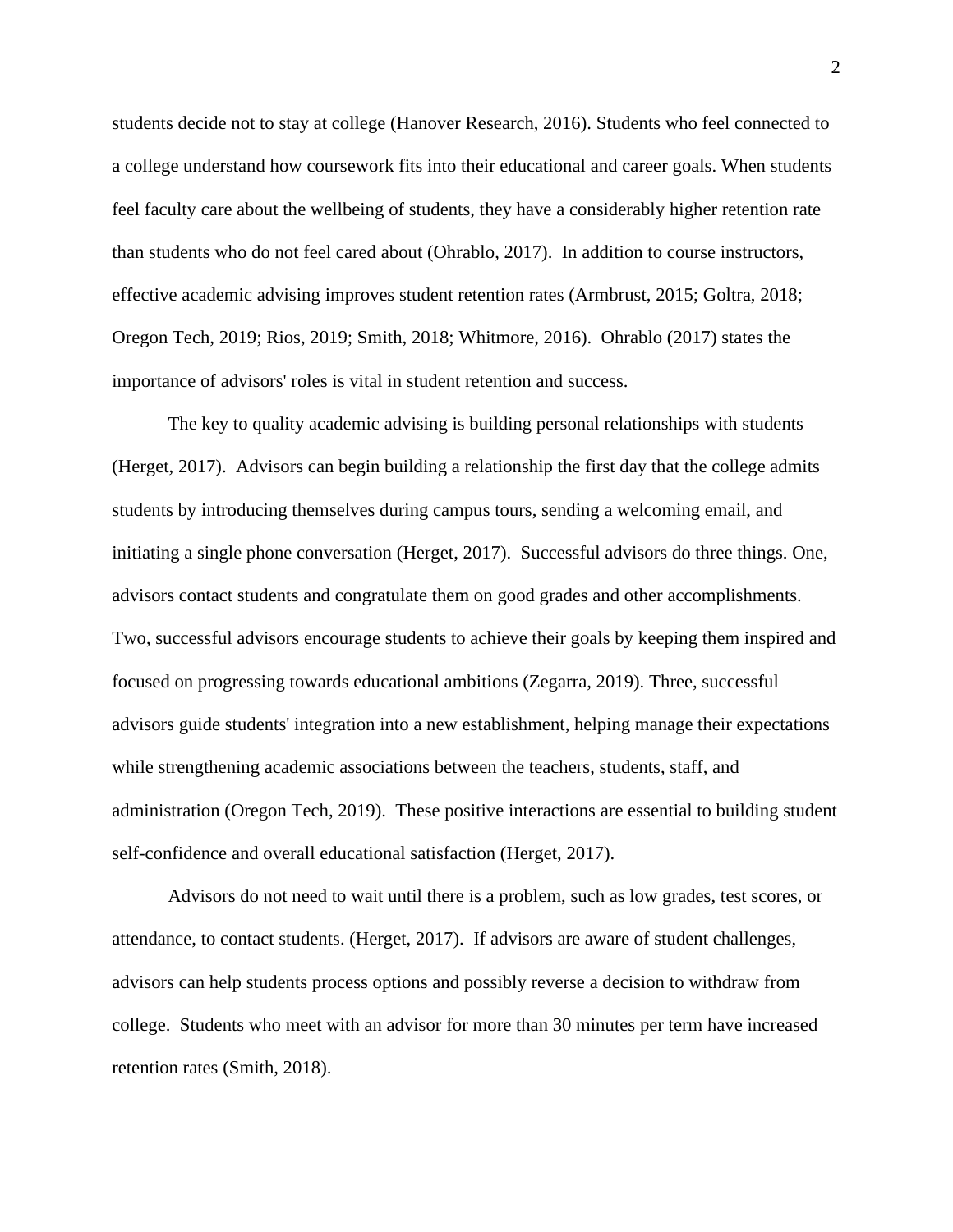students decide not to stay at college (Hanover Research, 2016). Students who feel connected to a college understand how coursework fits into their educational and career goals. When students feel faculty care about the wellbeing of students, they have a considerably higher retention rate than students who do not feel cared about (Ohrablo, 2017). In addition to course instructors, effective academic advising improves student retention rates (Armbrust, 2015; Goltra, 2018; Oregon Tech, 2019; Rios, 2019; Smith, 2018; Whitmore, 2016). Ohrablo (2017) states the importance of advisors' roles is vital in student retention and success.

The key to quality academic advising is building personal relationships with students (Herget, 2017). Advisors can begin building a relationship the first day that the college admits students by introducing themselves during campus tours, sending a welcoming email, and initiating a single phone conversation (Herget, 2017). Successful advisors do three things. One, advisors contact students and congratulate them on good grades and other accomplishments. Two, successful advisors encourage students to achieve their goals by keeping them inspired and focused on progressing towards educational ambitions (Zegarra, 2019). Three, successful advisors guide students' integration into a new establishment, helping manage their expectations while strengthening academic associations between the teachers, students, staff, and administration (Oregon Tech, 2019). These positive interactions are essential to building student self-confidence and overall educational satisfaction (Herget, 2017).

Advisors do not need to wait until there is a problem, such as low grades, test scores, or attendance, to contact students. (Herget, 2017). If advisors are aware of student challenges, advisors can help students process options and possibly reverse a decision to withdraw from college. Students who meet with an advisor for more than 30 minutes per term have increased retention rates (Smith, 2018).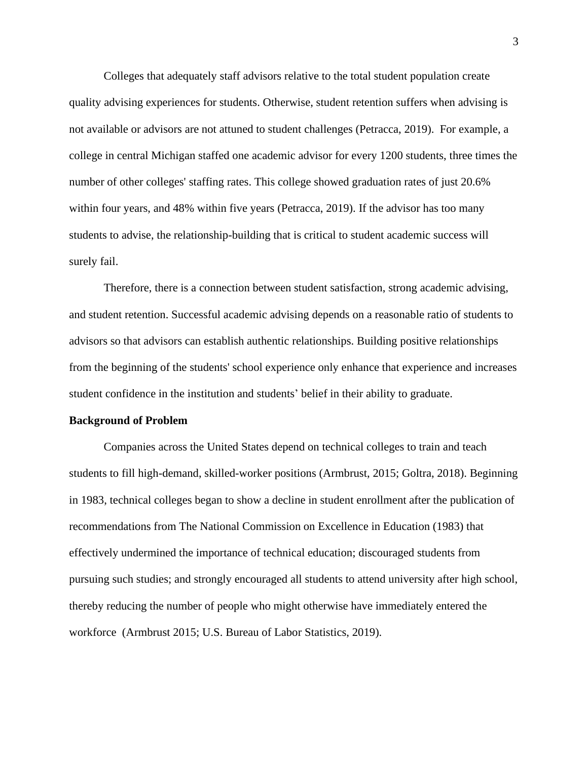Colleges that adequately staff advisors relative to the total student population create quality advising experiences for students. Otherwise, student retention suffers when advising is not available or advisors are not attuned to student challenges (Petracca, 2019). For example, a college in central Michigan staffed one academic advisor for every 1200 students, three times the number of other colleges' staffing rates. This college showed graduation rates of just 20.6% within four years, and 48% within five years (Petracca, 2019). If the advisor has too many students to advise, the relationship-building that is critical to student academic success will surely fail.

Therefore, there is a connection between student satisfaction, strong academic advising, and student retention. Successful academic advising depends on a reasonable ratio of students to advisors so that advisors can establish authentic relationships. Building positive relationships from the beginning of the students' school experience only enhance that experience and increases student confidence in the institution and students' belief in their ability to graduate.

**Background of Problem**

Companies across the United States depend on technical colleges to train and teach students to fill high-demand, skilled-worker positions (Armbrust, 2015; Goltra, 2018). Beginning in 1983, technical colleges began to show a decline in student enrollment after the publication of recommendations from The National Commission on Excellence in Education (1983) that effectively undermined the importance of technical education; discouraged students from pursuing such studies; and strongly encouraged all students to attend university after high school, thereby reducing the number of people who might otherwise have immediately entered the workforce (Armbrust 2015; U.S. Bureau of Labor Statistics, 2019).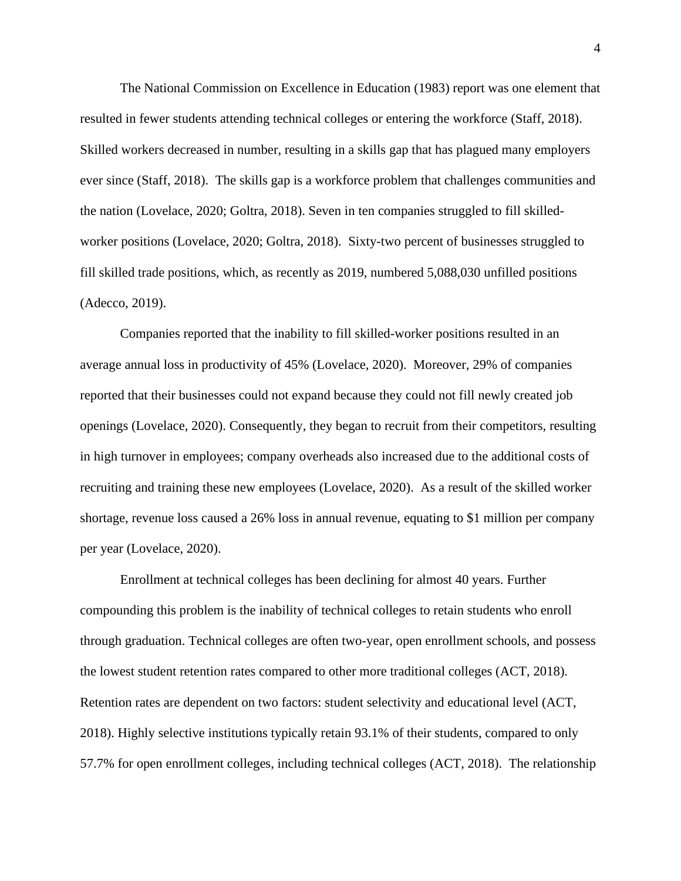The National Commission on Excellence in Education (1983) report was one element that resulted in fewer students attending technical colleges or entering the workforce (Staff, 2018). Skilled workers decreased in number, resulting in a skills gap that has plagued many employers ever since (Staff, 2018). The skills gap is a workforce problem that challenges communities and the nation (Lovelace, 2020; Goltra, 2018). Seven in ten companies struggled to fill skilled-worker positions (Lovelace, 2020; Goltra, 2018). Sixty-two percent of businesses struggled to fill skilled trade positions, which, as recently as 2019, numbered 5,088,030 unfilled positions (Adecco, 2019).

Companies reported that the inability to fill skilled-worker positions resulted in an average annual loss in productivity of 45% (Lovelace, 2020). Moreover, 29% of companies reported that their businesses could not expand because they could not fill newly created job openings (Lovelace, 2020). Consequently, they began to recruit from their competitors, resulting in high turnover in employees; company overheads also increased due to the additional costs of recruiting and training these new employees (Lovelace, 2020). As a result of the skilled worker shortage, revenue loss caused a 26% loss in annual revenue, equating to $1 million per company per year (Lovelace, 2020).

Enrollment at technical colleges has been declining for almost 40 years. Further compounding this problem is the inability of technical colleges to retain students who enroll through graduation. Technical colleges are often two-year, open enrollment schools, and possess the lowest student retention rates compared to other more traditional colleges (ACT, 2018). Retention rates are dependent on two factors: student selectivity and educational level (ACT, 2018). Highly selective institutions typically retain 93.1% of their students, compared to only 57.7% for open enrollment colleges, including technical colleges (ACT, 2018). The relationship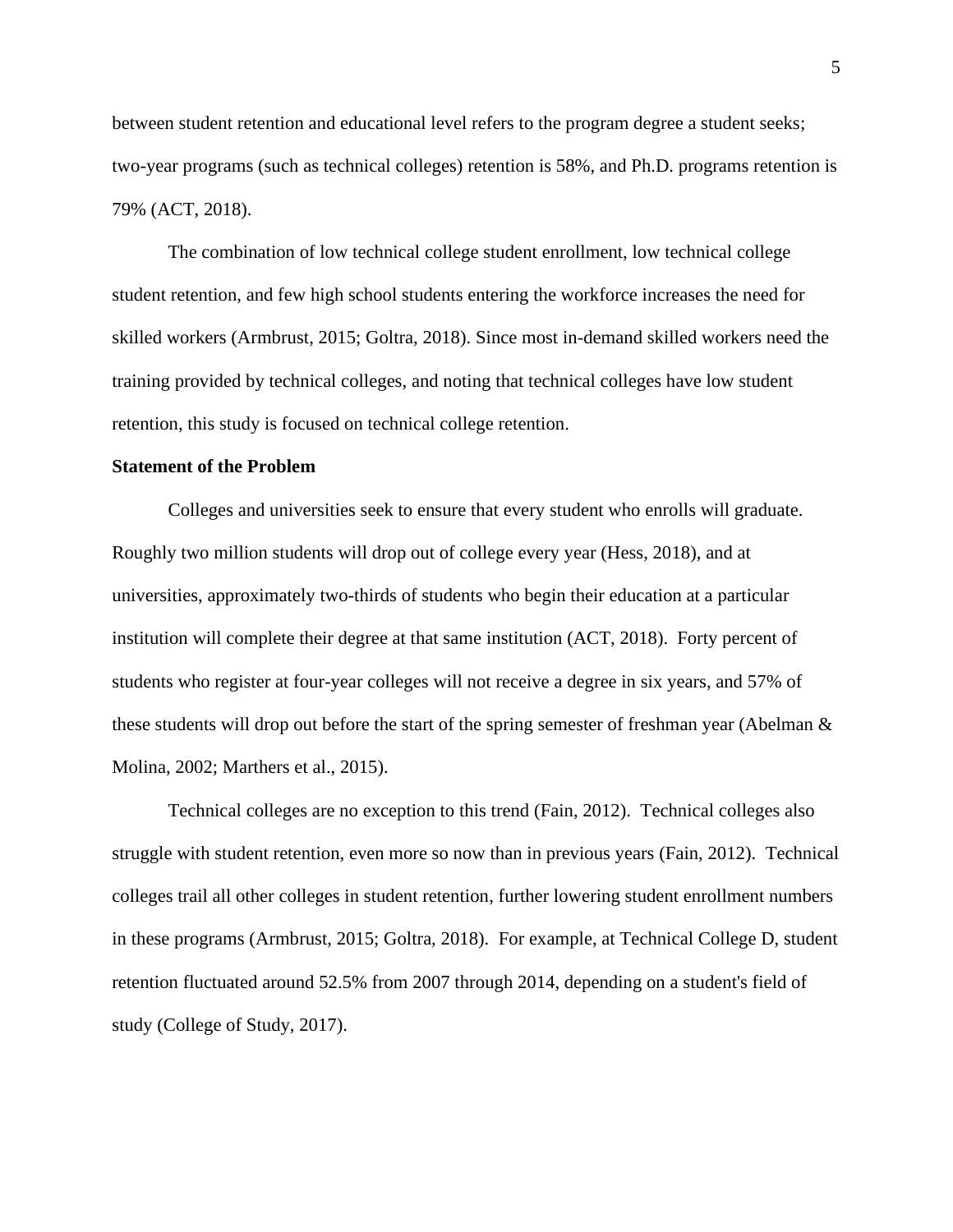between student retention and educational level refers to the program degree a student seeks; two-year programs (such as technical colleges) retention is 58%, and Ph.D. programs retention is 79% (ACT, 2018).

The combination of low technical college student enrollment, low technical college student retention, and few high school students entering the workforce increases the need for skilled workers (Armbrust, 2015; Goltra, 2018). Since most in-demand skilled workers need the training provided by technical colleges, and noting that technical colleges have low student retention, this study is focused on technical college retention.

**Statement of the Problem**

Colleges and universities seek to ensure that every student who enrolls will graduate. Roughly two million students will drop out of college every year (Hess, 2018), and at universities, approximately two-thirds of students who begin their education at a particular institution will complete their degree at that same institution (ACT, 2018). Forty percent of students who register at four-year colleges will not receive a degree in six years, and 57% of these students will drop out before the start of the spring semester of freshman year (Abelman & Molina, 2002; Marthers et al., 2015).

Technical colleges are no exception to this trend (Fain, 2012). Technical colleges also struggle with student retention, even more so now than in previous years (Fain, 2012). Technical colleges trail all other colleges in student retention, further lowering student enrollment numbers in these programs (Armbrust, 2015; Goltra, 2018). For example, at Technical College D, student retention fluctuated around 52.5% from 2007 through 2014, depending on a student's field of study (College of Study, 2017).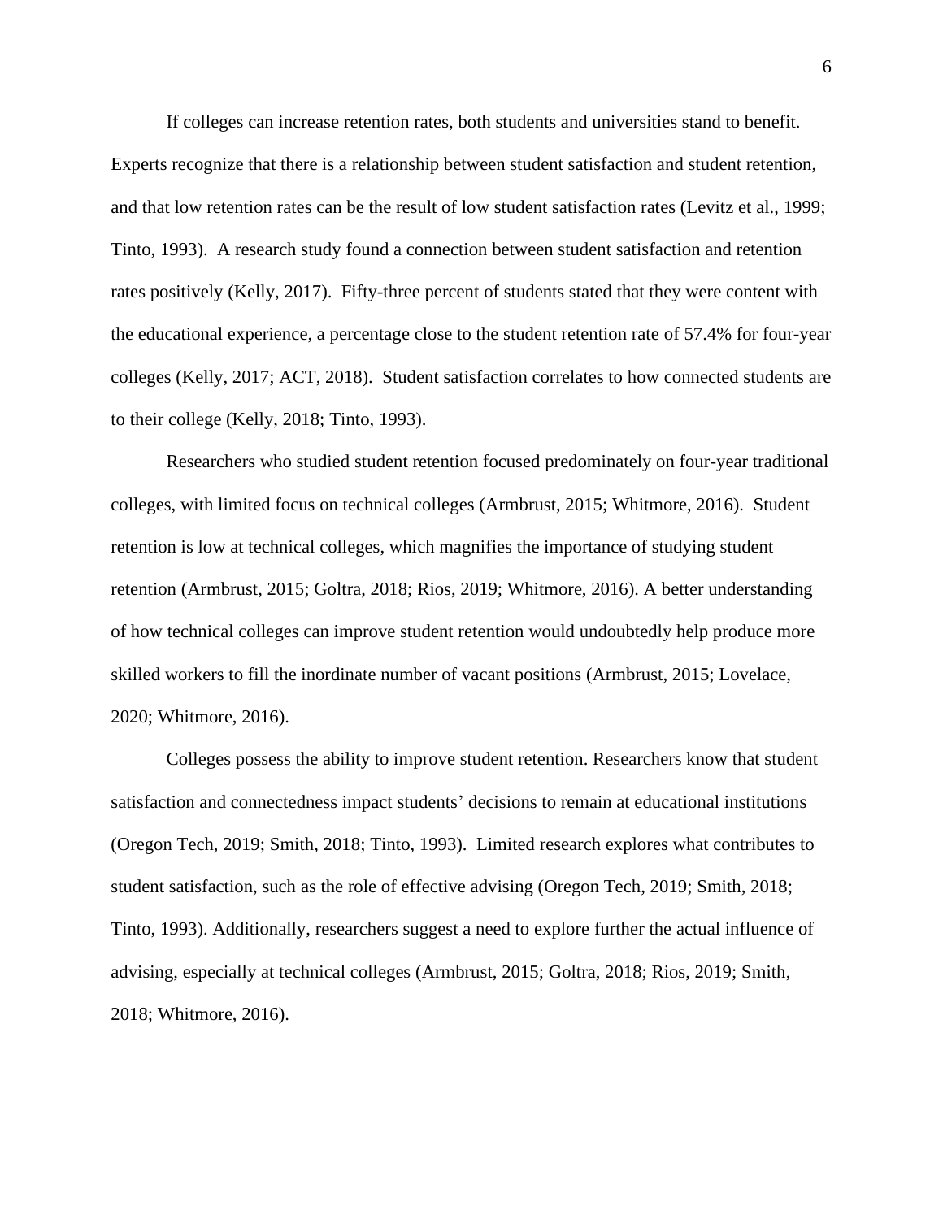If colleges can increase retention rates, both students and universities stand to benefit. Experts recognize that there is a relationship between student satisfaction and student retention, and that low retention rates can be the result of low student satisfaction rates (Levitz et al., 1999; Tinto, 1993). A research study found a connection between student satisfaction and retention rates positively (Kelly, 2017). Fifty-three percent of students stated that they were content with the educational experience, a percentage close to the student retention rate of 57.4% for four-year colleges (Kelly, 2017; ACT, 2018). Student satisfaction correlates to how connected students are to their college (Kelly, 2018; Tinto, 1993).

Researchers who studied student retention focused predominately on four-year traditional colleges, with limited focus on technical colleges (Armbrust, 2015; Whitmore, 2016). Student retention is low at technical colleges, which magnifies the importance of studying student retention (Armbrust, 2015; Goltra, 2018; Rios, 2019; Whitmore, 2016). A better understanding of how technical colleges can improve student retention would undoubtedly help produce more skilled workers to fill the inordinate number of vacant positions (Armbrust, 2015; Lovelace, 2020; Whitmore, 2016).

Colleges possess the ability to improve student retention. Researchers know that student satisfaction and connectedness impact students' decisions to remain at educational institutions (Oregon Tech, 2019; Smith, 2018; Tinto, 1993). Limited research explores what contributes to student satisfaction, such as the role of effective advising (Oregon Tech, 2019; Smith, 2018; Tinto, 1993). Additionally, researchers suggest a need to explore further the actual influence of advising, especially at technical colleges (Armbrust, 2015; Goltra, 2018; Rios, 2019; Smith, 2018; Whitmore, 2016).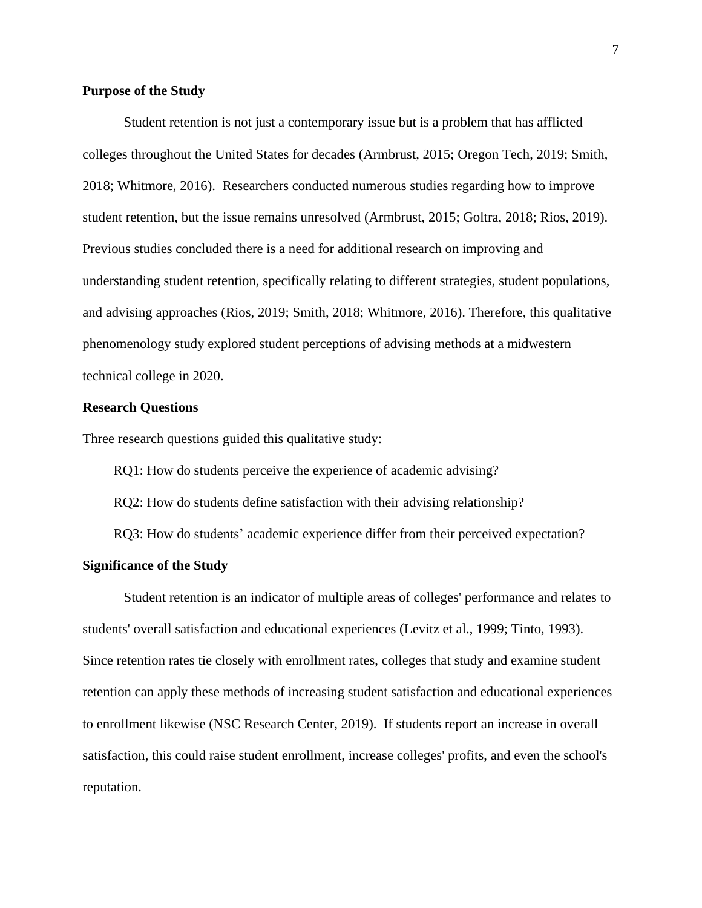## Purpose of the Study

Student retention is not just a contemporary issue but is a problem that has afflicted colleges throughout the United States for decades (Armbrust, 2015; Oregon Tech, 2019; Smith, 2018; Whitmore, 2016). Researchers conducted numerous studies regarding how to improve student retention, but the issue remains unresolved (Armbrust, 2015; Goltra, 2018; Rios, 2019). Previous studies concluded there is a need for additional research on improving and understanding student retention, specifically relating to different strategies, student populations, and advising approaches (Rios, 2019; Smith, 2018; Whitmore, 2016). Therefore, this qualitative phenomenology study explored student perceptions of advising methods at a midwestern technical college in 2020.

## Research Questions

Three research questions guided this qualitative study:

RQ1: How do students perceive the experience of academic advising?

RQ2: How do students define satisfaction with their advising relationship?

RQ3: How do students' academic experience differ from their perceived expectation?

## Significance of the Study

Student retention is an indicator of multiple areas of colleges' performance and relates to students' overall satisfaction and educational experiences (Levitz et al., 1999; Tinto, 1993). Since retention rates tie closely with enrollment rates, colleges that study and examine student retention can apply these methods of increasing student satisfaction and educational experiences to enrollment likewise (NSC Research Center, 2019). If students report an increase in overall satisfaction, this could raise student enrollment, increase colleges' profits, and even the school's reputation.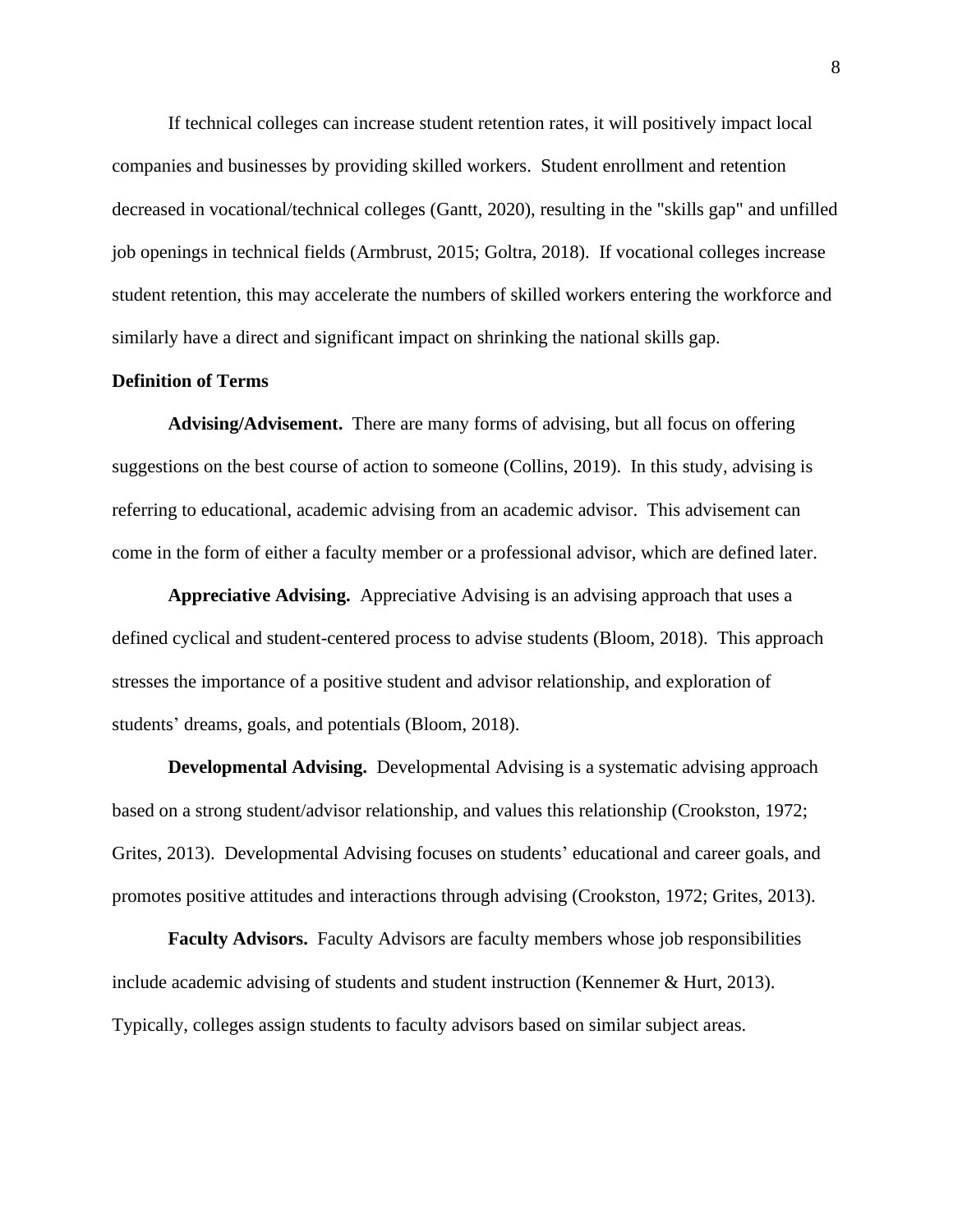If technical colleges can increase student retention rates, it will positively impact local companies and businesses by providing skilled workers. Student enrollment and retention decreased in vocational/technical colleges (Gantt, 2020), resulting in the "skills gap" and unfilled job openings in technical fields (Armbrust, 2015; Goltra, 2018). If vocational colleges increase student retention, this may accelerate the numbers of skilled workers entering the workforce and similarly have a direct and significant impact on shrinking the national skills gap.

## Definition of Terms

**Advising/Advisement.** There are many forms of advising, but all focus on offering suggestions on the best course of action to someone (Collins, 2019). In this study, advising is referring to educational, academic advising from an academic advisor. This advisement can come in the form of either a faculty member or a professional advisor, which are defined later.

**Appreciative Advising.** Appreciative Advising is an advising approach that uses a defined cyclical and student-centered process to advise students (Bloom, 2018). This approach stresses the importance of a positive student and advisor relationship, and exploration of students' dreams, goals, and potentials (Bloom, 2018).

**Developmental Advising.** Developmental Advising is a systematic advising approach based on a strong student/advisor relationship, and values this relationship (Crookston, 1972; Grites, 2013). Developmental Advising focuses on students' educational and career goals, and promotes positive attitudes and interactions through advising (Crookston, 1972; Grites, 2013).

**Faculty Advisors.** Faculty Advisors are faculty members whose job responsibilities include academic advising of students and student instruction (Kennemer & Hurt, 2013). Typically, colleges assign students to faculty advisors based on similar subject areas.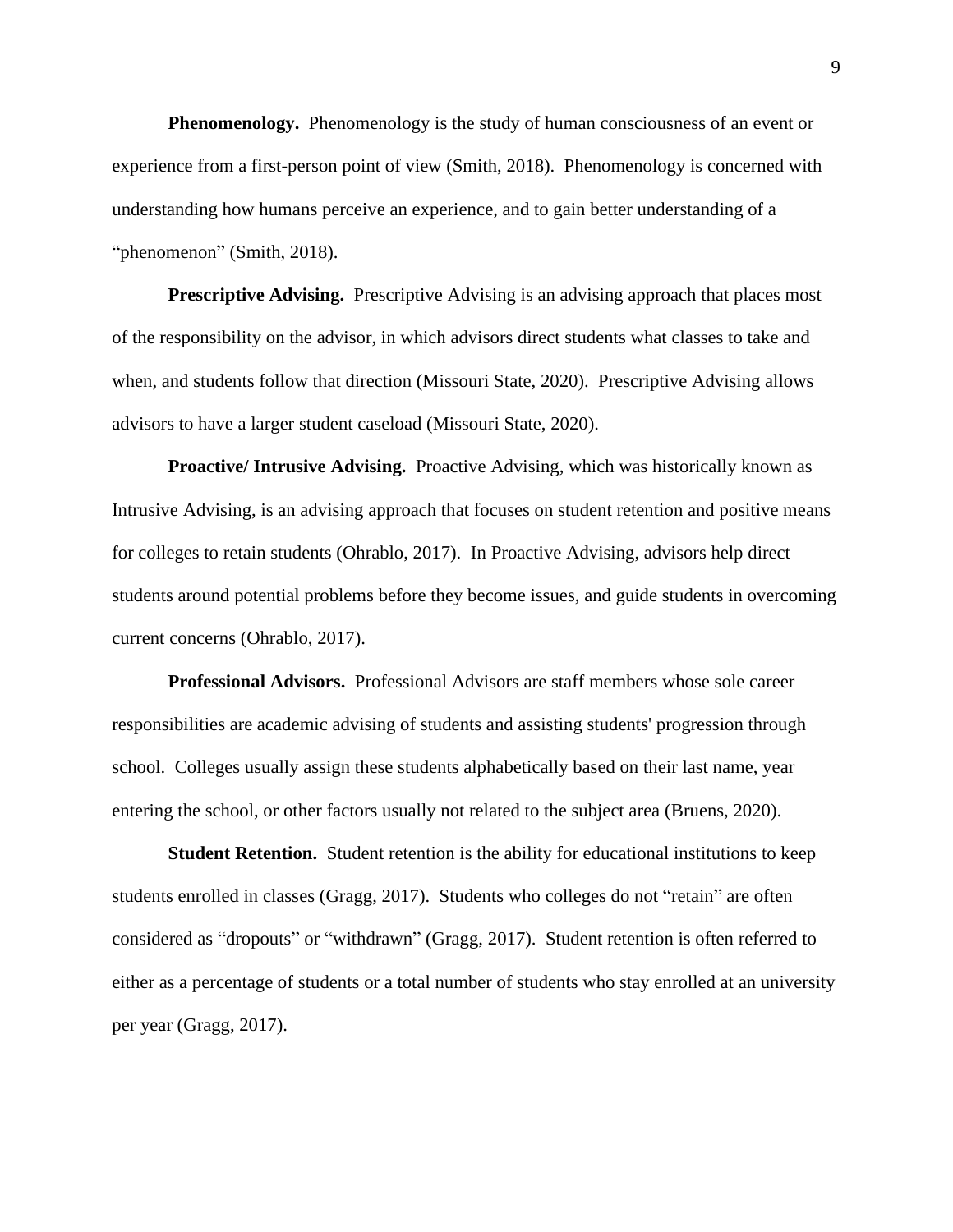**Phenomenology.** Phenomenology is the study of human consciousness of an event or experience from a first-person point of view (Smith, 2018). Phenomenology is concerned with understanding how humans perceive an experience, and to gain better understanding of a "phenomenon" (Smith, 2018).

**Prescriptive Advising.** Prescriptive Advising is an advising approach that places most of the responsibility on the advisor, in which advisors direct students what classes to take and when, and students follow that direction (Missouri State, 2020). Prescriptive Advising allows advisors to have a larger student caseload (Missouri State, 2020).

**Proactive/ Intrusive Advising.** Proactive Advising, which was historically known as Intrusive Advising, is an advising approach that focuses on student retention and positive means for colleges to retain students (Ohrablo, 2017). In Proactive Advising, advisors help direct students around potential problems before they become issues, and guide students in overcoming current concerns (Ohrablo, 2017).

**Professional Advisors.** Professional Advisors are staff members whose sole career responsibilities are academic advising of students and assisting students' progression through school. Colleges usually assign these students alphabetically based on their last name, year entering the school, or other factors usually not related to the subject area (Bruens, 2020).

**Student Retention.** Student retention is the ability for educational institutions to keep students enrolled in classes (Gragg, 2017). Students who colleges do not "retain" are often considered as "dropouts" or "withdrawn" (Gragg, 2017). Student retention is often referred to either as a percentage of students or a total number of students who stay enrolled at an university per year (Gragg, 2017).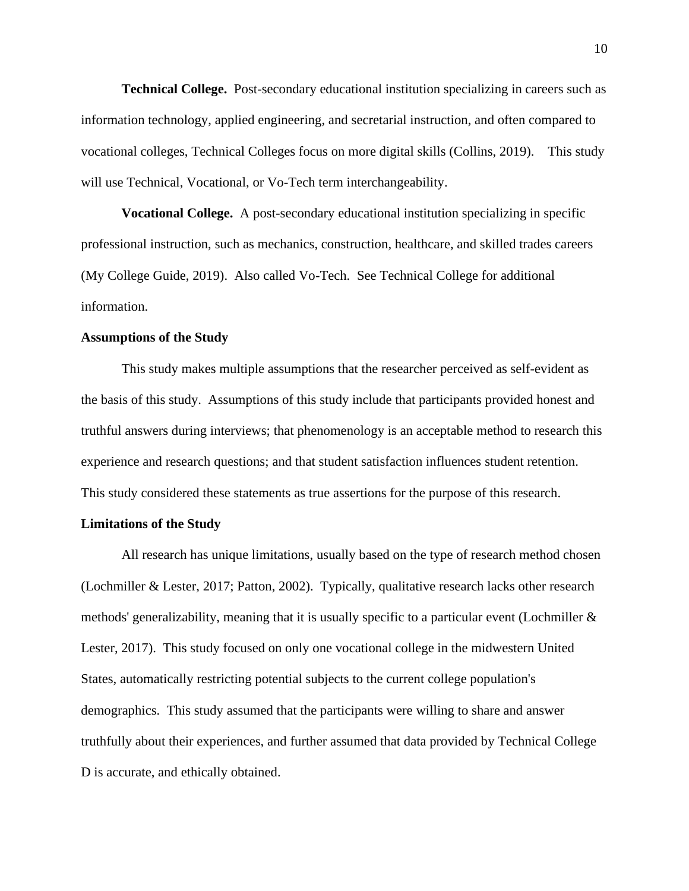**Technical College.** Post-secondary educational institution specializing in careers such as information technology, applied engineering, and secretarial instruction, and often compared to vocational colleges, Technical Colleges focus on more digital skills (Collins, 2019). This study will use Technical, Vocational, or Vo-Tech term interchangeability.

**Vocational College.** A post-secondary educational institution specializing in specific professional instruction, such as mechanics, construction, healthcare, and skilled trades careers (My College Guide, 2019). Also called Vo-Tech. See Technical College for additional information.

**Assumptions of the Study**

This study makes multiple assumptions that the researcher perceived as self-evident as the basis of this study. Assumptions of this study include that participants provided honest and truthful answers during interviews; that phenomenology is an acceptable method to research this experience and research questions; and that student satisfaction influences student retention. This study considered these statements as true assertions for the purpose of this research.

**Limitations of the Study**

All research has unique limitations, usually based on the type of research method chosen (Lochmiller & Lester, 2017; Patton, 2002). Typically, qualitative research lacks other research methods' generalizability, meaning that it is usually specific to a particular event (Lochmiller & Lester, 2017). This study focused on only one vocational college in the midwestern United States, automatically restricting potential subjects to the current college population's demographics. This study assumed that the participants were willing to share and answer truthfully about their experiences, and further assumed that data provided by Technical College D is accurate, and ethically obtained.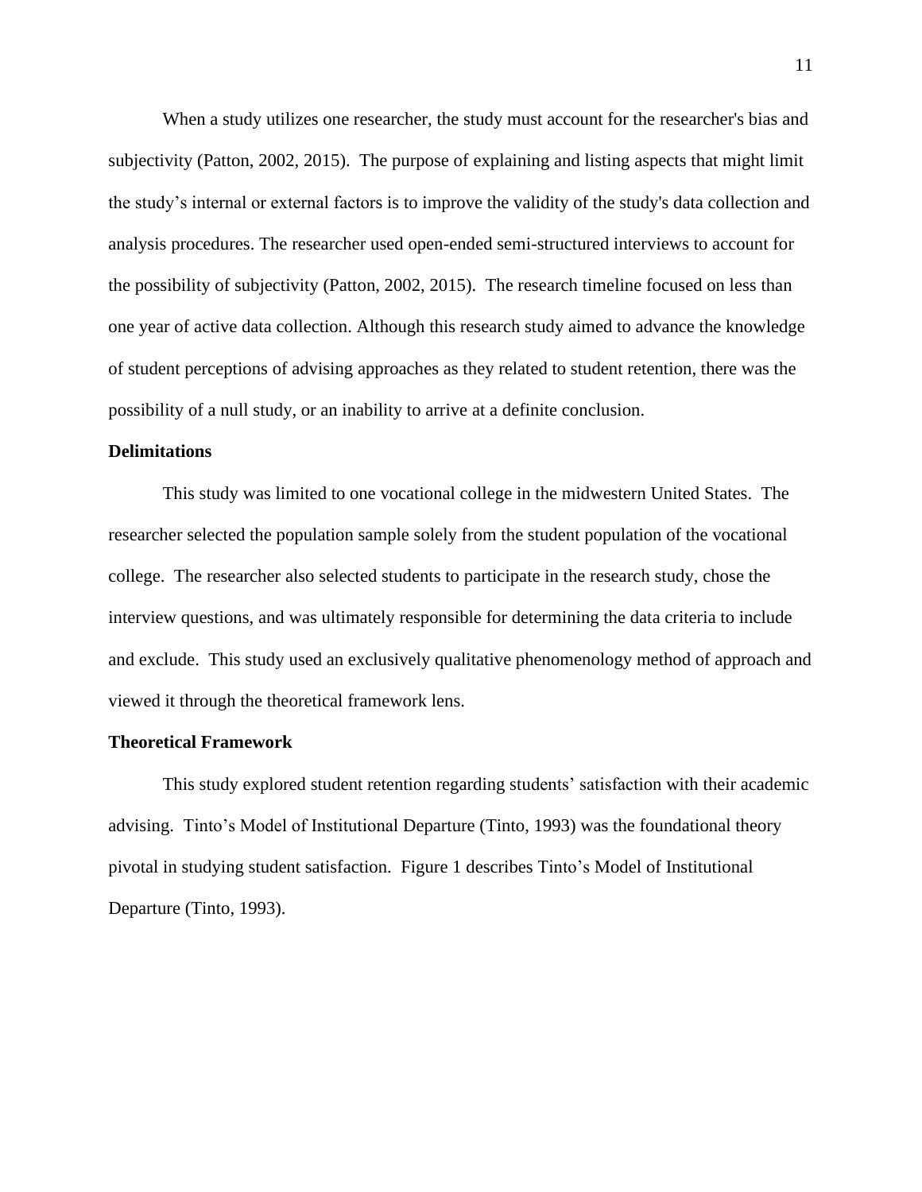When a study utilizes one researcher, the study must account for the researcher's bias and subjectivity (Patton, 2002, 2015). The purpose of explaining and listing aspects that might limit the study's internal or external factors is to improve the validity of the study's data collection and analysis procedures. The researcher used open-ended semi-structured interviews to account for the possibility of subjectivity (Patton, 2002, 2015). The research timeline focused on less than one year of active data collection. Although this research study aimed to advance the knowledge of student perceptions of advising approaches as they related to student retention, there was the possibility of a null study, or an inability to arrive at a definite conclusion.

**Delimitations**

This study was limited to one vocational college in the midwestern United States. The researcher selected the population sample solely from the student population of the vocational college. The researcher also selected students to participate in the research study, chose the interview questions, and was ultimately responsible for determining the data criteria to include and exclude. This study used an exclusively qualitative phenomenology method of approach and viewed it through the theoretical framework lens.

**Theoretical Framework**

This study explored student retention regarding students' satisfaction with their academic advising. Tinto's Model of Institutional Departure (Tinto, 1993) was the foundational theory pivotal in studying student satisfaction. Figure 1 describes Tinto's Model of Institutional Departure (Tinto, 1993).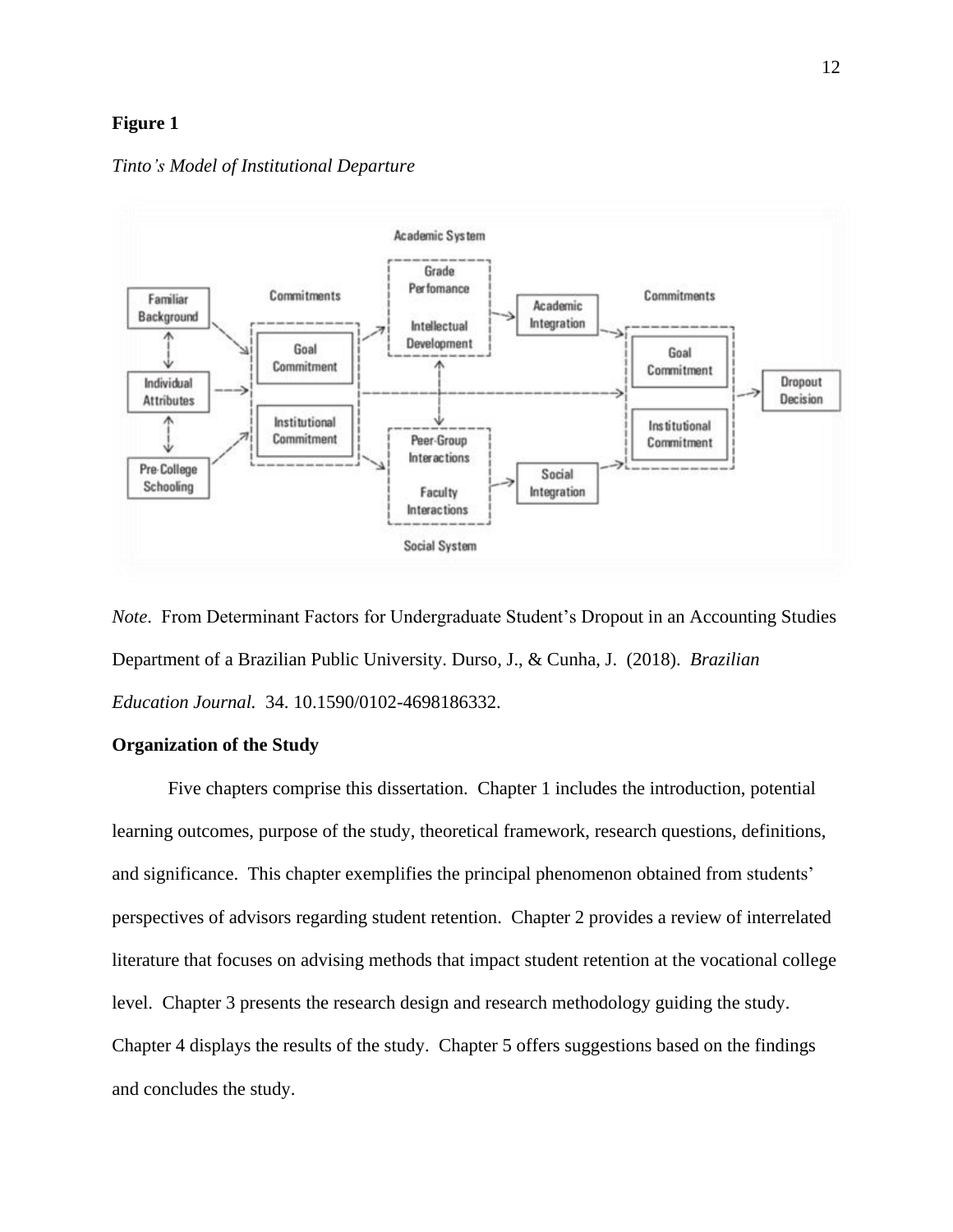**Figure 1**

*Tinto's Model of Institutional Departure*

*Note*. From Determinant Factors for Undergraduate Student's Dropout in an Accounting Studies Department of a Brazilian Public University. Durso, J., & Cunha, J. (2018). *Brazilian Education Journal.* 34. 10.1590/0102-4698186332.

**Organization of the Study**

Five chapters comprise this dissertation. Chapter 1 includes the introduction, potential learning outcomes, purpose of the study, theoretical framework, research questions, definitions, and significance. This chapter exemplifies the principal phenomenon obtained from students' perspectives of advisors regarding student retention. Chapter 2 provides a review of interrelated literature that focuses on advising methods that impact student retention at the vocational college level. Chapter 3 presents the research design and research methodology guiding the study. Chapter 4 displays the results of the study. Chapter 5 offers suggestions based on the findings and concludes the study.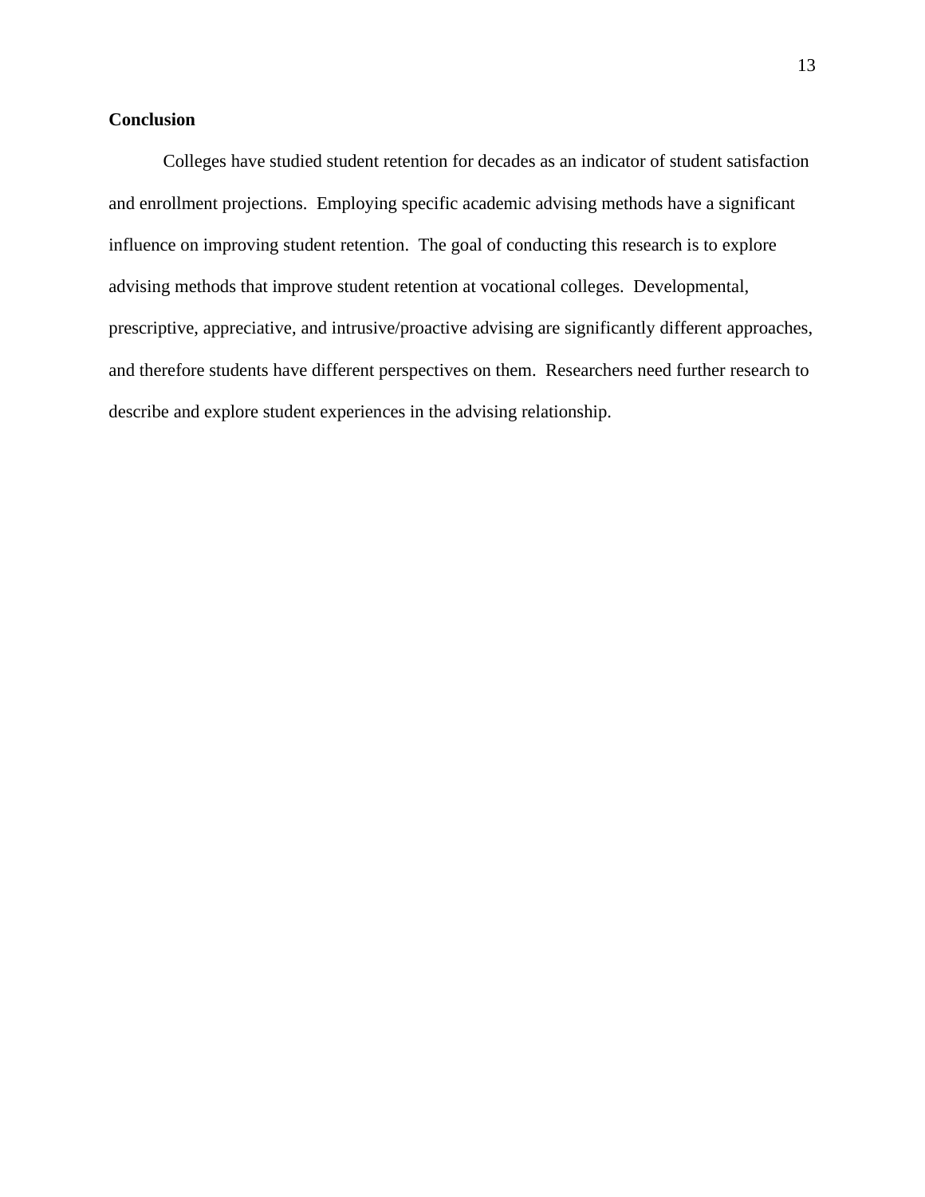**Conclusion**

Colleges have studied student retention for decades as an indicator of student satisfaction and enrollment projections. Employing specific academic advising methods have a significant influence on improving student retention. The goal of conducting this research is to explore advising methods that improve student retention at vocational colleges. Developmental, prescriptive, appreciative, and intrusive/proactive advising are significantly different approaches, and therefore students have different perspectives on them. Researchers need further research to describe and explore student experiences in the advising relationship.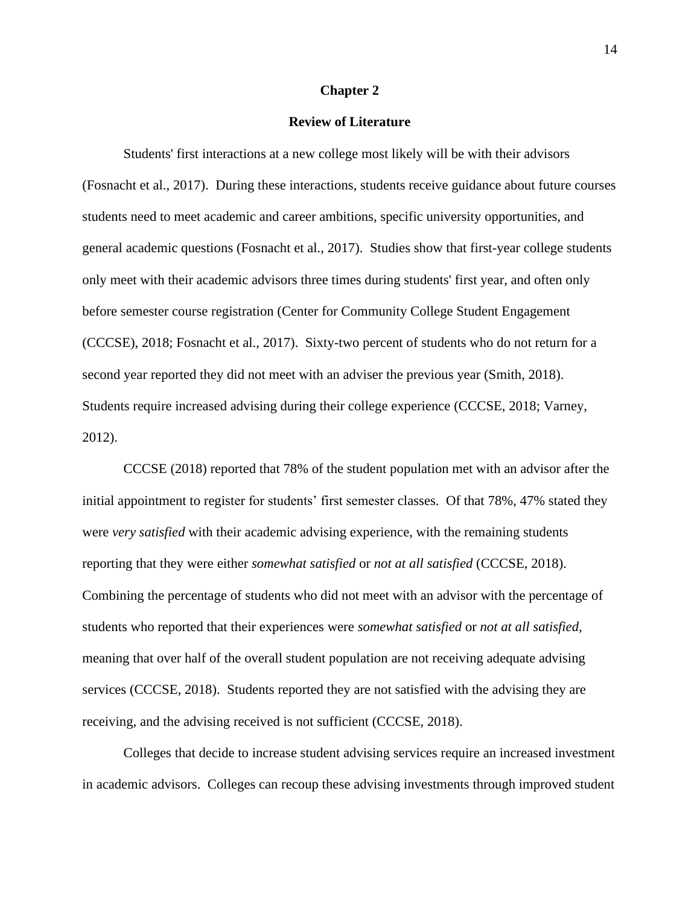# Chapter 2

## Review of Literature

Students' first interactions at a new college most likely will be with their advisors (Fosnacht et al., 2017). During these interactions, students receive guidance about future courses students need to meet academic and career ambitions, specific university opportunities, and general academic questions (Fosnacht et al., 2017). Studies show that first-year college students only meet with their academic advisors three times during students' first year, and often only before semester course registration (Center for Community College Student Engagement (CCCSE), 2018; Fosnacht et al., 2017). Sixty-two percent of students who do not return for a second year reported they did not meet with an adviser the previous year (Smith, 2018). Students require increased advising during their college experience (CCCSE, 2018; Varney, 2012).

CCCSE (2018) reported that 78% of the student population met with an advisor after the initial appointment to register for students' first semester classes. Of that 78%, 47% stated they were *very satisfied* with their academic advising experience, with the remaining students reporting that they were either *somewhat satisfied* or *not at all satisfied* (CCCSE, 2018). Combining the percentage of students who did not meet with an advisor with the percentage of students who reported that their experiences were *somewhat satisfied* or *not at all satisfied,* meaning that over half of the overall student population are not receiving adequate advising services (CCCSE, 2018). Students reported they are not satisfied with the advising they are receiving, and the advising received is not sufficient (CCCSE, 2018).

Colleges that decide to increase student advising services require an increased investment in academic advisors. Colleges can recoup these advising investments through improved student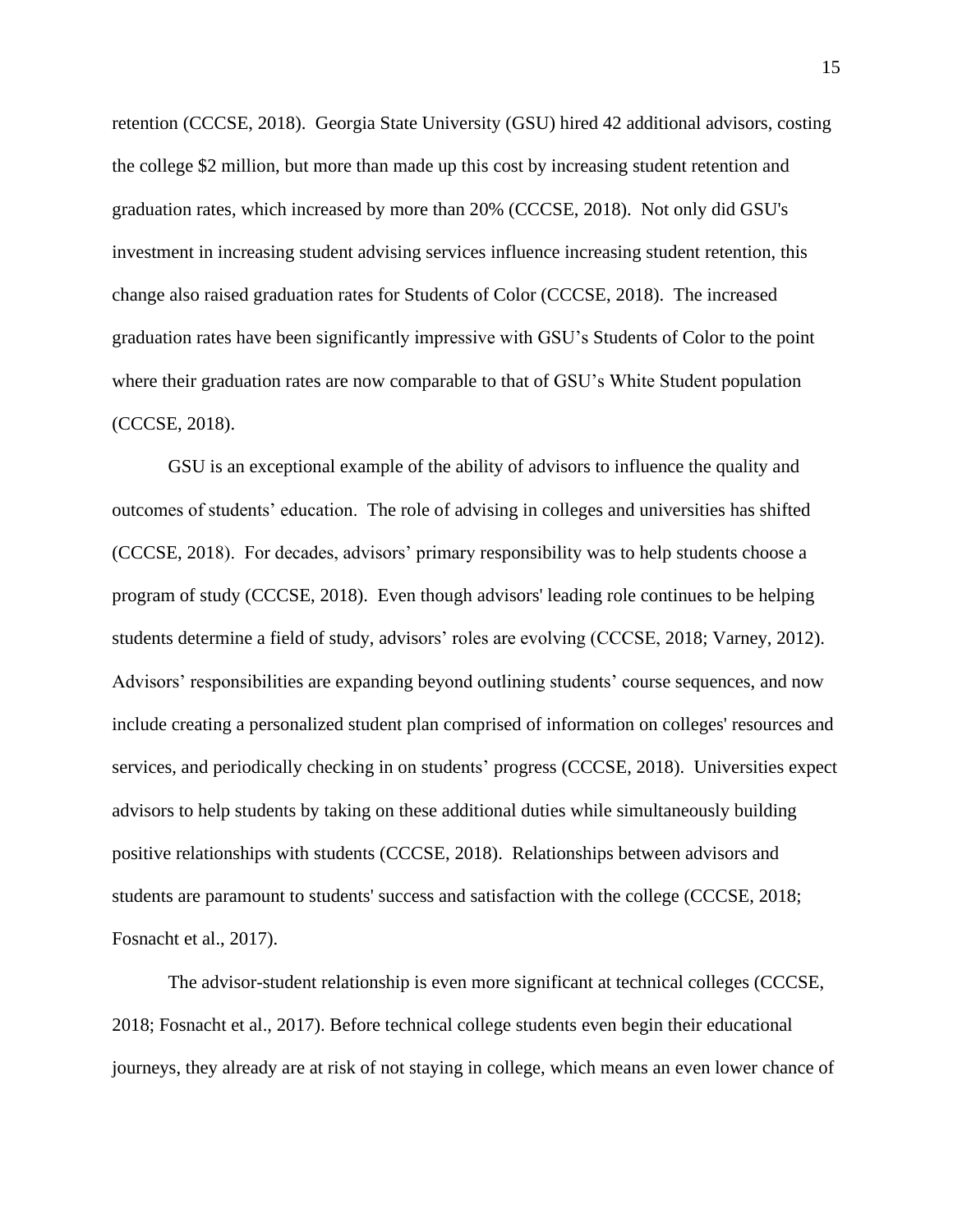retention (CCCSE, 2018). Georgia State University (GSU) hired 42 additional advisors, costing the college $2 million, but more than made up this cost by increasing student retention and graduation rates, which increased by more than 20% (CCCSE, 2018). Not only did GSU's investment in increasing student advising services influence increasing student retention, this change also raised graduation rates for Students of Color (CCCSE, 2018). The increased graduation rates have been significantly impressive with GSU's Students of Color to the point where their graduation rates are now comparable to that of GSU's White Student population (CCCSE, 2018).

GSU is an exceptional example of the ability of advisors to influence the quality and outcomes of students' education. The role of advising in colleges and universities has shifted (CCCSE, 2018). For decades, advisors' primary responsibility was to help students choose a program of study (CCCSE, 2018). Even though advisors' leading role continues to be helping students determine a field of study, advisors' roles are evolving (CCCSE, 2018; Varney, 2012). Advisors' responsibilities are expanding beyond outlining students' course sequences, and now include creating a personalized student plan comprised of information on colleges' resources and services, and periodically checking in on students' progress (CCCSE, 2018). Universities expect advisors to help students by taking on these additional duties while simultaneously building positive relationships with students (CCCSE, 2018). Relationships between advisors and students are paramount to students' success and satisfaction with the college (CCCSE, 2018; Fosnacht et al., 2017).

The advisor-student relationship is even more significant at technical colleges (CCCSE, 2018; Fosnacht et al., 2017). Before technical college students even begin their educational journeys, they already are at risk of not staying in college, which means an even lower chance of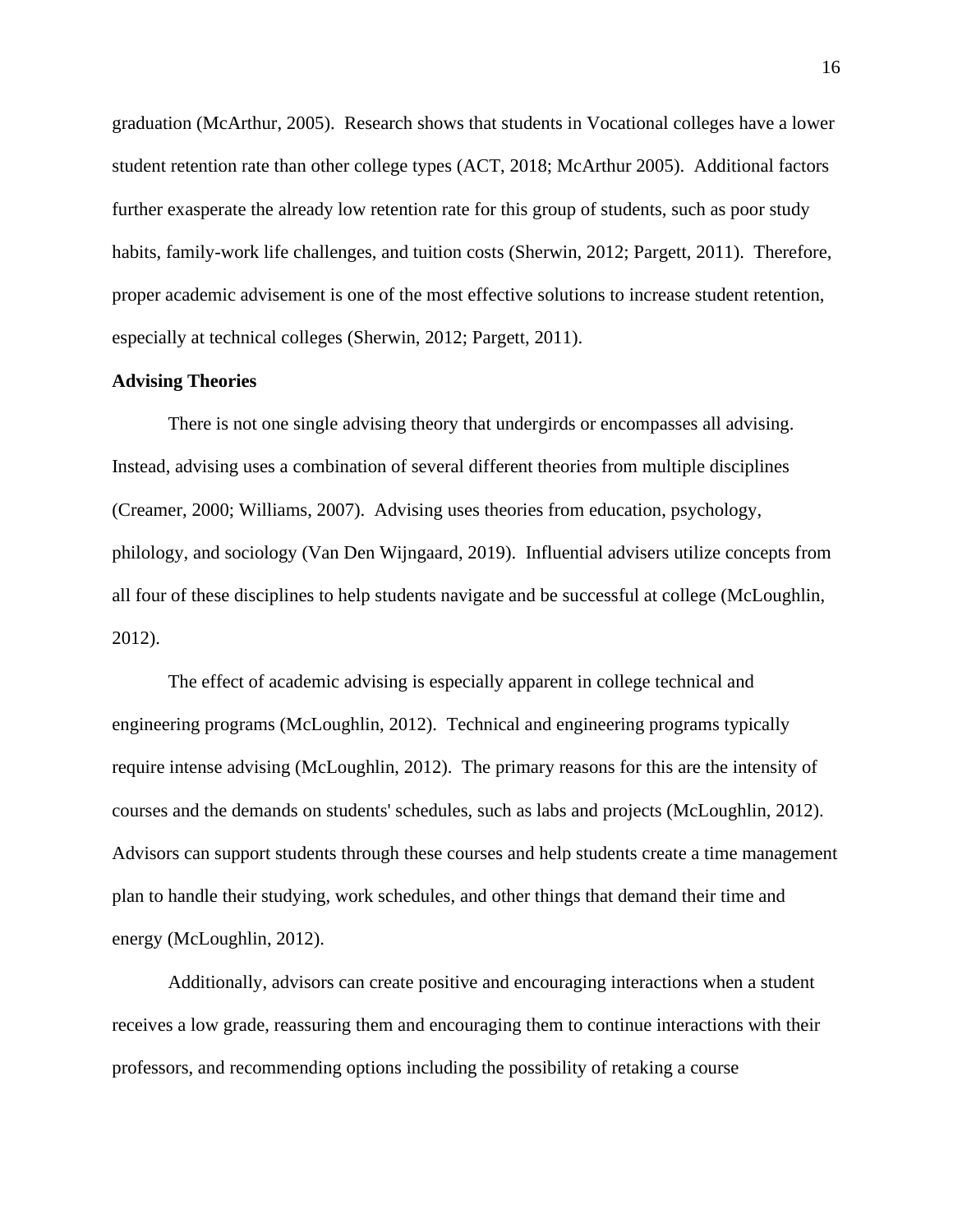graduation (McArthur, 2005). Research shows that students in Vocational colleges have a lower student retention rate than other college types (ACT, 2018; McArthur 2005). Additional factors further exasperate the already low retention rate for this group of students, such as poor study habits, family-work life challenges, and tuition costs (Sherwin, 2012; Pargett, 2011). Therefore, proper academic advisement is one of the most effective solutions to increase student retention, especially at technical colleges (Sherwin, 2012; Pargett, 2011).

**Advising Theories**

There is not one single advising theory that undergirds or encompasses all advising. Instead, advising uses a combination of several different theories from multiple disciplines (Creamer, 2000; Williams, 2007). Advising uses theories from education, psychology, philology, and sociology (Van Den Wijngaard, 2019). Influential advisers utilize concepts from all four of these disciplines to help students navigate and be successful at college (McLoughlin, 2012).

The effect of academic advising is especially apparent in college technical and engineering programs (McLoughlin, 2012). Technical and engineering programs typically require intense advising (McLoughlin, 2012). The primary reasons for this are the intensity of courses and the demands on students' schedules, such as labs and projects (McLoughlin, 2012). Advisors can support students through these courses and help students create a time management plan to handle their studying, work schedules, and other things that demand their time and energy (McLoughlin, 2012).

Additionally, advisors can create positive and encouraging interactions when a student receives a low grade, reassuring them and encouraging them to continue interactions with their professors, and recommending options including the possibility of retaking a course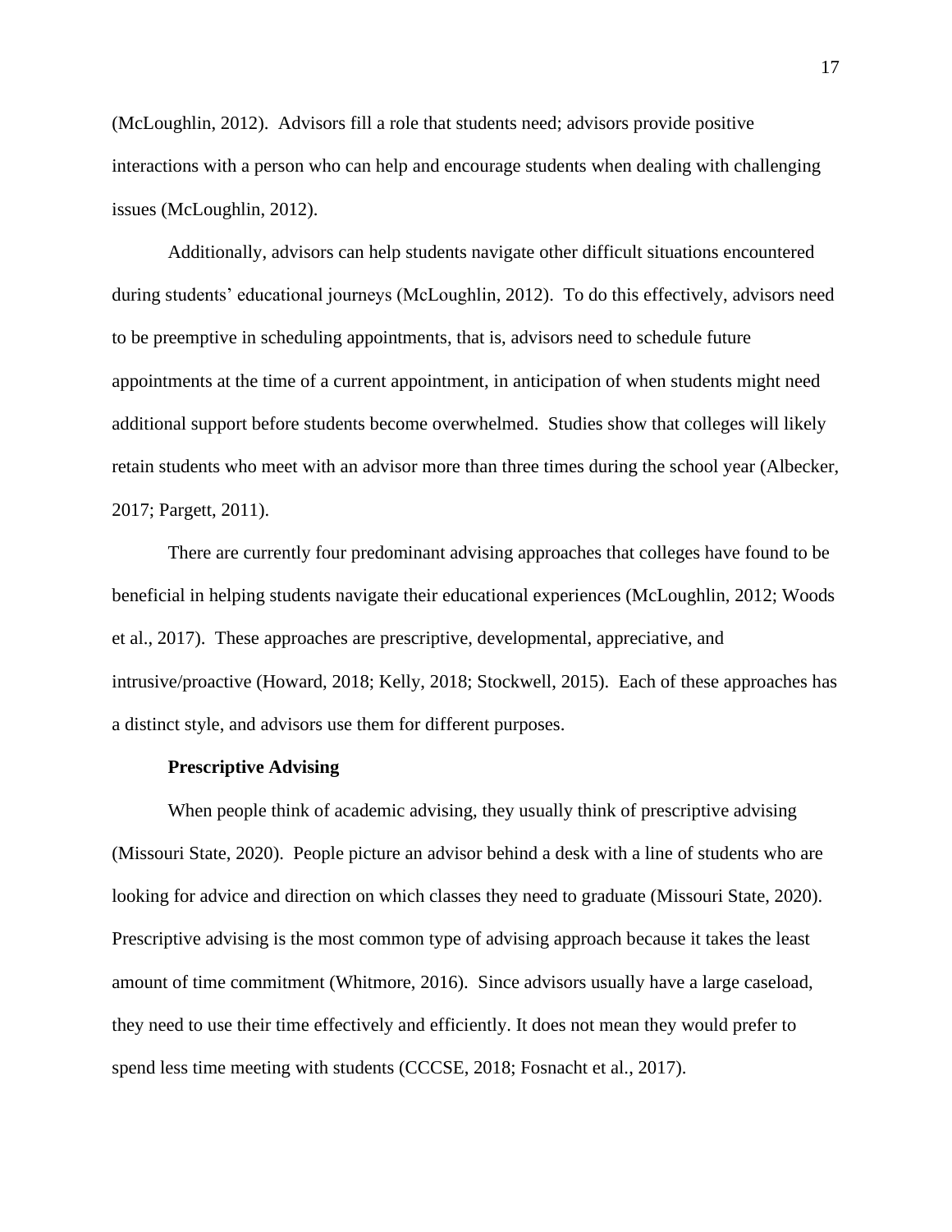(McLoughlin, 2012). Advisors fill a role that students need; advisors provide positive interactions with a person who can help and encourage students when dealing with challenging issues (McLoughlin, 2012).

Additionally, advisors can help students navigate other difficult situations encountered during students' educational journeys (McLoughlin, 2012). To do this effectively, advisors need to be preemptive in scheduling appointments, that is, advisors need to schedule future appointments at the time of a current appointment, in anticipation of when students might need additional support before students become overwhelmed. Studies show that colleges will likely retain students who meet with an advisor more than three times during the school year (Albecker, 2017; Pargett, 2011).

There are currently four predominant advising approaches that colleges have found to be beneficial in helping students navigate their educational experiences (McLoughlin, 2012; Woods et al., 2017). These approaches are prescriptive, developmental, appreciative, and intrusive/proactive (Howard, 2018; Kelly, 2018; Stockwell, 2015). Each of these approaches has a distinct style, and advisors use them for different purposes.

**Prescriptive Advising**

When people think of academic advising, they usually think of prescriptive advising (Missouri State, 2020). People picture an advisor behind a desk with a line of students who are looking for advice and direction on which classes they need to graduate (Missouri State, 2020). Prescriptive advising is the most common type of advising approach because it takes the least amount of time commitment (Whitmore, 2016). Since advisors usually have a large caseload, they need to use their time effectively and efficiently. It does not mean they would prefer to spend less time meeting with students (CCCSE, 2018; Fosnacht et al., 2017).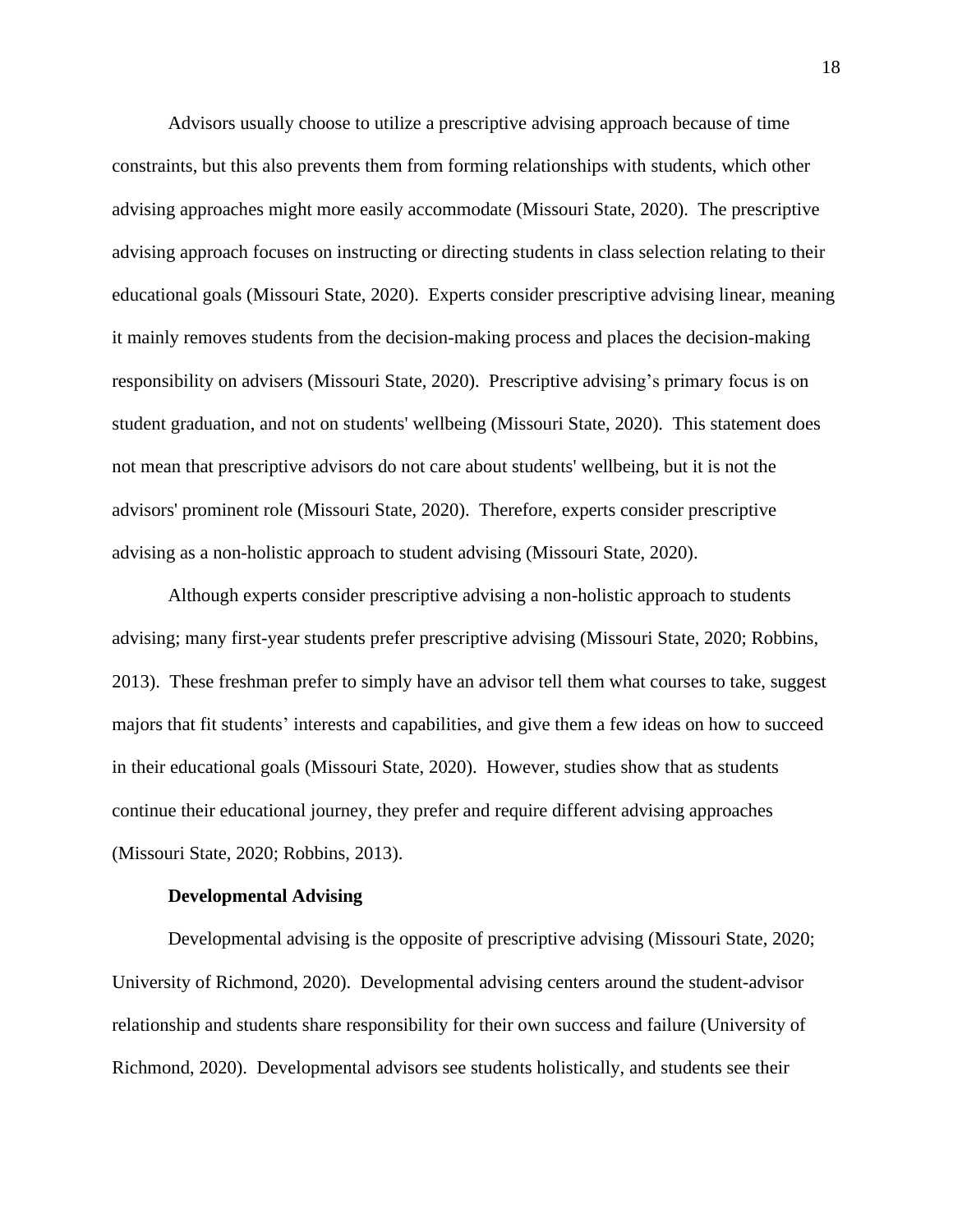Advisors usually choose to utilize a prescriptive advising approach because of time constraints, but this also prevents them from forming relationships with students, which other advising approaches might more easily accommodate (Missouri State, 2020). The prescriptive advising approach focuses on instructing or directing students in class selection relating to their educational goals (Missouri State, 2020). Experts consider prescriptive advising linear, meaning it mainly removes students from the decision-making process and places the decision-making responsibility on advisers (Missouri State, 2020). Prescriptive advising's primary focus is on student graduation, and not on students' wellbeing (Missouri State, 2020). This statement does not mean that prescriptive advisors do not care about students' wellbeing, but it is not the advisors' prominent role (Missouri State, 2020). Therefore, experts consider prescriptive advising as a non-holistic approach to student advising (Missouri State, 2020).

Although experts consider prescriptive advising a non-holistic approach to students advising; many first-year students prefer prescriptive advising (Missouri State, 2020; Robbins, 2013). These freshman prefer to simply have an advisor tell them what courses to take, suggest majors that fit students' interests and capabilities, and give them a few ideas on how to succeed in their educational goals (Missouri State, 2020). However, studies show that as students continue their educational journey, they prefer and require different advising approaches (Missouri State, 2020; Robbins, 2013).

### Developmental Advising

Developmental advising is the opposite of prescriptive advising (Missouri State, 2020; University of Richmond, 2020). Developmental advising centers around the student-advisor relationship and students share responsibility for their own success and failure (University of Richmond, 2020). Developmental advisors see students holistically, and students see their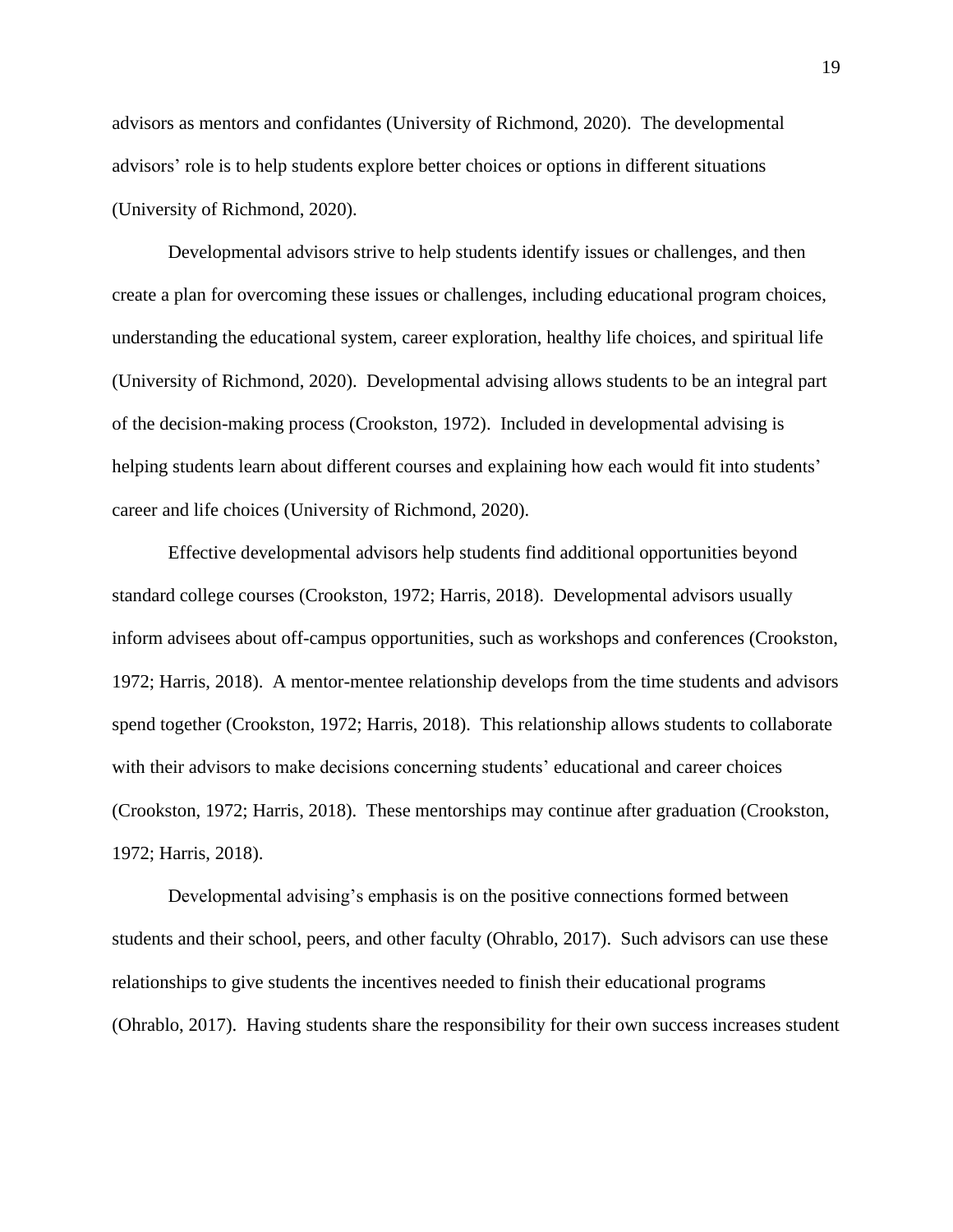advisors as mentors and confidantes (University of Richmond, 2020). The developmental advisors' role is to help students explore better choices or options in different situations (University of Richmond, 2020).

Developmental advisors strive to help students identify issues or challenges, and then create a plan for overcoming these issues or challenges, including educational program choices, understanding the educational system, career exploration, healthy life choices, and spiritual life (University of Richmond, 2020). Developmental advising allows students to be an integral part of the decision-making process (Crookston, 1972). Included in developmental advising is helping students learn about different courses and explaining how each would fit into students' career and life choices (University of Richmond, 2020).

Effective developmental advisors help students find additional opportunities beyond standard college courses (Crookston, 1972; Harris, 2018). Developmental advisors usually inform advisees about off-campus opportunities, such as workshops and conferences (Crookston, 1972; Harris, 2018). A mentor-mentee relationship develops from the time students and advisors spend together (Crookston, 1972; Harris, 2018). This relationship allows students to collaborate with their advisors to make decisions concerning students' educational and career choices (Crookston, 1972; Harris, 2018). These mentorships may continue after graduation (Crookston, 1972; Harris, 2018).

Developmental advising's emphasis is on the positive connections formed between students and their school, peers, and other faculty (Ohrablo, 2017). Such advisors can use these relationships to give students the incentives needed to finish their educational programs (Ohrablo, 2017). Having students share the responsibility for their own success increases student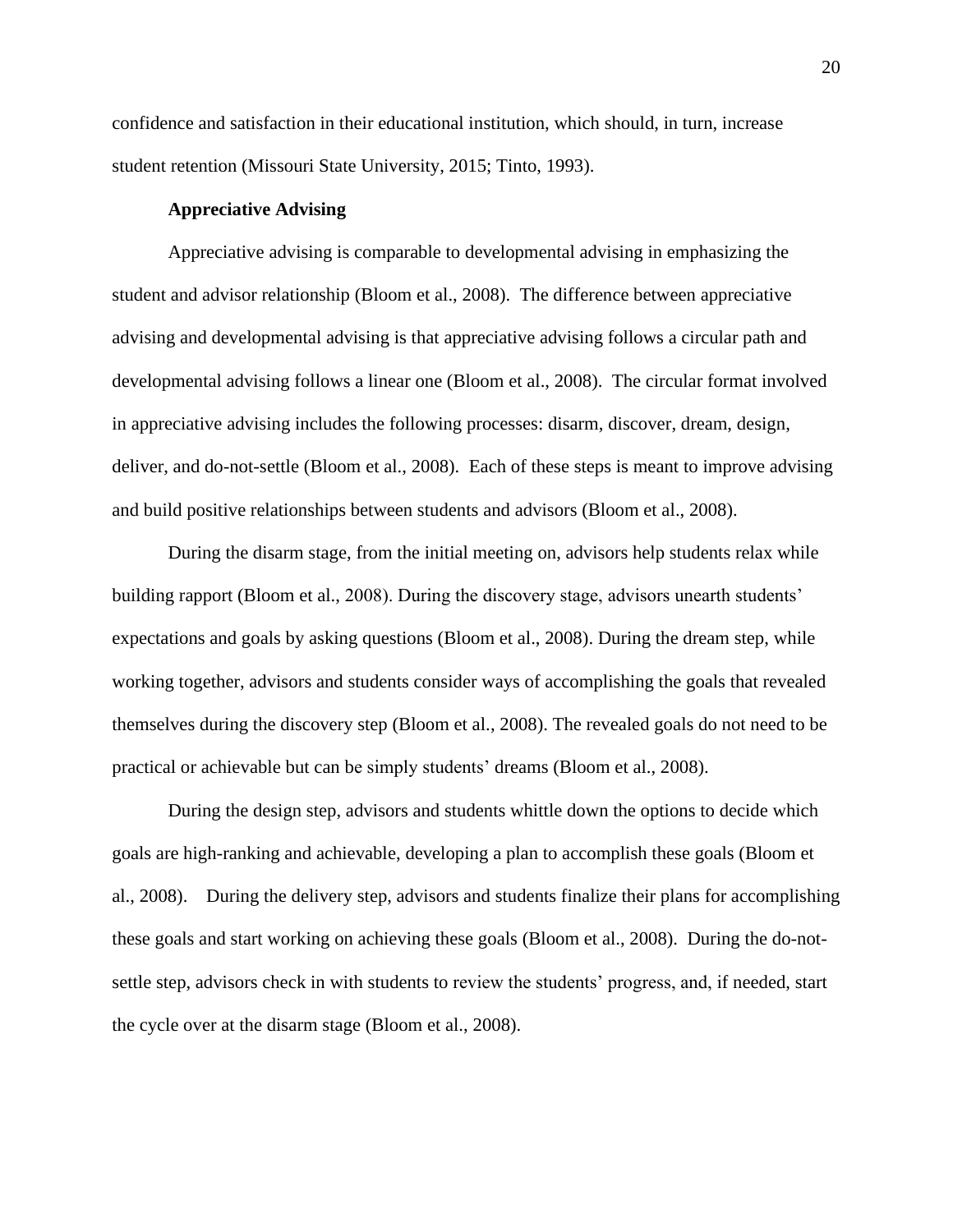confidence and satisfaction in their educational institution, which should, in turn, increase student retention (Missouri State University, 2015; Tinto, 1993).

### Appreciative Advising

Appreciative advising is comparable to developmental advising in emphasizing the student and advisor relationship (Bloom et al., 2008). The difference between appreciative advising and developmental advising is that appreciative advising follows a circular path and developmental advising follows a linear one (Bloom et al., 2008). The circular format involved in appreciative advising includes the following processes: disarm, discover, dream, design, deliver, and do-not-settle (Bloom et al., 2008). Each of these steps is meant to improve advising and build positive relationships between students and advisors (Bloom et al., 2008).

During the disarm stage, from the initial meeting on, advisors help students relax while building rapport (Bloom et al., 2008). During the discovery stage, advisors unearth students' expectations and goals by asking questions (Bloom et al., 2008). During the dream step, while working together, advisors and students consider ways of accomplishing the goals that revealed themselves during the discovery step (Bloom et al., 2008). The revealed goals do not need to be practical or achievable but can be simply students' dreams (Bloom et al., 2008).

During the design step, advisors and students whittle down the options to decide which goals are high-ranking and achievable, developing a plan to accomplish these goals (Bloom et al., 2008). During the delivery step, advisors and students finalize their plans for accomplishing these goals and start working on achieving these goals (Bloom et al., 2008). During the do-not-settle step, advisors check in with students to review the students' progress, and, if needed, start the cycle over at the disarm stage (Bloom et al., 2008).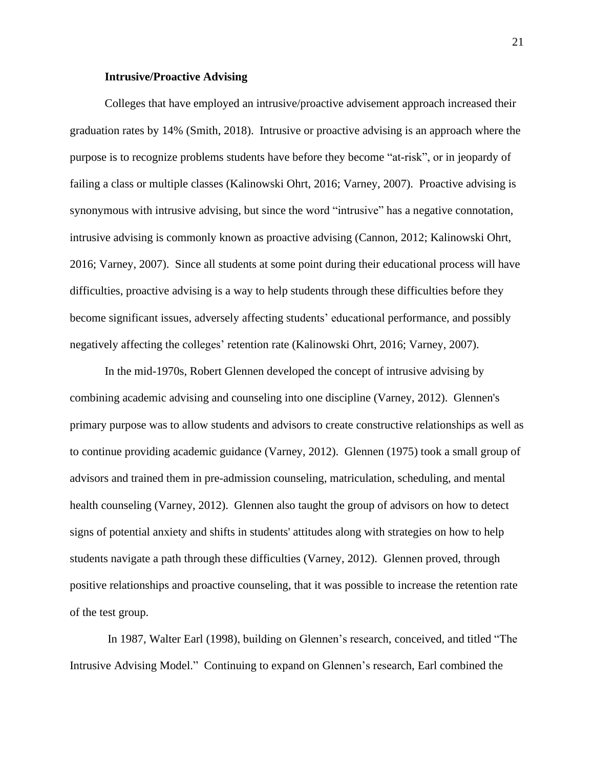### Intrusive/Proactive Advising

Colleges that have employed an intrusive/proactive advisement approach increased their graduation rates by 14% (Smith, 2018). Intrusive or proactive advising is an approach where the purpose is to recognize problems students have before they become "at-risk", or in jeopardy of failing a class or multiple classes (Kalinowski Ohrt, 2016; Varney, 2007). Proactive advising is synonymous with intrusive advising, but since the word "intrusive" has a negative connotation, intrusive advising is commonly known as proactive advising (Cannon, 2012; Kalinowski Ohrt, 2016; Varney, 2007). Since all students at some point during their educational process will have difficulties, proactive advising is a way to help students through these difficulties before they become significant issues, adversely affecting students' educational performance, and possibly negatively affecting the colleges' retention rate (Kalinowski Ohrt, 2016; Varney, 2007).

In the mid-1970s, Robert Glennen developed the concept of intrusive advising by combining academic advising and counseling into one discipline (Varney, 2012). Glennen's primary purpose was to allow students and advisors to create constructive relationships as well as to continue providing academic guidance (Varney, 2012). Glennen (1975) took a small group of advisors and trained them in pre-admission counseling, matriculation, scheduling, and mental health counseling (Varney, 2012). Glennen also taught the group of advisors on how to detect signs of potential anxiety and shifts in students' attitudes along with strategies on how to help students navigate a path through these difficulties (Varney, 2012). Glennen proved, through positive relationships and proactive counseling, that it was possible to increase the retention rate of the test group.

In 1987, Walter Earl (1998), building on Glennen's research, conceived, and titled "The Intrusive Advising Model." Continuing to expand on Glennen's research, Earl combined the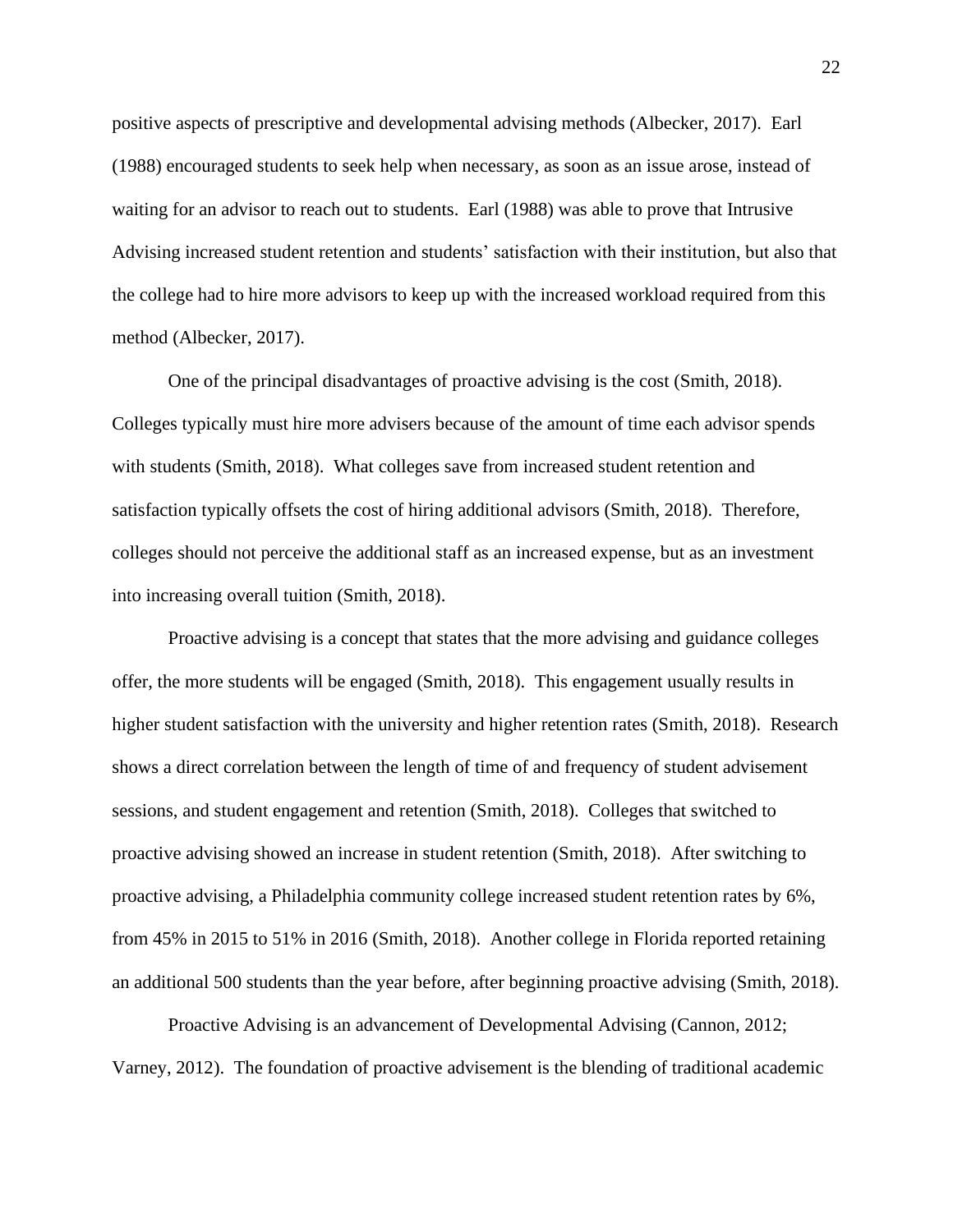positive aspects of prescriptive and developmental advising methods (Albecker, 2017). Earl (1988) encouraged students to seek help when necessary, as soon as an issue arose, instead of waiting for an advisor to reach out to students. Earl (1988) was able to prove that Intrusive Advising increased student retention and students' satisfaction with their institution, but also that the college had to hire more advisors to keep up with the increased workload required from this method (Albecker, 2017).

One of the principal disadvantages of proactive advising is the cost (Smith, 2018). Colleges typically must hire more advisers because of the amount of time each advisor spends with students (Smith, 2018). What colleges save from increased student retention and satisfaction typically offsets the cost of hiring additional advisors (Smith, 2018). Therefore, colleges should not perceive the additional staff as an increased expense, but as an investment into increasing overall tuition (Smith, 2018).

Proactive advising is a concept that states that the more advising and guidance colleges offer, the more students will be engaged (Smith, 2018). This engagement usually results in higher student satisfaction with the university and higher retention rates (Smith, 2018). Research shows a direct correlation between the length of time of and frequency of student advisement sessions, and student engagement and retention (Smith, 2018). Colleges that switched to proactive advising showed an increase in student retention (Smith, 2018). After switching to proactive advising, a Philadelphia community college increased student retention rates by 6%, from 45% in 2015 to 51% in 2016 (Smith, 2018). Another college in Florida reported retaining an additional 500 students than the year before, after beginning proactive advising (Smith, 2018).

Proactive Advising is an advancement of Developmental Advising (Cannon, 2012; Varney, 2012). The foundation of proactive advisement is the blending of traditional academic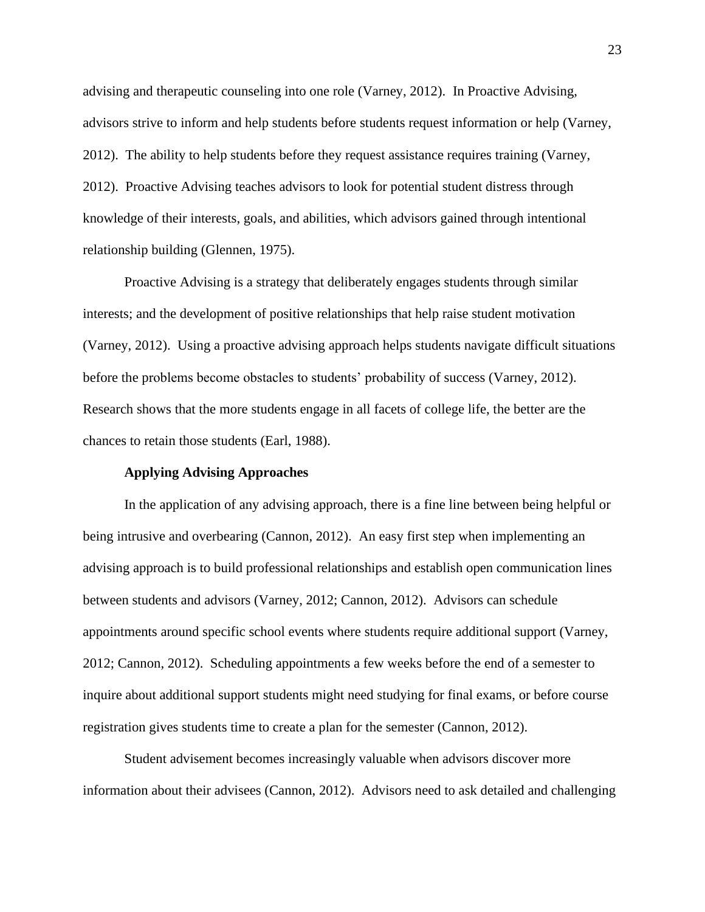advising and therapeutic counseling into one role (Varney, 2012). In Proactive Advising, advisors strive to inform and help students before students request information or help (Varney, 2012). The ability to help students before they request assistance requires training (Varney, 2012). Proactive Advising teaches advisors to look for potential student distress through knowledge of their interests, goals, and abilities, which advisors gained through intentional relationship building (Glennen, 1975).

Proactive Advising is a strategy that deliberately engages students through similar interests; and the development of positive relationships that help raise student motivation (Varney, 2012). Using a proactive advising approach helps students navigate difficult situations before the problems become obstacles to students' probability of success (Varney, 2012). Research shows that the more students engage in all facets of college life, the better are the chances to retain those students (Earl, 1988).

### Applying Advising Approaches

In the application of any advising approach, there is a fine line between being helpful or being intrusive and overbearing (Cannon, 2012). An easy first step when implementing an advising approach is to build professional relationships and establish open communication lines between students and advisors (Varney, 2012; Cannon, 2012). Advisors can schedule appointments around specific school events where students require additional support (Varney, 2012; Cannon, 2012). Scheduling appointments a few weeks before the end of a semester to inquire about additional support students might need studying for final exams, or before course registration gives students time to create a plan for the semester (Cannon, 2012).

Student advisement becomes increasingly valuable when advisors discover more information about their advisees (Cannon, 2012). Advisors need to ask detailed and challenging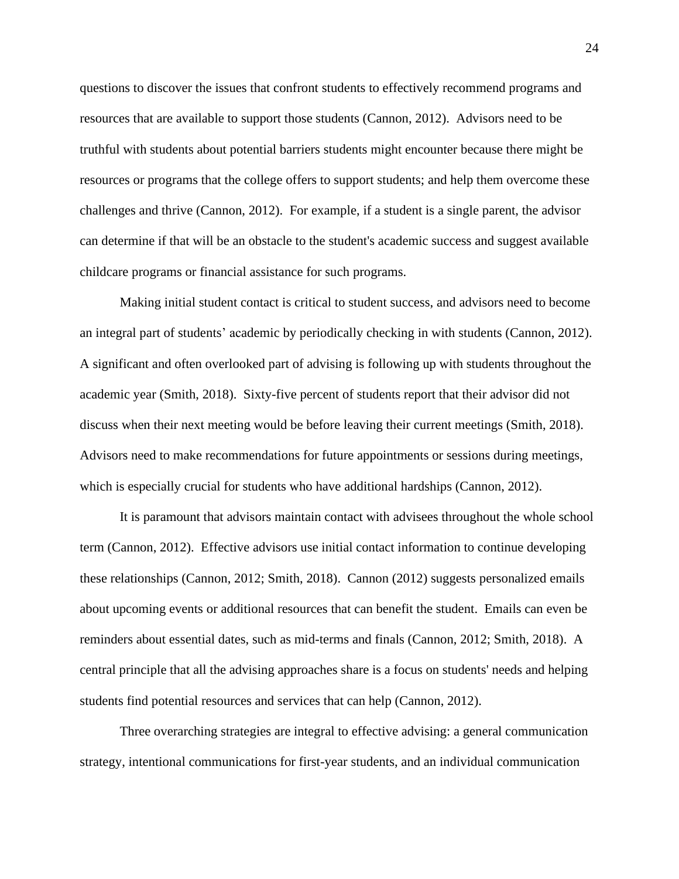questions to discover the issues that confront students to effectively recommend programs and resources that are available to support those students (Cannon, 2012). Advisors need to be truthful with students about potential barriers students might encounter because there might be resources or programs that the college offers to support students; and help them overcome these challenges and thrive (Cannon, 2012). For example, if a student is a single parent, the advisor can determine if that will be an obstacle to the student's academic success and suggest available childcare programs or financial assistance for such programs.

Making initial student contact is critical to student success, and advisors need to become an integral part of students' academic by periodically checking in with students (Cannon, 2012). A significant and often overlooked part of advising is following up with students throughout the academic year (Smith, 2018). Sixty-five percent of students report that their advisor did not discuss when their next meeting would be before leaving their current meetings (Smith, 2018). Advisors need to make recommendations for future appointments or sessions during meetings, which is especially crucial for students who have additional hardships (Cannon, 2012).

It is paramount that advisors maintain contact with advisees throughout the whole school term (Cannon, 2012). Effective advisors use initial contact information to continue developing these relationships (Cannon, 2012; Smith, 2018). Cannon (2012) suggests personalized emails about upcoming events or additional resources that can benefit the student. Emails can even be reminders about essential dates, such as mid-terms and finals (Cannon, 2012; Smith, 2018). A central principle that all the advising approaches share is a focus on students' needs and helping students find potential resources and services that can help (Cannon, 2012).

Three overarching strategies are integral to effective advising: a general communication strategy, intentional communications for first-year students, and an individual communication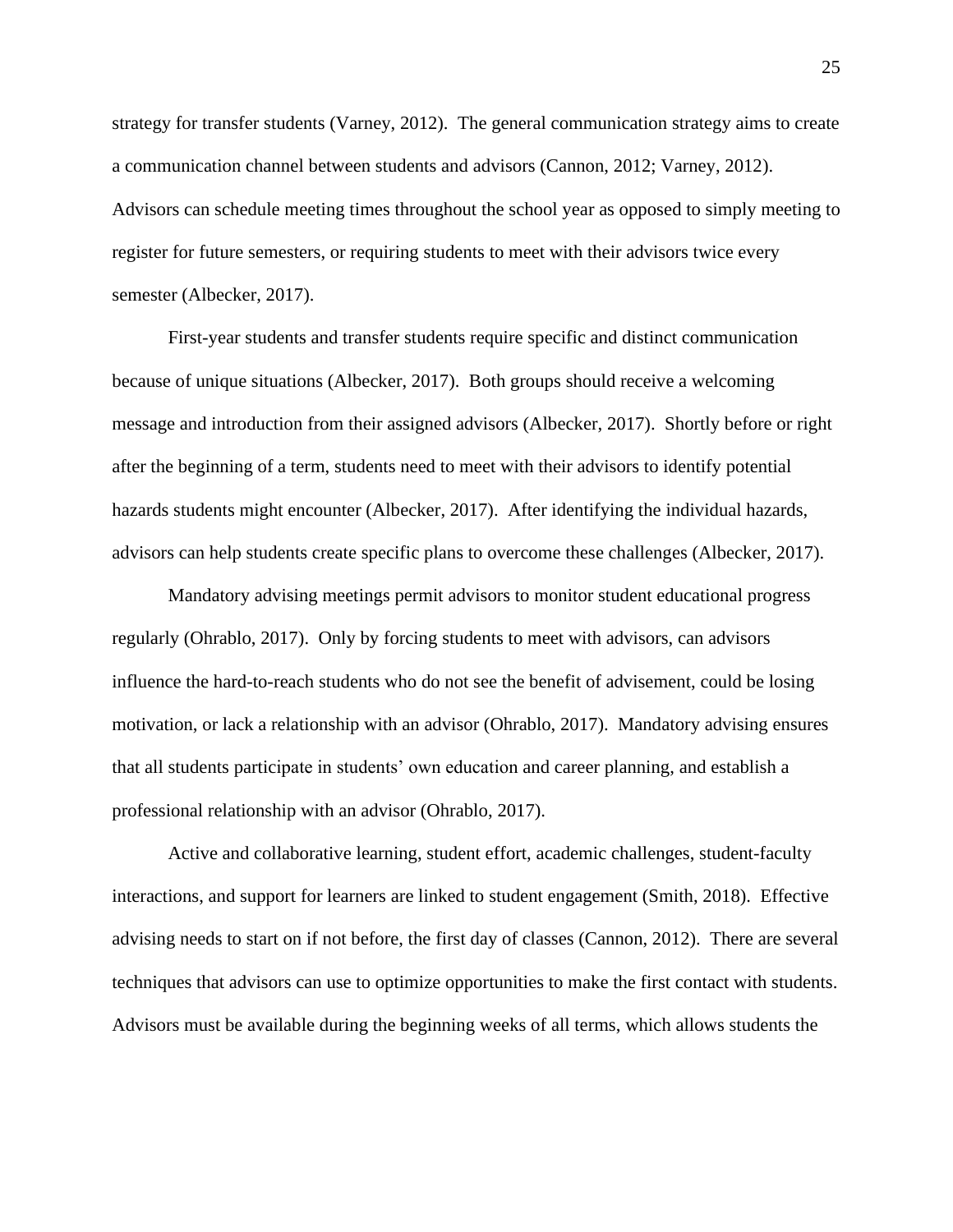strategy for transfer students (Varney, 2012). The general communication strategy aims to create a communication channel between students and advisors (Cannon, 2012; Varney, 2012). Advisors can schedule meeting times throughout the school year as opposed to simply meeting to register for future semesters, or requiring students to meet with their advisors twice every semester (Albecker, 2017).

First-year students and transfer students require specific and distinct communication because of unique situations (Albecker, 2017). Both groups should receive a welcoming message and introduction from their assigned advisors (Albecker, 2017). Shortly before or right after the beginning of a term, students need to meet with their advisors to identify potential hazards students might encounter (Albecker, 2017). After identifying the individual hazards, advisors can help students create specific plans to overcome these challenges (Albecker, 2017).

Mandatory advising meetings permit advisors to monitor student educational progress regularly (Ohrablo, 2017). Only by forcing students to meet with advisors, can advisors influence the hard-to-reach students who do not see the benefit of advisement, could be losing motivation, or lack a relationship with an advisor (Ohrablo, 2017). Mandatory advising ensures that all students participate in students' own education and career planning, and establish a professional relationship with an advisor (Ohrablo, 2017).

Active and collaborative learning, student effort, academic challenges, student-faculty interactions, and support for learners are linked to student engagement (Smith, 2018). Effective advising needs to start on if not before, the first day of classes (Cannon, 2012). There are several techniques that advisors can use to optimize opportunities to make the first contact with students. Advisors must be available during the beginning weeks of all terms, which allows students the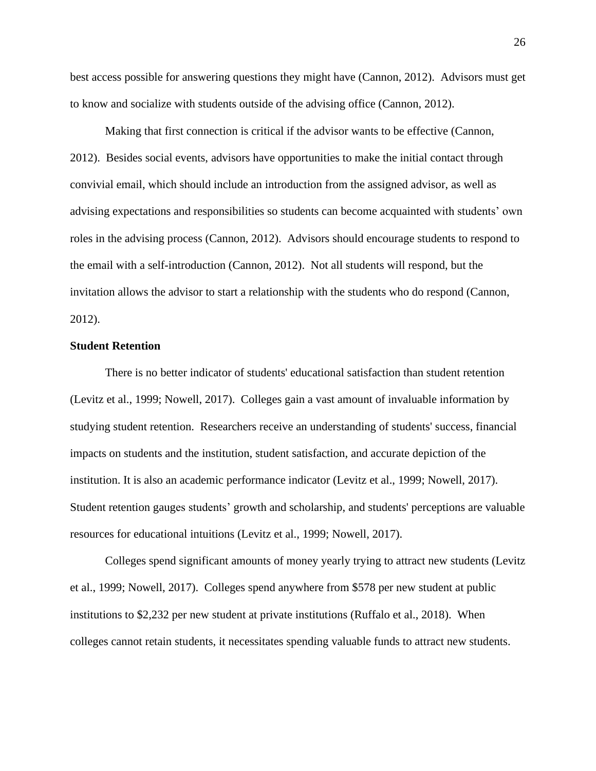best access possible for answering questions they might have (Cannon, 2012). Advisors must get to know and socialize with students outside of the advising office (Cannon, 2012).

Making that first connection is critical if the advisor wants to be effective (Cannon, 2012). Besides social events, advisors have opportunities to make the initial contact through convivial email, which should include an introduction from the assigned advisor, as well as advising expectations and responsibilities so students can become acquainted with students' own roles in the advising process (Cannon, 2012). Advisors should encourage students to respond to the email with a self-introduction (Cannon, 2012). Not all students will respond, but the invitation allows the advisor to start a relationship with the students who do respond (Cannon, 2012).

**Student Retention**

There is no better indicator of students' educational satisfaction than student retention (Levitz et al., 1999; Nowell, 2017). Colleges gain a vast amount of invaluable information by studying student retention. Researchers receive an understanding of students' success, financial impacts on students and the institution, student satisfaction, and accurate depiction of the institution. It is also an academic performance indicator (Levitz et al., 1999; Nowell, 2017). Student retention gauges students' growth and scholarship, and students' perceptions are valuable resources for educational intuitions (Levitz et al., 1999; Nowell, 2017).

Colleges spend significant amounts of money yearly trying to attract new students (Levitz et al., 1999; Nowell, 2017). Colleges spend anywhere from $578 per new student at public institutions to $2,232 per new student at private institutions (Ruffalo et al., 2018). When colleges cannot retain students, it necessitates spending valuable funds to attract new students.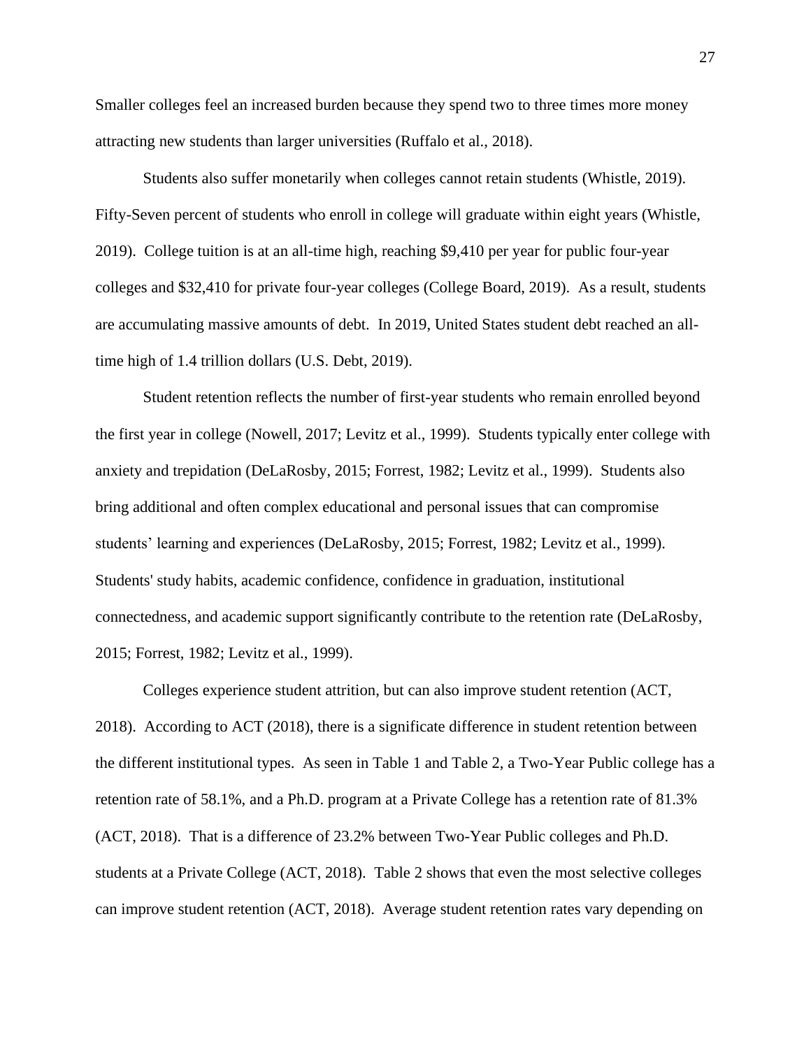Smaller colleges feel an increased burden because they spend two to three times more money attracting new students than larger universities (Ruffalo et al., 2018).

Students also suffer monetarily when colleges cannot retain students (Whistle, 2019). Fifty-Seven percent of students who enroll in college will graduate within eight years (Whistle, 2019). College tuition is at an all-time high, reaching $9,410 per year for public four-year colleges and $32,410 for private four-year colleges (College Board, 2019). As a result, students are accumulating massive amounts of debt. In 2019, United States student debt reached an all-time high of 1.4 trillion dollars (U.S. Debt, 2019).

Student retention reflects the number of first-year students who remain enrolled beyond the first year in college (Nowell, 2017; Levitz et al., 1999). Students typically enter college with anxiety and trepidation (DeLaRosby, 2015; Forrest, 1982; Levitz et al., 1999). Students also bring additional and often complex educational and personal issues that can compromise students' learning and experiences (DeLaRosby, 2015; Forrest, 1982; Levitz et al., 1999). Students' study habits, academic confidence, confidence in graduation, institutional connectedness, and academic support significantly contribute to the retention rate (DeLaRosby, 2015; Forrest, 1982; Levitz et al., 1999).

Colleges experience student attrition, but can also improve student retention (ACT, 2018). According to ACT (2018), there is a significate difference in student retention between the different institutional types. As seen in Table 1 and Table 2, a Two-Year Public college has a retention rate of 58.1%, and a Ph.D. program at a Private College has a retention rate of 81.3% (ACT, 2018). That is a difference of 23.2% between Two-Year Public colleges and Ph.D. students at a Private College (ACT, 2018). Table 2 shows that even the most selective colleges can improve student retention (ACT, 2018). Average student retention rates vary depending on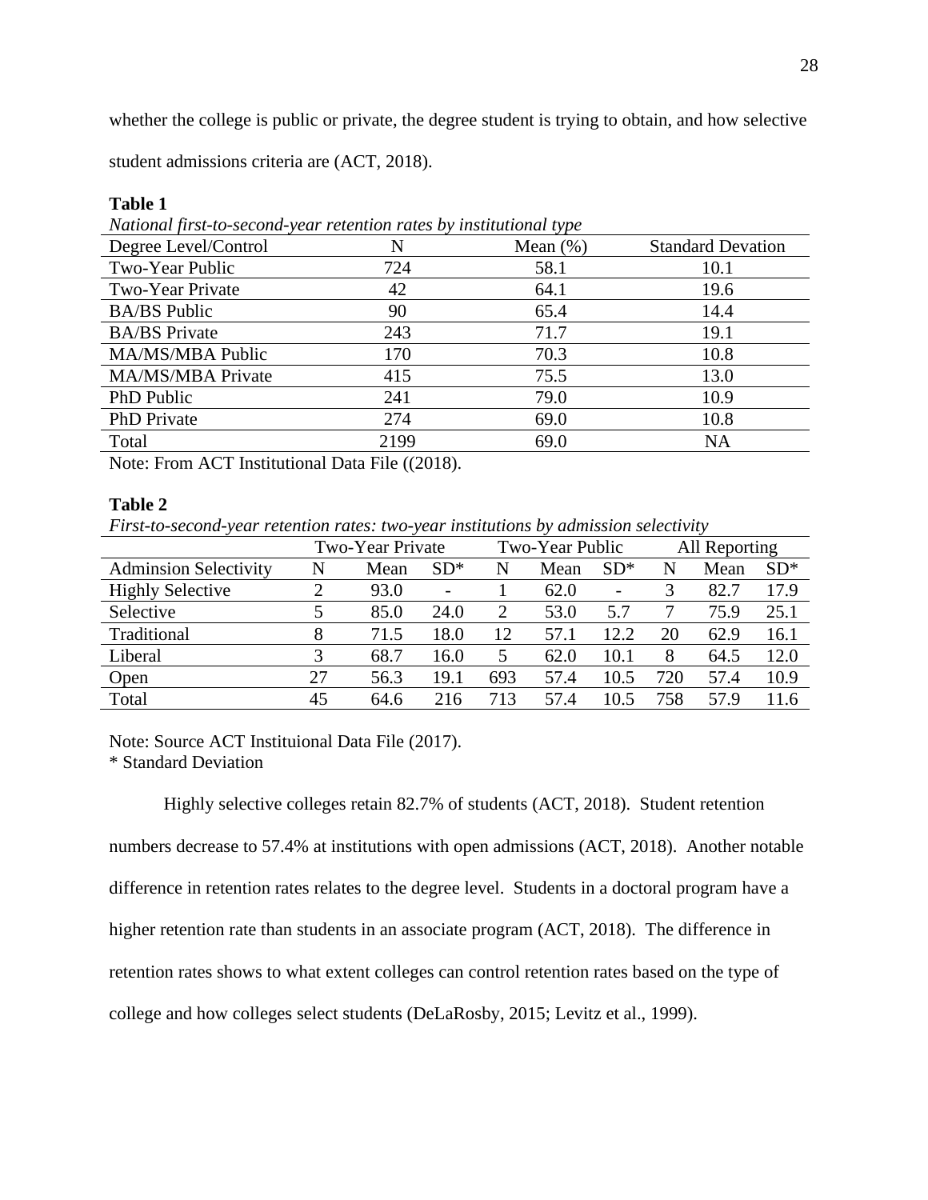whether the college is public or private, the degree student is trying to obtain, and how selective student admissions criteria are (ACT, 2018).

**Table 1**

*National first-to-second-year retention rates by institutional type*

| Degree Level/Control | N | Mean (%) | Standard Devation |
|---|---|---|---|
| Two-Year Public | 724 | 58.1 | 10.1 |
| Two-Year Private | 42 | 64.1 | 19.6 |
| BA/BS Public | 90 | 65.4 | 14.4 |
| BA/BS Private | 243 | 71.7 | 19.1 |
| MA/MS/MBA Public | 170 | 70.3 | 10.8 |
| MA/MS/MBA Private | 415 | 75.5 | 13.0 |
| PhD Public | 241 | 79.0 | 10.9 |
| PhD Private | 274 | 69.0 | 10.8 |
| Total | 2199 | 69.0 | NA |

Note: From ACT Institutional Data File ((2018).

**Table 2**

*First-to-second-year retention rates: two-year institutions by admission selectivity*

| | Two-Year Private | | | Two-Year Public | | | All Reporting | | |
|---|---|---|---|---|---|---|---|---|---|
| Adminsion Selectivity | N | Mean | SD* | N | Mean | SD* | N | Mean | SD* |
| Highly Selective | 2 | 93.0 | - | 1 | 62.0 | - | 3 | 82.7 | 17.9 |
| Selective | 5 | 85.0 | 24.0 | 2 | 53.0 | 5.7 | 7 | 75.9 | 25.1 |
| Traditional | 8 | 71.5 | 18.0 | 12 | 57.1 | 12.2 | 20 | 62.9 | 16.1 |
| Liberal | 3 | 68.7 | 16.0 | 5 | 62.0 | 10.1 | 8 | 64.5 | 12.0 |
| Open | 27 | 56.3 | 19.1 | 693 | 57.4 | 10.5 | 720 | 57.4 | 10.9 |
| Total | 45 | 64.6 | 216 | 713 | 57.4 | 10.5 | 758 | 57.9 | 11.6 |

Note: Source ACT Instituional Data File (2017).

* Standard Deviation

Highly selective colleges retain 82.7% of students (ACT, 2018). Student retention numbers decrease to 57.4% at institutions with open admissions (ACT, 2018). Another notable difference in retention rates relates to the degree level. Students in a doctoral program have a higher retention rate than students in an associate program (ACT, 2018). The difference in retention rates shows to what extent colleges can control retention rates based on the type of college and how colleges select students (DeLaRosby, 2015; Levitz et al., 1999).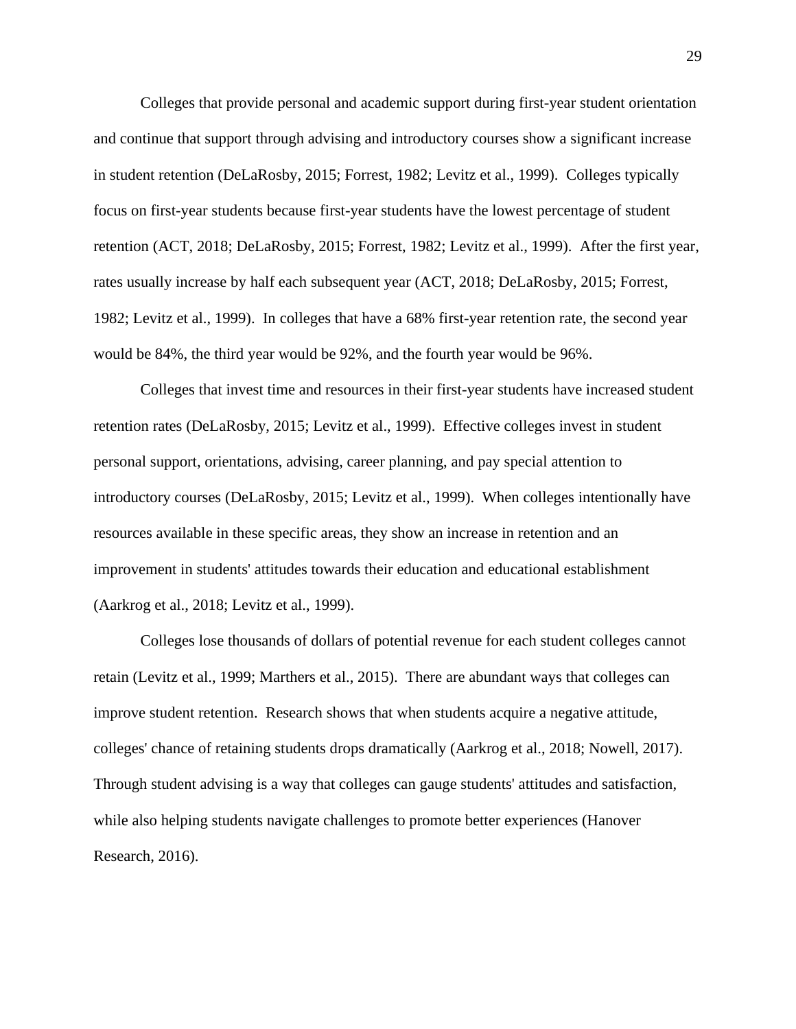Colleges that provide personal and academic support during first-year student orientation and continue that support through advising and introductory courses show a significant increase in student retention (DeLaRosby, 2015; Forrest, 1982; Levitz et al., 1999). Colleges typically focus on first-year students because first-year students have the lowest percentage of student retention (ACT, 2018; DeLaRosby, 2015; Forrest, 1982; Levitz et al., 1999). After the first year, rates usually increase by half each subsequent year (ACT, 2018; DeLaRosby, 2015; Forrest, 1982; Levitz et al., 1999). In colleges that have a 68% first-year retention rate, the second year would be 84%, the third year would be 92%, and the fourth year would be 96%.

Colleges that invest time and resources in their first-year students have increased student retention rates (DeLaRosby, 2015; Levitz et al., 1999). Effective colleges invest in student personal support, orientations, advising, career planning, and pay special attention to introductory courses (DeLaRosby, 2015; Levitz et al., 1999). When colleges intentionally have resources available in these specific areas, they show an increase in retention and an improvement in students' attitudes towards their education and educational establishment (Aarkrog et al., 2018; Levitz et al., 1999).

Colleges lose thousands of dollars of potential revenue for each student colleges cannot retain (Levitz et al., 1999; Marthers et al., 2015). There are abundant ways that colleges can improve student retention. Research shows that when students acquire a negative attitude, colleges' chance of retaining students drops dramatically (Aarkrog et al., 2018; Nowell, 2017). Through student advising is a way that colleges can gauge students' attitudes and satisfaction, while also helping students navigate challenges to promote better experiences (Hanover Research, 2016).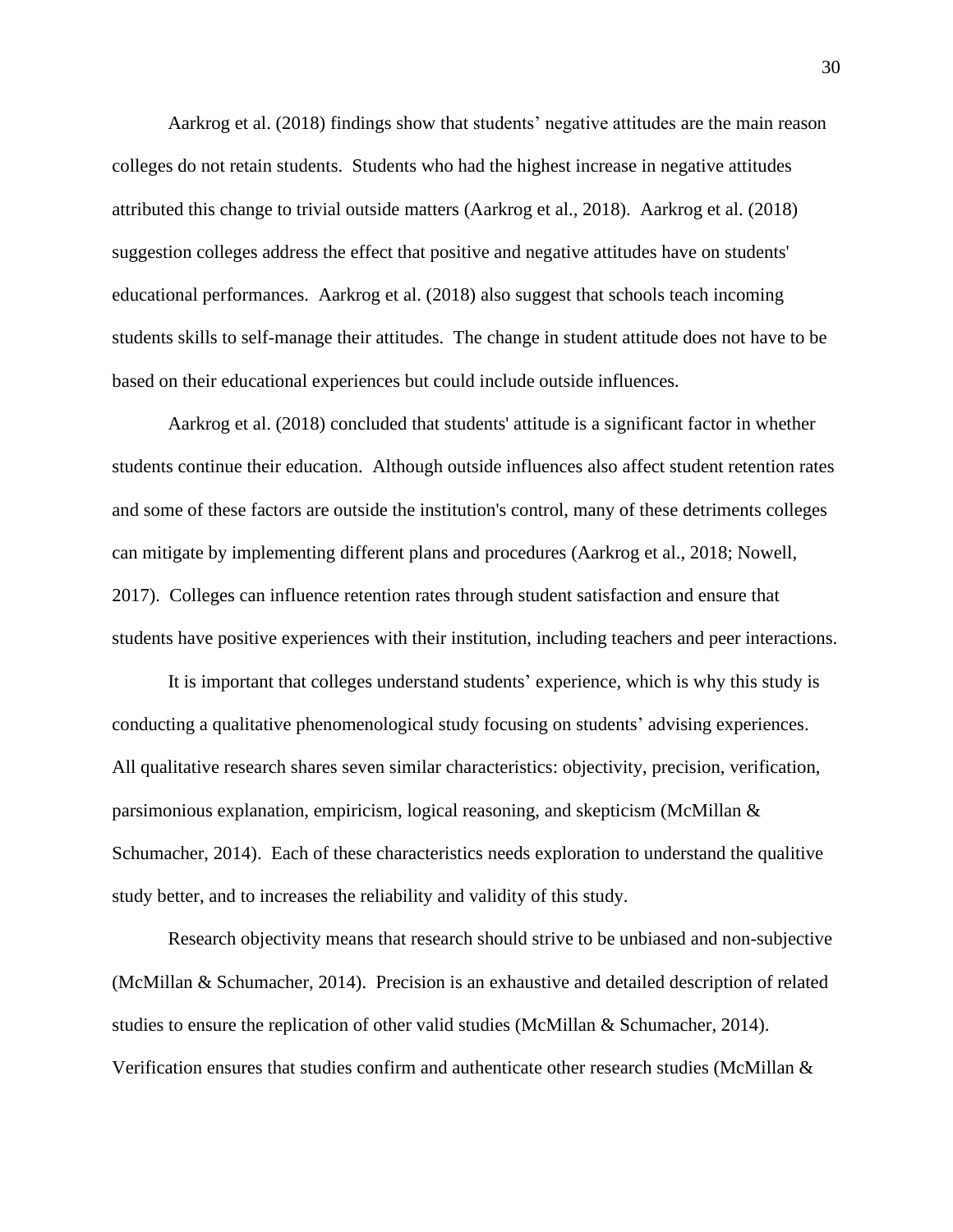Aarkrog et al. (2018) findings show that students' negative attitudes are the main reason colleges do not retain students. Students who had the highest increase in negative attitudes attributed this change to trivial outside matters (Aarkrog et al., 2018). Aarkrog et al. (2018) suggestion colleges address the effect that positive and negative attitudes have on students' educational performances. Aarkrog et al. (2018) also suggest that schools teach incoming students skills to self-manage their attitudes. The change in student attitude does not have to be based on their educational experiences but could include outside influences.

Aarkrog et al. (2018) concluded that students' attitude is a significant factor in whether students continue their education. Although outside influences also affect student retention rates and some of these factors are outside the institution's control, many of these detriments colleges can mitigate by implementing different plans and procedures (Aarkrog et al., 2018; Nowell, 2017). Colleges can influence retention rates through student satisfaction and ensure that students have positive experiences with their institution, including teachers and peer interactions.

It is important that colleges understand students' experience, which is why this study is conducting a qualitative phenomenological study focusing on students' advising experiences. All qualitative research shares seven similar characteristics: objectivity, precision, verification, parsimonious explanation, empiricism, logical reasoning, and skepticism (McMillan & Schumacher, 2014). Each of these characteristics needs exploration to understand the qualitive study better, and to increases the reliability and validity of this study.

Research objectivity means that research should strive to be unbiased and non-subjective (McMillan & Schumacher, 2014). Precision is an exhaustive and detailed description of related studies to ensure the replication of other valid studies (McMillan & Schumacher, 2014). Verification ensures that studies confirm and authenticate other research studies (McMillan &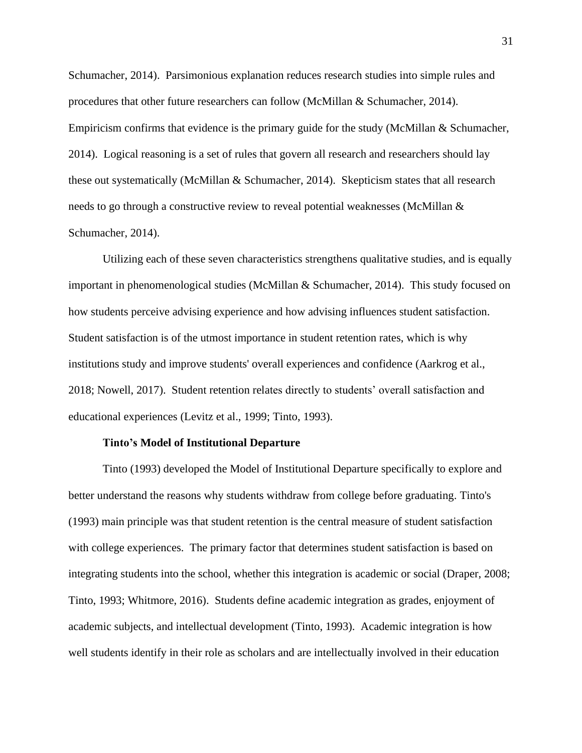Schumacher, 2014). Parsimonious explanation reduces research studies into simple rules and procedures that other future researchers can follow (McMillan & Schumacher, 2014). Empiricism confirms that evidence is the primary guide for the study (McMillan & Schumacher, 2014). Logical reasoning is a set of rules that govern all research and researchers should lay these out systematically (McMillan & Schumacher, 2014). Skepticism states that all research needs to go through a constructive review to reveal potential weaknesses (McMillan & Schumacher, 2014).

Utilizing each of these seven characteristics strengthens qualitative studies, and is equally important in phenomenological studies (McMillan & Schumacher, 2014). This study focused on how students perceive advising experience and how advising influences student satisfaction. Student satisfaction is of the utmost importance in student retention rates, which is why institutions study and improve students' overall experiences and confidence (Aarkrog et al., 2018; Nowell, 2017). Student retention relates directly to students' overall satisfaction and educational experiences (Levitz et al., 1999; Tinto, 1993).

**Tinto's Model of Institutional Departure**

Tinto (1993) developed the Model of Institutional Departure specifically to explore and better understand the reasons why students withdraw from college before graduating. Tinto's (1993) main principle was that student retention is the central measure of student satisfaction with college experiences. The primary factor that determines student satisfaction is based on integrating students into the school, whether this integration is academic or social (Draper, 2008; Tinto, 1993; Whitmore, 2016). Students define academic integration as grades, enjoyment of academic subjects, and intellectual development (Tinto, 1993). Academic integration is how well students identify in their role as scholars and are intellectually involved in their education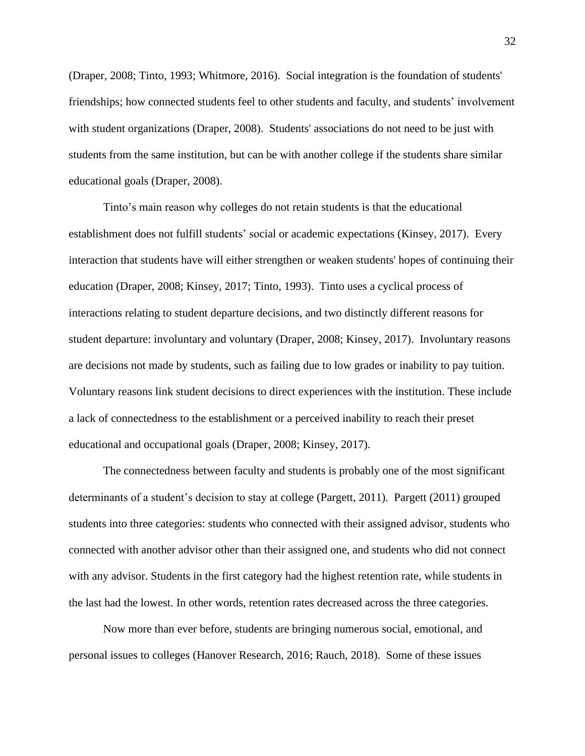(Draper, 2008; Tinto, 1993; Whitmore, 2016). Social integration is the foundation of students' friendships; how connected students feel to other students and faculty, and students' involvement with student organizations (Draper, 2008). Students' associations do not need to be just with students from the same institution, but can be with another college if the students share similar educational goals (Draper, 2008).

Tinto's main reason why colleges do not retain students is that the educational establishment does not fulfill students' social or academic expectations (Kinsey, 2017). Every interaction that students have will either strengthen or weaken students' hopes of continuing their education (Draper, 2008; Kinsey, 2017; Tinto, 1993). Tinto uses a cyclical process of interactions relating to student departure decisions, and two distinctly different reasons for student departure: involuntary and voluntary (Draper, 2008; Kinsey, 2017). Involuntary reasons are decisions not made by students, such as failing due to low grades or inability to pay tuition. Voluntary reasons link student decisions to direct experiences with the institution. These include a lack of connectedness to the establishment or a perceived inability to reach their preset educational and occupational goals (Draper, 2008; Kinsey, 2017).

The connectedness between faculty and students is probably one of the most significant determinants of a student's decision to stay at college (Pargett, 2011). Pargett (2011) grouped students into three categories: students who connected with their assigned advisor, students who connected with another advisor other than their assigned one, and students who did not connect with any advisor. Students in the first category had the highest retention rate, while students in the last had the lowest. In other words, retention rates decreased across the three categories.

Now more than ever before, students are bringing numerous social, emotional, and personal issues to colleges (Hanover Research, 2016; Rauch, 2018). Some of these issues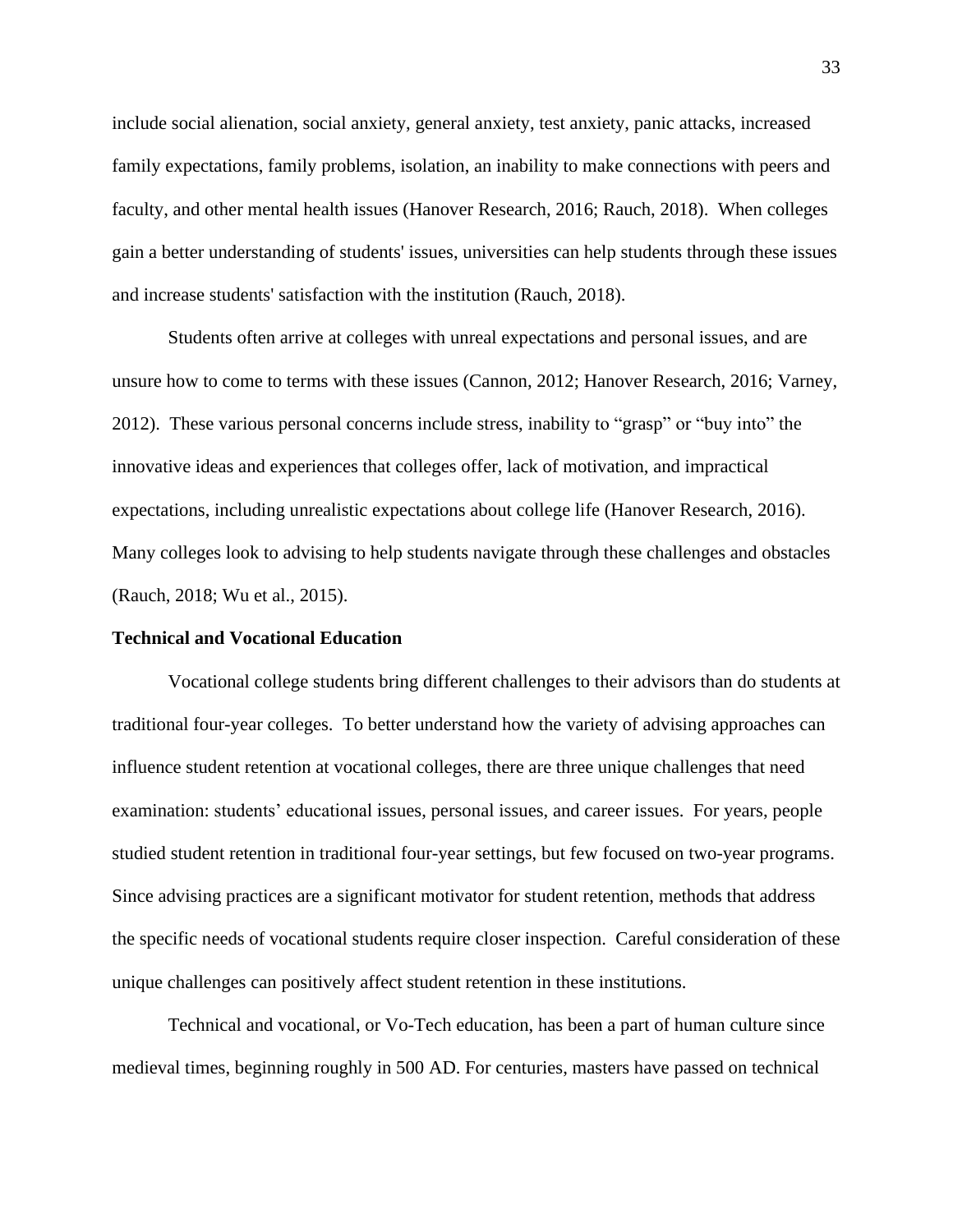include social alienation, social anxiety, general anxiety, test anxiety, panic attacks, increased family expectations, family problems, isolation, an inability to make connections with peers and faculty, and other mental health issues (Hanover Research, 2016; Rauch, 2018). When colleges gain a better understanding of students' issues, universities can help students through these issues and increase students' satisfaction with the institution (Rauch, 2018).

Students often arrive at colleges with unreal expectations and personal issues, and are unsure how to come to terms with these issues (Cannon, 2012; Hanover Research, 2016; Varney, 2012). These various personal concerns include stress, inability to "grasp" or "buy into" the innovative ideas and experiences that colleges offer, lack of motivation, and impractical expectations, including unrealistic expectations about college life (Hanover Research, 2016). Many colleges look to advising to help students navigate through these challenges and obstacles (Rauch, 2018; Wu et al., 2015).

**Technical and Vocational Education**

Vocational college students bring different challenges to their advisors than do students at traditional four-year colleges. To better understand how the variety of advising approaches can influence student retention at vocational colleges, there are three unique challenges that need examination: students' educational issues, personal issues, and career issues. For years, people studied student retention in traditional four-year settings, but few focused on two-year programs. Since advising practices are a significant motivator for student retention, methods that address the specific needs of vocational students require closer inspection. Careful consideration of these unique challenges can positively affect student retention in these institutions.

Technical and vocational, or Vo-Tech education, has been a part of human culture since medieval times, beginning roughly in 500 AD. For centuries, masters have passed on technical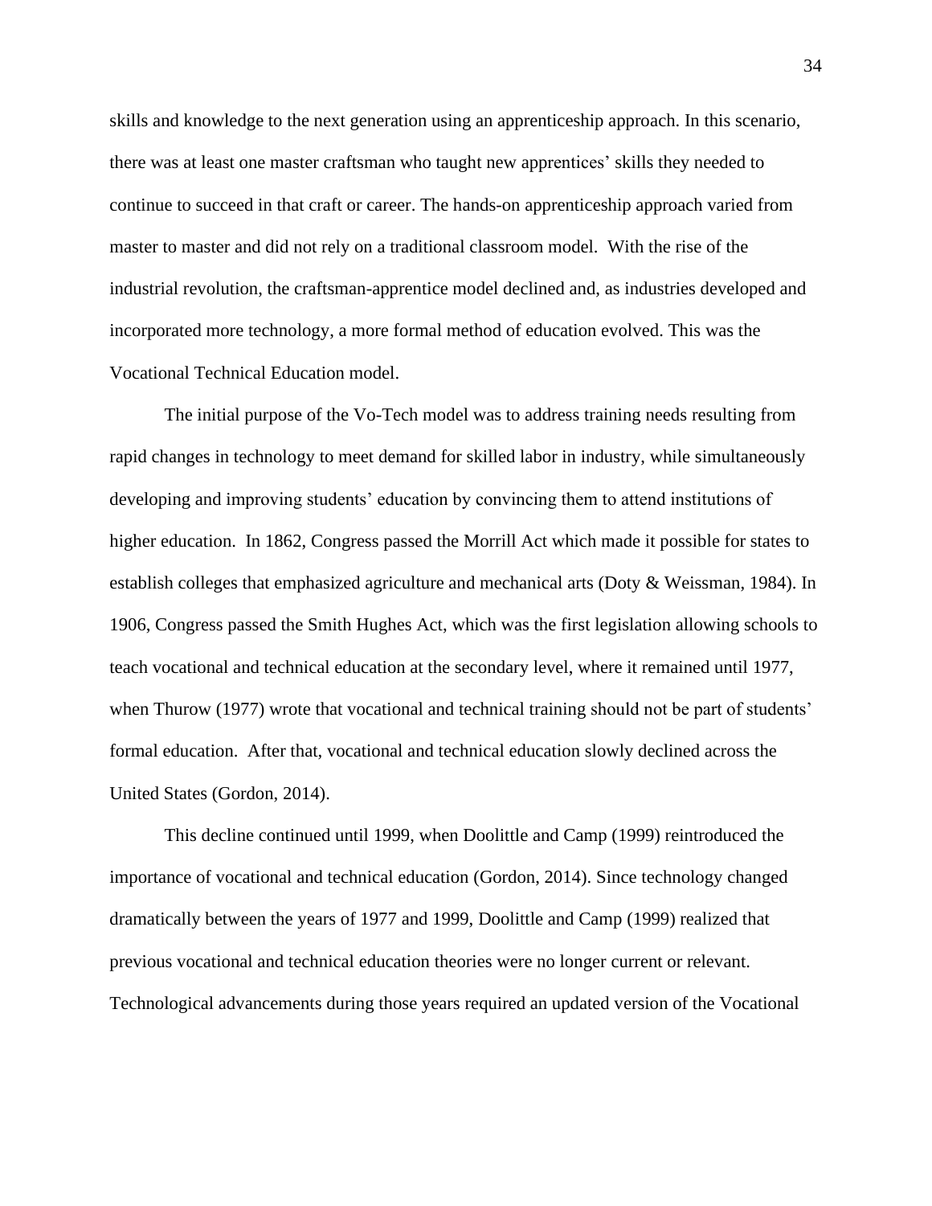skills and knowledge to the next generation using an apprenticeship approach. In this scenario, there was at least one master craftsman who taught new apprentices' skills they needed to continue to succeed in that craft or career. The hands-on apprenticeship approach varied from master to master and did not rely on a traditional classroom model. With the rise of the industrial revolution, the craftsman-apprentice model declined and, as industries developed and incorporated more technology, a more formal method of education evolved. This was the Vocational Technical Education model.

The initial purpose of the Vo-Tech model was to address training needs resulting from rapid changes in technology to meet demand for skilled labor in industry, while simultaneously developing and improving students' education by convincing them to attend institutions of higher education. In 1862, Congress passed the Morrill Act which made it possible for states to establish colleges that emphasized agriculture and mechanical arts (Doty & Weissman, 1984). In 1906, Congress passed the Smith Hughes Act, which was the first legislation allowing schools to teach vocational and technical education at the secondary level, where it remained until 1977, when Thurow (1977) wrote that vocational and technical training should not be part of students' formal education. After that, vocational and technical education slowly declined across the United States (Gordon, 2014).

This decline continued until 1999, when Doolittle and Camp (1999) reintroduced the importance of vocational and technical education (Gordon, 2014). Since technology changed dramatically between the years of 1977 and 1999, Doolittle and Camp (1999) realized that previous vocational and technical education theories were no longer current or relevant. Technological advancements during those years required an updated version of the Vocational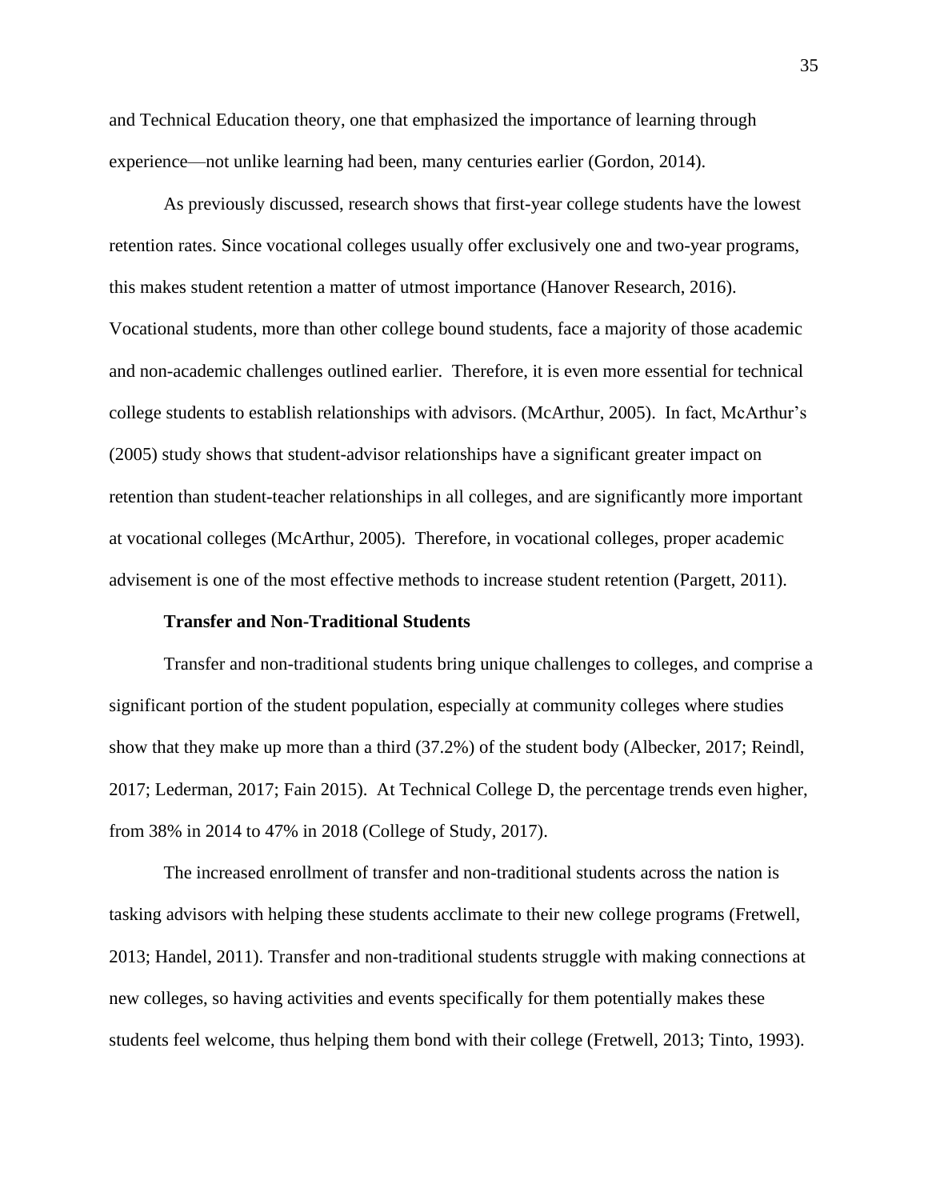and Technical Education theory, one that emphasized the importance of learning through experience—not unlike learning had been, many centuries earlier (Gordon, 2014).

As previously discussed, research shows that first-year college students have the lowest retention rates. Since vocational colleges usually offer exclusively one and two-year programs, this makes student retention a matter of utmost importance (Hanover Research, 2016). Vocational students, more than other college bound students, face a majority of those academic and non-academic challenges outlined earlier. Therefore, it is even more essential for technical college students to establish relationships with advisors. (McArthur, 2005). In fact, McArthur's (2005) study shows that student-advisor relationships have a significant greater impact on retention than student-teacher relationships in all colleges, and are significantly more important at vocational colleges (McArthur, 2005). Therefore, in vocational colleges, proper academic advisement is one of the most effective methods to increase student retention (Pargett, 2011).

### Transfer and Non-Traditional Students

Transfer and non-traditional students bring unique challenges to colleges, and comprise a significant portion of the student population, especially at community colleges where studies show that they make up more than a third (37.2%) of the student body (Albecker, 2017; Reindl, 2017; Lederman, 2017; Fain 2015). At Technical College D, the percentage trends even higher, from 38% in 2014 to 47% in 2018 (College of Study, 2017).

The increased enrollment of transfer and non-traditional students across the nation is tasking advisors with helping these students acclimate to their new college programs (Fretwell, 2013; Handel, 2011). Transfer and non-traditional students struggle with making connections at new colleges, so having activities and events specifically for them potentially makes these students feel welcome, thus helping them bond with their college (Fretwell, 2013; Tinto, 1993).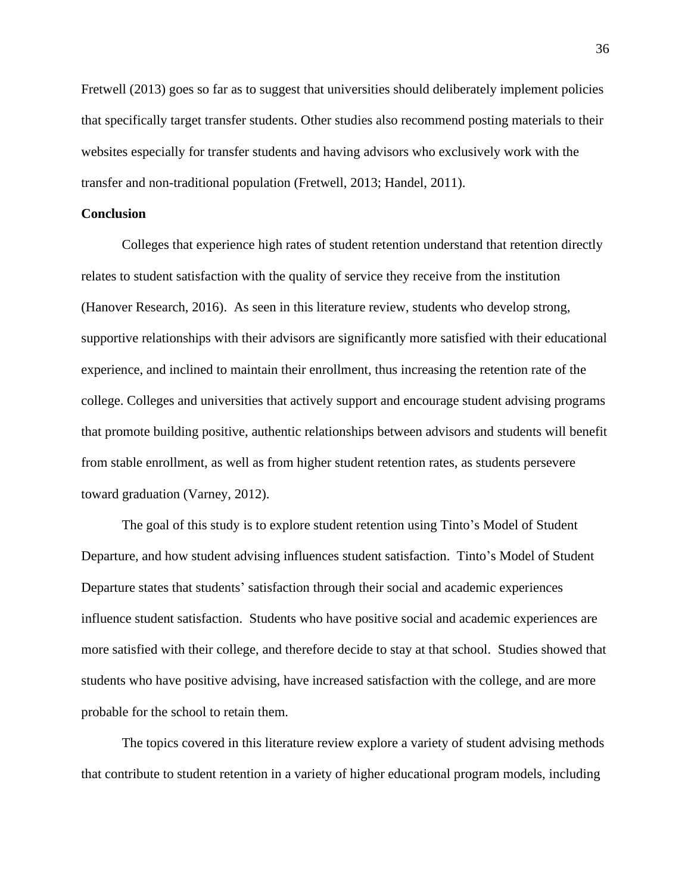Fretwell (2013) goes so far as to suggest that universities should deliberately implement policies that specifically target transfer students. Other studies also recommend posting materials to their websites especially for transfer students and having advisors who exclusively work with the transfer and non-traditional population (Fretwell, 2013; Handel, 2011).

**Conclusion**

Colleges that experience high rates of student retention understand that retention directly relates to student satisfaction with the quality of service they receive from the institution (Hanover Research, 2016). As seen in this literature review, students who develop strong, supportive relationships with their advisors are significantly more satisfied with their educational experience, and inclined to maintain their enrollment, thus increasing the retention rate of the college. Colleges and universities that actively support and encourage student advising programs that promote building positive, authentic relationships between advisors and students will benefit from stable enrollment, as well as from higher student retention rates, as students persevere toward graduation (Varney, 2012).

The goal of this study is to explore student retention using Tinto's Model of Student Departure, and how student advising influences student satisfaction. Tinto's Model of Student Departure states that students' satisfaction through their social and academic experiences influence student satisfaction. Students who have positive social and academic experiences are more satisfied with their college, and therefore decide to stay at that school. Studies showed that students who have positive advising, have increased satisfaction with the college, and are more probable for the school to retain them.

The topics covered in this literature review explore a variety of student advising methods that contribute to student retention in a variety of higher educational program models, including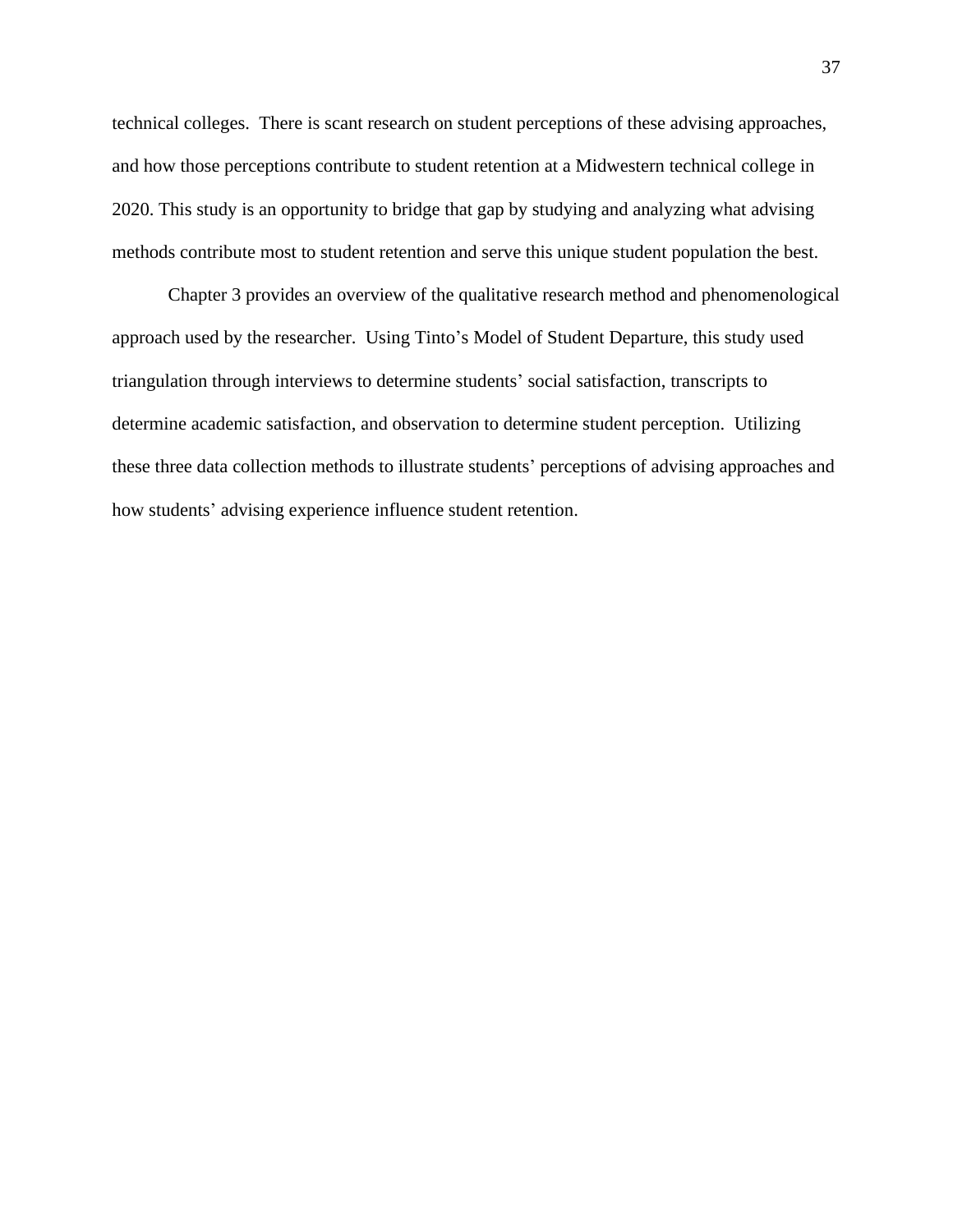technical colleges. There is scant research on student perceptions of these advising approaches, and how those perceptions contribute to student retention at a Midwestern technical college in 2020. This study is an opportunity to bridge that gap by studying and analyzing what advising methods contribute most to student retention and serve this unique student population the best.

Chapter 3 provides an overview of the qualitative research method and phenomenological approach used by the researcher. Using Tinto's Model of Student Departure, this study used triangulation through interviews to determine students' social satisfaction, transcripts to determine academic satisfaction, and observation to determine student perception. Utilizing these three data collection methods to illustrate students' perceptions of advising approaches and how students' advising experience influence student retention.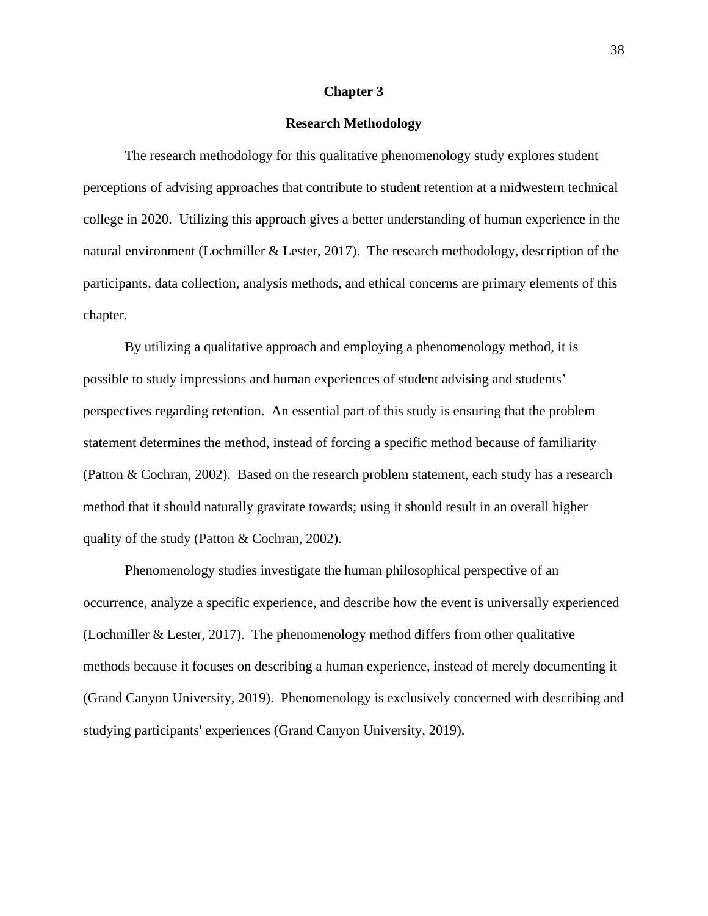# Chapter 3

## Research Methodology

The research methodology for this qualitative phenomenology study explores student perceptions of advising approaches that contribute to student retention at a midwestern technical college in 2020. Utilizing this approach gives a better understanding of human experience in the natural environment (Lochmiller & Lester, 2017). The research methodology, description of the participants, data collection, analysis methods, and ethical concerns are primary elements of this chapter.

By utilizing a qualitative approach and employing a phenomenology method, it is possible to study impressions and human experiences of student advising and students' perspectives regarding retention. An essential part of this study is ensuring that the problem statement determines the method, instead of forcing a specific method because of familiarity (Patton & Cochran, 2002). Based on the research problem statement, each study has a research method that it should naturally gravitate towards; using it should result in an overall higher quality of the study (Patton & Cochran, 2002).

Phenomenology studies investigate the human philosophical perspective of an occurrence, analyze a specific experience, and describe how the event is universally experienced (Lochmiller & Lester, 2017). The phenomenology method differs from other qualitative methods because it focuses on describing a human experience, instead of merely documenting it (Grand Canyon University, 2019). Phenomenology is exclusively concerned with describing and studying participants' experiences (Grand Canyon University, 2019).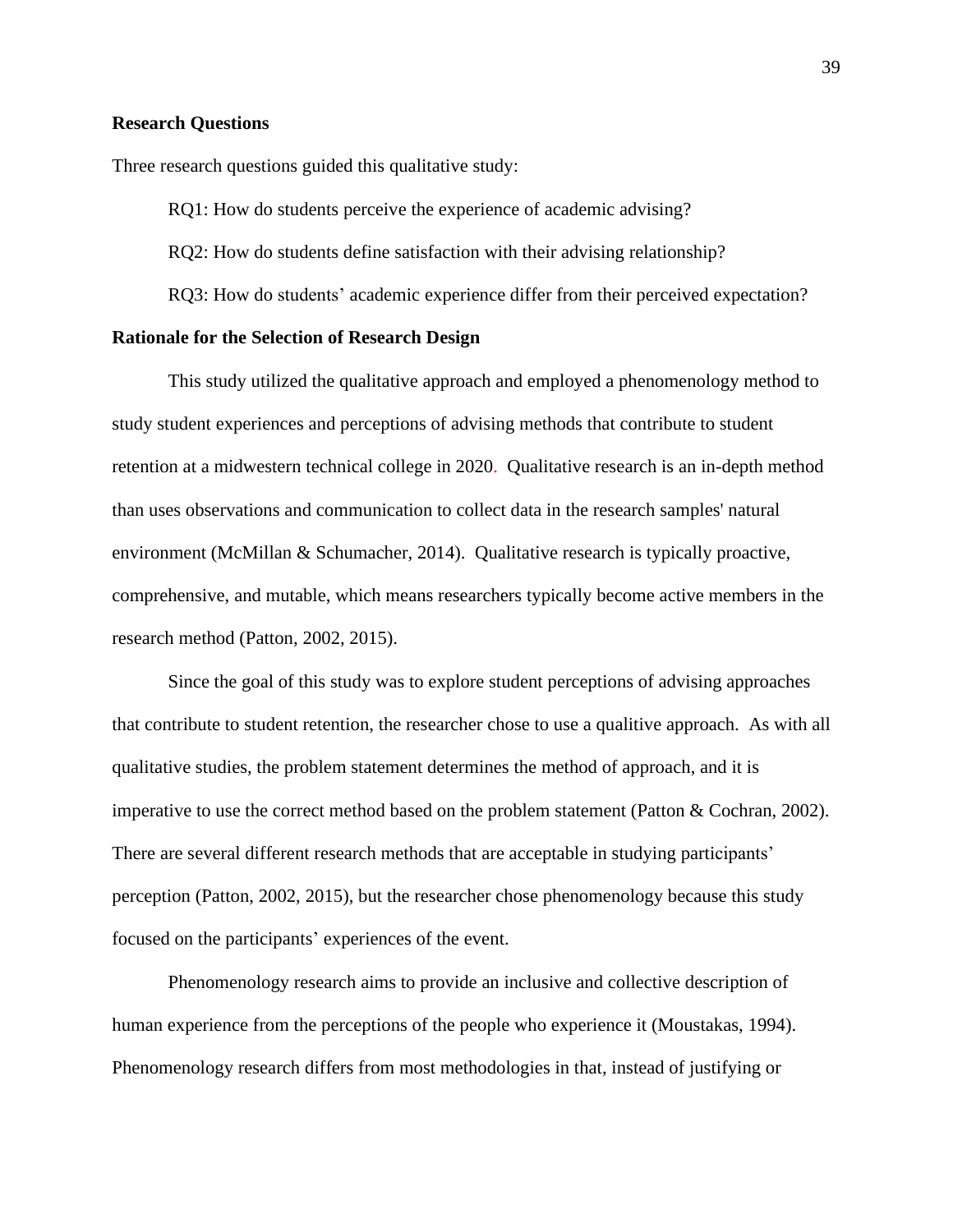## Research Questions

Three research questions guided this qualitative study:

RQ1: How do students perceive the experience of academic advising?

RQ2: How do students define satisfaction with their advising relationship?

RQ3: How do students' academic experience differ from their perceived expectation?

## Rationale for the Selection of Research Design

This study utilized the qualitative approach and employed a phenomenology method to study student experiences and perceptions of advising methods that contribute to student retention at a midwestern technical college in 2020. Qualitative research is an in-depth method than uses observations and communication to collect data in the research samples' natural environment (McMillan & Schumacher, 2014). Qualitative research is typically proactive, comprehensive, and mutable, which means researchers typically become active members in the research method (Patton, 2002, 2015).

Since the goal of this study was to explore student perceptions of advising approaches that contribute to student retention, the researcher chose to use a qualitive approach. As with all qualitative studies, the problem statement determines the method of approach, and it is imperative to use the correct method based on the problem statement (Patton & Cochran, 2002). There are several different research methods that are acceptable in studying participants' perception (Patton, 2002, 2015), but the researcher chose phenomenology because this study focused on the participants' experiences of the event.

Phenomenology research aims to provide an inclusive and collective description of human experience from the perceptions of the people who experience it (Moustakas, 1994). Phenomenology research differs from most methodologies in that, instead of justifying or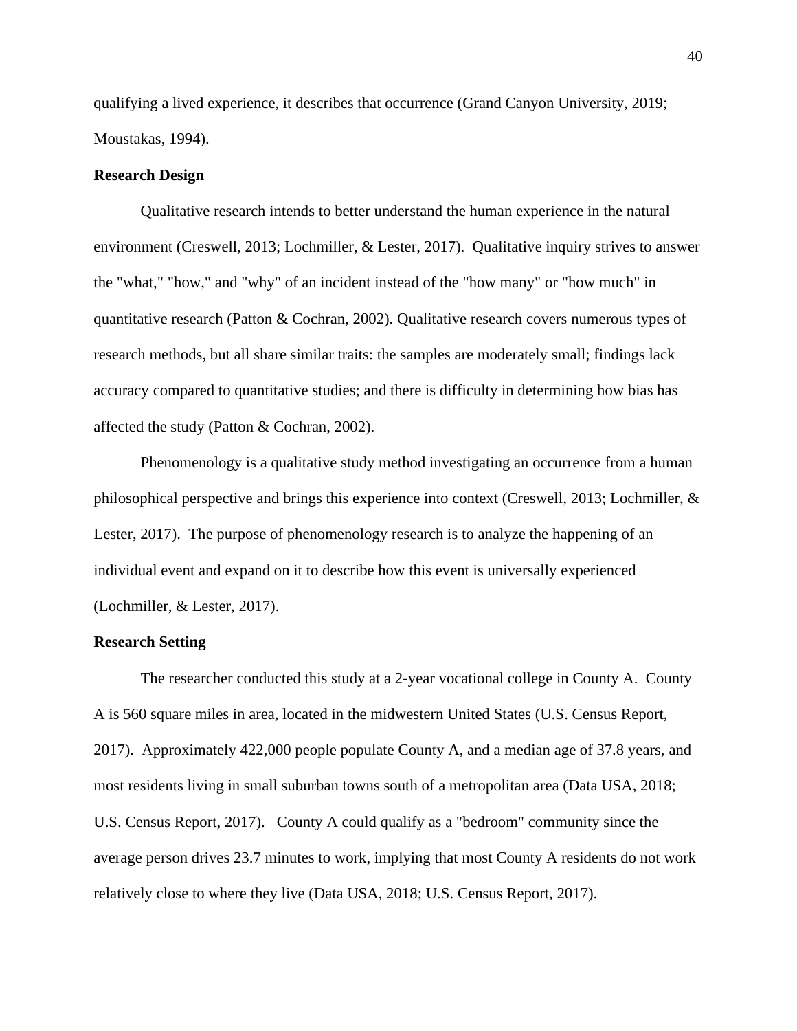qualifying a lived experience, it describes that occurrence (Grand Canyon University, 2019; Moustakas, 1994).

## Research Design

Qualitative research intends to better understand the human experience in the natural environment (Creswell, 2013; Lochmiller, & Lester, 2017). Qualitative inquiry strives to answer the "what," "how," and "why" of an incident instead of the "how many" or "how much" in quantitative research (Patton & Cochran, 2002). Qualitative research covers numerous types of research methods, but all share similar traits: the samples are moderately small; findings lack accuracy compared to quantitative studies; and there is difficulty in determining how bias has affected the study (Patton & Cochran, 2002).

Phenomenology is a qualitative study method investigating an occurrence from a human philosophical perspective and brings this experience into context (Creswell, 2013; Lochmiller, & Lester, 2017). The purpose of phenomenology research is to analyze the happening of an individual event and expand on it to describe how this event is universally experienced (Lochmiller, & Lester, 2017).

## Research Setting

The researcher conducted this study at a 2-year vocational college in County A. County A is 560 square miles in area, located in the midwestern United States (U.S. Census Report, 2017). Approximately 422,000 people populate County A, and a median age of 37.8 years, and most residents living in small suburban towns south of a metropolitan area (Data USA, 2018; U.S. Census Report, 2017). County A could qualify as a "bedroom" community since the average person drives 23.7 minutes to work, implying that most County A residents do not work relatively close to where they live (Data USA, 2018; U.S. Census Report, 2017).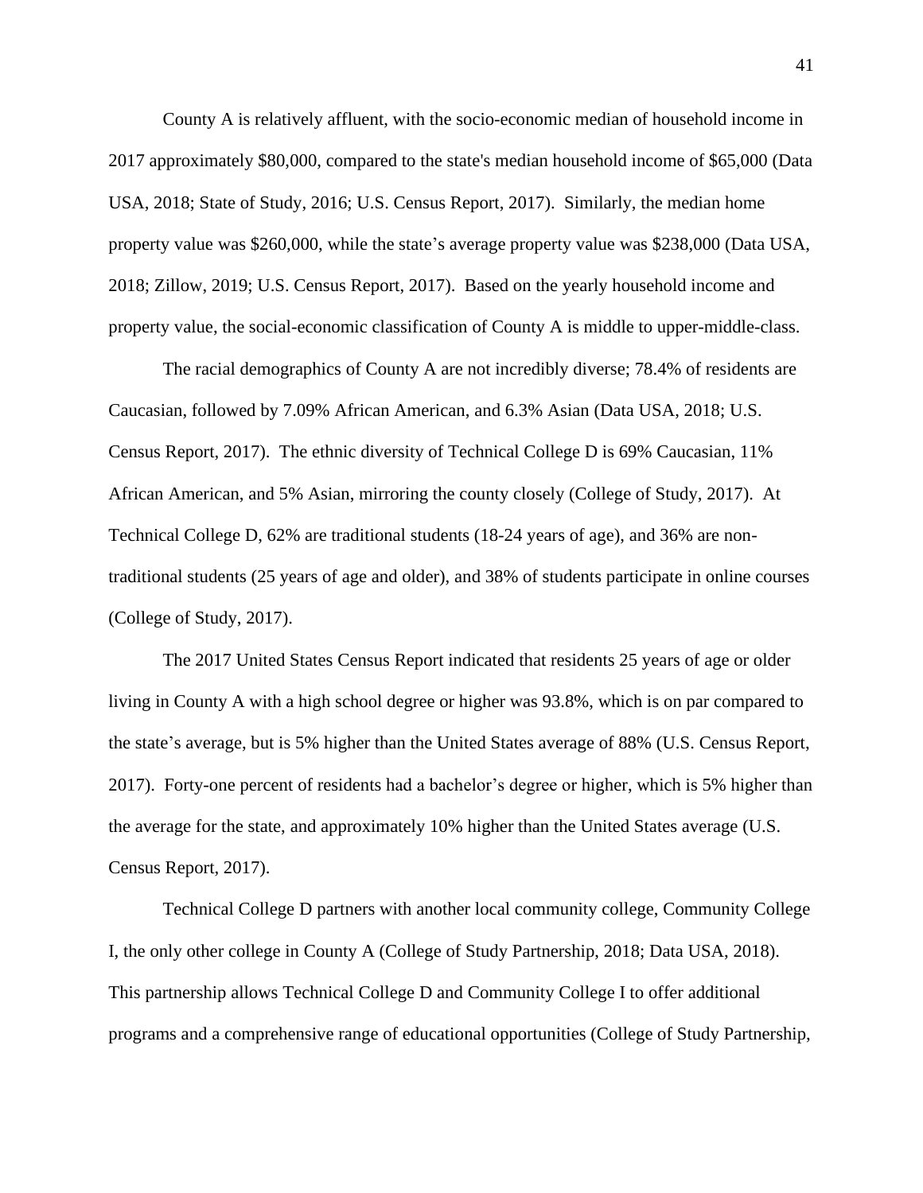County A is relatively affluent, with the socio-economic median of household income in 2017 approximately $80,000, compared to the state's median household income of $65,000 (Data USA, 2018; State of Study, 2016; U.S. Census Report, 2017). Similarly, the median home property value was $260,000, while the state's average property value was $238,000 (Data USA, 2018; Zillow, 2019; U.S. Census Report, 2017). Based on the yearly household income and property value, the social-economic classification of County A is middle to upper-middle-class.

The racial demographics of County A are not incredibly diverse; 78.4% of residents are Caucasian, followed by 7.09% African American, and 6.3% Asian (Data USA, 2018; U.S. Census Report, 2017). The ethnic diversity of Technical College D is 69% Caucasian, 11% African American, and 5% Asian, mirroring the county closely (College of Study, 2017). At Technical College D, 62% are traditional students (18-24 years of age), and 36% are non-traditional students (25 years of age and older), and 38% of students participate in online courses (College of Study, 2017).

The 2017 United States Census Report indicated that residents 25 years of age or older living in County A with a high school degree or higher was 93.8%, which is on par compared to the state's average, but is 5% higher than the United States average of 88% (U.S. Census Report, 2017). Forty-one percent of residents had a bachelor's degree or higher, which is 5% higher than the average for the state, and approximately 10% higher than the United States average (U.S. Census Report, 2017).

Technical College D partners with another local community college, Community College I, the only other college in County A (College of Study Partnership, 2018; Data USA, 2018). This partnership allows Technical College D and Community College I to offer additional programs and a comprehensive range of educational opportunities (College of Study Partnership,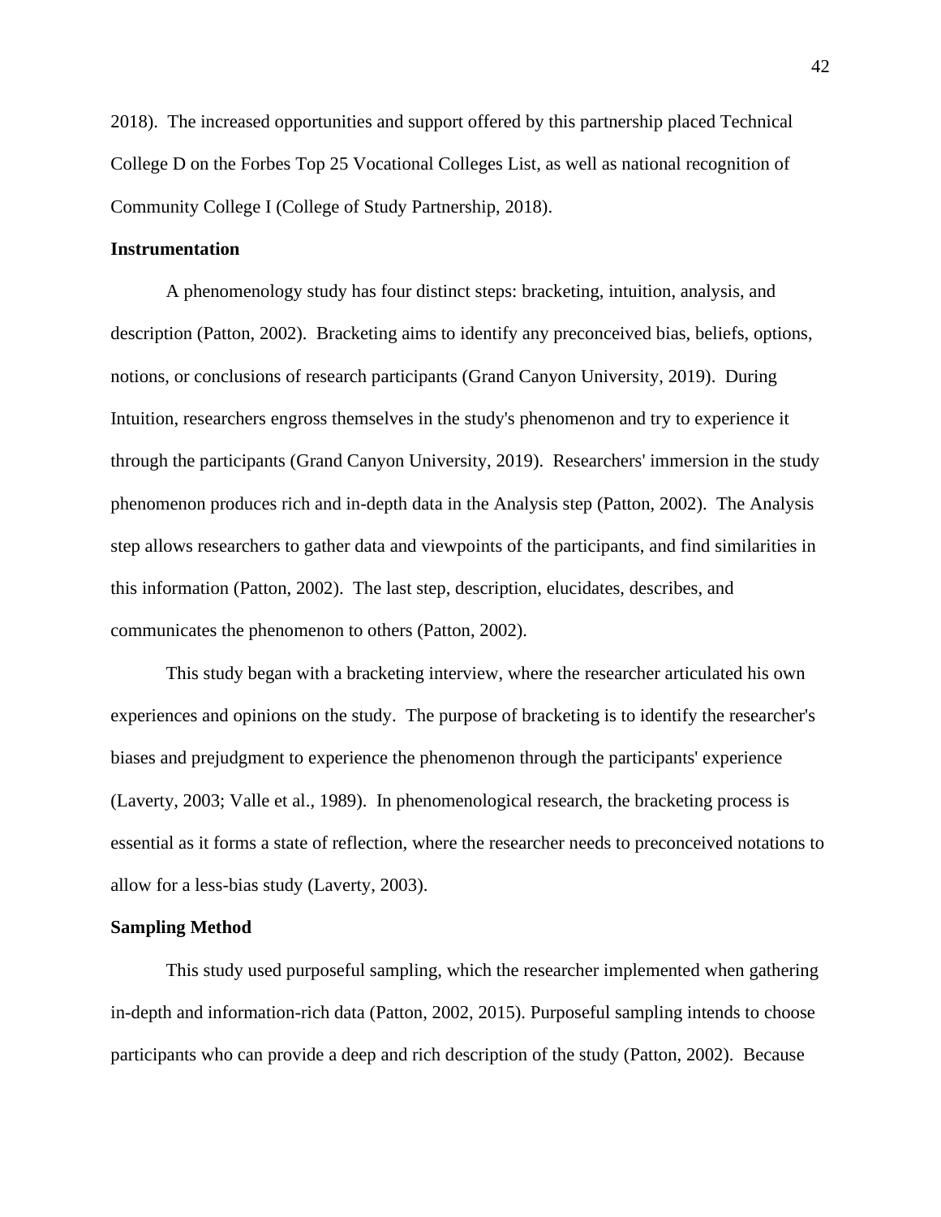2018). The increased opportunities and support offered by this partnership placed Technical College D on the Forbes Top 25 Vocational Colleges List, as well as national recognition of Community College I (College of Study Partnership, 2018).

**Instrumentation**

A phenomenology study has four distinct steps: bracketing, intuition, analysis, and description (Patton, 2002). Bracketing aims to identify any preconceived bias, beliefs, options, notions, or conclusions of research participants (Grand Canyon University, 2019). During Intuition, researchers engross themselves in the study's phenomenon and try to experience it through the participants (Grand Canyon University, 2019). Researchers' immersion in the study phenomenon produces rich and in-depth data in the Analysis step (Patton, 2002). The Analysis step allows researchers to gather data and viewpoints of the participants, and find similarities in this information (Patton, 2002). The last step, description, elucidates, describes, and communicates the phenomenon to others (Patton, 2002).

This study began with a bracketing interview, where the researcher articulated his own experiences and opinions on the study. The purpose of bracketing is to identify the researcher's biases and prejudgment to experience the phenomenon through the participants' experience (Laverty, 2003; Valle et al., 1989). In phenomenological research, the bracketing process is essential as it forms a state of reflection, where the researcher needs to preconceived notations to allow for a less-bias study (Laverty, 2003).

**Sampling Method**

This study used purposeful sampling, which the researcher implemented when gathering in-depth and information-rich data (Patton, 2002, 2015). Purposeful sampling intends to choose participants who can provide a deep and rich description of the study (Patton, 2002). Because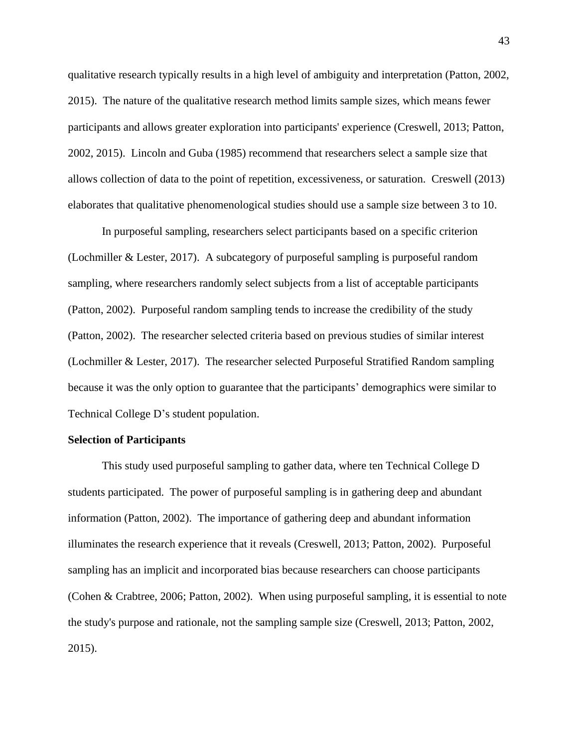qualitative research typically results in a high level of ambiguity and interpretation (Patton, 2002, 2015). The nature of the qualitative research method limits sample sizes, which means fewer participants and allows greater exploration into participants' experience (Creswell, 2013; Patton, 2002, 2015). Lincoln and Guba (1985) recommend that researchers select a sample size that allows collection of data to the point of repetition, excessiveness, or saturation. Creswell (2013) elaborates that qualitative phenomenological studies should use a sample size between 3 to 10.

In purposeful sampling, researchers select participants based on a specific criterion (Lochmiller & Lester, 2017). A subcategory of purposeful sampling is purposeful random sampling, where researchers randomly select subjects from a list of acceptable participants (Patton, 2002). Purposeful random sampling tends to increase the credibility of the study (Patton, 2002). The researcher selected criteria based on previous studies of similar interest (Lochmiller & Lester, 2017). The researcher selected Purposeful Stratified Random sampling because it was the only option to guarantee that the participants' demographics were similar to Technical College D's student population.

**Selection of Participants**

This study used purposeful sampling to gather data, where ten Technical College D students participated. The power of purposeful sampling is in gathering deep and abundant information (Patton, 2002). The importance of gathering deep and abundant information illuminates the research experience that it reveals (Creswell, 2013; Patton, 2002). Purposeful sampling has an implicit and incorporated bias because researchers can choose participants (Cohen & Crabtree, 2006; Patton, 2002). When using purposeful sampling, it is essential to note the study's purpose and rationale, not the sampling sample size (Creswell, 2013; Patton, 2002, 2015).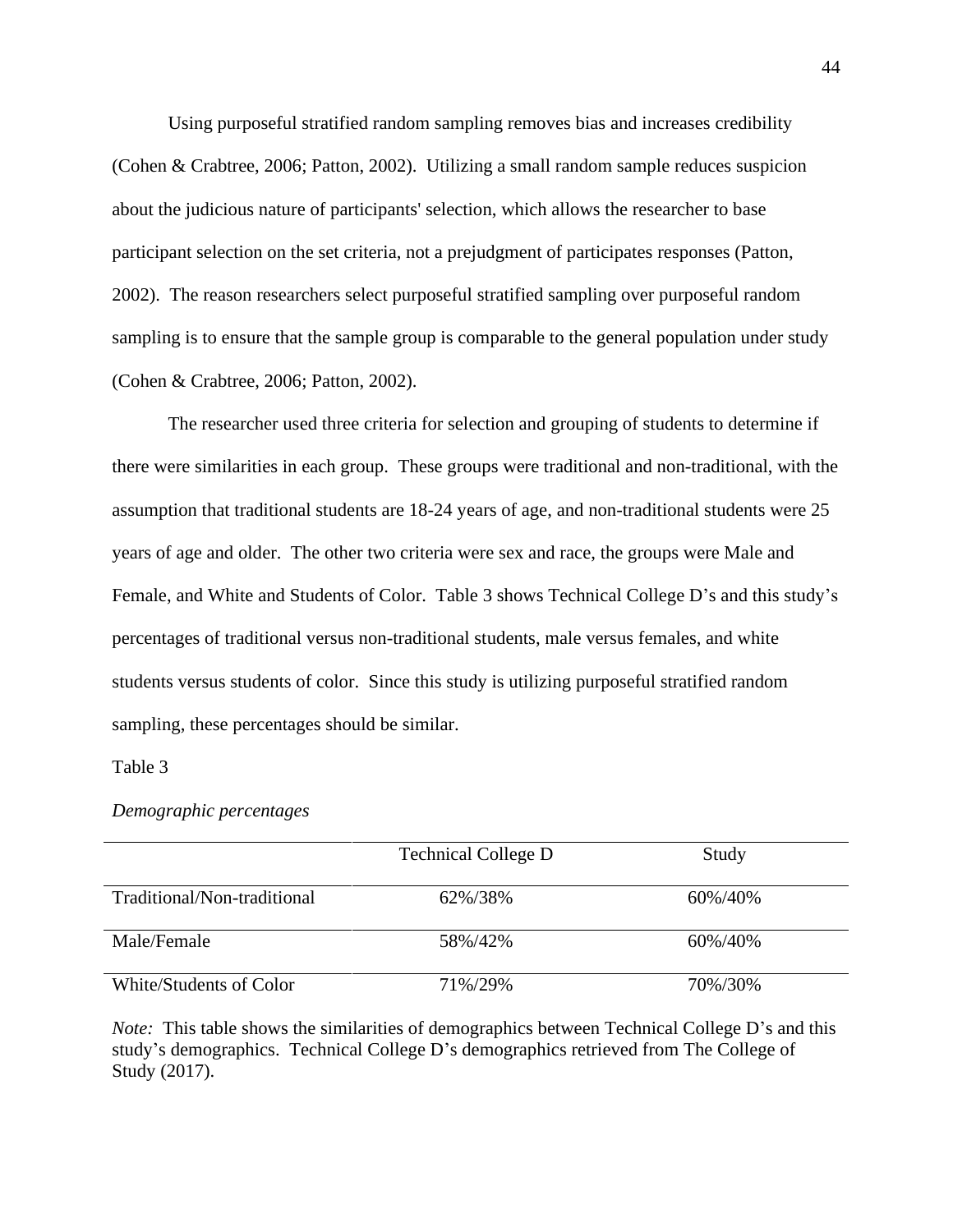Using purposeful stratified random sampling removes bias and increases credibility (Cohen & Crabtree, 2006; Patton, 2002). Utilizing a small random sample reduces suspicion about the judicious nature of participants' selection, which allows the researcher to base participant selection on the set criteria, not a prejudgment of participates responses (Patton, 2002). The reason researchers select purposeful stratified sampling over purposeful random sampling is to ensure that the sample group is comparable to the general population under study (Cohen & Crabtree, 2006; Patton, 2002).

The researcher used three criteria for selection and grouping of students to determine if there were similarities in each group. These groups were traditional and non-traditional, with the assumption that traditional students are 18-24 years of age, and non-traditional students were 25 years of age and older. The other two criteria were sex and race, the groups were Male and Female, and White and Students of Color. Table 3 shows Technical College D's and this study's percentages of traditional versus non-traditional students, male versus females, and white students versus students of color. Since this study is utilizing purposeful stratified random sampling, these percentages should be similar.

Table 3

*Demographic percentages*

| | Technical College D | Study |
|---|---|---|
| Traditional/Non-traditional | 62%/38% | 60%/40% |
| Male/Female | 58%/42% | 60%/40% |
| White/Students of Color | 71%/29% | 70%/30% |

*Note:* This table shows the similarities of demographics between Technical College D's and this study's demographics. Technical College D's demographics retrieved from The College of Study (2017).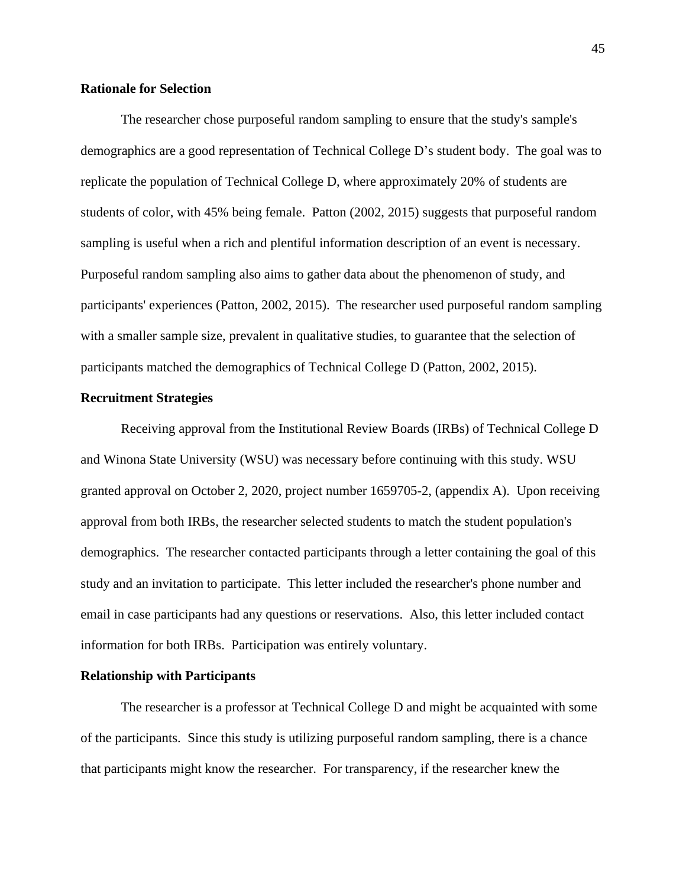**Rationale for Selection**

The researcher chose purposeful random sampling to ensure that the study's sample's demographics are a good representation of Technical College D's student body. The goal was to replicate the population of Technical College D, where approximately 20% of students are students of color, with 45% being female. Patton (2002, 2015) suggests that purposeful random sampling is useful when a rich and plentiful information description of an event is necessary. Purposeful random sampling also aims to gather data about the phenomenon of study, and participants' experiences (Patton, 2002, 2015). The researcher used purposeful random sampling with a smaller sample size, prevalent in qualitative studies, to guarantee that the selection of participants matched the demographics of Technical College D (Patton, 2002, 2015).

**Recruitment Strategies**

Receiving approval from the Institutional Review Boards (IRBs) of Technical College D and Winona State University (WSU) was necessary before continuing with this study. WSU granted approval on October 2, 2020, project number 1659705-2, (appendix A). Upon receiving approval from both IRBs, the researcher selected students to match the student population's demographics. The researcher contacted participants through a letter containing the goal of this study and an invitation to participate. This letter included the researcher's phone number and email in case participants had any questions or reservations. Also, this letter included contact information for both IRBs. Participation was entirely voluntary.

**Relationship with Participants**

The researcher is a professor at Technical College D and might be acquainted with some of the participants. Since this study is utilizing purposeful random sampling, there is a chance that participants might know the researcher. For transparency, if the researcher knew the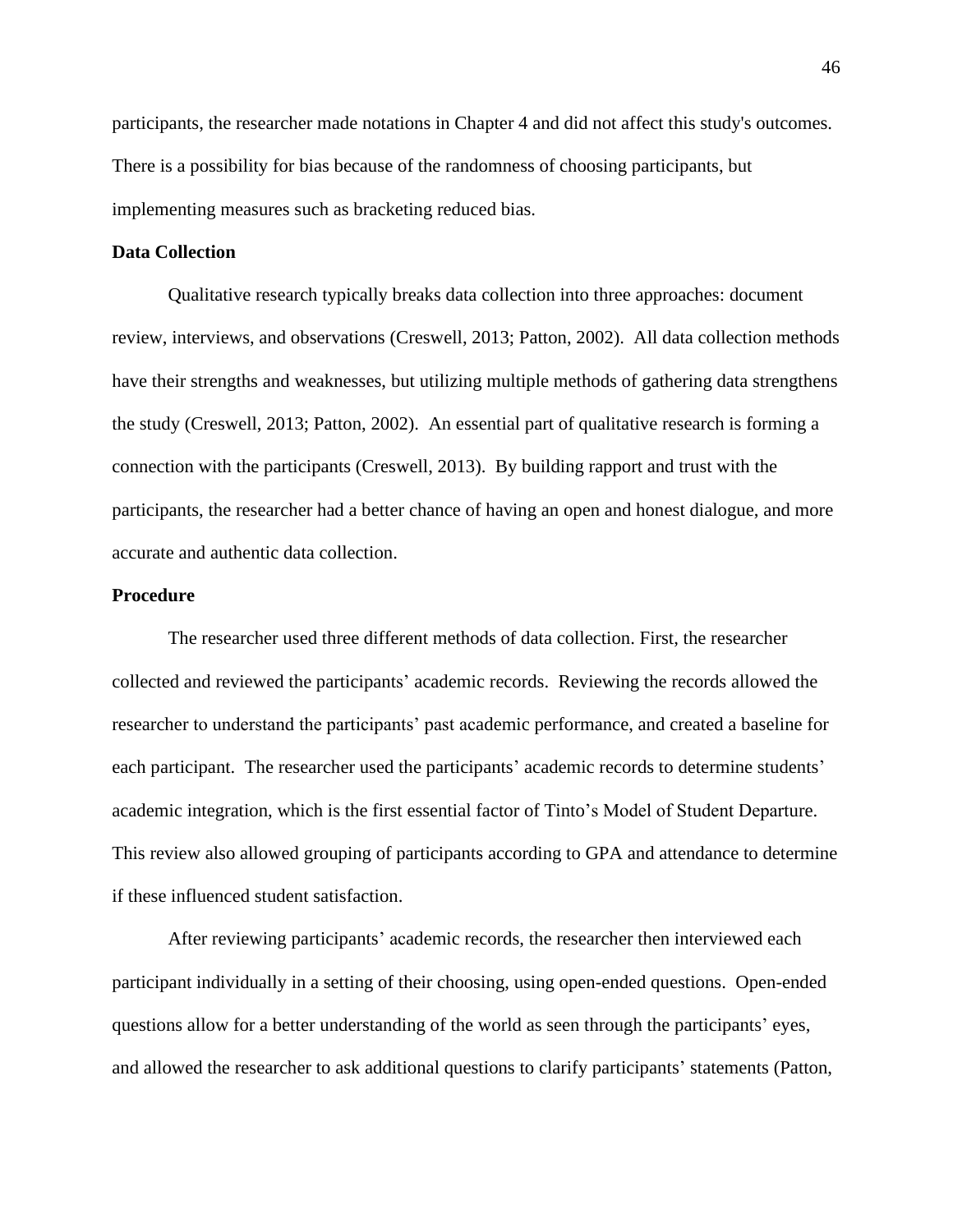participants, the researcher made notations in Chapter 4 and did not affect this study's outcomes. There is a possibility for bias because of the randomness of choosing participants, but implementing measures such as bracketing reduced bias.

**Data Collection**

Qualitative research typically breaks data collection into three approaches: document review, interviews, and observations (Creswell, 2013; Patton, 2002). All data collection methods have their strengths and weaknesses, but utilizing multiple methods of gathering data strengthens the study (Creswell, 2013; Patton, 2002). An essential part of qualitative research is forming a connection with the participants (Creswell, 2013). By building rapport and trust with the participants, the researcher had a better chance of having an open and honest dialogue, and more accurate and authentic data collection.

**Procedure**

The researcher used three different methods of data collection. First, the researcher collected and reviewed the participants' academic records. Reviewing the records allowed the researcher to understand the participants' past academic performance, and created a baseline for each participant. The researcher used the participants' academic records to determine students' academic integration, which is the first essential factor of Tinto's Model of Student Departure. This review also allowed grouping of participants according to GPA and attendance to determine if these influenced student satisfaction.

After reviewing participants' academic records, the researcher then interviewed each participant individually in a setting of their choosing, using open-ended questions. Open-ended questions allow for a better understanding of the world as seen through the participants' eyes, and allowed the researcher to ask additional questions to clarify participants' statements (Patton,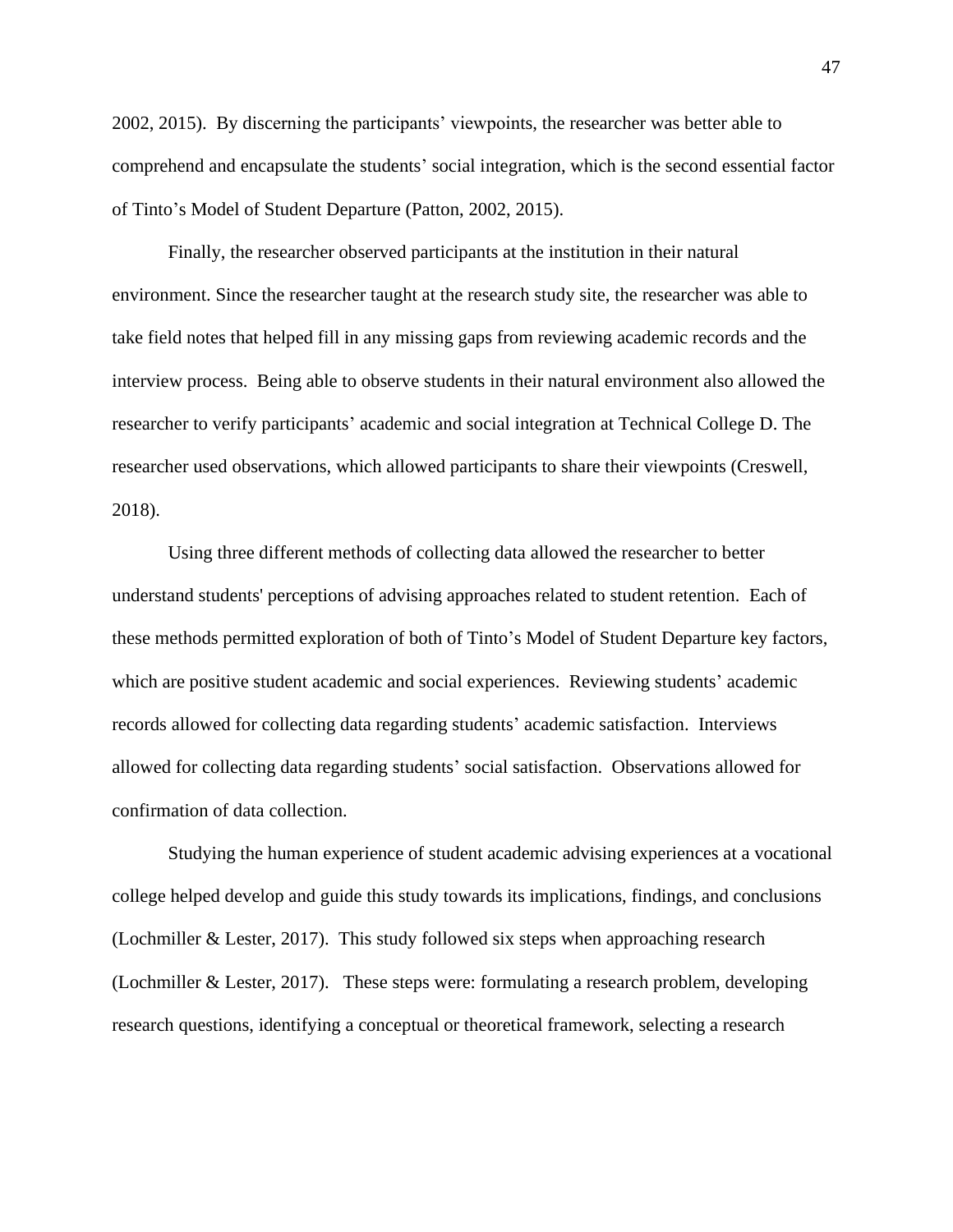2002, 2015). By discerning the participants' viewpoints, the researcher was better able to comprehend and encapsulate the students' social integration, which is the second essential factor of Tinto's Model of Student Departure (Patton, 2002, 2015).

Finally, the researcher observed participants at the institution in their natural environment. Since the researcher taught at the research study site, the researcher was able to take field notes that helped fill in any missing gaps from reviewing academic records and the interview process. Being able to observe students in their natural environment also allowed the researcher to verify participants' academic and social integration at Technical College D. The researcher used observations, which allowed participants to share their viewpoints (Creswell, 2018).

Using three different methods of collecting data allowed the researcher to better understand students' perceptions of advising approaches related to student retention. Each of these methods permitted exploration of both of Tinto's Model of Student Departure key factors, which are positive student academic and social experiences. Reviewing students' academic records allowed for collecting data regarding students' academic satisfaction. Interviews allowed for collecting data regarding students' social satisfaction. Observations allowed for confirmation of data collection.

Studying the human experience of student academic advising experiences at a vocational college helped develop and guide this study towards its implications, findings, and conclusions (Lochmiller & Lester, 2017). This study followed six steps when approaching research (Lochmiller & Lester, 2017). These steps were: formulating a research problem, developing research questions, identifying a conceptual or theoretical framework, selecting a research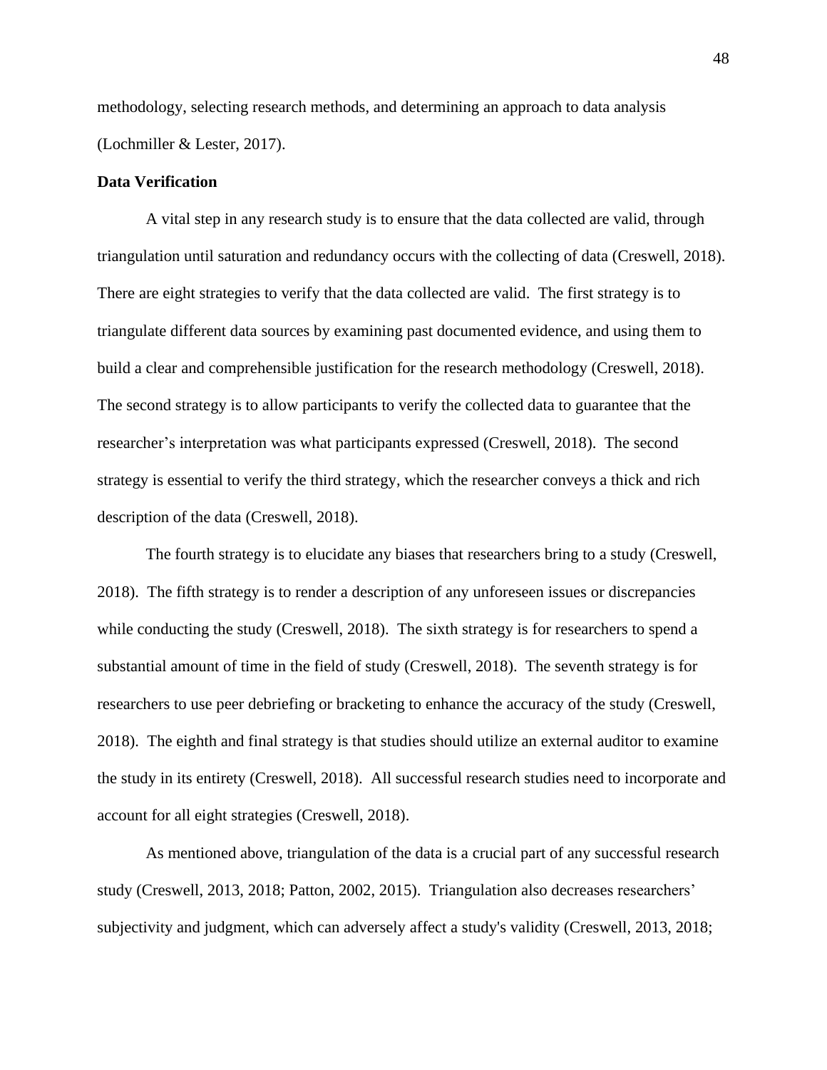methodology, selecting research methods, and determining an approach to data analysis (Lochmiller & Lester, 2017).

**Data Verification**

A vital step in any research study is to ensure that the data collected are valid, through triangulation until saturation and redundancy occurs with the collecting of data (Creswell, 2018). There are eight strategies to verify that the data collected are valid. The first strategy is to triangulate different data sources by examining past documented evidence, and using them to build a clear and comprehensible justification for the research methodology (Creswell, 2018). The second strategy is to allow participants to verify the collected data to guarantee that the researcher's interpretation was what participants expressed (Creswell, 2018). The second strategy is essential to verify the third strategy, which the researcher conveys a thick and rich description of the data (Creswell, 2018).

The fourth strategy is to elucidate any biases that researchers bring to a study (Creswell, 2018). The fifth strategy is to render a description of any unforeseen issues or discrepancies while conducting the study (Creswell, 2018). The sixth strategy is for researchers to spend a substantial amount of time in the field of study (Creswell, 2018). The seventh strategy is for researchers to use peer debriefing or bracketing to enhance the accuracy of the study (Creswell, 2018). The eighth and final strategy is that studies should utilize an external auditor to examine the study in its entirety (Creswell, 2018). All successful research studies need to incorporate and account for all eight strategies (Creswell, 2018).

As mentioned above, triangulation of the data is a crucial part of any successful research study (Creswell, 2013, 2018; Patton, 2002, 2015). Triangulation also decreases researchers' subjectivity and judgment, which can adversely affect a study's validity (Creswell, 2013, 2018;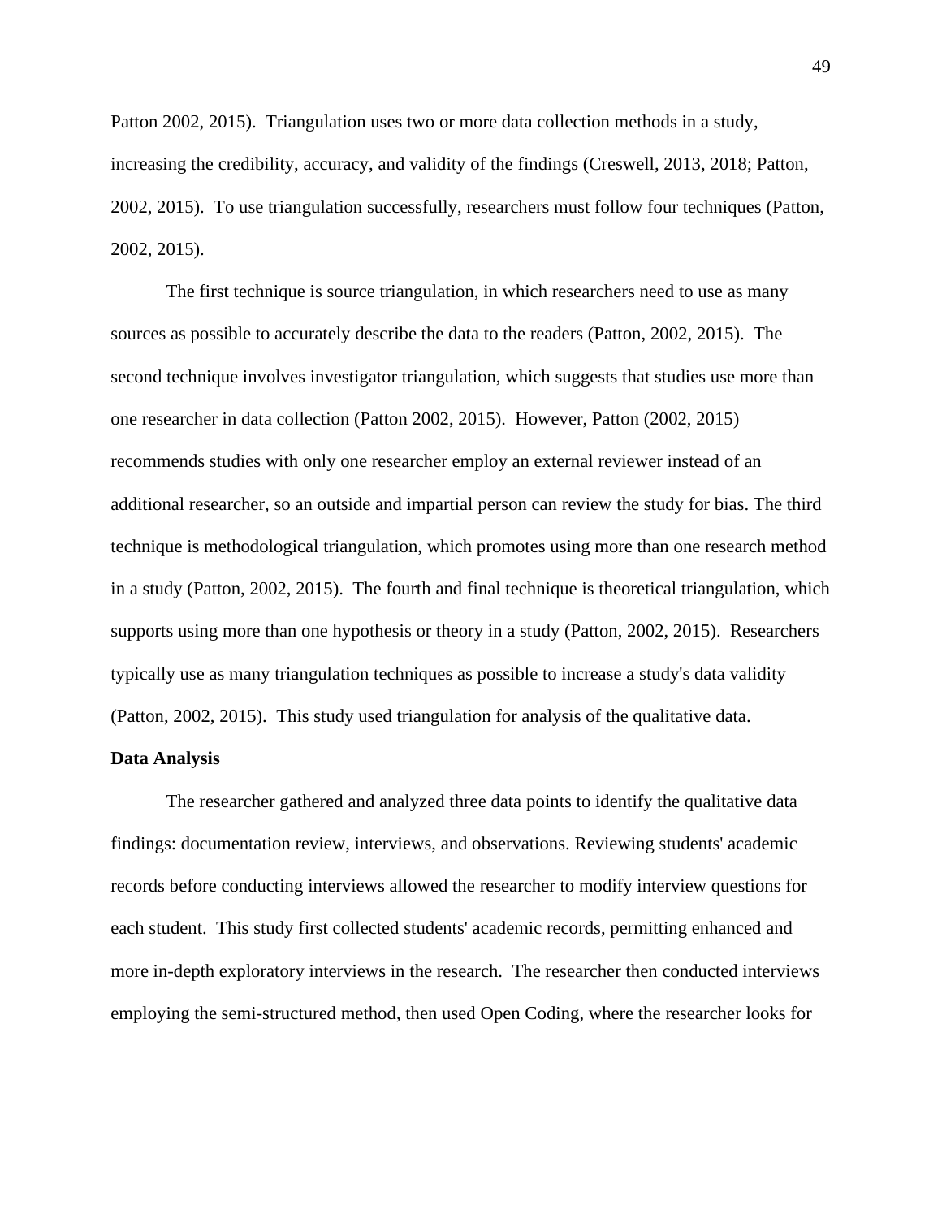Patton 2002, 2015). Triangulation uses two or more data collection methods in a study, increasing the credibility, accuracy, and validity of the findings (Creswell, 2013, 2018; Patton, 2002, 2015). To use triangulation successfully, researchers must follow four techniques (Patton, 2002, 2015).

The first technique is source triangulation, in which researchers need to use as many sources as possible to accurately describe the data to the readers (Patton, 2002, 2015). The second technique involves investigator triangulation, which suggests that studies use more than one researcher in data collection (Patton 2002, 2015). However, Patton (2002, 2015) recommends studies with only one researcher employ an external reviewer instead of an additional researcher, so an outside and impartial person can review the study for bias. The third technique is methodological triangulation, which promotes using more than one research method in a study (Patton, 2002, 2015). The fourth and final technique is theoretical triangulation, which supports using more than one hypothesis or theory in a study (Patton, 2002, 2015). Researchers typically use as many triangulation techniques as possible to increase a study's data validity (Patton, 2002, 2015). This study used triangulation for analysis of the qualitative data.

**Data Analysis**

The researcher gathered and analyzed three data points to identify the qualitative data findings: documentation review, interviews, and observations. Reviewing students' academic records before conducting interviews allowed the researcher to modify interview questions for each student. This study first collected students' academic records, permitting enhanced and more in-depth exploratory interviews in the research. The researcher then conducted interviews employing the semi-structured method, then used Open Coding, where the researcher looks for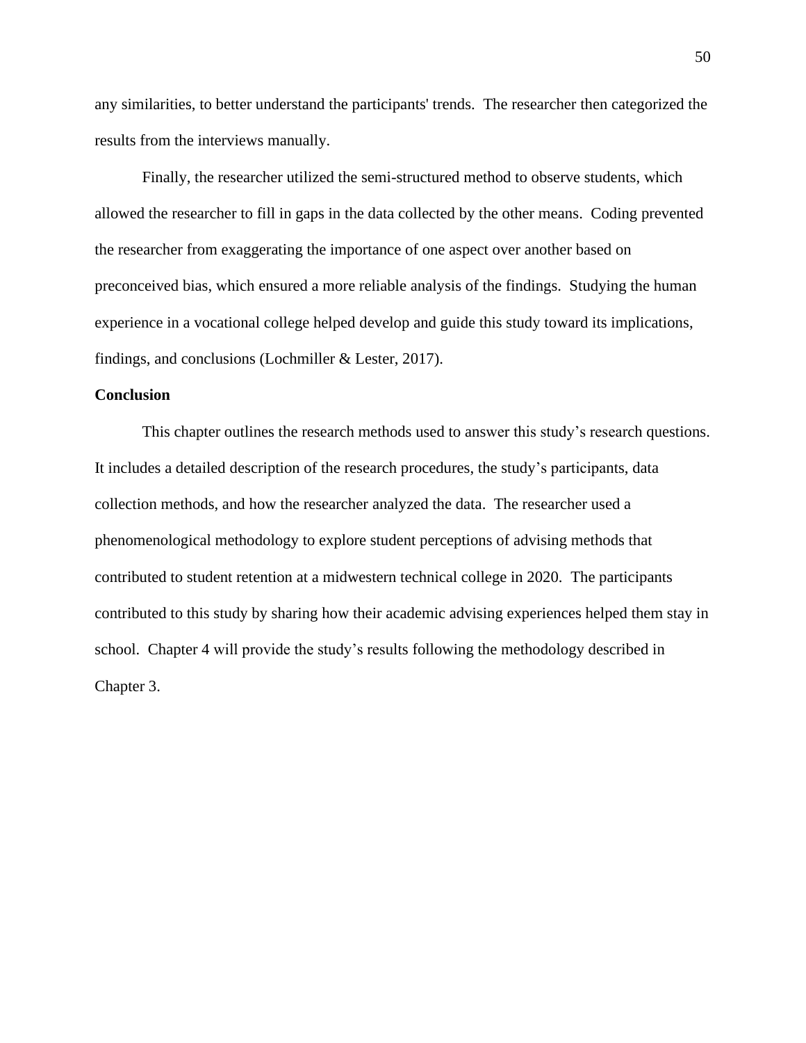any similarities, to better understand the participants' trends. The researcher then categorized the results from the interviews manually.

Finally, the researcher utilized the semi-structured method to observe students, which allowed the researcher to fill in gaps in the data collected by the other means. Coding prevented the researcher from exaggerating the importance of one aspect over another based on preconceived bias, which ensured a more reliable analysis of the findings. Studying the human experience in a vocational college helped develop and guide this study toward its implications, findings, and conclusions (Lochmiller & Lester, 2017).

## Conclusion

This chapter outlines the research methods used to answer this study's research questions. It includes a detailed description of the research procedures, the study's participants, data collection methods, and how the researcher analyzed the data. The researcher used a phenomenological methodology to explore student perceptions of advising methods that contributed to student retention at a midwestern technical college in 2020. The participants contributed to this study by sharing how their academic advising experiences helped them stay in school. Chapter 4 will provide the study's results following the methodology described in Chapter 3.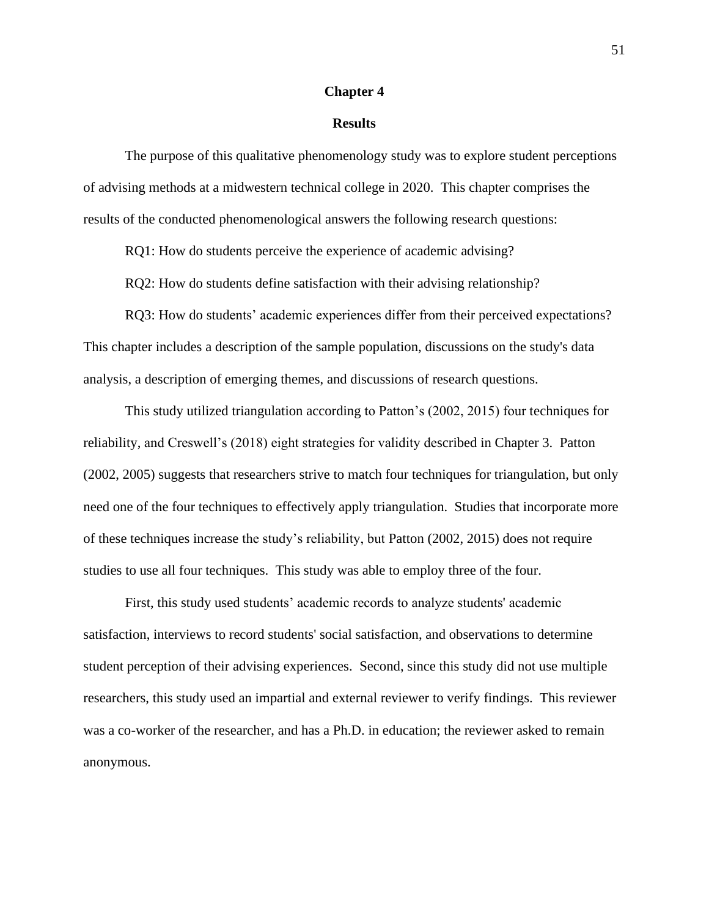# Chapter 4

## Results

The purpose of this qualitative phenomenology study was to explore student perceptions of advising methods at a midwestern technical college in 2020. This chapter comprises the results of the conducted phenomenological answers the following research questions:

RQ1: How do students perceive the experience of academic advising?

RQ2: How do students define satisfaction with their advising relationship?

RQ3: How do students' academic experiences differ from their perceived expectations?

This chapter includes a description of the sample population, discussions on the study's data analysis, a description of emerging themes, and discussions of research questions.

This study utilized triangulation according to Patton's (2002, 2015) four techniques for reliability, and Creswell's (2018) eight strategies for validity described in Chapter 3. Patton (2002, 2005) suggests that researchers strive to match four techniques for triangulation, but only need one of the four techniques to effectively apply triangulation. Studies that incorporate more of these techniques increase the study's reliability, but Patton (2002, 2015) does not require studies to use all four techniques. This study was able to employ three of the four.

First, this study used students' academic records to analyze students' academic satisfaction, interviews to record students' social satisfaction, and observations to determine student perception of their advising experiences. Second, since this study did not use multiple researchers, this study used an impartial and external reviewer to verify findings. This reviewer was a co-worker of the researcher, and has a Ph.D. in education; the reviewer asked to remain anonymous.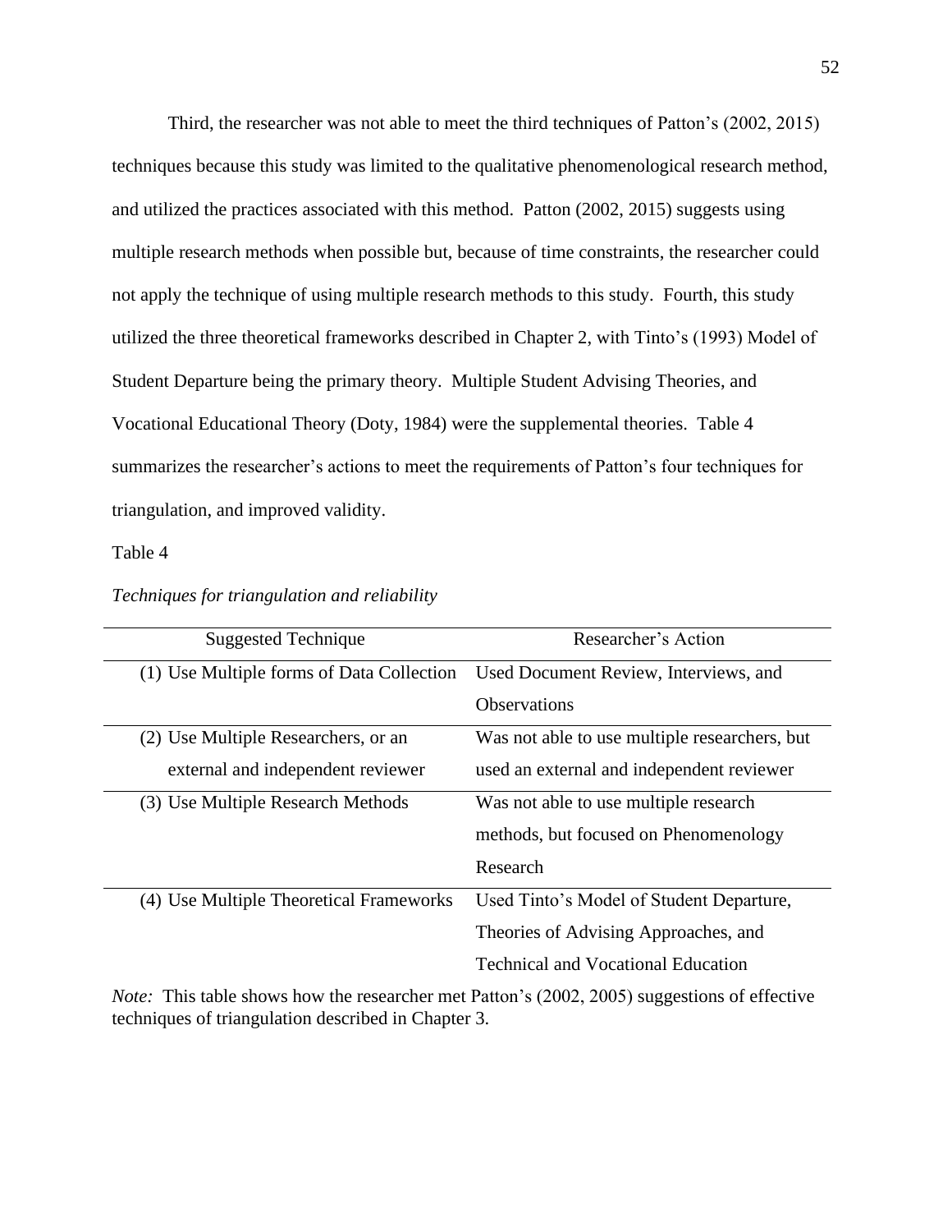Third, the researcher was not able to meet the third techniques of Patton's (2002, 2015) techniques because this study was limited to the qualitative phenomenological research method, and utilized the practices associated with this method. Patton (2002, 2015) suggests using multiple research methods when possible but, because of time constraints, the researcher could not apply the technique of using multiple research methods to this study. Fourth, this study utilized the three theoretical frameworks described in Chapter 2, with Tinto's (1993) Model of Student Departure being the primary theory. Multiple Student Advising Theories, and Vocational Educational Theory (Doty, 1984) were the supplemental theories. Table 4 summarizes the researcher's actions to meet the requirements of Patton's four techniques for triangulation, and improved validity.

Table 4

*Techniques for triangulation and reliability*

| Suggested Technique | Researcher's Action |
|---|---|
| (1) Use Multiple forms of Data Collection | Used Document Review, Interviews, and Observations |
| (2) Use Multiple Researchers, or an external and independent reviewer | Was not able to use multiple researchers, but used an external and independent reviewer |
| (3) Use Multiple Research Methods | Was not able to use multiple research methods, but focused on Phenomenology Research |
| (4) Use Multiple Theoretical Frameworks | Used Tinto's Model of Student Departure, Theories of Advising Approaches, and Technical and Vocational Education |

*Note:* This table shows how the researcher met Patton's (2002, 2005) suggestions of effective techniques of triangulation described in Chapter 3.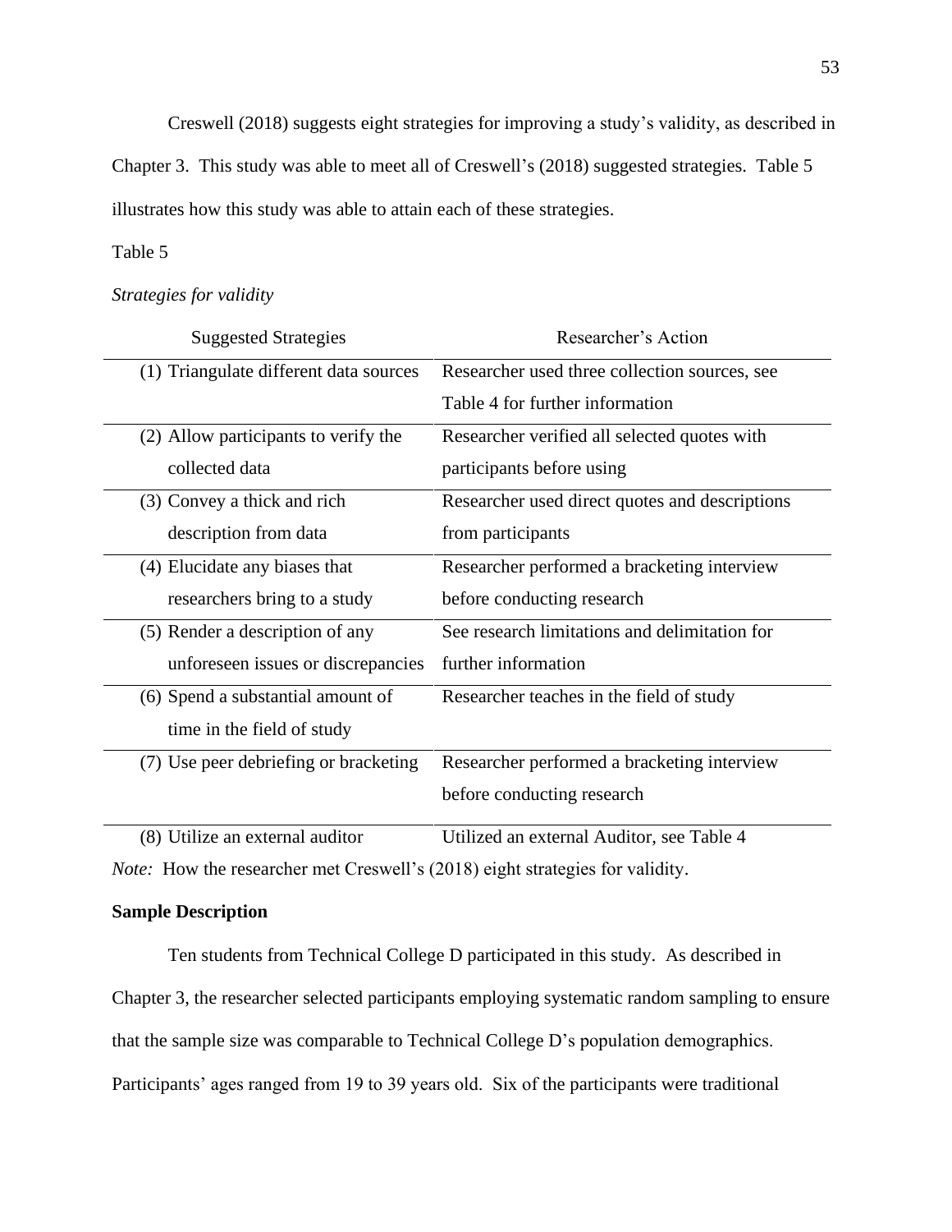Creswell (2018) suggests eight strategies for improving a study's validity, as described in Chapter 3. This study was able to meet all of Creswell's (2018) suggested strategies. Table 5 illustrates how this study was able to attain each of these strategies.

Table 5

*Strategies for validity*

| Suggested Strategies | Researcher's Action |
| --- | --- |
| (1) Triangulate different data sources | Researcher used three collection sources, see Table 4 for further information |
| (2) Allow participants to verify the collected data | Researcher verified all selected quotes with participants before using |
| (3) Convey a thick and rich description from data | Researcher used direct quotes and descriptions from participants |
| (4) Elucidate any biases that researchers bring to a study | Researcher performed a bracketing interview before conducting research |
| (5) Render a description of any unforeseen issues or discrepancies | See research limitations and delimitation for further information |
| (6) Spend a substantial amount of time in the field of study | Researcher teaches in the field of study |
| (7) Use peer debriefing or bracketing | Researcher performed a bracketing interview before conducting research |
| (8) Utilize an external auditor | Utilized an external Auditor, see Table 4 |

*Note:* How the researcher met Creswell's (2018) eight strategies for validity.

**Sample Description**

Ten students from Technical College D participated in this study. As described in Chapter 3, the researcher selected participants employing systematic random sampling to ensure that the sample size was comparable to Technical College D's population demographics. Participants' ages ranged from 19 to 39 years old. Six of the participants were traditional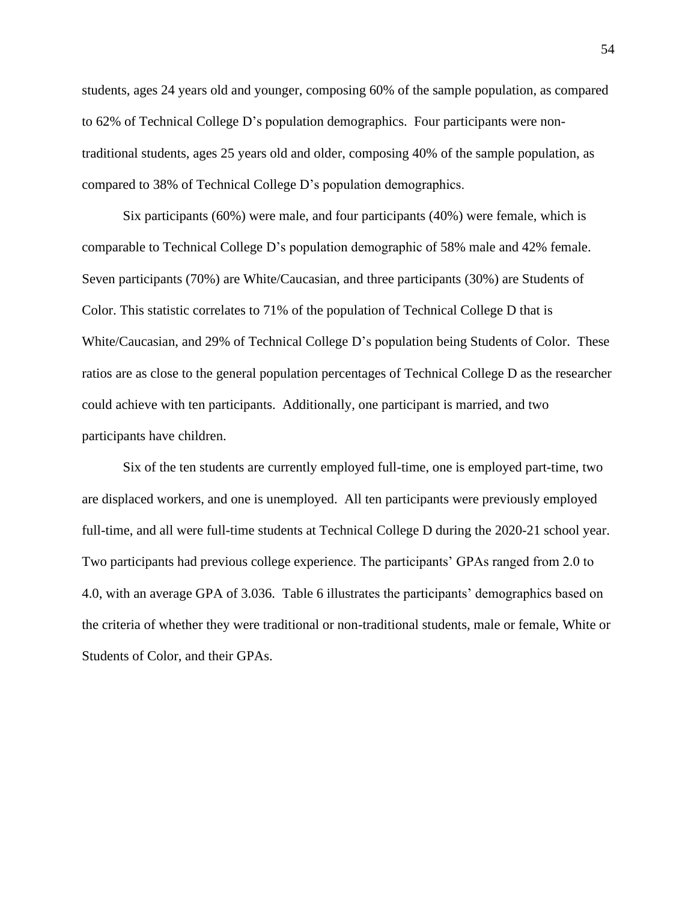students, ages 24 years old and younger, composing 60% of the sample population, as compared to 62% of Technical College D's population demographics. Four participants were non-traditional students, ages 25 years old and older, composing 40% of the sample population, as compared to 38% of Technical College D's population demographics.

Six participants (60%) were male, and four participants (40%) were female, which is comparable to Technical College D's population demographic of 58% male and 42% female. Seven participants (70%) are White/Caucasian, and three participants (30%) are Students of Color. This statistic correlates to 71% of the population of Technical College D that is White/Caucasian, and 29% of Technical College D's population being Students of Color. These ratios are as close to the general population percentages of Technical College D as the researcher could achieve with ten participants. Additionally, one participant is married, and two participants have children.

Six of the ten students are currently employed full-time, one is employed part-time, two are displaced workers, and one is unemployed. All ten participants were previously employed full-time, and all were full-time students at Technical College D during the 2020-21 school year. Two participants had previous college experience. The participants' GPAs ranged from 2.0 to 4.0, with an average GPA of 3.036. Table 6 illustrates the participants' demographics based on the criteria of whether they were traditional or non-traditional students, male or female, White or Students of Color, and their GPAs.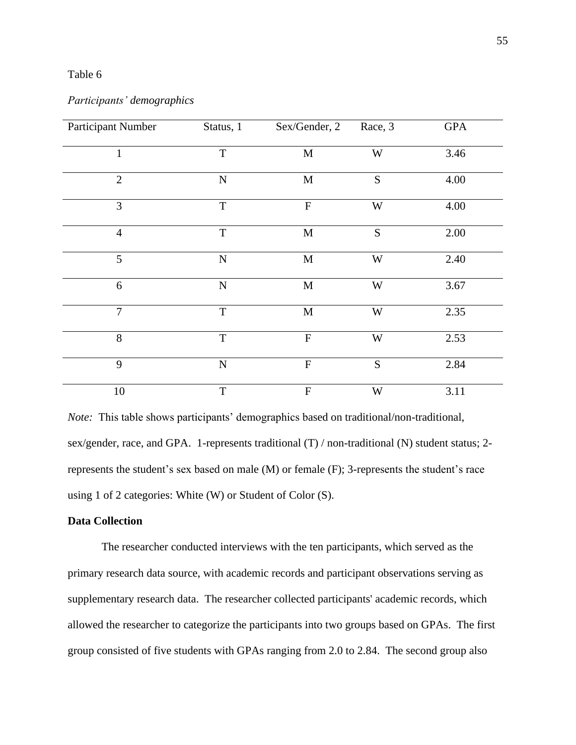Table 6

*Participants' demographics*

| Participant Number | Status, 1 | Sex/Gender, 2 | Race, 3 | GPA |
|---|---|---|---|---|
| 1 | T | M | W | 3.46 |
| 2 | N | M | S | 4.00 |
| 3 | T | F | W | 4.00 |
| 4 | T | M | S | 2.00 |
| 5 | N | M | W | 2.40 |
| 6 | N | M | W | 3.67 |
| 7 | T | M | W | 2.35 |
| 8 | T | F | W | 2.53 |
| 9 | N | F | S | 2.84 |
| 10 | T | F | W | 3.11 |

*Note:* This table shows participants' demographics based on traditional/non-traditional, sex/gender, race, and GPA. 1-represents traditional (T) / non-traditional (N) student status; 2-represents the student's sex based on male (M) or female (F); 3-represents the student's race using 1 of 2 categories: White (W) or Student of Color (S).

**Data Collection**

The researcher conducted interviews with the ten participants, which served as the primary research data source, with academic records and participant observations serving as supplementary research data. The researcher collected participants' academic records, which allowed the researcher to categorize the participants into two groups based on GPAs. The first group consisted of five students with GPAs ranging from 2.0 to 2.84. The second group also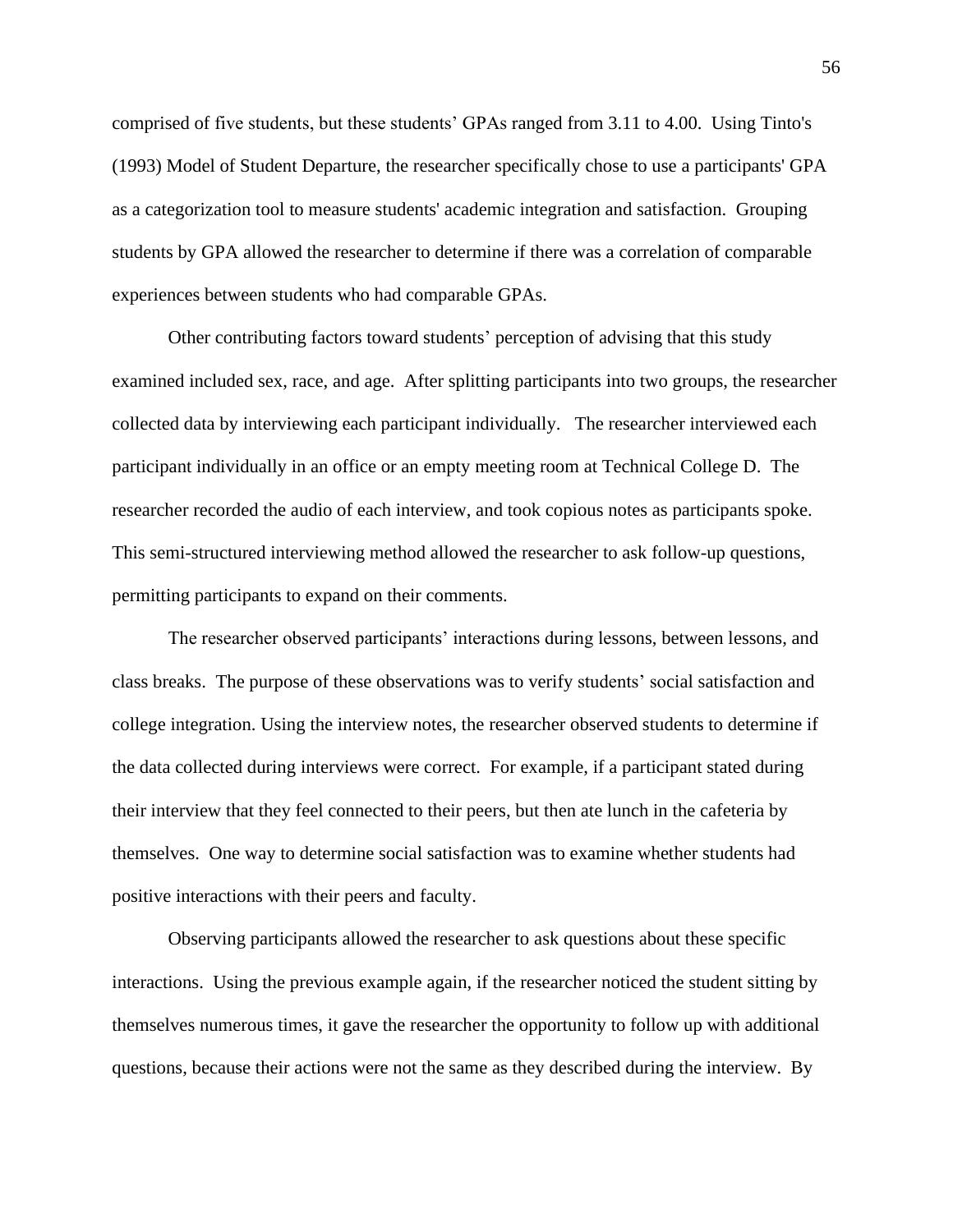comprised of five students, but these students' GPAs ranged from 3.11 to 4.00. Using Tinto's (1993) Model of Student Departure, the researcher specifically chose to use a participants' GPA as a categorization tool to measure students' academic integration and satisfaction. Grouping students by GPA allowed the researcher to determine if there was a correlation of comparable experiences between students who had comparable GPAs.

Other contributing factors toward students' perception of advising that this study examined included sex, race, and age. After splitting participants into two groups, the researcher collected data by interviewing each participant individually. The researcher interviewed each participant individually in an office or an empty meeting room at Technical College D. The researcher recorded the audio of each interview, and took copious notes as participants spoke. This semi-structured interviewing method allowed the researcher to ask follow-up questions, permitting participants to expand on their comments.

The researcher observed participants' interactions during lessons, between lessons, and class breaks. The purpose of these observations was to verify students' social satisfaction and college integration. Using the interview notes, the researcher observed students to determine if the data collected during interviews were correct. For example, if a participant stated during their interview that they feel connected to their peers, but then ate lunch in the cafeteria by themselves. One way to determine social satisfaction was to examine whether students had positive interactions with their peers and faculty.

Observing participants allowed the researcher to ask questions about these specific interactions. Using the previous example again, if the researcher noticed the student sitting by themselves numerous times, it gave the researcher the opportunity to follow up with additional questions, because their actions were not the same as they described during the interview. By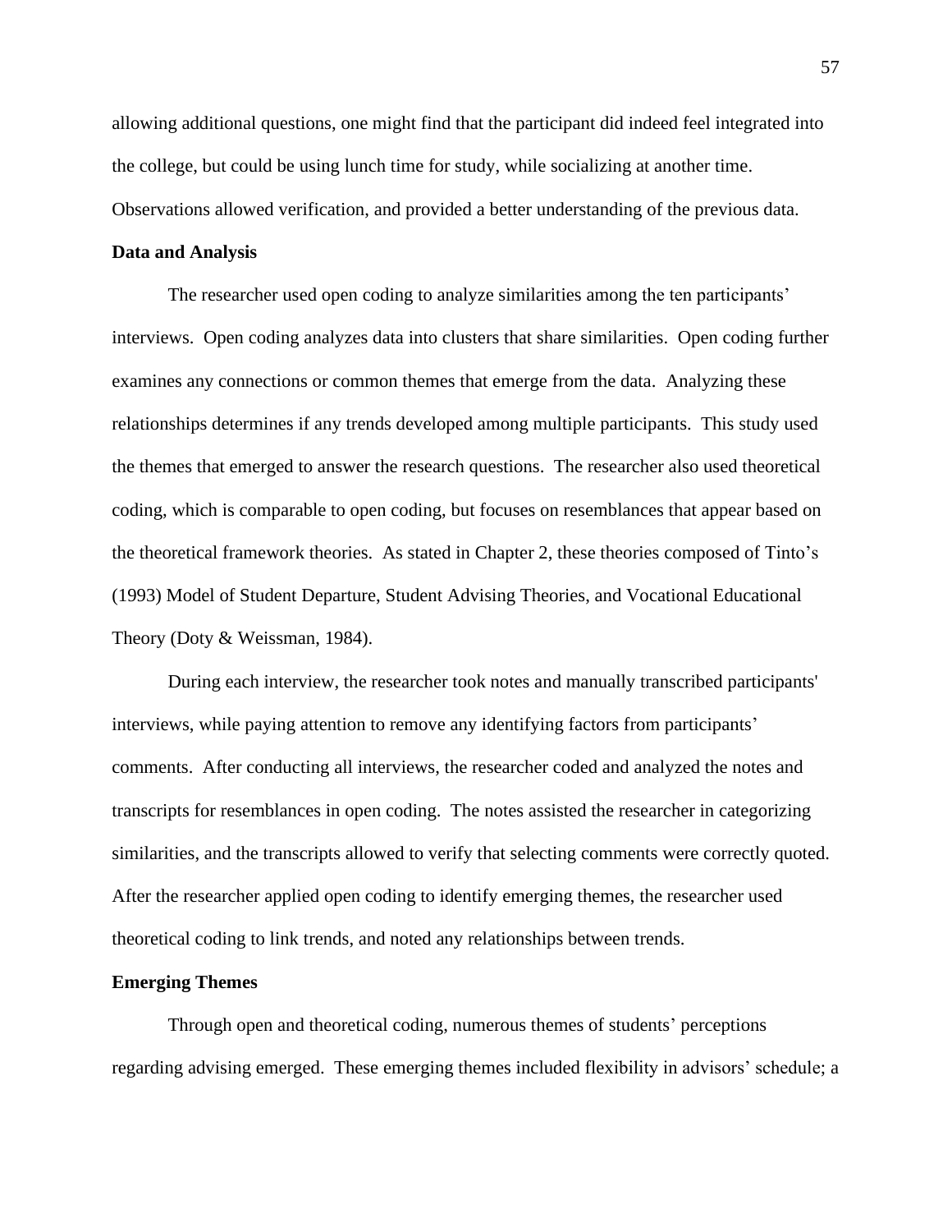allowing additional questions, one might find that the participant did indeed feel integrated into the college, but could be using lunch time for study, while socializing at another time. Observations allowed verification, and provided a better understanding of the previous data.

**Data and Analysis**

The researcher used open coding to analyze similarities among the ten participants' interviews. Open coding analyzes data into clusters that share similarities. Open coding further examines any connections or common themes that emerge from the data. Analyzing these relationships determines if any trends developed among multiple participants. This study used the themes that emerged to answer the research questions. The researcher also used theoretical coding, which is comparable to open coding, but focuses on resemblances that appear based on the theoretical framework theories. As stated in Chapter 2, these theories composed of Tinto's (1993) Model of Student Departure, Student Advising Theories, and Vocational Educational Theory (Doty & Weissman, 1984).

During each interview, the researcher took notes and manually transcribed participants' interviews, while paying attention to remove any identifying factors from participants' comments. After conducting all interviews, the researcher coded and analyzed the notes and transcripts for resemblances in open coding. The notes assisted the researcher in categorizing similarities, and the transcripts allowed to verify that selecting comments were correctly quoted. After the researcher applied open coding to identify emerging themes, the researcher used theoretical coding to link trends, and noted any relationships between trends.

**Emerging Themes**

Through open and theoretical coding, numerous themes of students' perceptions regarding advising emerged. These emerging themes included flexibility in advisors' schedule; a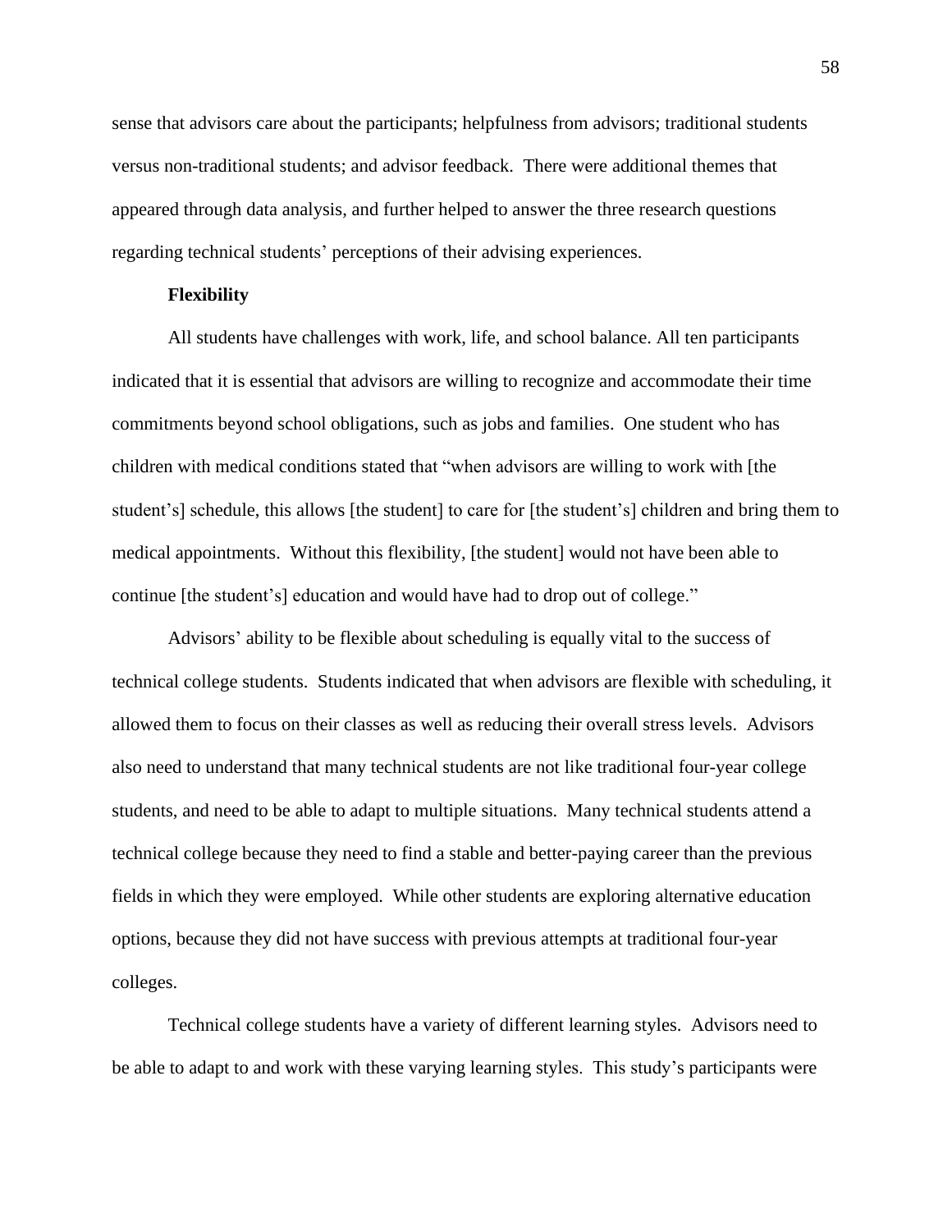sense that advisors care about the participants; helpfulness from advisors; traditional students versus non-traditional students; and advisor feedback. There were additional themes that appeared through data analysis, and further helped to answer the three research questions regarding technical students' perceptions of their advising experiences.

**Flexibility**

All students have challenges with work, life, and school balance. All ten participants indicated that it is essential that advisors are willing to recognize and accommodate their time commitments beyond school obligations, such as jobs and families. One student who has children with medical conditions stated that "when advisors are willing to work with [the student's] schedule, this allows [the student] to care for [the student's] children and bring them to medical appointments. Without this flexibility, [the student] would not have been able to continue [the student's] education and would have had to drop out of college."

Advisors' ability to be flexible about scheduling is equally vital to the success of technical college students. Students indicated that when advisors are flexible with scheduling, it allowed them to focus on their classes as well as reducing their overall stress levels. Advisors also need to understand that many technical students are not like traditional four-year college students, and need to be able to adapt to multiple situations. Many technical students attend a technical college because they need to find a stable and better-paying career than the previous fields in which they were employed. While other students are exploring alternative education options, because they did not have success with previous attempts at traditional four-year colleges.

Technical college students have a variety of different learning styles. Advisors need to be able to adapt to and work with these varying learning styles. This study's participants were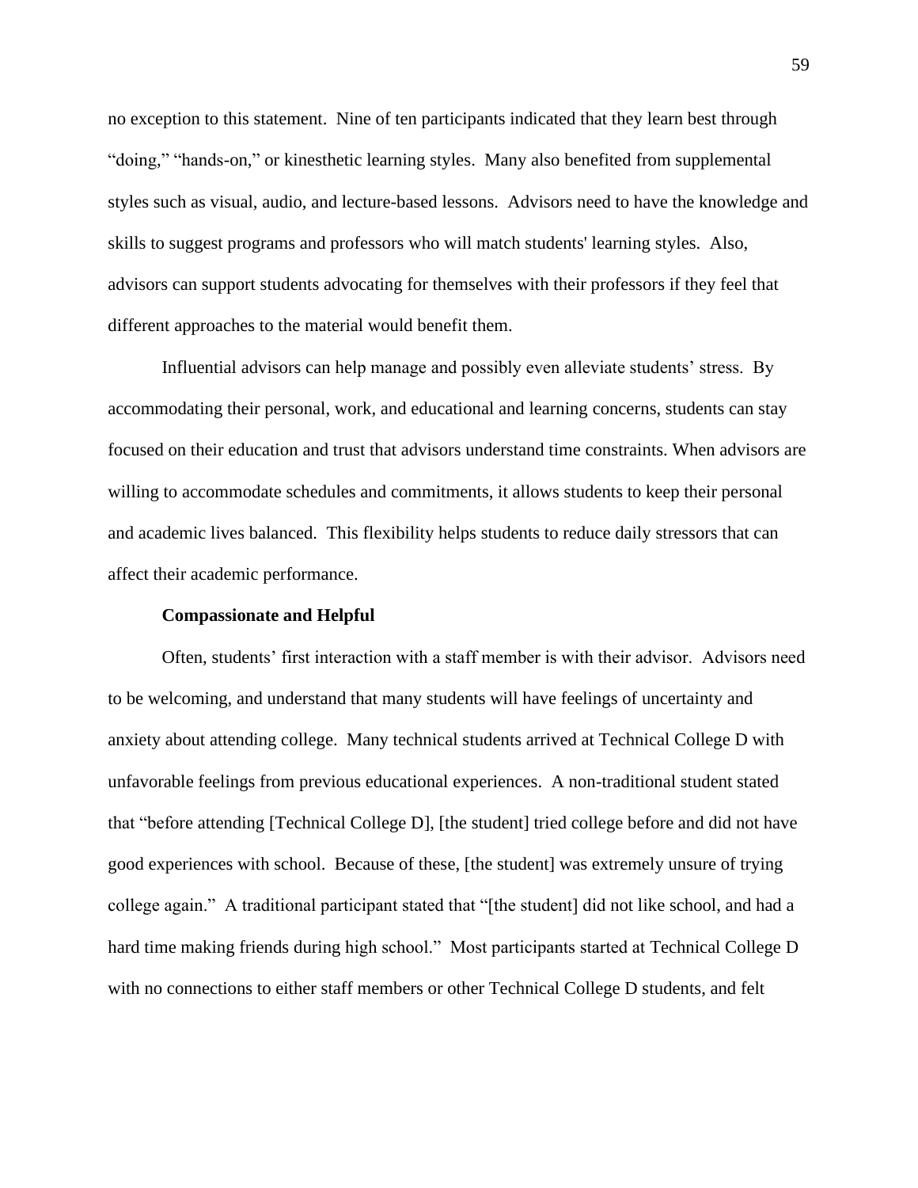no exception to this statement. Nine of ten participants indicated that they learn best through "doing," "hands-on," or kinesthetic learning styles. Many also benefited from supplemental styles such as visual, audio, and lecture-based lessons. Advisors need to have the knowledge and skills to suggest programs and professors who will match students' learning styles. Also, advisors can support students advocating for themselves with their professors if they feel that different approaches to the material would benefit them.

Influential advisors can help manage and possibly even alleviate students' stress. By accommodating their personal, work, and educational and learning concerns, students can stay focused on their education and trust that advisors understand time constraints. When advisors are willing to accommodate schedules and commitments, it allows students to keep their personal and academic lives balanced. This flexibility helps students to reduce daily stressors that can affect their academic performance.

**Compassionate and Helpful**

Often, students' first interaction with a staff member is with their advisor. Advisors need to be welcoming, and understand that many students will have feelings of uncertainty and anxiety about attending college. Many technical students arrived at Technical College D with unfavorable feelings from previous educational experiences. A non-traditional student stated that "before attending [Technical College D], [the student] tried college before and did not have good experiences with school. Because of these, [the student] was extremely unsure of trying college again." A traditional participant stated that "[the student] did not like school, and had a hard time making friends during high school." Most participants started at Technical College D with no connections to either staff members or other Technical College D students, and felt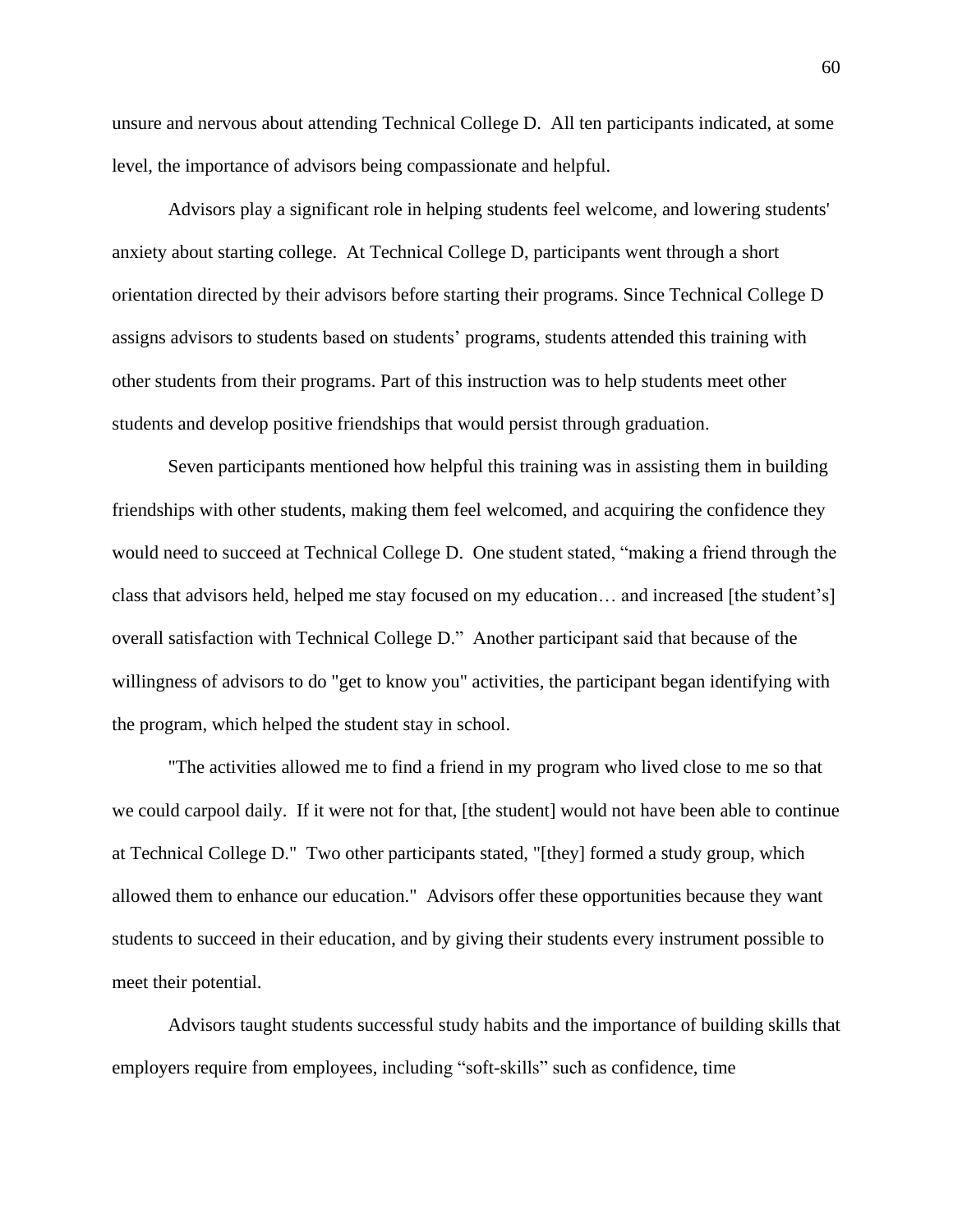unsure and nervous about attending Technical College D. All ten participants indicated, at some level, the importance of advisors being compassionate and helpful.

Advisors play a significant role in helping students feel welcome, and lowering students' anxiety about starting college. At Technical College D, participants went through a short orientation directed by their advisors before starting their programs. Since Technical College D assigns advisors to students based on students' programs, students attended this training with other students from their programs. Part of this instruction was to help students meet other students and develop positive friendships that would persist through graduation.

Seven participants mentioned how helpful this training was in assisting them in building friendships with other students, making them feel welcomed, and acquiring the confidence they would need to succeed at Technical College D. One student stated, "making a friend through the class that advisors held, helped me stay focused on my education… and increased [the student's] overall satisfaction with Technical College D." Another participant said that because of the willingness of advisors to do "get to know you" activities, the participant began identifying with the program, which helped the student stay in school.

"The activities allowed me to find a friend in my program who lived close to me so that we could carpool daily. If it were not for that, [the student] would not have been able to continue at Technical College D." Two other participants stated, "[they] formed a study group, which allowed them to enhance our education." Advisors offer these opportunities because they want students to succeed in their education, and by giving their students every instrument possible to meet their potential.

Advisors taught students successful study habits and the importance of building skills that employers require from employees, including "soft-skills" such as confidence, time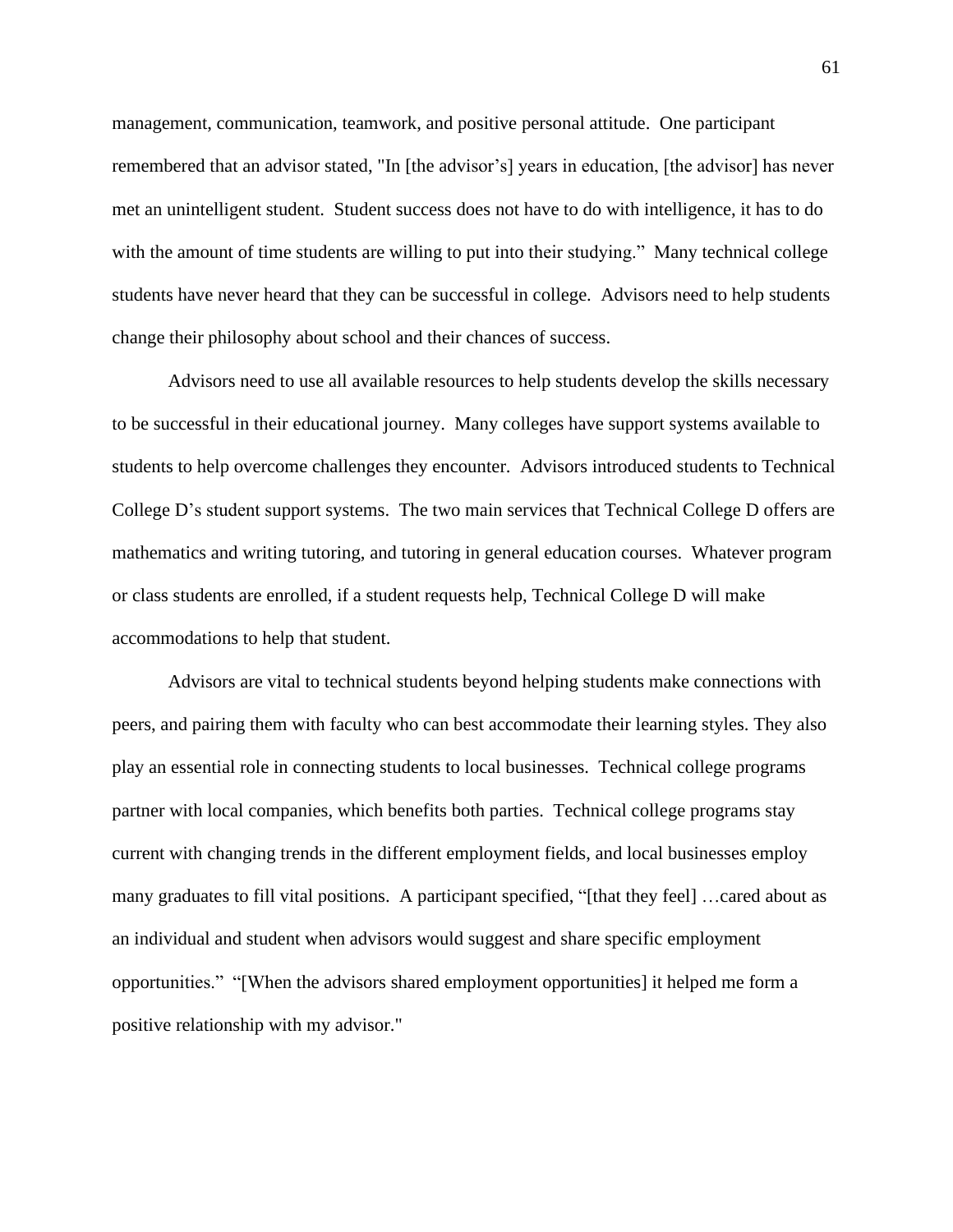management, communication, teamwork, and positive personal attitude. One participant remembered that an advisor stated, "In [the advisor's] years in education, [the advisor] has never met an unintelligent student. Student success does not have to do with intelligence, it has to do with the amount of time students are willing to put into their studying." Many technical college students have never heard that they can be successful in college. Advisors need to help students change their philosophy about school and their chances of success.

Advisors need to use all available resources to help students develop the skills necessary to be successful in their educational journey. Many colleges have support systems available to students to help overcome challenges they encounter. Advisors introduced students to Technical College D's student support systems. The two main services that Technical College D offers are mathematics and writing tutoring, and tutoring in general education courses. Whatever program or class students are enrolled, if a student requests help, Technical College D will make accommodations to help that student.

Advisors are vital to technical students beyond helping students make connections with peers, and pairing them with faculty who can best accommodate their learning styles. They also play an essential role in connecting students to local businesses. Technical college programs partner with local companies, which benefits both parties. Technical college programs stay current with changing trends in the different employment fields, and local businesses employ many graduates to fill vital positions. A participant specified, "[that they feel] …cared about as an individual and student when advisors would suggest and share specific employment opportunities." "[When the advisors shared employment opportunities] it helped me form a positive relationship with my advisor."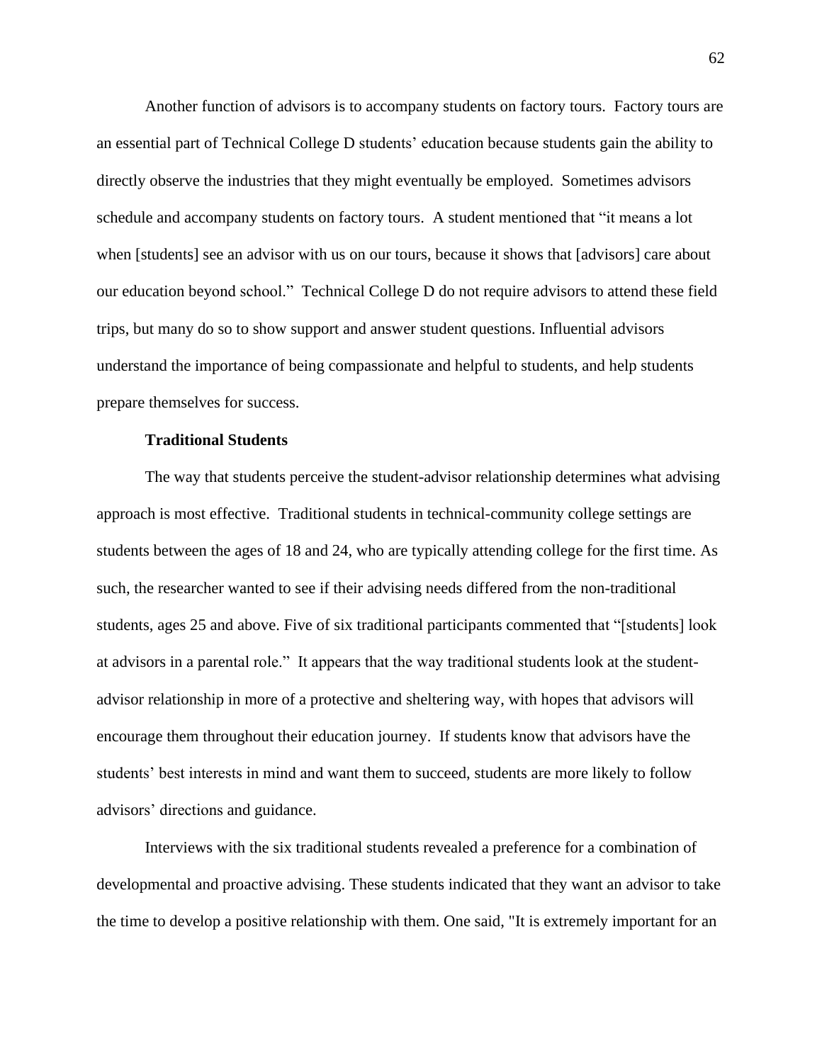Another function of advisors is to accompany students on factory tours. Factory tours are an essential part of Technical College D students' education because students gain the ability to directly observe the industries that they might eventually be employed. Sometimes advisors schedule and accompany students on factory tours. A student mentioned that "it means a lot when [students] see an advisor with us on our tours, because it shows that [advisors] care about our education beyond school." Technical College D do not require advisors to attend these field trips, but many do so to show support and answer student questions. Influential advisors understand the importance of being compassionate and helpful to students, and help students prepare themselves for success.

**Traditional Students**

The way that students perceive the student-advisor relationship determines what advising approach is most effective. Traditional students in technical-community college settings are students between the ages of 18 and 24, who are typically attending college for the first time. As such, the researcher wanted to see if their advising needs differed from the non-traditional students, ages 25 and above. Five of six traditional participants commented that "[students] look at advisors in a parental role." It appears that the way traditional students look at the student-advisor relationship in more of a protective and sheltering way, with hopes that advisors will encourage them throughout their education journey. If students know that advisors have the students' best interests in mind and want them to succeed, students are more likely to follow advisors' directions and guidance.

Interviews with the six traditional students revealed a preference for a combination of developmental and proactive advising. These students indicated that they want an advisor to take the time to develop a positive relationship with them. One said, "It is extremely important for an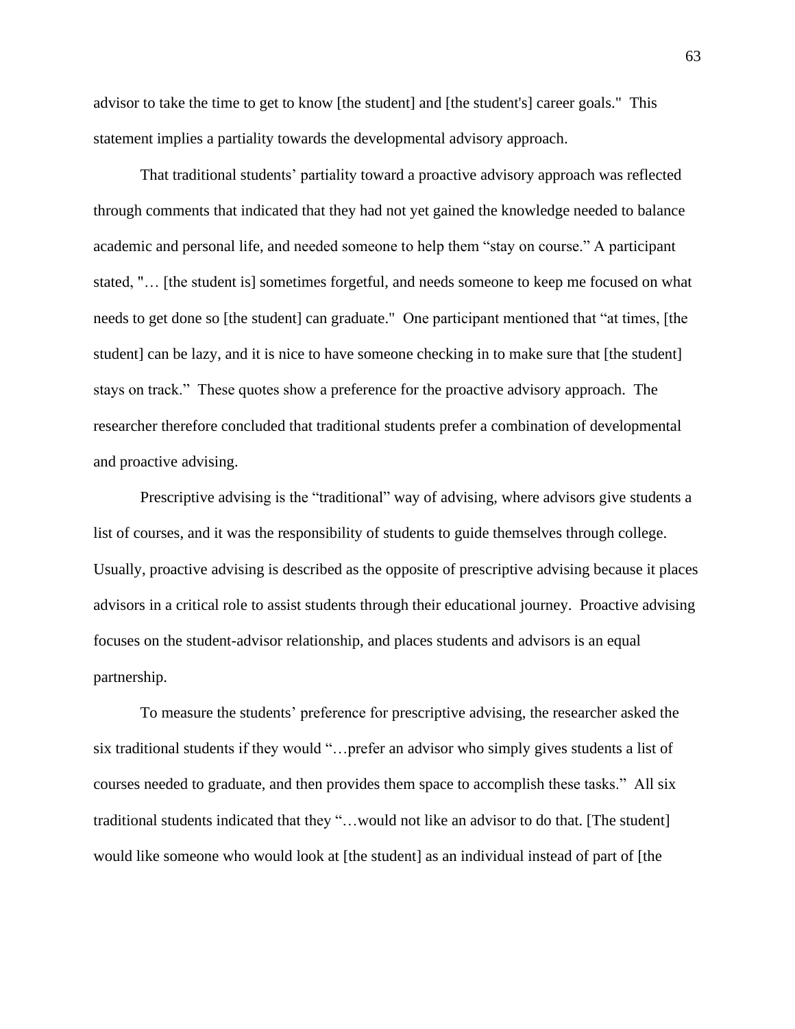advisor to take the time to get to know [the student] and [the student's] career goals." This statement implies a partiality towards the developmental advisory approach.

That traditional students' partiality toward a proactive advisory approach was reflected through comments that indicated that they had not yet gained the knowledge needed to balance academic and personal life, and needed someone to help them "stay on course." A participant stated, "… [the student is] sometimes forgetful, and needs someone to keep me focused on what needs to get done so [the student] can graduate." One participant mentioned that "at times, [the student] can be lazy, and it is nice to have someone checking in to make sure that [the student] stays on track." These quotes show a preference for the proactive advisory approach. The researcher therefore concluded that traditional students prefer a combination of developmental and proactive advising.

Prescriptive advising is the "traditional" way of advising, where advisors give students a list of courses, and it was the responsibility of students to guide themselves through college. Usually, proactive advising is described as the opposite of prescriptive advising because it places advisors in a critical role to assist students through their educational journey. Proactive advising focuses on the student-advisor relationship, and places students and advisors is an equal partnership.

To measure the students' preference for prescriptive advising, the researcher asked the six traditional students if they would "…prefer an advisor who simply gives students a list of courses needed to graduate, and then provides them space to accomplish these tasks." All six traditional students indicated that they "…would not like an advisor to do that. [The student] would like someone who would look at [the student] as an individual instead of part of [the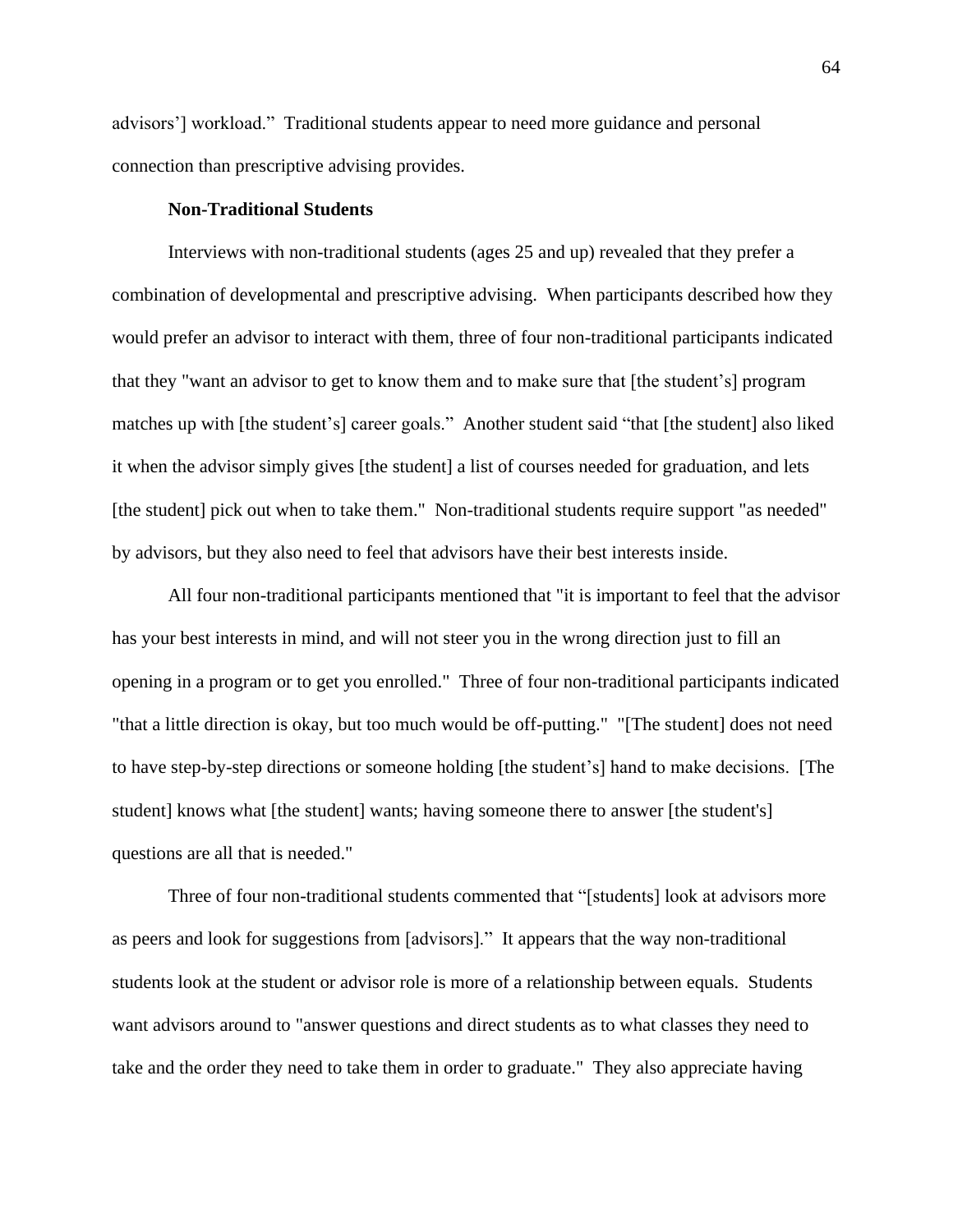advisors'] workload." Traditional students appear to need more guidance and personal connection than prescriptive advising provides.

**Non-Traditional Students**

Interviews with non-traditional students (ages 25 and up) revealed that they prefer a combination of developmental and prescriptive advising. When participants described how they would prefer an advisor to interact with them, three of four non-traditional participants indicated that they "want an advisor to get to know them and to make sure that [the student's] program matches up with [the student's] career goals." Another student said "that [the student] also liked it when the advisor simply gives [the student] a list of courses needed for graduation, and lets [the student] pick out when to take them." Non-traditional students require support "as needed" by advisors, but they also need to feel that advisors have their best interests inside.

All four non-traditional participants mentioned that "it is important to feel that the advisor has your best interests in mind, and will not steer you in the wrong direction just to fill an opening in a program or to get you enrolled." Three of four non-traditional participants indicated "that a little direction is okay, but too much would be off-putting." "[The student] does not need to have step-by-step directions or someone holding [the student's] hand to make decisions. [The student] knows what [the student] wants; having someone there to answer [the student's] questions are all that is needed."

Three of four non-traditional students commented that "[students] look at advisors more as peers and look for suggestions from [advisors]." It appears that the way non-traditional students look at the student or advisor role is more of a relationship between equals. Students want advisors around to "answer questions and direct students as to what classes they need to take and the order they need to take them in order to graduate." They also appreciate having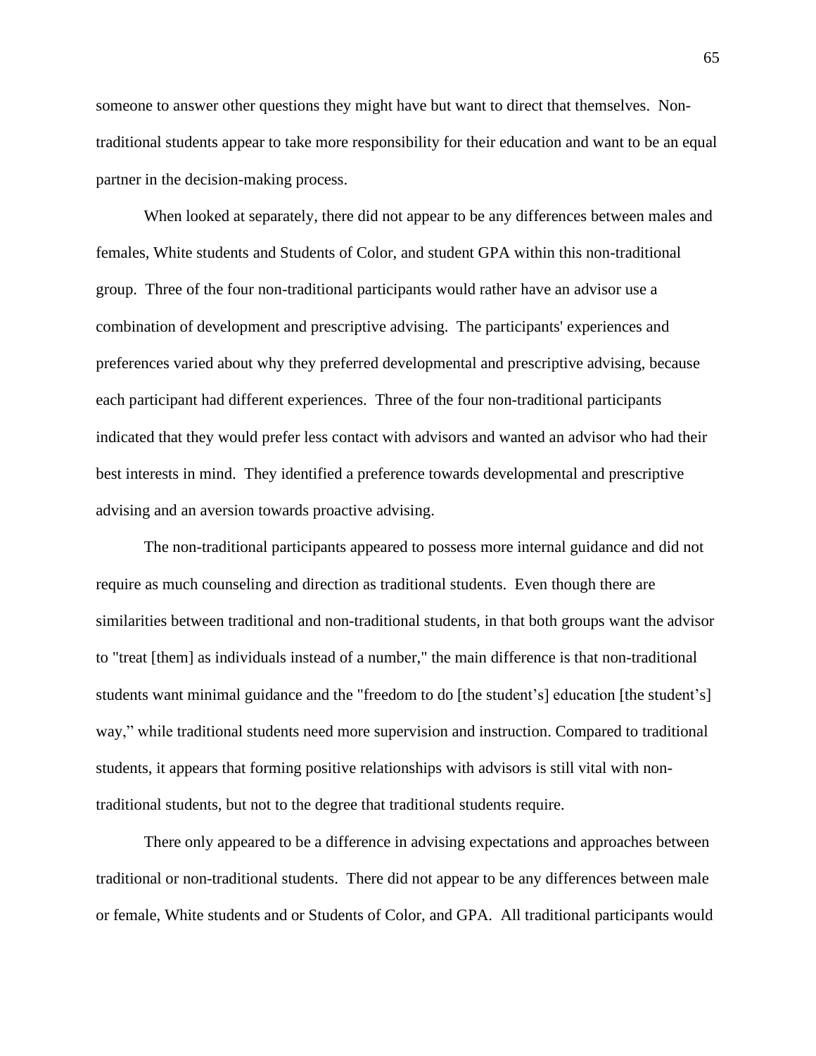someone to answer other questions they might have but want to direct that themselves. Non-traditional students appear to take more responsibility for their education and want to be an equal partner in the decision-making process.

When looked at separately, there did not appear to be any differences between males and females, White students and Students of Color, and student GPA within this non-traditional group. Three of the four non-traditional participants would rather have an advisor use a combination of development and prescriptive advising. The participants' experiences and preferences varied about why they preferred developmental and prescriptive advising, because each participant had different experiences. Three of the four non-traditional participants indicated that they would prefer less contact with advisors and wanted an advisor who had their best interests in mind. They identified a preference towards developmental and prescriptive advising and an aversion towards proactive advising.

The non-traditional participants appeared to possess more internal guidance and did not require as much counseling and direction as traditional students. Even though there are similarities between traditional and non-traditional students, in that both groups want the advisor to "treat [them] as individuals instead of a number," the main difference is that non-traditional students want minimal guidance and the "freedom to do [the student's] education [the student's] way," while traditional students need more supervision and instruction. Compared to traditional students, it appears that forming positive relationships with advisors is still vital with non-traditional students, but not to the degree that traditional students require.

There only appeared to be a difference in advising expectations and approaches between traditional or non-traditional students. There did not appear to be any differences between male or female, White students and or Students of Color, and GPA. All traditional participants would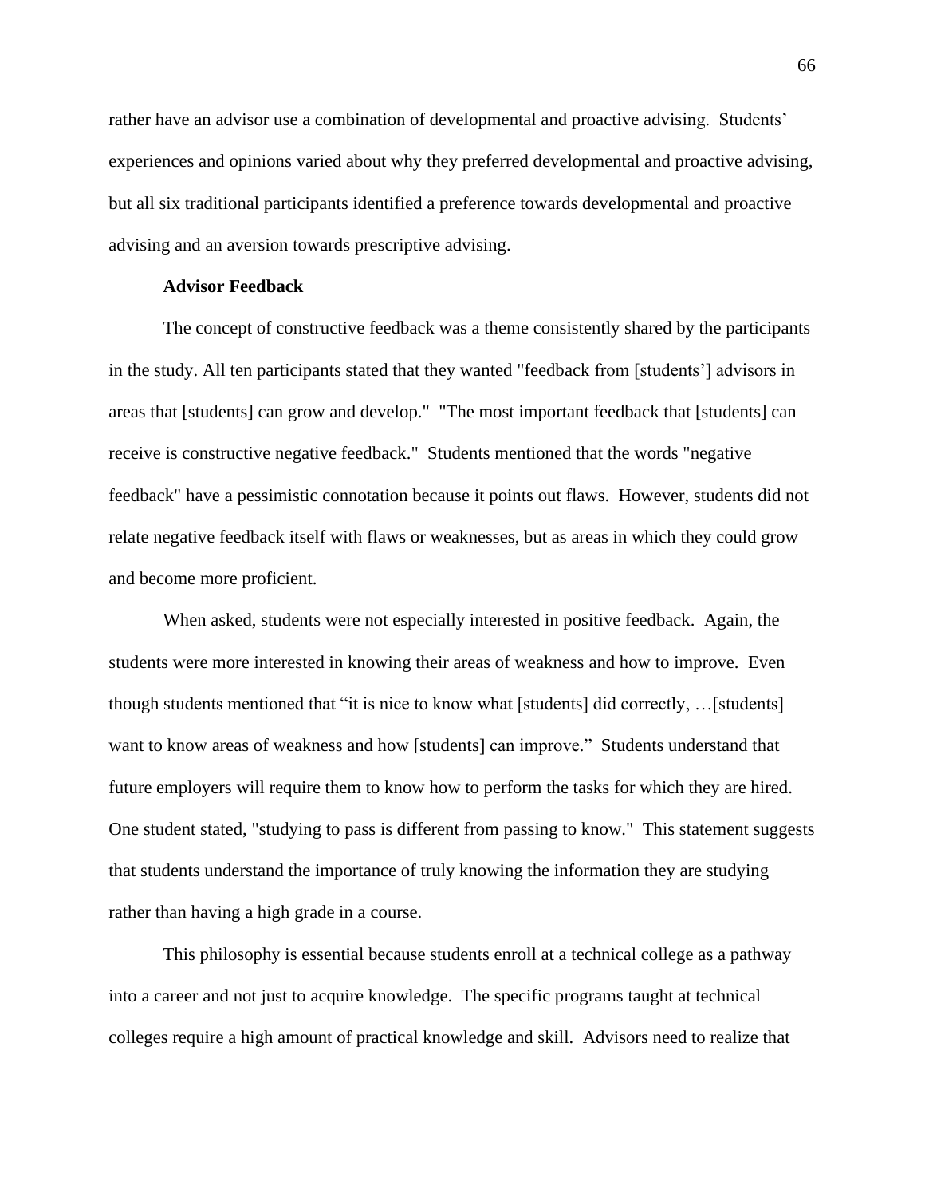rather have an advisor use a combination of developmental and proactive advising. Students' experiences and opinions varied about why they preferred developmental and proactive advising, but all six traditional participants identified a preference towards developmental and proactive advising and an aversion towards prescriptive advising.

### Advisor Feedback

The concept of constructive feedback was a theme consistently shared by the participants in the study. All ten participants stated that they wanted "feedback from [students'] advisors in areas that [students] can grow and develop." "The most important feedback that [students] can receive is constructive negative feedback." Students mentioned that the words "negative feedback" have a pessimistic connotation because it points out flaws. However, students did not relate negative feedback itself with flaws or weaknesses, but as areas in which they could grow and become more proficient.

When asked, students were not especially interested in positive feedback. Again, the students were more interested in knowing their areas of weakness and how to improve. Even though students mentioned that "it is nice to know what [students] did correctly, …[students] want to know areas of weakness and how [students] can improve." Students understand that future employers will require them to know how to perform the tasks for which they are hired. One student stated, "studying to pass is different from passing to know." This statement suggests that students understand the importance of truly knowing the information they are studying rather than having a high grade in a course.

This philosophy is essential because students enroll at a technical college as a pathway into a career and not just to acquire knowledge. The specific programs taught at technical colleges require a high amount of practical knowledge and skill. Advisors need to realize that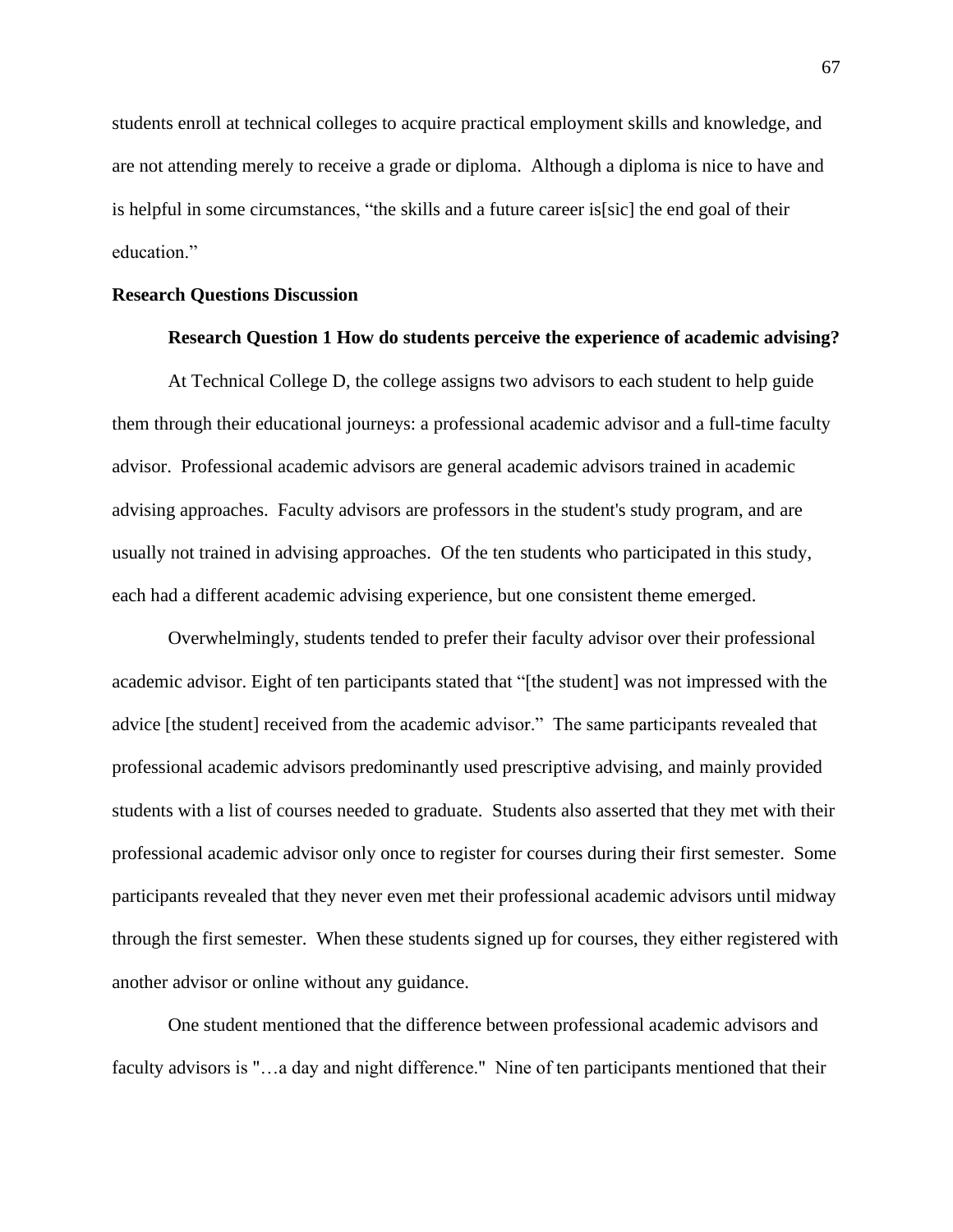students enroll at technical colleges to acquire practical employment skills and knowledge, and are not attending merely to receive a grade or diploma. Although a diploma is nice to have and is helpful in some circumstances, “the skills and a future career is[sic] the end goal of their education.”

## Research Questions Discussion

### Research Question 1 How do students perceive the experience of academic advising?

At Technical College D, the college assigns two advisors to each student to help guide them through their educational journeys: a professional academic advisor and a full-time faculty advisor. Professional academic advisors are general academic advisors trained in academic advising approaches. Faculty advisors are professors in the student's study program, and are usually not trained in advising approaches. Of the ten students who participated in this study, each had a different academic advising experience, but one consistent theme emerged.

Overwhelmingly, students tended to prefer their faculty advisor over their professional academic advisor. Eight of ten participants stated that “[the student] was not impressed with the advice [the student] received from the academic advisor.” The same participants revealed that professional academic advisors predominantly used prescriptive advising, and mainly provided students with a list of courses needed to graduate. Students also asserted that they met with their professional academic advisor only once to register for courses during their first semester. Some participants revealed that they never even met their professional academic advisors until midway through the first semester. When these students signed up for courses, they either registered with another advisor or online without any guidance.

One student mentioned that the difference between professional academic advisors and faculty advisors is "…a day and night difference." Nine of ten participants mentioned that their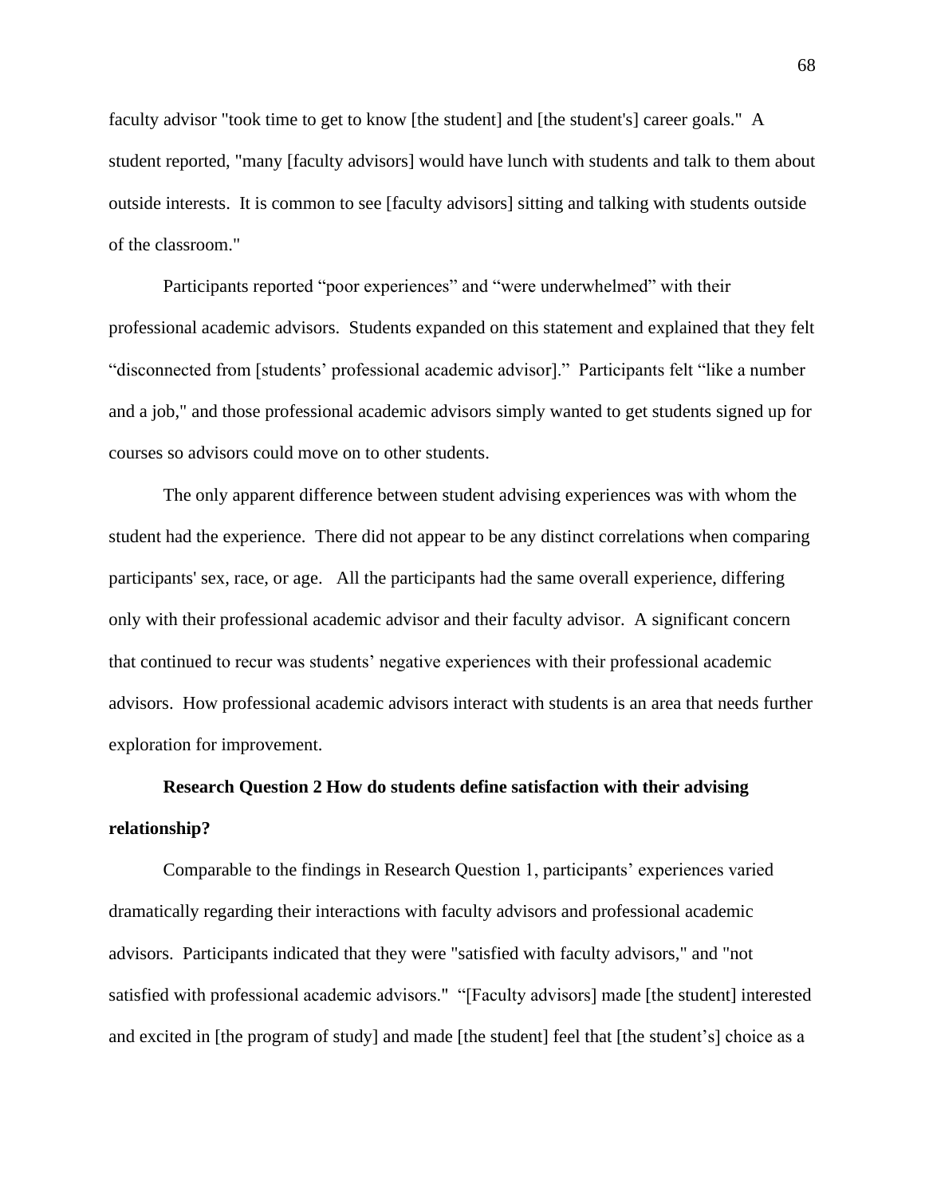faculty advisor "took time to get to know [the student] and [the student's] career goals." A student reported, "many [faculty advisors] would have lunch with students and talk to them about outside interests. It is common to see [faculty advisors] sitting and talking with students outside of the classroom."

Participants reported “poor experiences” and “were underwhelmed” with their professional academic advisors. Students expanded on this statement and explained that they felt “disconnected from [students’ professional academic advisor].” Participants felt “like a number and a job," and those professional academic advisors simply wanted to get students signed up for courses so advisors could move on to other students.

The only apparent difference between student advising experiences was with whom the student had the experience. There did not appear to be any distinct correlations when comparing participants' sex, race, or age. All the participants had the same overall experience, differing only with their professional academic advisor and their faculty advisor. A significant concern that continued to recur was students’ negative experiences with their professional academic advisors. How professional academic advisors interact with students is an area that needs further exploration for improvement.

**Research Question 2 How do students define satisfaction with their advising relationship?**

Comparable to the findings in Research Question 1, participants’ experiences varied dramatically regarding their interactions with faculty advisors and professional academic advisors. Participants indicated that they were "satisfied with faculty advisors," and "not satisfied with professional academic advisors." “[Faculty advisors] made [the student] interested and excited in [the program of study] and made [the student] feel that [the student’s] choice as a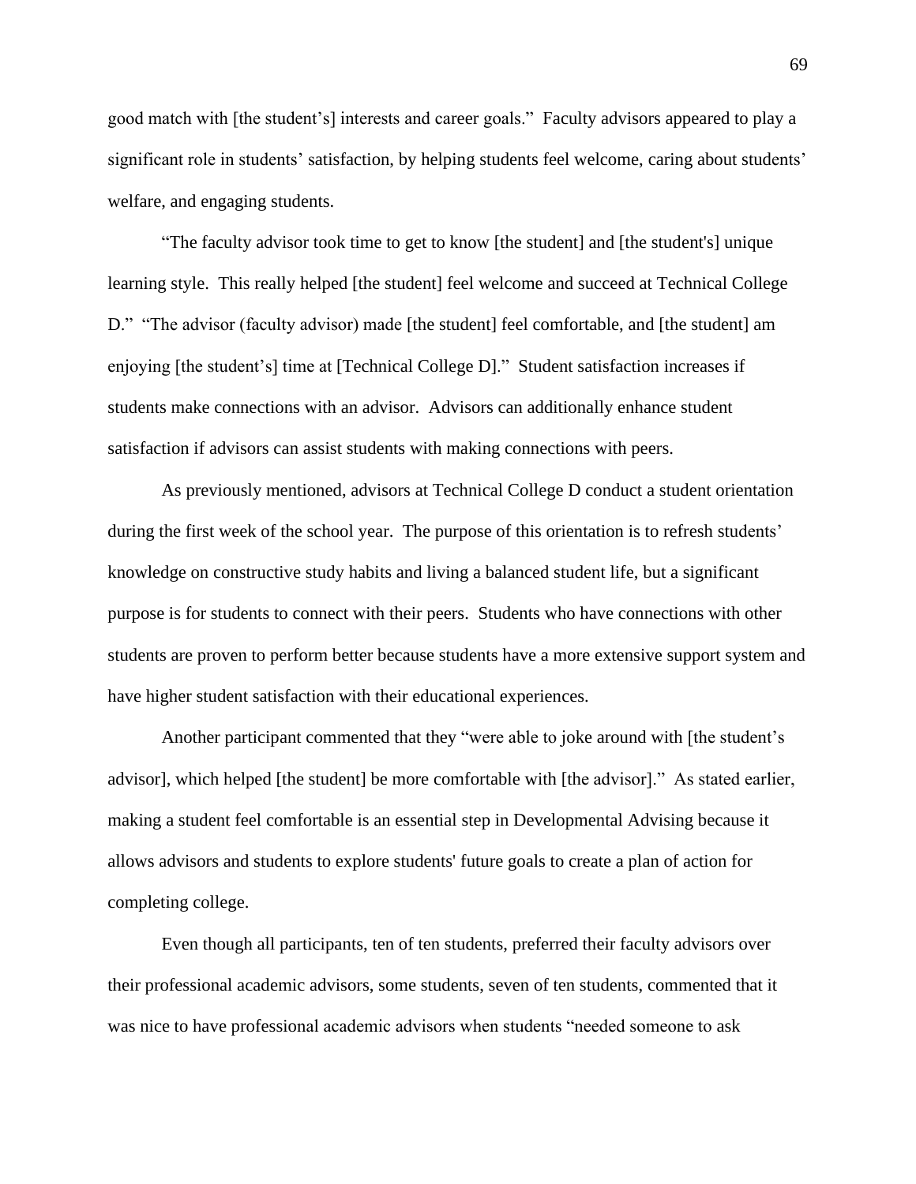good match with [the student's] interests and career goals." Faculty advisors appeared to play a significant role in students' satisfaction, by helping students feel welcome, caring about students' welfare, and engaging students.

"The faculty advisor took time to get to know [the student] and [the student's] unique learning style. This really helped [the student] feel welcome and succeed at Technical College D." "The advisor (faculty advisor) made [the student] feel comfortable, and [the student] am enjoying [the student's] time at [Technical College D]." Student satisfaction increases if students make connections with an advisor. Advisors can additionally enhance student satisfaction if advisors can assist students with making connections with peers.

As previously mentioned, advisors at Technical College D conduct a student orientation during the first week of the school year. The purpose of this orientation is to refresh students' knowledge on constructive study habits and living a balanced student life, but a significant purpose is for students to connect with their peers. Students who have connections with other students are proven to perform better because students have a more extensive support system and have higher student satisfaction with their educational experiences.

Another participant commented that they "were able to joke around with [the student's advisor], which helped [the student] be more comfortable with [the advisor]." As stated earlier, making a student feel comfortable is an essential step in Developmental Advising because it allows advisors and students to explore students' future goals to create a plan of action for completing college.

Even though all participants, ten of ten students, preferred their faculty advisors over their professional academic advisors, some students, seven of ten students, commented that it was nice to have professional academic advisors when students "needed someone to ask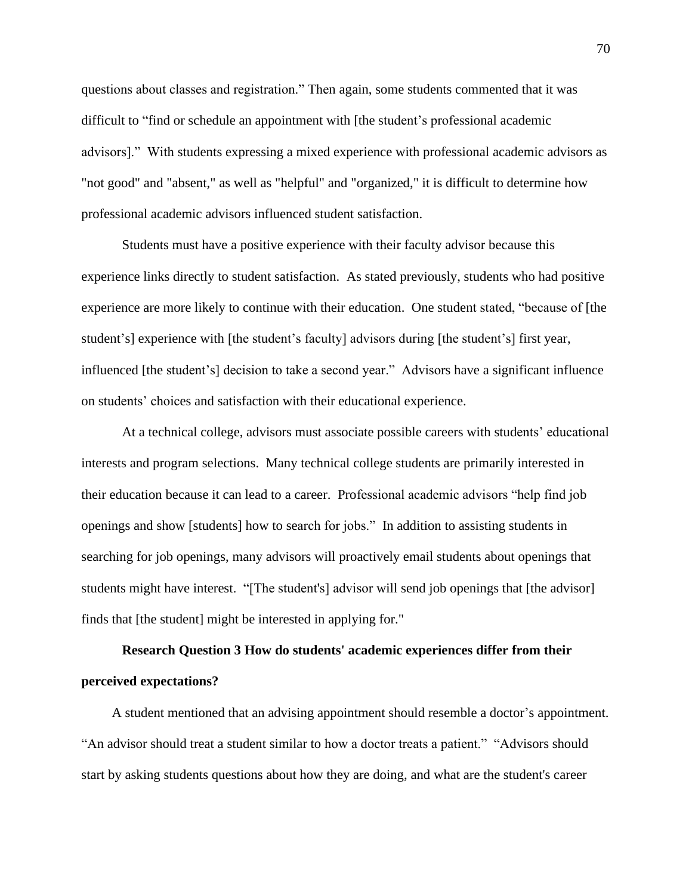questions about classes and registration." Then again, some students commented that it was difficult to "find or schedule an appointment with [the student's professional academic advisors]." With students expressing a mixed experience with professional academic advisors as "not good" and "absent," as well as "helpful" and "organized," it is difficult to determine how professional academic advisors influenced student satisfaction.

Students must have a positive experience with their faculty advisor because this experience links directly to student satisfaction. As stated previously, students who had positive experience are more likely to continue with their education. One student stated, "because of [the student's] experience with [the student's faculty] advisors during [the student's] first year, influenced [the student's] decision to take a second year." Advisors have a significant influence on students' choices and satisfaction with their educational experience.

At a technical college, advisors must associate possible careers with students' educational interests and program selections. Many technical college students are primarily interested in their education because it can lead to a career. Professional academic advisors "help find job openings and show [students] how to search for jobs." In addition to assisting students in searching for job openings, many advisors will proactively email students about openings that students might have interest. "[The student's] advisor will send job openings that [the advisor] finds that [the student] might be interested in applying for."

**Research Question 3 How do students' academic experiences differ from their perceived expectations?**

A student mentioned that an advising appointment should resemble a doctor's appointment. "An advisor should treat a student similar to how a doctor treats a patient." "Advisors should start by asking students questions about how they are doing, and what are the student's career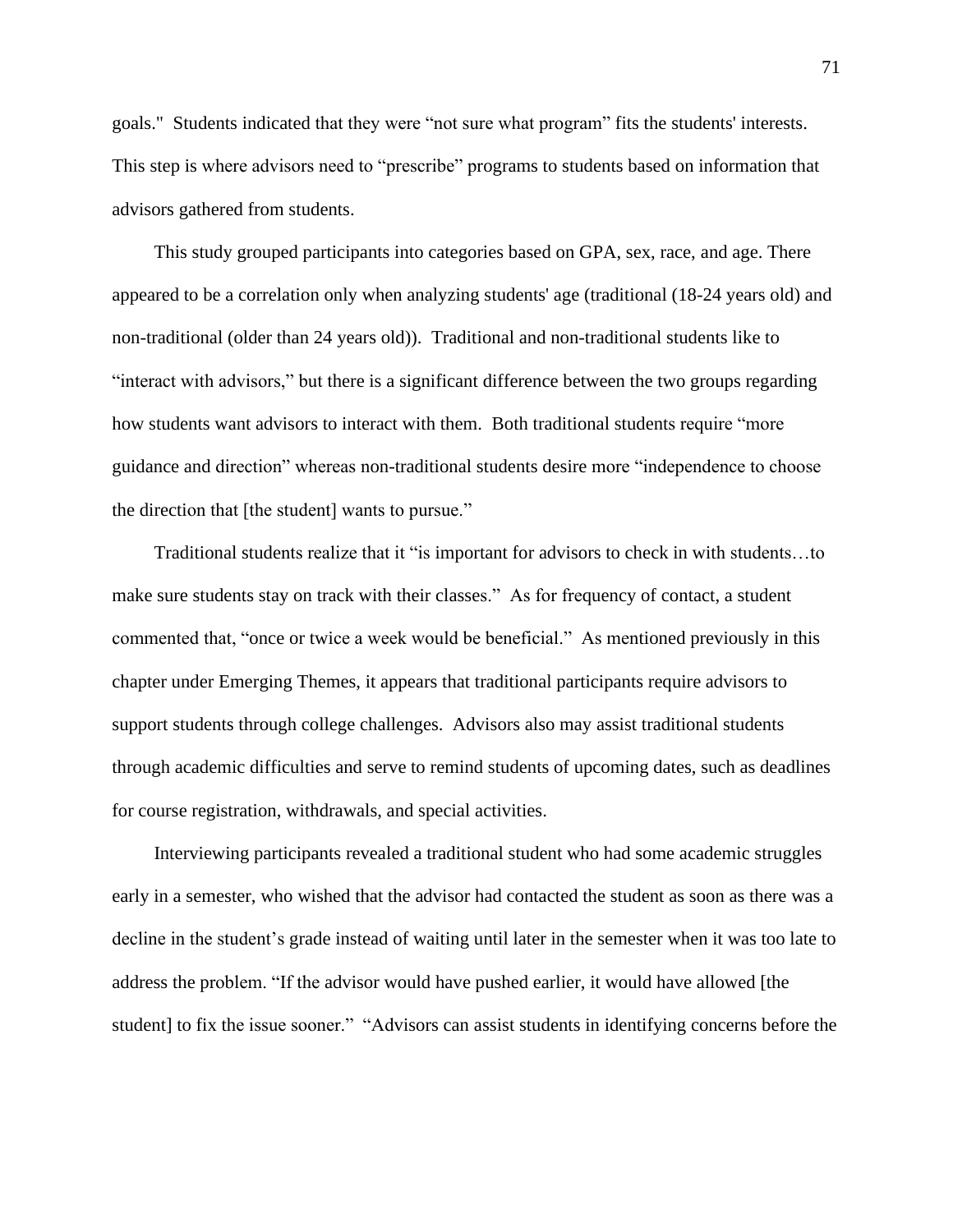goals."  Students indicated that they were "not sure what program" fits the students' interests. This step is where advisors need to "prescribe" programs to students based on information that advisors gathered from students.

This study grouped participants into categories based on GPA, sex, race, and age. There appeared to be a correlation only when analyzing students' age (traditional (18-24 years old) and non-traditional (older than 24 years old)).  Traditional and non-traditional students like to "interact with advisors," but there is a significant difference between the two groups regarding how students want advisors to interact with them.  Both traditional students require "more guidance and direction" whereas non-traditional students desire more "independence to choose the direction that [the student] wants to pursue."

Traditional students realize that it "is important for advisors to check in with students…to make sure students stay on track with their classes."  As for frequency of contact, a student commented that, "once or twice a week would be beneficial."  As mentioned previously in this chapter under Emerging Themes, it appears that traditional participants require advisors to support students through college challenges.  Advisors also may assist traditional students through academic difficulties and serve to remind students of upcoming dates, such as deadlines for course registration, withdrawals, and special activities.

Interviewing participants revealed a traditional student who had some academic struggles early in a semester, who wished that the advisor had contacted the student as soon as there was a decline in the student's grade instead of waiting until later in the semester when it was too late to address the problem. "If the advisor would have pushed earlier, it would have allowed [the student] to fix the issue sooner."  "Advisors can assist students in identifying concerns before the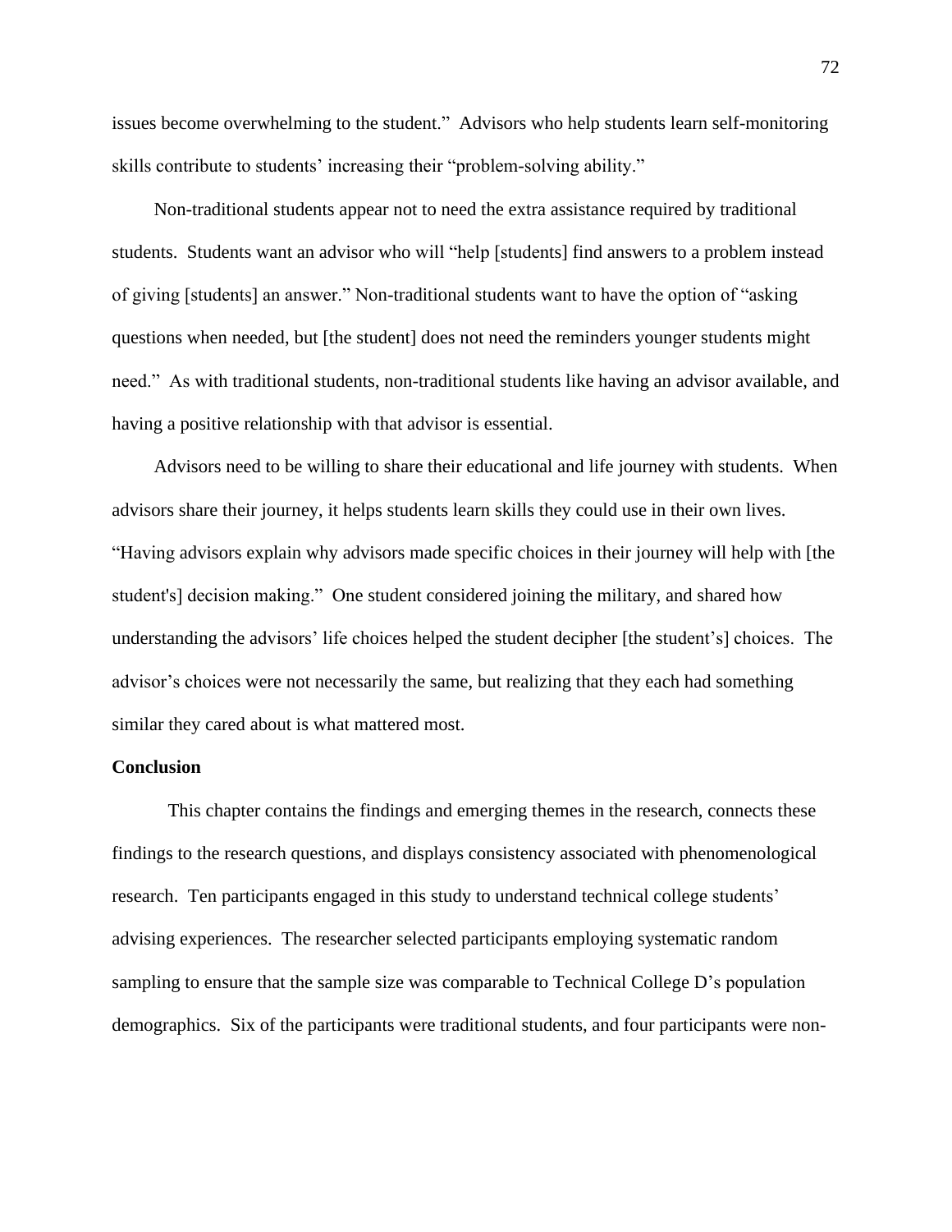issues become overwhelming to the student." Advisors who help students learn self-monitoring skills contribute to students' increasing their "problem-solving ability."

Non-traditional students appear not to need the extra assistance required by traditional students. Students want an advisor who will "help [students] find answers to a problem instead of giving [students] an answer." Non-traditional students want to have the option of "asking questions when needed, but [the student] does not need the reminders younger students might need." As with traditional students, non-traditional students like having an advisor available, and having a positive relationship with that advisor is essential.

Advisors need to be willing to share their educational and life journey with students. When advisors share their journey, it helps students learn skills they could use in their own lives. "Having advisors explain why advisors made specific choices in their journey will help with [the student's] decision making." One student considered joining the military, and shared how understanding the advisors' life choices helped the student decipher [the student's] choices. The advisor's choices were not necessarily the same, but realizing that they each had something similar they cared about is what mattered most.

**Conclusion**

This chapter contains the findings and emerging themes in the research, connects these findings to the research questions, and displays consistency associated with phenomenological research. Ten participants engaged in this study to understand technical college students' advising experiences. The researcher selected participants employing systematic random sampling to ensure that the sample size was comparable to Technical College D's population demographics. Six of the participants were traditional students, and four participants were non-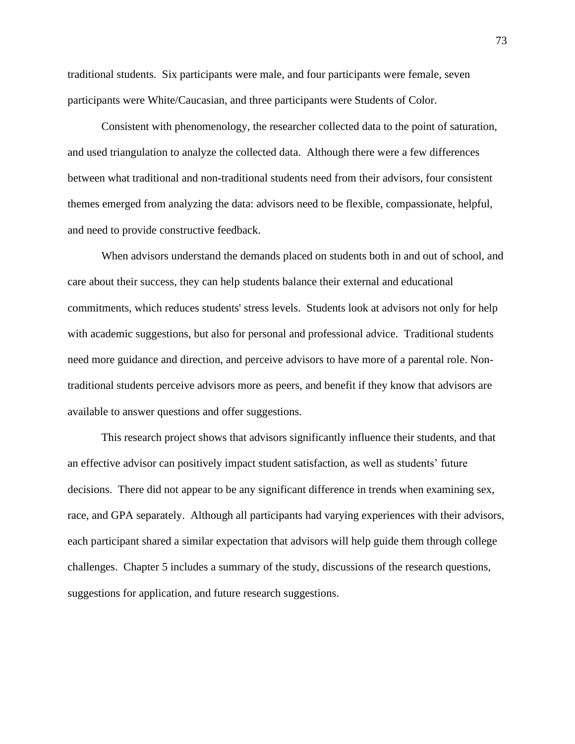traditional students. Six participants were male, and four participants were female, seven participants were White/Caucasian, and three participants were Students of Color.

Consistent with phenomenology, the researcher collected data to the point of saturation, and used triangulation to analyze the collected data. Although there were a few differences between what traditional and non-traditional students need from their advisors, four consistent themes emerged from analyzing the data: advisors need to be flexible, compassionate, helpful, and need to provide constructive feedback.

When advisors understand the demands placed on students both in and out of school, and care about their success, they can help students balance their external and educational commitments, which reduces students' stress levels. Students look at advisors not only for help with academic suggestions, but also for personal and professional advice. Traditional students need more guidance and direction, and perceive advisors to have more of a parental role. Non-traditional students perceive advisors more as peers, and benefit if they know that advisors are available to answer questions and offer suggestions.

This research project shows that advisors significantly influence their students, and that an effective advisor can positively impact student satisfaction, as well as students' future decisions. There did not appear to be any significant difference in trends when examining sex, race, and GPA separately. Although all participants had varying experiences with their advisors, each participant shared a similar expectation that advisors will help guide them through college challenges. Chapter 5 includes a summary of the study, discussions of the research questions, suggestions for application, and future research suggestions.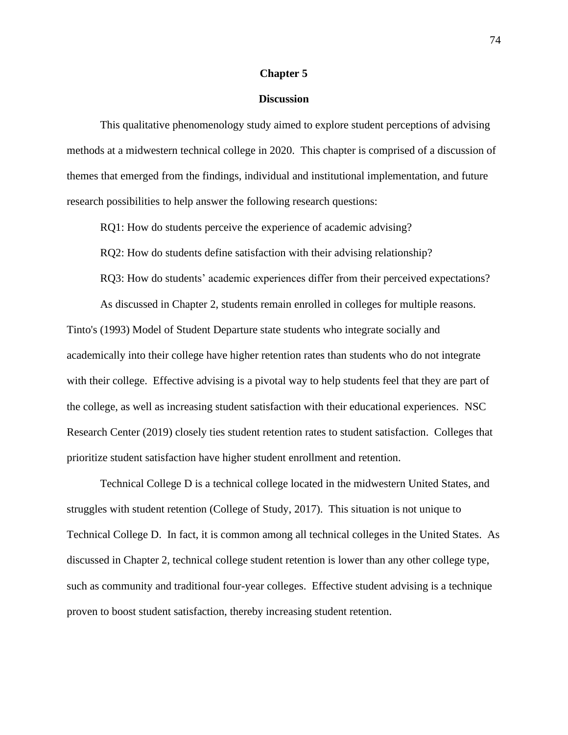# Chapter 5

## Discussion

This qualitative phenomenology study aimed to explore student perceptions of advising methods at a midwestern technical college in 2020. This chapter is comprised of a discussion of themes that emerged from the findings, individual and institutional implementation, and future research possibilities to help answer the following research questions:

RQ1: How do students perceive the experience of academic advising?

RQ2: How do students define satisfaction with their advising relationship?

RQ3: How do students' academic experiences differ from their perceived expectations?

As discussed in Chapter 2, students remain enrolled in colleges for multiple reasons. Tinto's (1993) Model of Student Departure state students who integrate socially and academically into their college have higher retention rates than students who do not integrate with their college. Effective advising is a pivotal way to help students feel that they are part of the college, as well as increasing student satisfaction with their educational experiences. NSC Research Center (2019) closely ties student retention rates to student satisfaction. Colleges that prioritize student satisfaction have higher student enrollment and retention.

Technical College D is a technical college located in the midwestern United States, and struggles with student retention (College of Study, 2017). This situation is not unique to Technical College D. In fact, it is common among all technical colleges in the United States. As discussed in Chapter 2, technical college student retention is lower than any other college type, such as community and traditional four-year colleges. Effective student advising is a technique proven to boost student satisfaction, thereby increasing student retention.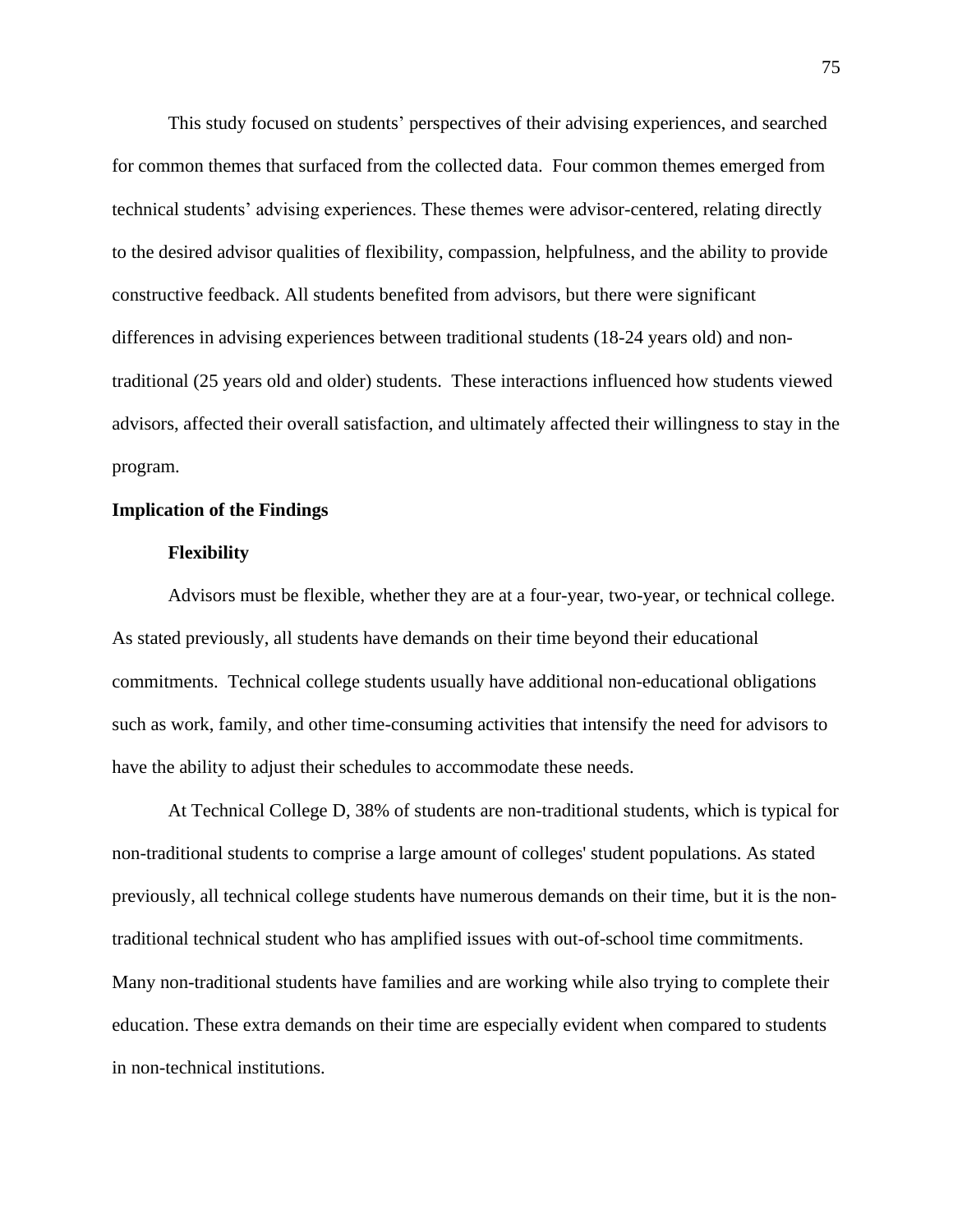This study focused on students' perspectives of their advising experiences, and searched for common themes that surfaced from the collected data. Four common themes emerged from technical students' advising experiences. These themes were advisor-centered, relating directly to the desired advisor qualities of flexibility, compassion, helpfulness, and the ability to provide constructive feedback. All students benefited from advisors, but there were significant differences in advising experiences between traditional students (18-24 years old) and non-traditional (25 years old and older) students. These interactions influenced how students viewed advisors, affected their overall satisfaction, and ultimately affected their willingness to stay in the program.

## Implication of the Findings

### Flexibility

Advisors must be flexible, whether they are at a four-year, two-year, or technical college. As stated previously, all students have demands on their time beyond their educational commitments. Technical college students usually have additional non-educational obligations such as work, family, and other time-consuming activities that intensify the need for advisors to have the ability to adjust their schedules to accommodate these needs.

At Technical College D, 38% of students are non-traditional students, which is typical for non-traditional students to comprise a large amount of colleges' student populations. As stated previously, all technical college students have numerous demands on their time, but it is the non-traditional technical student who has amplified issues with out-of-school time commitments. Many non-traditional students have families and are working while also trying to complete their education. These extra demands on their time are especially evident when compared to students in non-technical institutions.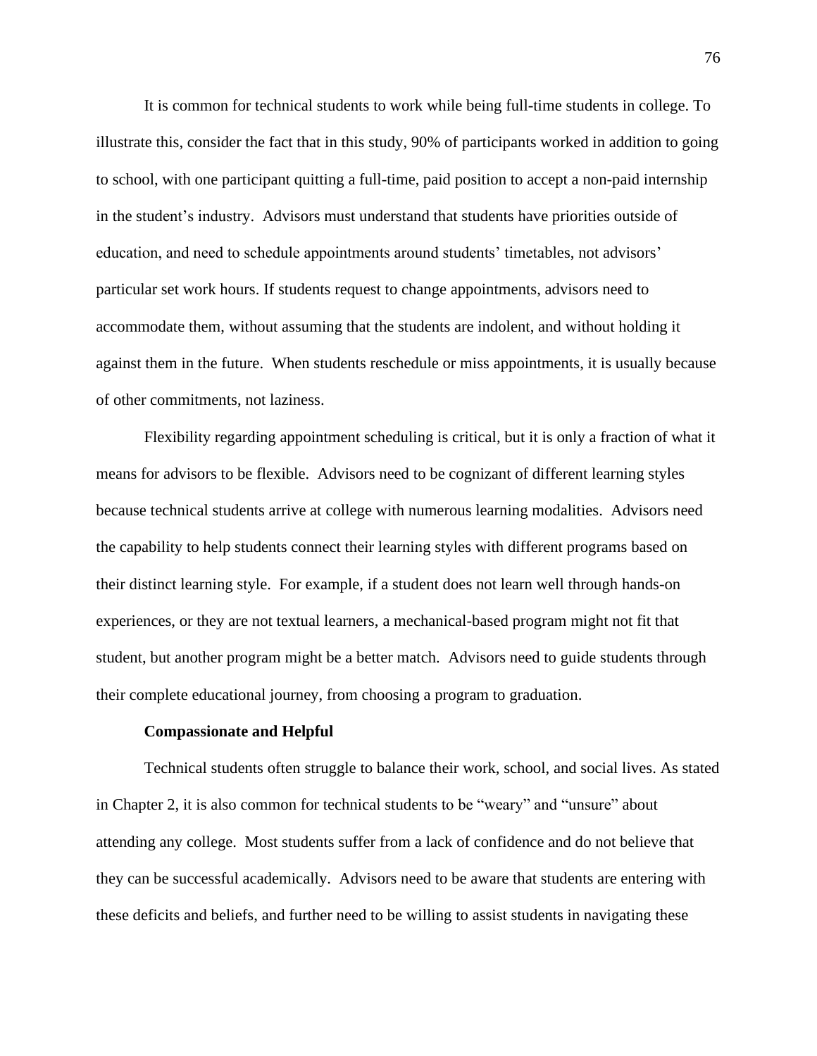It is common for technical students to work while being full-time students in college. To illustrate this, consider the fact that in this study, 90% of participants worked in addition to going to school, with one participant quitting a full-time, paid position to accept a non-paid internship in the student's industry. Advisors must understand that students have priorities outside of education, and need to schedule appointments around students' timetables, not advisors' particular set work hours. If students request to change appointments, advisors need to accommodate them, without assuming that the students are indolent, and without holding it against them in the future. When students reschedule or miss appointments, it is usually because of other commitments, not laziness.

Flexibility regarding appointment scheduling is critical, but it is only a fraction of what it means for advisors to be flexible. Advisors need to be cognizant of different learning styles because technical students arrive at college with numerous learning modalities. Advisors need the capability to help students connect their learning styles with different programs based on their distinct learning style. For example, if a student does not learn well through hands-on experiences, or they are not textual learners, a mechanical-based program might not fit that student, but another program might be a better match. Advisors need to guide students through their complete educational journey, from choosing a program to graduation.

**Compassionate and Helpful**

Technical students often struggle to balance their work, school, and social lives. As stated in Chapter 2, it is also common for technical students to be "weary" and "unsure" about attending any college. Most students suffer from a lack of confidence and do not believe that they can be successful academically. Advisors need to be aware that students are entering with these deficits and beliefs, and further need to be willing to assist students in navigating these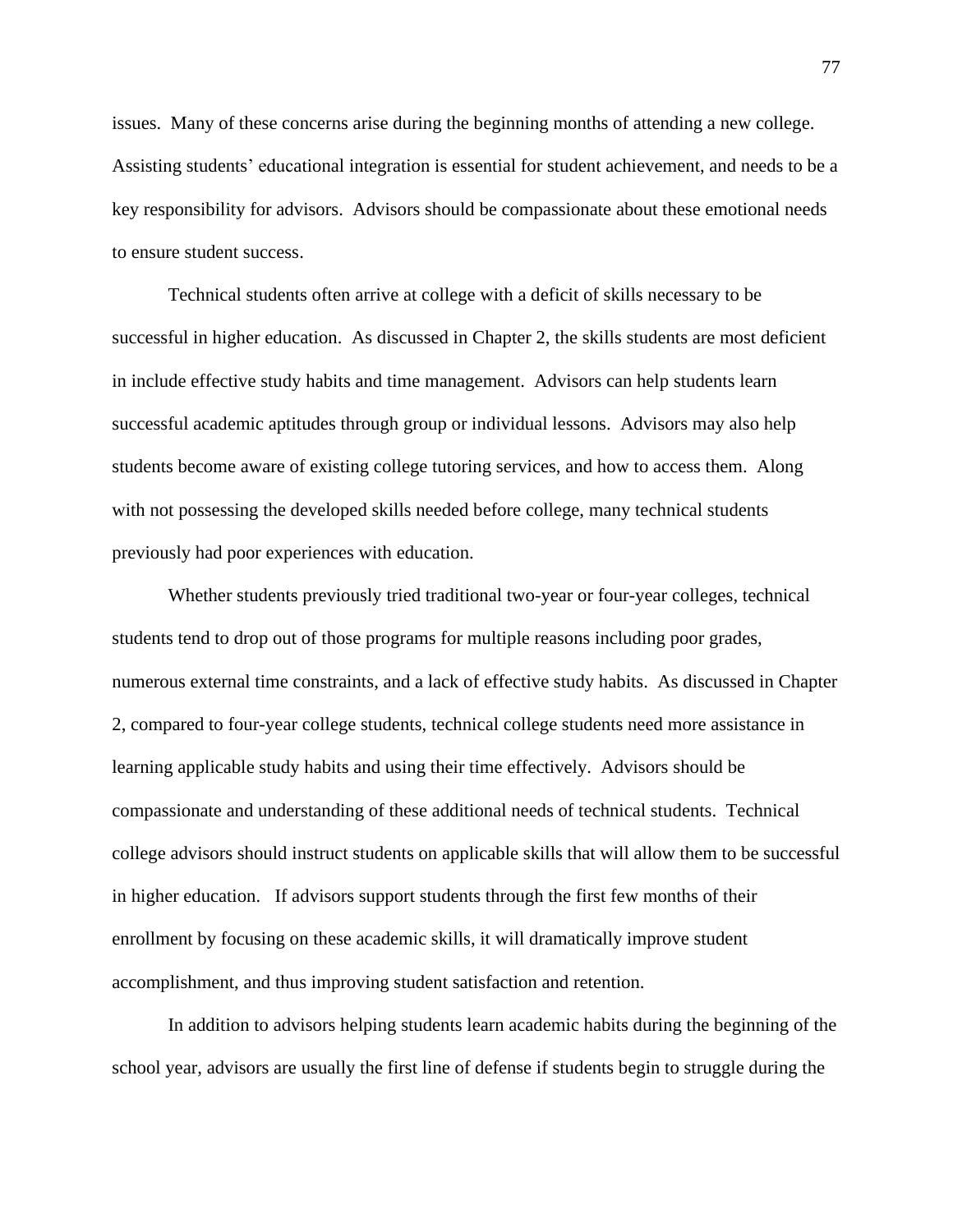issues. Many of these concerns arise during the beginning months of attending a new college. Assisting students' educational integration is essential for student achievement, and needs to be a key responsibility for advisors. Advisors should be compassionate about these emotional needs to ensure student success.

Technical students often arrive at college with a deficit of skills necessary to be successful in higher education. As discussed in Chapter 2, the skills students are most deficient in include effective study habits and time management. Advisors can help students learn successful academic aptitudes through group or individual lessons. Advisors may also help students become aware of existing college tutoring services, and how to access them. Along with not possessing the developed skills needed before college, many technical students previously had poor experiences with education.

Whether students previously tried traditional two-year or four-year colleges, technical students tend to drop out of those programs for multiple reasons including poor grades, numerous external time constraints, and a lack of effective study habits. As discussed in Chapter 2, compared to four-year college students, technical college students need more assistance in learning applicable study habits and using their time effectively. Advisors should be compassionate and understanding of these additional needs of technical students. Technical college advisors should instruct students on applicable skills that will allow them to be successful in higher education. If advisors support students through the first few months of their enrollment by focusing on these academic skills, it will dramatically improve student accomplishment, and thus improving student satisfaction and retention.

In addition to advisors helping students learn academic habits during the beginning of the school year, advisors are usually the first line of defense if students begin to struggle during the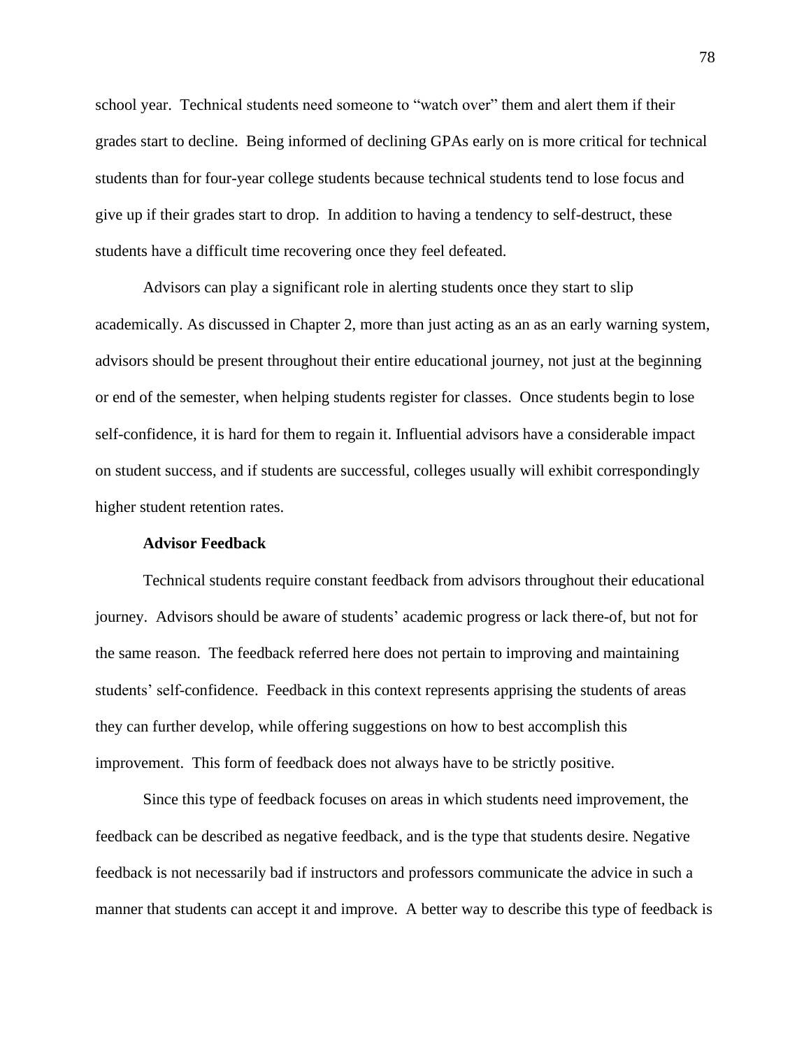school year.  Technical students need someone to "watch over" them and alert them if their grades start to decline.  Being informed of declining GPAs early on is more critical for technical students than for four-year college students because technical students tend to lose focus and give up if their grades start to drop.  In addition to having a tendency to self-destruct, these students have a difficult time recovering once they feel defeated.

Advisors can play a significant role in alerting students once they start to slip academically. As discussed in Chapter 2, more than just acting as an as an early warning system, advisors should be present throughout their entire educational journey, not just at the beginning or end of the semester, when helping students register for classes.  Once students begin to lose self-confidence, it is hard for them to regain it. Influential advisors have a considerable impact on student success, and if students are successful, colleges usually will exhibit correspondingly higher student retention rates.

### Advisor Feedback

Technical students require constant feedback from advisors throughout their educational journey.  Advisors should be aware of students' academic progress or lack there-of, but not for the same reason.  The feedback referred here does not pertain to improving and maintaining students' self-confidence.  Feedback in this context represents apprising the students of areas they can further develop, while offering suggestions on how to best accomplish this improvement.  This form of feedback does not always have to be strictly positive.

Since this type of feedback focuses on areas in which students need improvement, the feedback can be described as negative feedback, and is the type that students desire. Negative feedback is not necessarily bad if instructors and professors communicate the advice in such a manner that students can accept it and improve.  A better way to describe this type of feedback is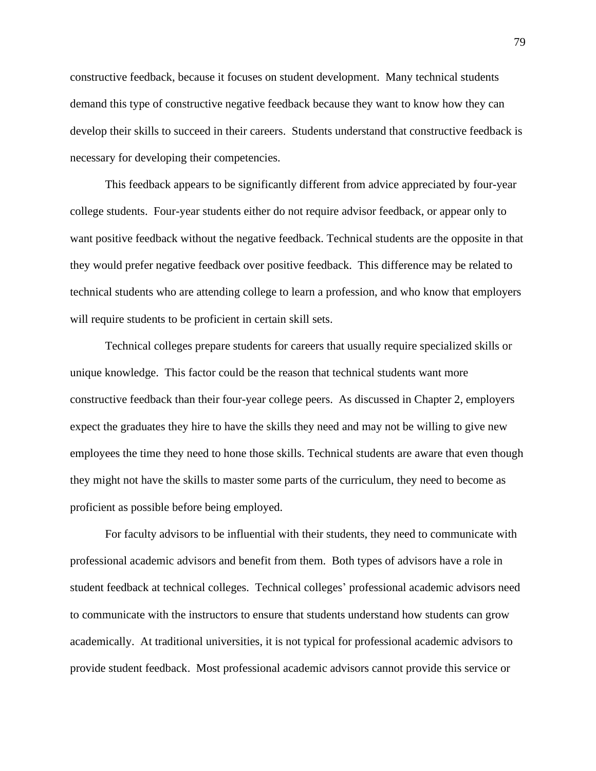constructive feedback, because it focuses on student development. Many technical students demand this type of constructive negative feedback because they want to know how they can develop their skills to succeed in their careers. Students understand that constructive feedback is necessary for developing their competencies.

This feedback appears to be significantly different from advice appreciated by four-year college students. Four-year students either do not require advisor feedback, or appear only to want positive feedback without the negative feedback. Technical students are the opposite in that they would prefer negative feedback over positive feedback. This difference may be related to technical students who are attending college to learn a profession, and who know that employers will require students to be proficient in certain skill sets.

Technical colleges prepare students for careers that usually require specialized skills or unique knowledge. This factor could be the reason that technical students want more constructive feedback than their four-year college peers. As discussed in Chapter 2, employers expect the graduates they hire to have the skills they need and may not be willing to give new employees the time they need to hone those skills. Technical students are aware that even though they might not have the skills to master some parts of the curriculum, they need to become as proficient as possible before being employed.

For faculty advisors to be influential with their students, they need to communicate with professional academic advisors and benefit from them. Both types of advisors have a role in student feedback at technical colleges. Technical colleges' professional academic advisors need to communicate with the instructors to ensure that students understand how students can grow academically. At traditional universities, it is not typical for professional academic advisors to provide student feedback. Most professional academic advisors cannot provide this service or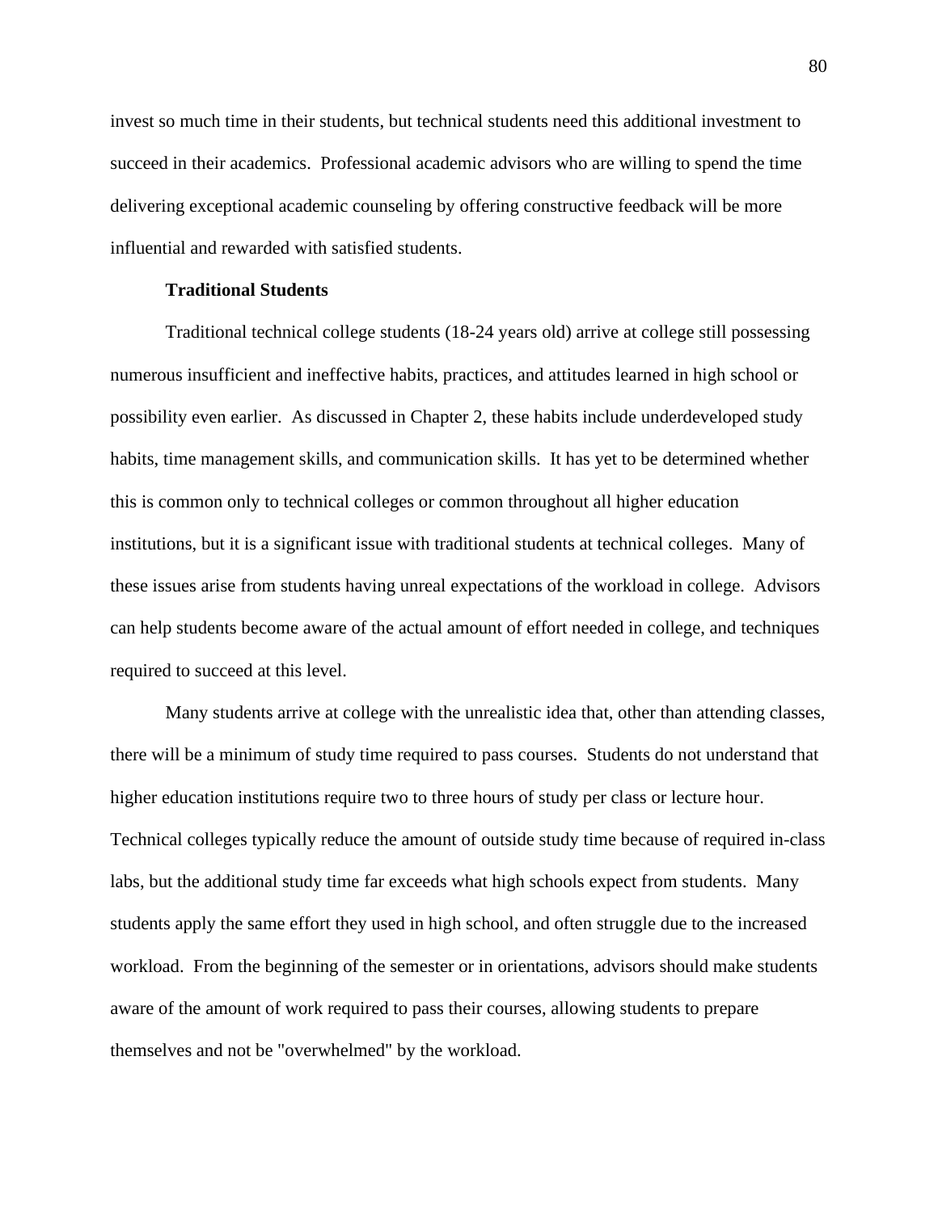invest so much time in their students, but technical students need this additional investment to succeed in their academics. Professional academic advisors who are willing to spend the time delivering exceptional academic counseling by offering constructive feedback will be more influential and rewarded with satisfied students.

### Traditional Students

Traditional technical college students (18-24 years old) arrive at college still possessing numerous insufficient and ineffective habits, practices, and attitudes learned in high school or possibility even earlier. As discussed in Chapter 2, these habits include underdeveloped study habits, time management skills, and communication skills. It has yet to be determined whether this is common only to technical colleges or common throughout all higher education institutions, but it is a significant issue with traditional students at technical colleges. Many of these issues arise from students having unreal expectations of the workload in college. Advisors can help students become aware of the actual amount of effort needed in college, and techniques required to succeed at this level.

Many students arrive at college with the unrealistic idea that, other than attending classes, there will be a minimum of study time required to pass courses. Students do not understand that higher education institutions require two to three hours of study per class or lecture hour. Technical colleges typically reduce the amount of outside study time because of required in-class labs, but the additional study time far exceeds what high schools expect from students. Many students apply the same effort they used in high school, and often struggle due to the increased workload. From the beginning of the semester or in orientations, advisors should make students aware of the amount of work required to pass their courses, allowing students to prepare themselves and not be "overwhelmed" by the workload.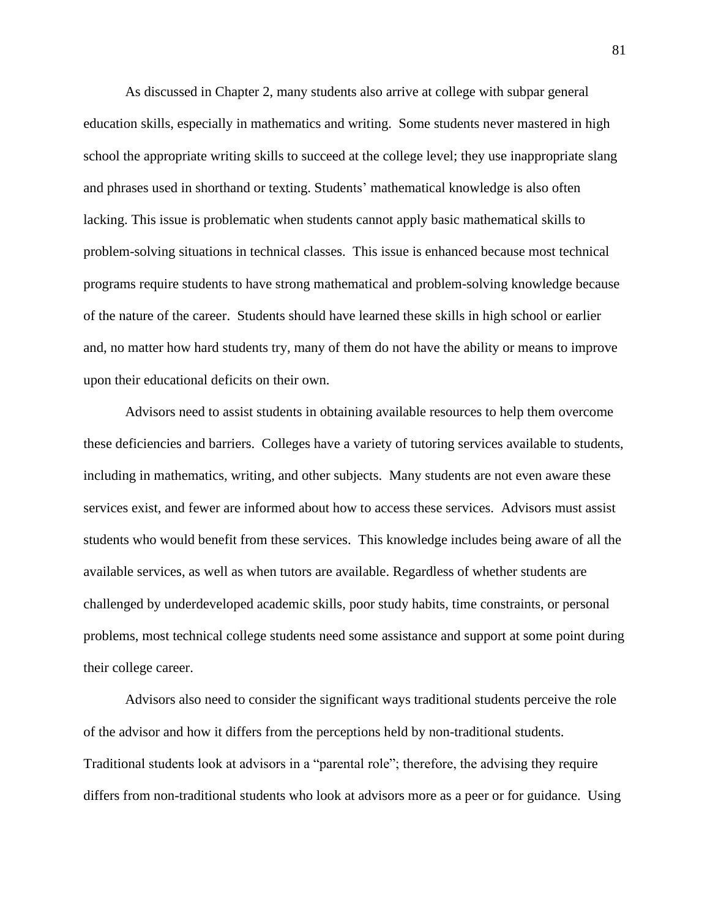As discussed in Chapter 2, many students also arrive at college with subpar general education skills, especially in mathematics and writing. Some students never mastered in high school the appropriate writing skills to succeed at the college level; they use inappropriate slang and phrases used in shorthand or texting. Students' mathematical knowledge is also often lacking. This issue is problematic when students cannot apply basic mathematical skills to problem-solving situations in technical classes. This issue is enhanced because most technical programs require students to have strong mathematical and problem-solving knowledge because of the nature of the career. Students should have learned these skills in high school or earlier and, no matter how hard students try, many of them do not have the ability or means to improve upon their educational deficits on their own.

Advisors need to assist students in obtaining available resources to help them overcome these deficiencies and barriers. Colleges have a variety of tutoring services available to students, including in mathematics, writing, and other subjects. Many students are not even aware these services exist, and fewer are informed about how to access these services. Advisors must assist students who would benefit from these services. This knowledge includes being aware of all the available services, as well as when tutors are available. Regardless of whether students are challenged by underdeveloped academic skills, poor study habits, time constraints, or personal problems, most technical college students need some assistance and support at some point during their college career.

Advisors also need to consider the significant ways traditional students perceive the role of the advisor and how it differs from the perceptions held by non-traditional students. Traditional students look at advisors in a "parental role"; therefore, the advising they require differs from non-traditional students who look at advisors more as a peer or for guidance. Using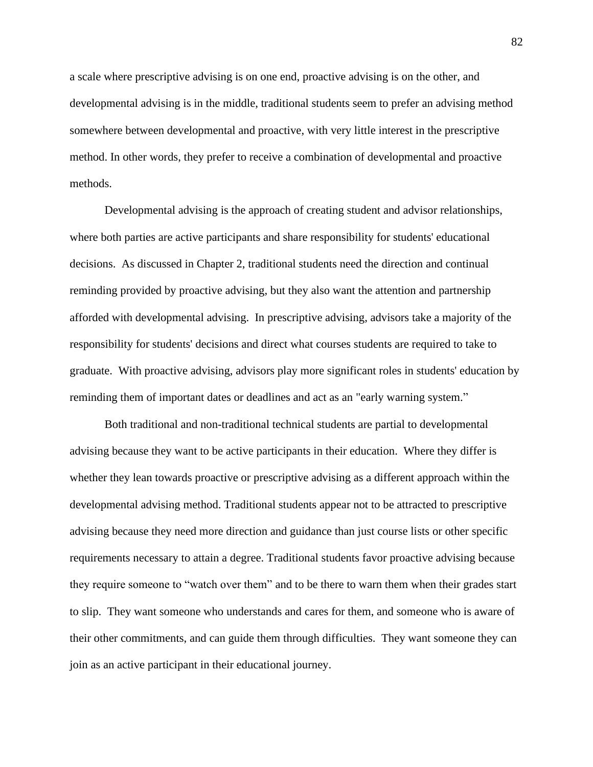a scale where prescriptive advising is on one end, proactive advising is on the other, and developmental advising is in the middle, traditional students seem to prefer an advising method somewhere between developmental and proactive, with very little interest in the prescriptive method. In other words, they prefer to receive a combination of developmental and proactive methods.

Developmental advising is the approach of creating student and advisor relationships, where both parties are active participants and share responsibility for students' educational decisions. As discussed in Chapter 2, traditional students need the direction and continual reminding provided by proactive advising, but they also want the attention and partnership afforded with developmental advising. In prescriptive advising, advisors take a majority of the responsibility for students' decisions and direct what courses students are required to take to graduate. With proactive advising, advisors play more significant roles in students' education by reminding them of important dates or deadlines and act as an "early warning system."

Both traditional and non-traditional technical students are partial to developmental advising because they want to be active participants in their education. Where they differ is whether they lean towards proactive or prescriptive advising as a different approach within the developmental advising method. Traditional students appear not to be attracted to prescriptive advising because they need more direction and guidance than just course lists or other specific requirements necessary to attain a degree. Traditional students favor proactive advising because they require someone to "watch over them" and to be there to warn them when their grades start to slip. They want someone who understands and cares for them, and someone who is aware of their other commitments, and can guide them through difficulties. They want someone they can join as an active participant in their educational journey.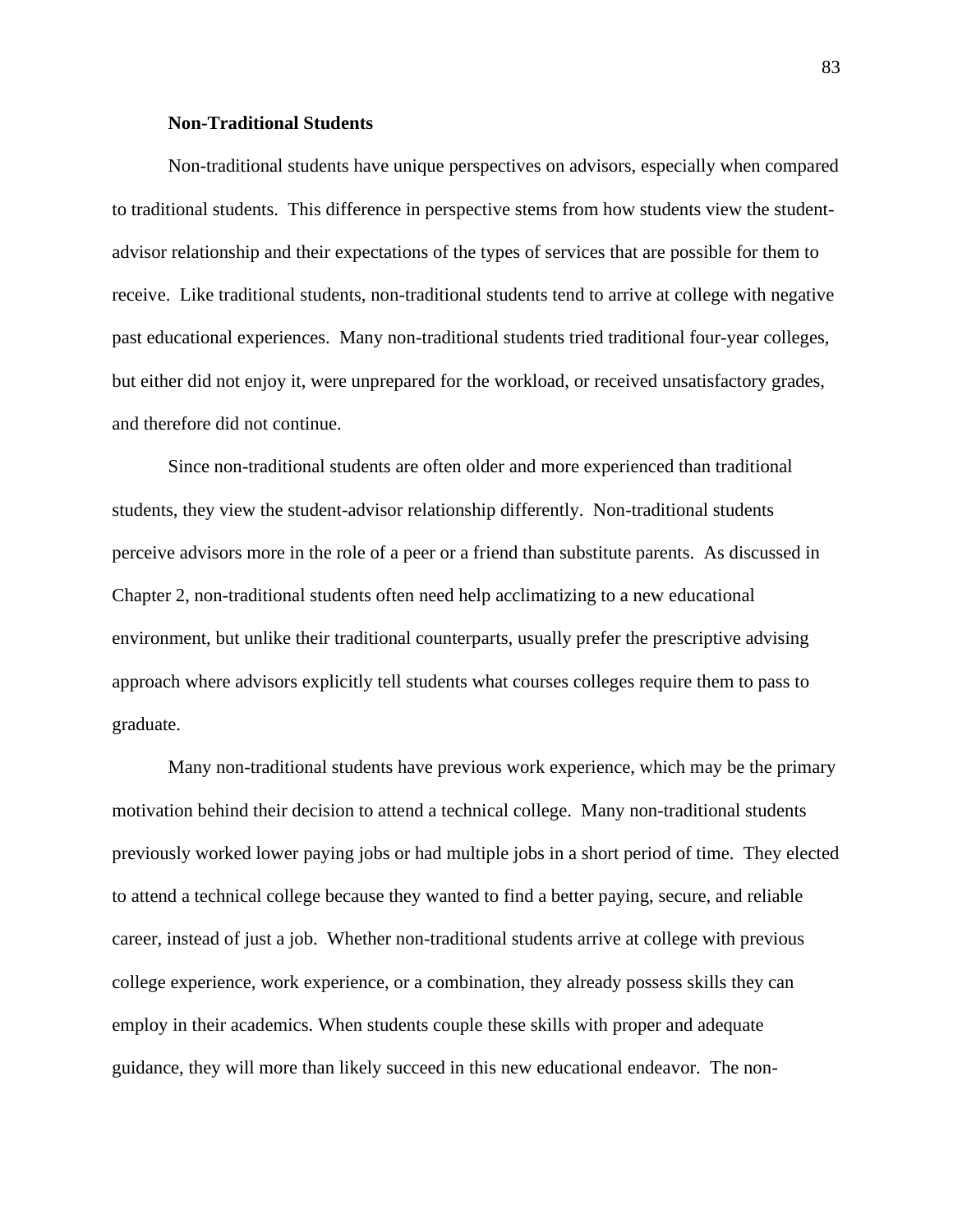### Non-Traditional Students

Non-traditional students have unique perspectives on advisors, especially when compared to traditional students. This difference in perspective stems from how students view the student-advisor relationship and their expectations of the types of services that are possible for them to receive. Like traditional students, non-traditional students tend to arrive at college with negative past educational experiences. Many non-traditional students tried traditional four-year colleges, but either did not enjoy it, were unprepared for the workload, or received unsatisfactory grades, and therefore did not continue.

Since non-traditional students are often older and more experienced than traditional students, they view the student-advisor relationship differently. Non-traditional students perceive advisors more in the role of a peer or a friend than substitute parents. As discussed in Chapter 2, non-traditional students often need help acclimatizing to a new educational environment, but unlike their traditional counterparts, usually prefer the prescriptive advising approach where advisors explicitly tell students what courses colleges require them to pass to graduate.

Many non-traditional students have previous work experience, which may be the primary motivation behind their decision to attend a technical college. Many non-traditional students previously worked lower paying jobs or had multiple jobs in a short period of time. They elected to attend a technical college because they wanted to find a better paying, secure, and reliable career, instead of just a job. Whether non-traditional students arrive at college with previous college experience, work experience, or a combination, they already possess skills they can employ in their academics. When students couple these skills with proper and adequate guidance, they will more than likely succeed in this new educational endeavor. The non-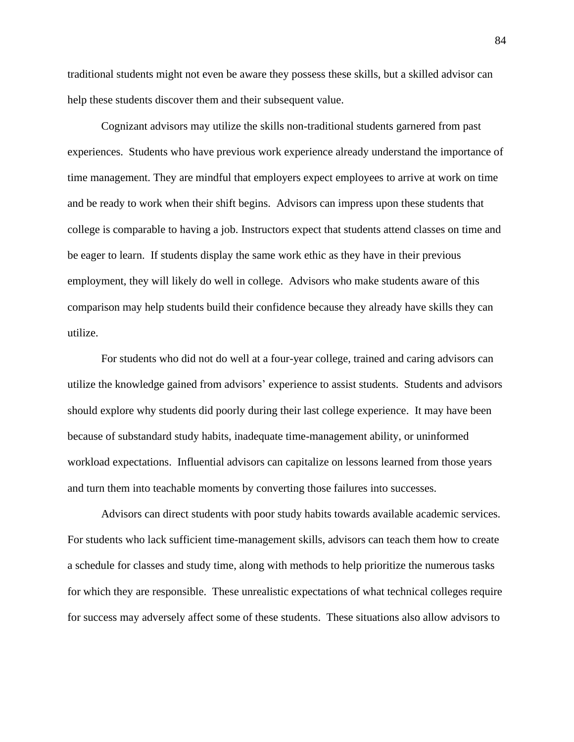traditional students might not even be aware they possess these skills, but a skilled advisor can help these students discover them and their subsequent value.

Cognizant advisors may utilize the skills non-traditional students garnered from past experiences. Students who have previous work experience already understand the importance of time management. They are mindful that employers expect employees to arrive at work on time and be ready to work when their shift begins. Advisors can impress upon these students that college is comparable to having a job. Instructors expect that students attend classes on time and be eager to learn. If students display the same work ethic as they have in their previous employment, they will likely do well in college. Advisors who make students aware of this comparison may help students build their confidence because they already have skills they can utilize.

For students who did not do well at a four-year college, trained and caring advisors can utilize the knowledge gained from advisors' experience to assist students. Students and advisors should explore why students did poorly during their last college experience. It may have been because of substandard study habits, inadequate time-management ability, or uninformed workload expectations. Influential advisors can capitalize on lessons learned from those years and turn them into teachable moments by converting those failures into successes.

Advisors can direct students with poor study habits towards available academic services. For students who lack sufficient time-management skills, advisors can teach them how to create a schedule for classes and study time, along with methods to help prioritize the numerous tasks for which they are responsible. These unrealistic expectations of what technical colleges require for success may adversely affect some of these students. These situations also allow advisors to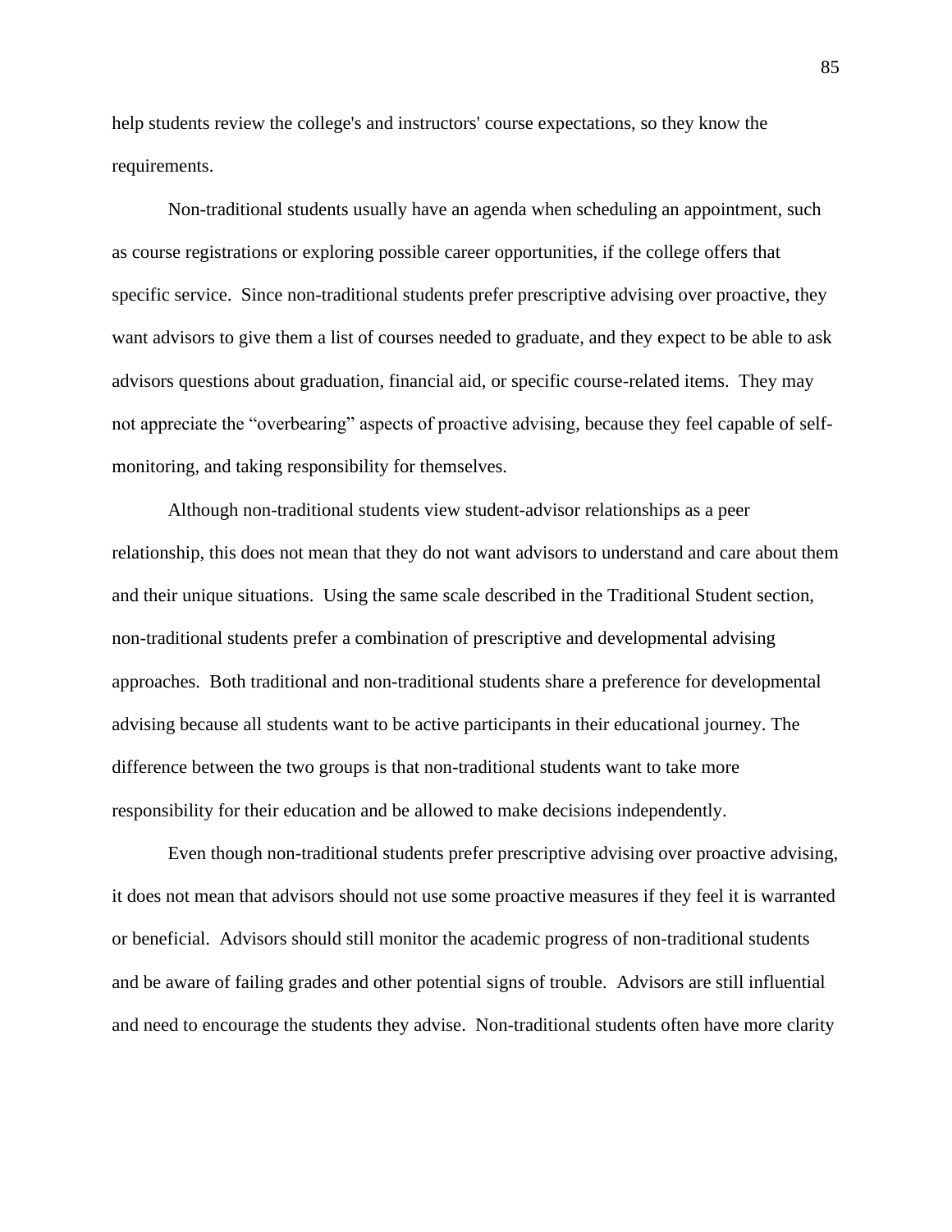help students review the college's and instructors' course expectations, so they know the requirements.

Non-traditional students usually have an agenda when scheduling an appointment, such as course registrations or exploring possible career opportunities, if the college offers that specific service. Since non-traditional students prefer prescriptive advising over proactive, they want advisors to give them a list of courses needed to graduate, and they expect to be able to ask advisors questions about graduation, financial aid, or specific course-related items. They may not appreciate the "overbearing" aspects of proactive advising, because they feel capable of self-monitoring, and taking responsibility for themselves.

Although non-traditional students view student-advisor relationships as a peer relationship, this does not mean that they do not want advisors to understand and care about them and their unique situations. Using the same scale described in the Traditional Student section, non-traditional students prefer a combination of prescriptive and developmental advising approaches. Both traditional and non-traditional students share a preference for developmental advising because all students want to be active participants in their educational journey. The difference between the two groups is that non-traditional students want to take more responsibility for their education and be allowed to make decisions independently.

Even though non-traditional students prefer prescriptive advising over proactive advising, it does not mean that advisors should not use some proactive measures if they feel it is warranted or beneficial. Advisors should still monitor the academic progress of non-traditional students and be aware of failing grades and other potential signs of trouble. Advisors are still influential and need to encourage the students they advise. Non-traditional students often have more clarity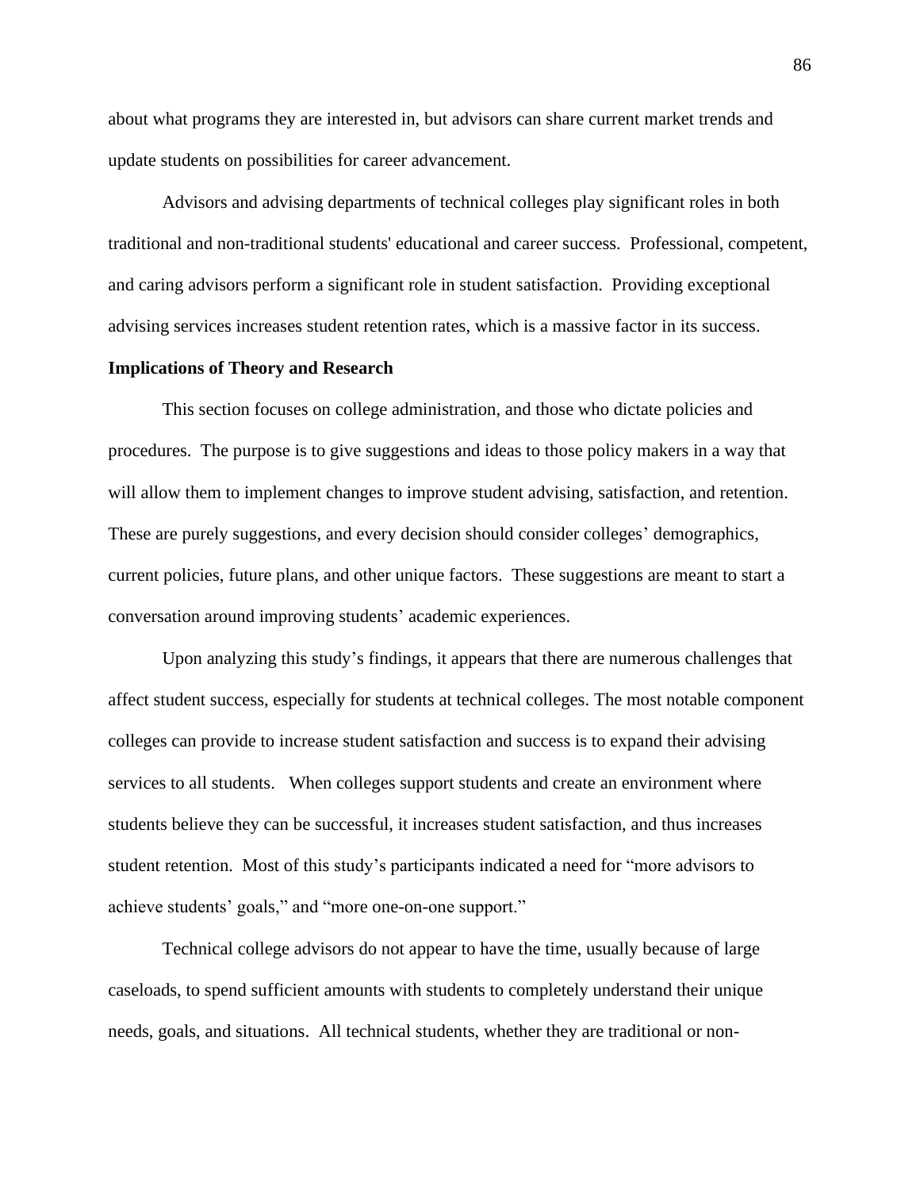about what programs they are interested in, but advisors can share current market trends and update students on possibilities for career advancement.

Advisors and advising departments of technical colleges play significant roles in both traditional and non-traditional students' educational and career success. Professional, competent, and caring advisors perform a significant role in student satisfaction. Providing exceptional advising services increases student retention rates, which is a massive factor in its success.

**Implications of Theory and Research**

This section focuses on college administration, and those who dictate policies and procedures. The purpose is to give suggestions and ideas to those policy makers in a way that will allow them to implement changes to improve student advising, satisfaction, and retention. These are purely suggestions, and every decision should consider colleges' demographics, current policies, future plans, and other unique factors. These suggestions are meant to start a conversation around improving students' academic experiences.

Upon analyzing this study's findings, it appears that there are numerous challenges that affect student success, especially for students at technical colleges. The most notable component colleges can provide to increase student satisfaction and success is to expand their advising services to all students. When colleges support students and create an environment where students believe they can be successful, it increases student satisfaction, and thus increases student retention. Most of this study's participants indicated a need for "more advisors to achieve students' goals," and "more one-on-one support."

Technical college advisors do not appear to have the time, usually because of large caseloads, to spend sufficient amounts with students to completely understand their unique needs, goals, and situations. All technical students, whether they are traditional or non-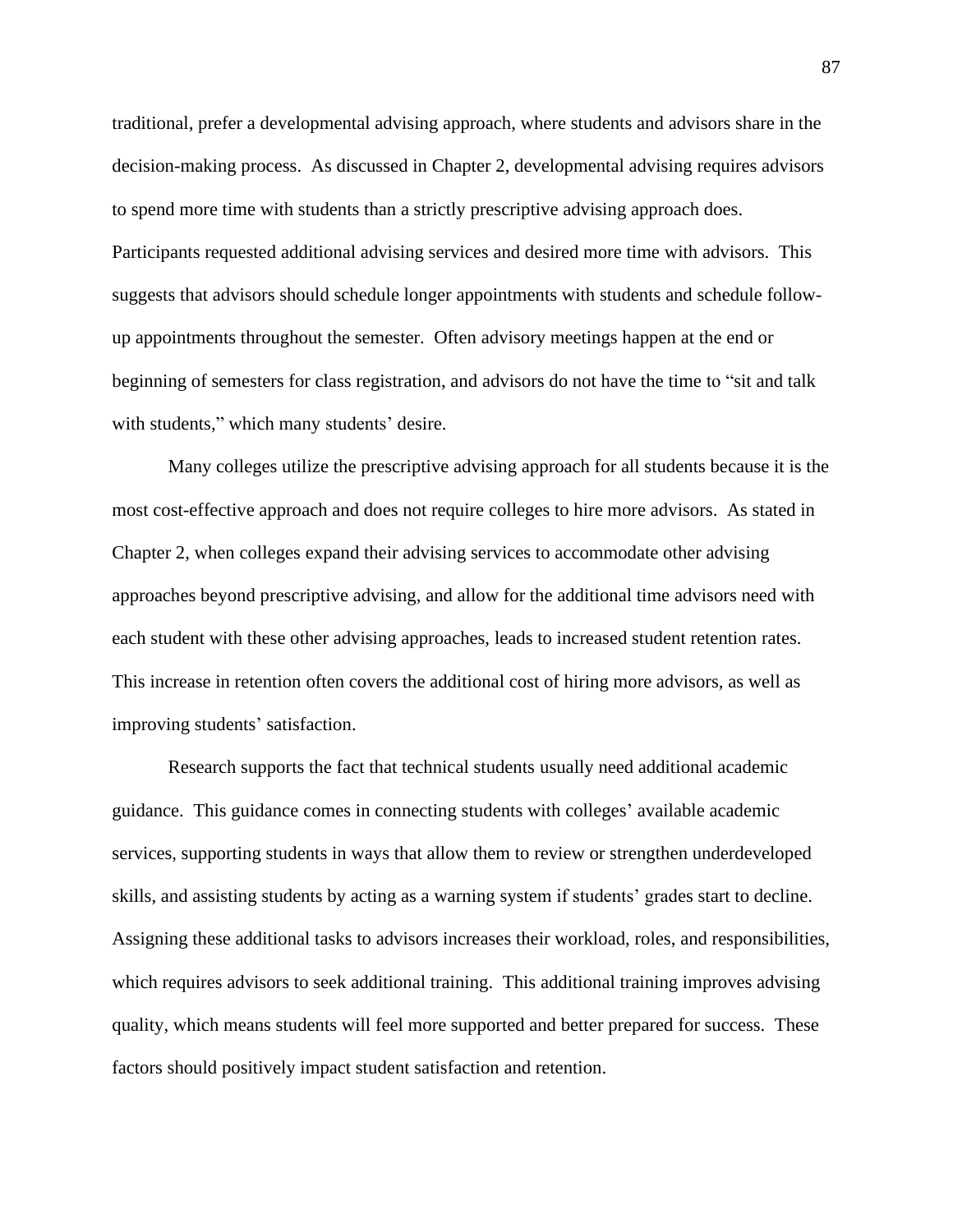traditional, prefer a developmental advising approach, where students and advisors share in the decision-making process.  As discussed in Chapter 2, developmental advising requires advisors to spend more time with students than a strictly prescriptive advising approach does. Participants requested additional advising services and desired more time with advisors.  This suggests that advisors should schedule longer appointments with students and schedule follow-up appointments throughout the semester.  Often advisory meetings happen at the end or beginning of semesters for class registration, and advisors do not have the time to "sit and talk with students," which many students' desire.

Many colleges utilize the prescriptive advising approach for all students because it is the most cost-effective approach and does not require colleges to hire more advisors.  As stated in Chapter 2, when colleges expand their advising services to accommodate other advising approaches beyond prescriptive advising, and allow for the additional time advisors need with each student with these other advising approaches, leads to increased student retention rates. This increase in retention often covers the additional cost of hiring more advisors, as well as improving students' satisfaction.

Research supports the fact that technical students usually need additional academic guidance.  This guidance comes in connecting students with colleges' available academic services, supporting students in ways that allow them to review or strengthen underdeveloped skills, and assisting students by acting as a warning system if students' grades start to decline. Assigning these additional tasks to advisors increases their workload, roles, and responsibilities, which requires advisors to seek additional training.  This additional training improves advising quality, which means students will feel more supported and better prepared for success.  These factors should positively impact student satisfaction and retention.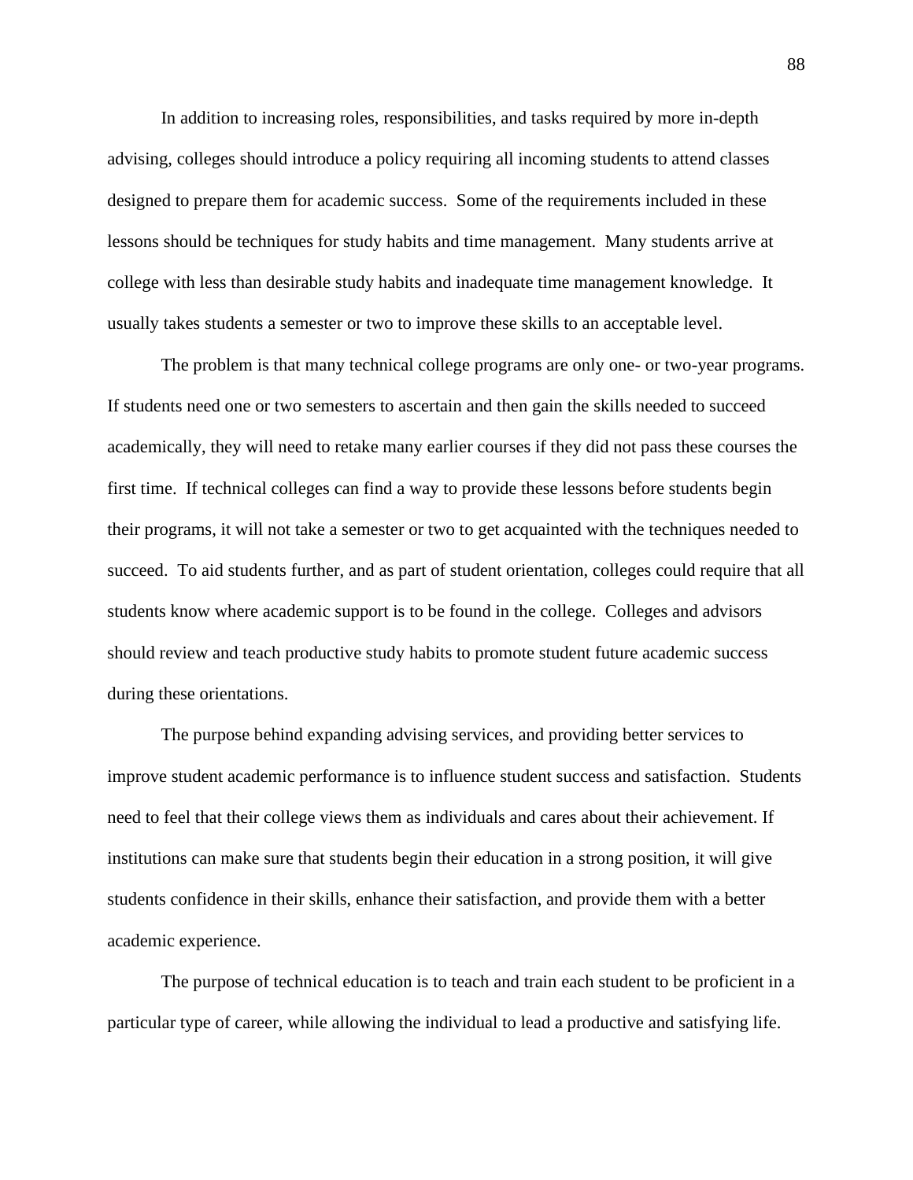In addition to increasing roles, responsibilities, and tasks required by more in-depth advising, colleges should introduce a policy requiring all incoming students to attend classes designed to prepare them for academic success. Some of the requirements included in these lessons should be techniques for study habits and time management. Many students arrive at college with less than desirable study habits and inadequate time management knowledge. It usually takes students a semester or two to improve these skills to an acceptable level.

The problem is that many technical college programs are only one- or two-year programs. If students need one or two semesters to ascertain and then gain the skills needed to succeed academically, they will need to retake many earlier courses if they did not pass these courses the first time. If technical colleges can find a way to provide these lessons before students begin their programs, it will not take a semester or two to get acquainted with the techniques needed to succeed. To aid students further, and as part of student orientation, colleges could require that all students know where academic support is to be found in the college. Colleges and advisors should review and teach productive study habits to promote student future academic success during these orientations.

The purpose behind expanding advising services, and providing better services to improve student academic performance is to influence student success and satisfaction. Students need to feel that their college views them as individuals and cares about their achievement. If institutions can make sure that students begin their education in a strong position, it will give students confidence in their skills, enhance their satisfaction, and provide them with a better academic experience.

The purpose of technical education is to teach and train each student to be proficient in a particular type of career, while allowing the individual to lead a productive and satisfying life.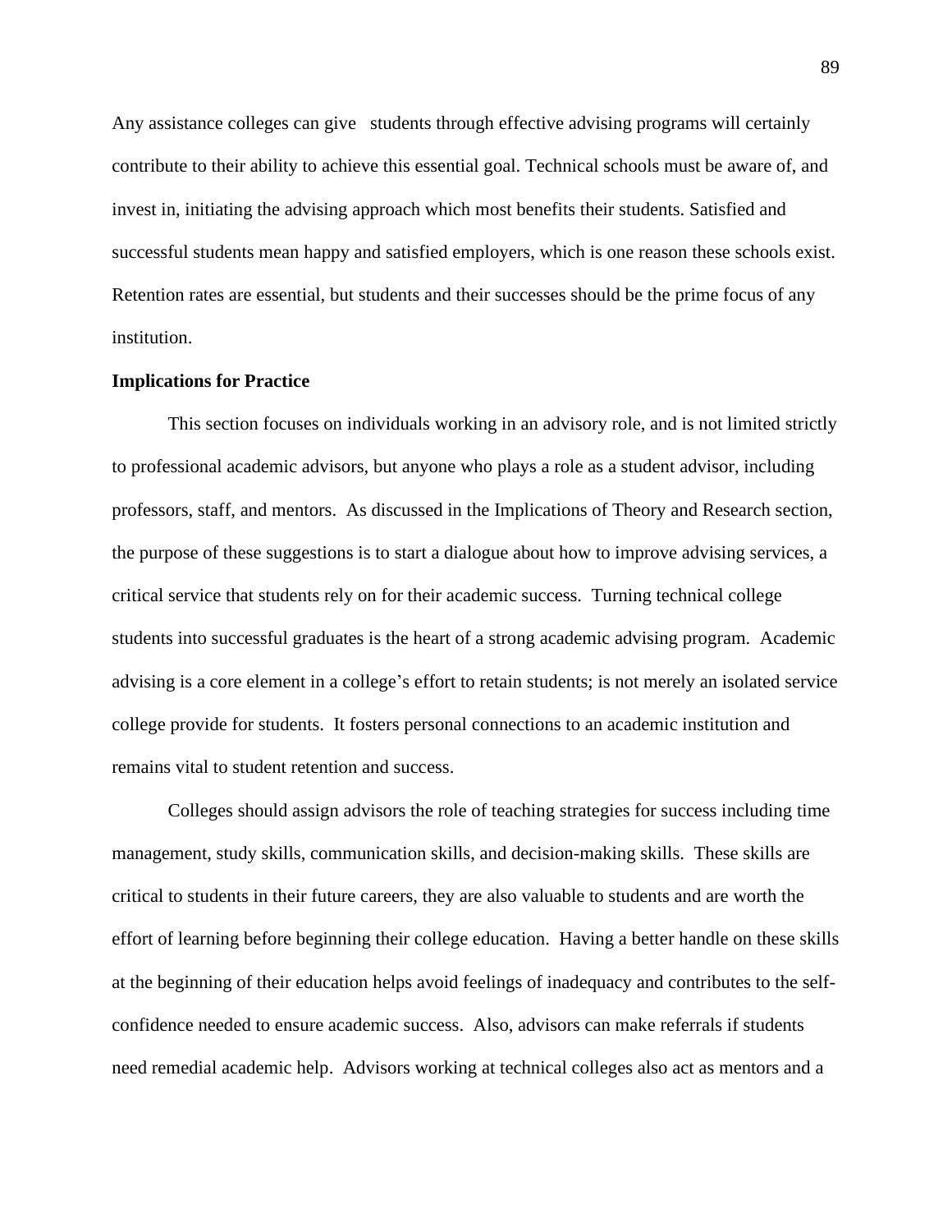Any assistance colleges can give students through effective advising programs will certainly contribute to their ability to achieve this essential goal. Technical schools must be aware of, and invest in, initiating the advising approach which most benefits their students. Satisfied and successful students mean happy and satisfied employers, which is one reason these schools exist. Retention rates are essential, but students and their successes should be the prime focus of any institution.

**Implications for Practice**

This section focuses on individuals working in an advisory role, and is not limited strictly to professional academic advisors, but anyone who plays a role as a student advisor, including professors, staff, and mentors. As discussed in the Implications of Theory and Research section, the purpose of these suggestions is to start a dialogue about how to improve advising services, a critical service that students rely on for their academic success. Turning technical college students into successful graduates is the heart of a strong academic advising program. Academic advising is a core element in a college's effort to retain students; is not merely an isolated service college provide for students. It fosters personal connections to an academic institution and remains vital to student retention and success.

Colleges should assign advisors the role of teaching strategies for success including time management, study skills, communication skills, and decision-making skills. These skills are critical to students in their future careers, they are also valuable to students and are worth the effort of learning before beginning their college education. Having a better handle on these skills at the beginning of their education helps avoid feelings of inadequacy and contributes to the self-confidence needed to ensure academic success. Also, advisors can make referrals if students need remedial academic help. Advisors working at technical colleges also act as mentors and a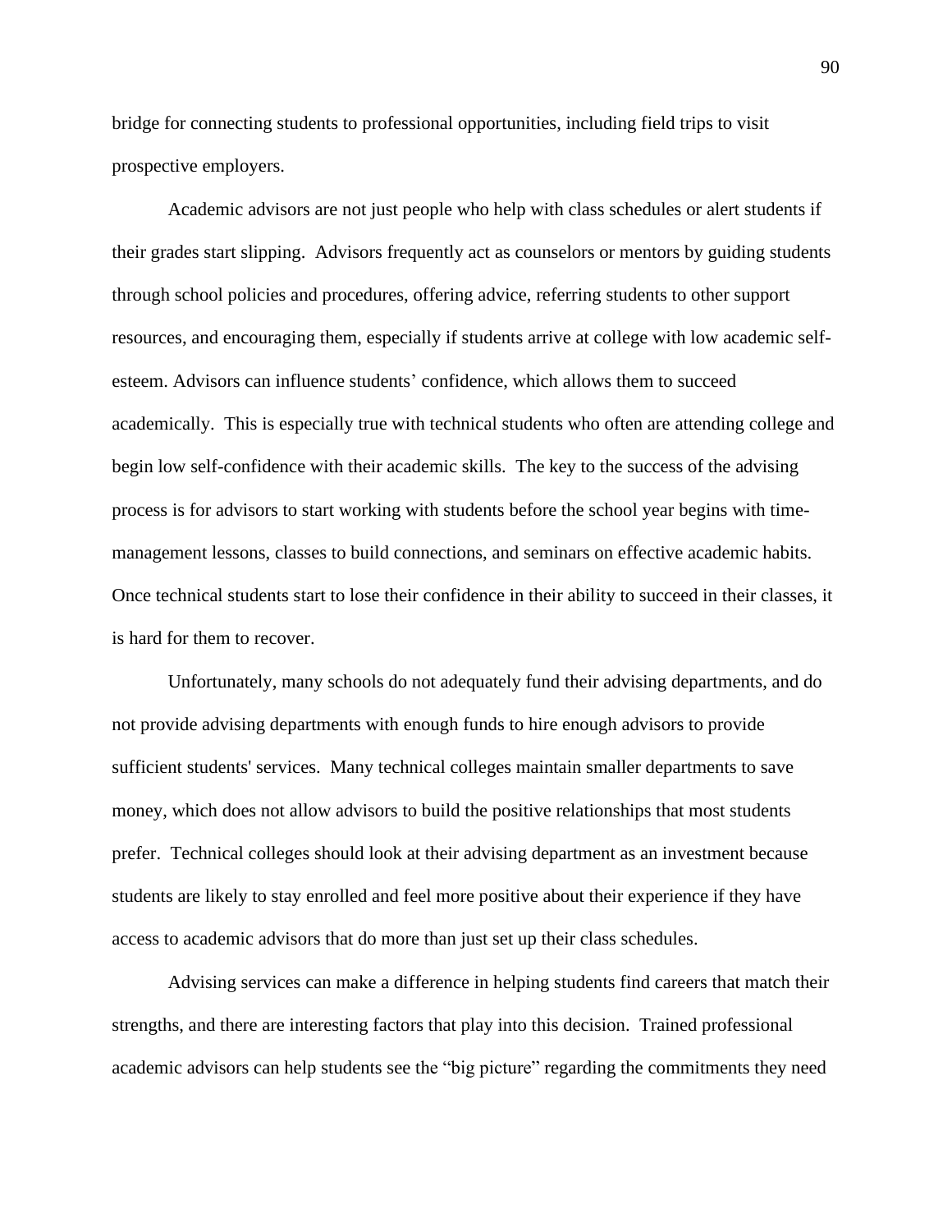bridge for connecting students to professional opportunities, including field trips to visit prospective employers.

Academic advisors are not just people who help with class schedules or alert students if their grades start slipping. Advisors frequently act as counselors or mentors by guiding students through school policies and procedures, offering advice, referring students to other support resources, and encouraging them, especially if students arrive at college with low academic self-esteem. Advisors can influence students' confidence, which allows them to succeed academically. This is especially true with technical students who often are attending college and begin low self-confidence with their academic skills. The key to the success of the advising process is for advisors to start working with students before the school year begins with time-management lessons, classes to build connections, and seminars on effective academic habits. Once technical students start to lose their confidence in their ability to succeed in their classes, it is hard for them to recover.

Unfortunately, many schools do not adequately fund their advising departments, and do not provide advising departments with enough funds to hire enough advisors to provide sufficient students' services. Many technical colleges maintain smaller departments to save money, which does not allow advisors to build the positive relationships that most students prefer. Technical colleges should look at their advising department as an investment because students are likely to stay enrolled and feel more positive about their experience if they have access to academic advisors that do more than just set up their class schedules.

Advising services can make a difference in helping students find careers that match their strengths, and there are interesting factors that play into this decision. Trained professional academic advisors can help students see the "big picture" regarding the commitments they need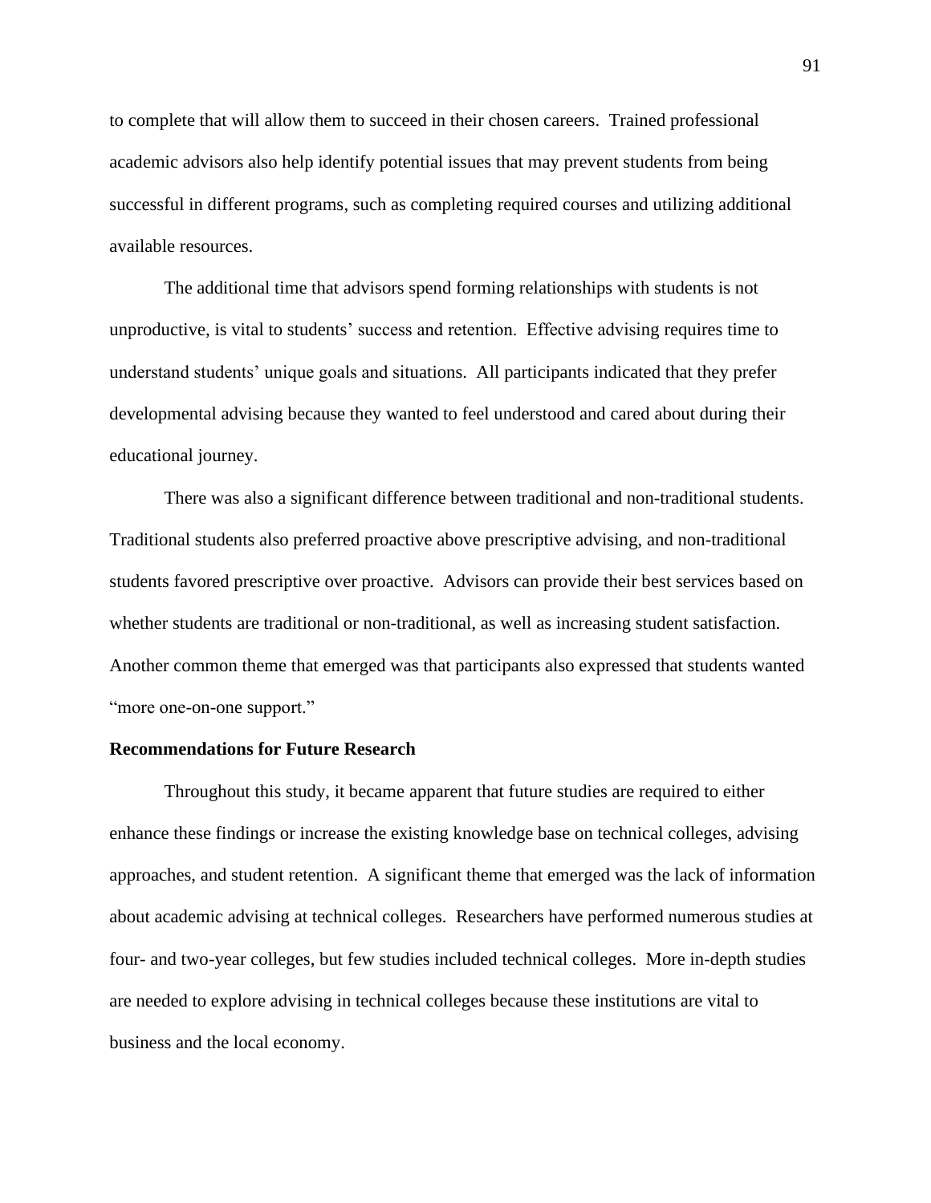to complete that will allow them to succeed in their chosen careers. Trained professional academic advisors also help identify potential issues that may prevent students from being successful in different programs, such as completing required courses and utilizing additional available resources.

The additional time that advisors spend forming relationships with students is not unproductive, is vital to students' success and retention. Effective advising requires time to understand students' unique goals and situations. All participants indicated that they prefer developmental advising because they wanted to feel understood and cared about during their educational journey.

There was also a significant difference between traditional and non-traditional students. Traditional students also preferred proactive above prescriptive advising, and non-traditional students favored prescriptive over proactive. Advisors can provide their best services based on whether students are traditional or non-traditional, as well as increasing student satisfaction. Another common theme that emerged was that participants also expressed that students wanted "more one-on-one support."

**Recommendations for Future Research**

Throughout this study, it became apparent that future studies are required to either enhance these findings or increase the existing knowledge base on technical colleges, advising approaches, and student retention. A significant theme that emerged was the lack of information about academic advising at technical colleges. Researchers have performed numerous studies at four- and two-year colleges, but few studies included technical colleges. More in-depth studies are needed to explore advising in technical colleges because these institutions are vital to business and the local economy.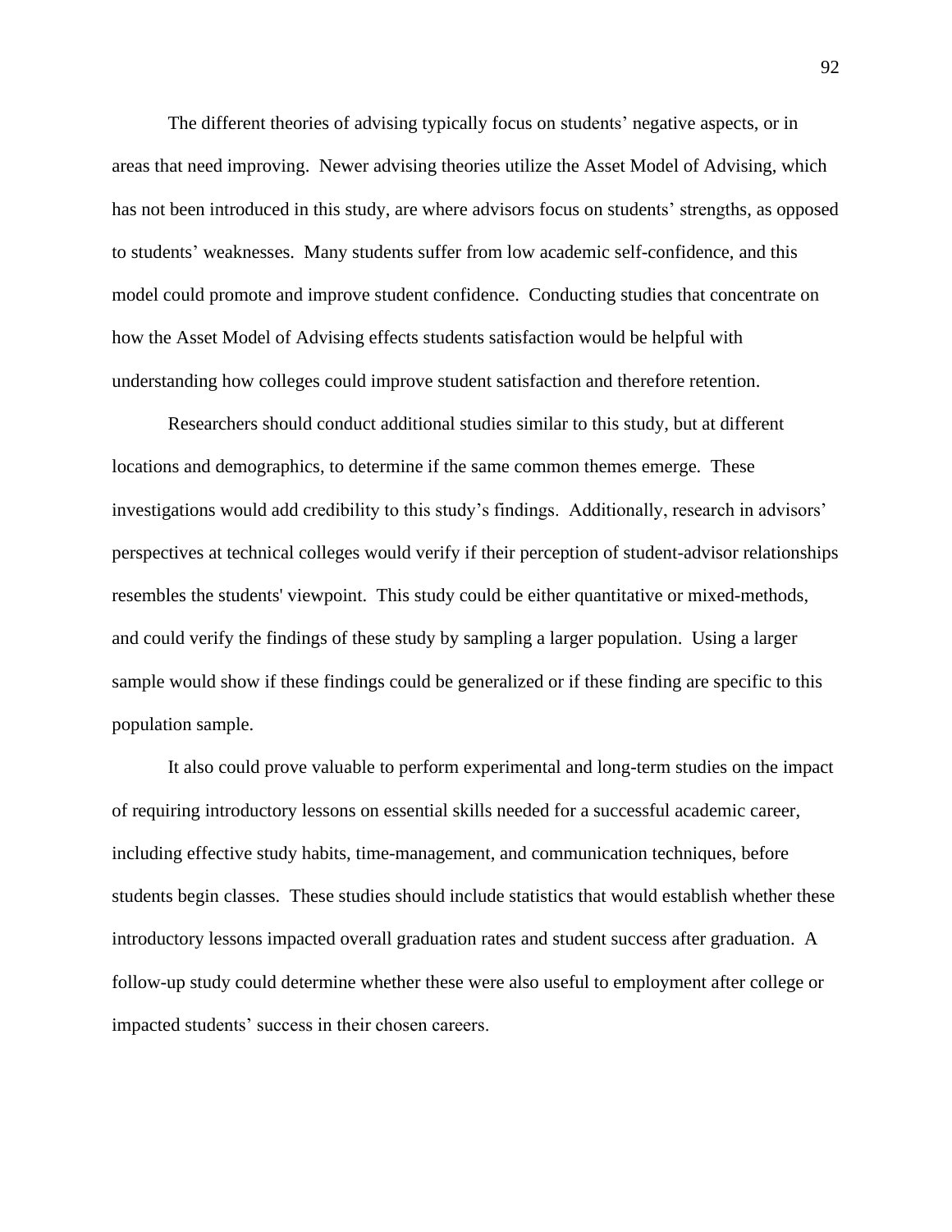The different theories of advising typically focus on students' negative aspects, or in areas that need improving. Newer advising theories utilize the Asset Model of Advising, which has not been introduced in this study, are where advisors focus on students' strengths, as opposed to students' weaknesses. Many students suffer from low academic self-confidence, and this model could promote and improve student confidence. Conducting studies that concentrate on how the Asset Model of Advising effects students satisfaction would be helpful with understanding how colleges could improve student satisfaction and therefore retention.

Researchers should conduct additional studies similar to this study, but at different locations and demographics, to determine if the same common themes emerge. These investigations would add credibility to this study's findings. Additionally, research in advisors' perspectives at technical colleges would verify if their perception of student-advisor relationships resembles the students' viewpoint. This study could be either quantitative or mixed-methods, and could verify the findings of these study by sampling a larger population. Using a larger sample would show if these findings could be generalized or if these finding are specific to this population sample.

It also could prove valuable to perform experimental and long-term studies on the impact of requiring introductory lessons on essential skills needed for a successful academic career, including effective study habits, time-management, and communication techniques, before students begin classes. These studies should include statistics that would establish whether these introductory lessons impacted overall graduation rates and student success after graduation. A follow-up study could determine whether these were also useful to employment after college or impacted students' success in their chosen careers.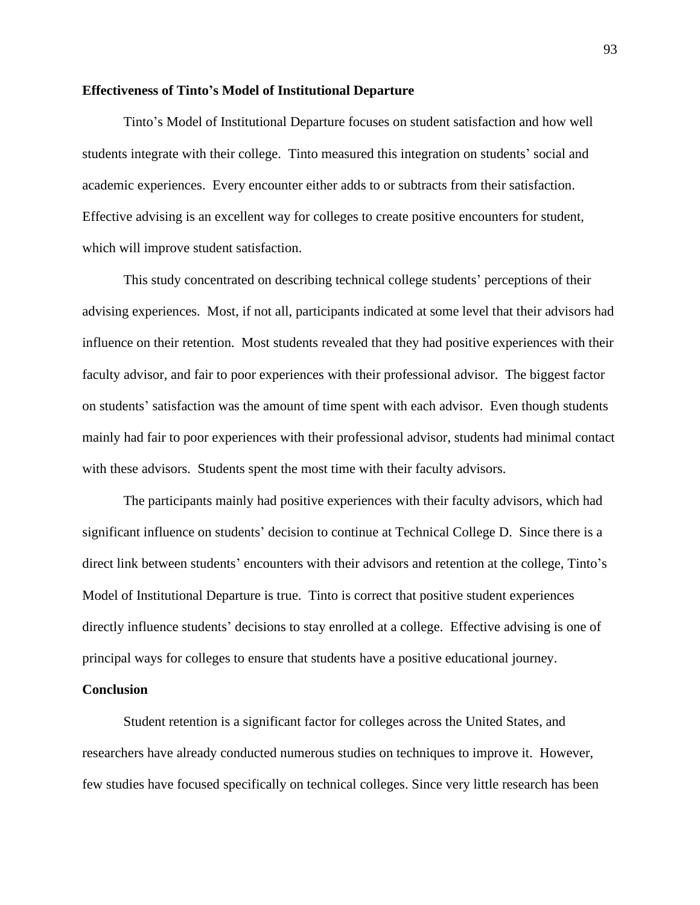### Effectiveness of Tinto's Model of Institutional Departure

Tinto's Model of Institutional Departure focuses on student satisfaction and how well students integrate with their college. Tinto measured this integration on students' social and academic experiences. Every encounter either adds to or subtracts from their satisfaction. Effective advising is an excellent way for colleges to create positive encounters for student, which will improve student satisfaction.

This study concentrated on describing technical college students' perceptions of their advising experiences. Most, if not all, participants indicated at some level that their advisors had influence on their retention. Most students revealed that they had positive experiences with their faculty advisor, and fair to poor experiences with their professional advisor. The biggest factor on students' satisfaction was the amount of time spent with each advisor. Even though students mainly had fair to poor experiences with their professional advisor, students had minimal contact with these advisors. Students spent the most time with their faculty advisors.

The participants mainly had positive experiences with their faculty advisors, which had significant influence on students' decision to continue at Technical College D. Since there is a direct link between students' encounters with their advisors and retention at the college, Tinto's Model of Institutional Departure is true. Tinto is correct that positive student experiences directly influence students' decisions to stay enrolled at a college. Effective advising is one of principal ways for colleges to ensure that students have a positive educational journey.

### Conclusion

Student retention is a significant factor for colleges across the United States, and researchers have already conducted numerous studies on techniques to improve it. However, few studies have focused specifically on technical colleges. Since very little research has been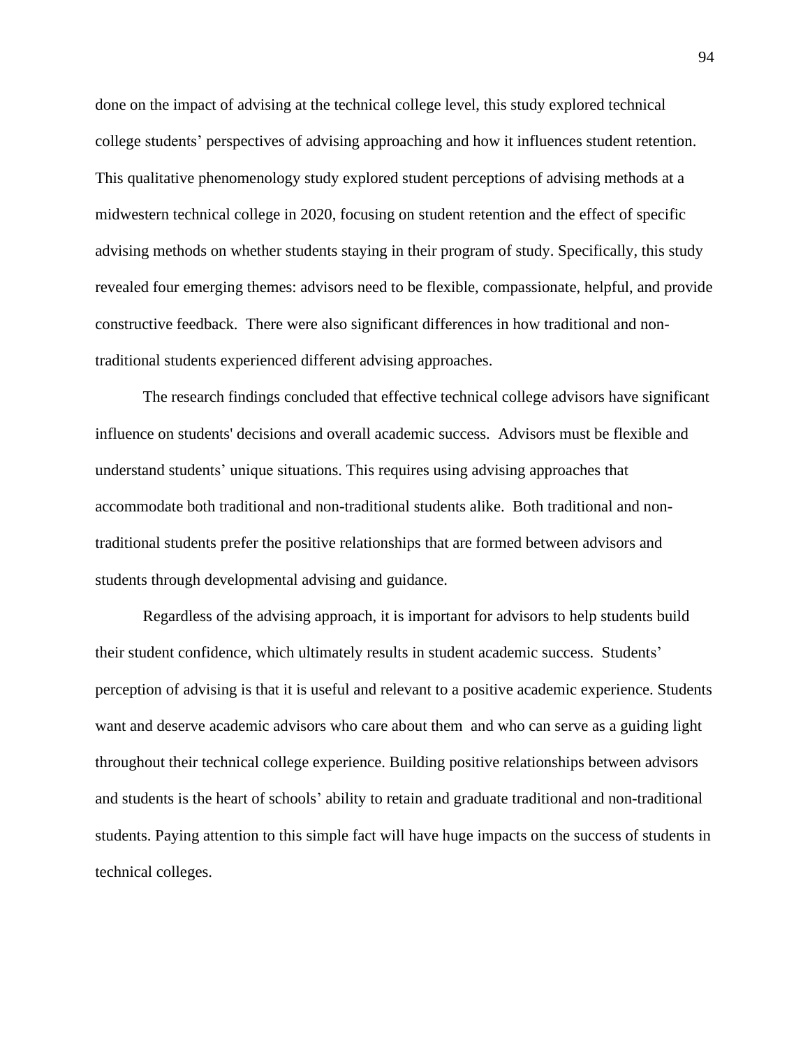done on the impact of advising at the technical college level, this study explored technical college students' perspectives of advising approaching and how it influences student retention. This qualitative phenomenology study explored student perceptions of advising methods at a midwestern technical college in 2020, focusing on student retention and the effect of specific advising methods on whether students staying in their program of study. Specifically, this study revealed four emerging themes: advisors need to be flexible, compassionate, helpful, and provide constructive feedback. There were also significant differences in how traditional and non-traditional students experienced different advising approaches.

The research findings concluded that effective technical college advisors have significant influence on students' decisions and overall academic success. Advisors must be flexible and understand students' unique situations. This requires using advising approaches that accommodate both traditional and non-traditional students alike. Both traditional and non-traditional students prefer the positive relationships that are formed between advisors and students through developmental advising and guidance.

Regardless of the advising approach, it is important for advisors to help students build their student confidence, which ultimately results in student academic success. Students' perception of advising is that it is useful and relevant to a positive academic experience. Students want and deserve academic advisors who care about them and who can serve as a guiding light throughout their technical college experience. Building positive relationships between advisors and students is the heart of schools' ability to retain and graduate traditional and non-traditional students. Paying attention to this simple fact will have huge impacts on the success of students in technical colleges.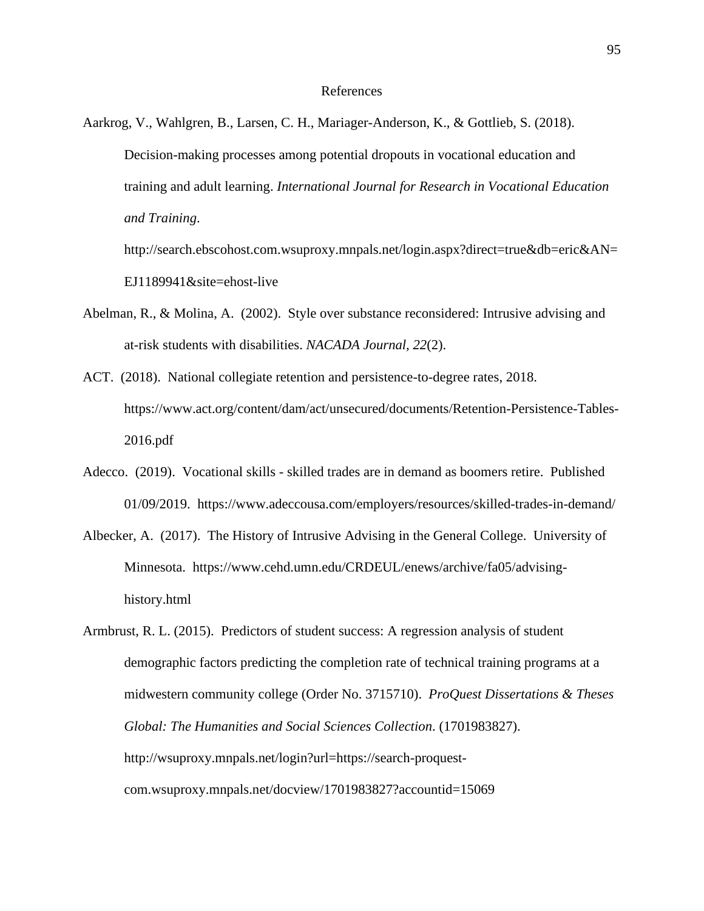# References

Aarkrog, V., Wahlgren, B., Larsen, C. H., Mariager-Anderson, K., & Gottlieb, S. (2018). Decision-making processes among potential dropouts in vocational education and training and adult learning. *International Journal for Research in Vocational Education and Training*. http://search.ebscohost.com.wsuproxy.mnpals.net/login.aspx?direct=true&db=eric&AN=EJ1189941&site=ehost-live

Abelman, R., & Molina, A. (2002). Style over substance reconsidered: Intrusive advising and at-risk students with disabilities. *NACADA Journal, 22*(2).

ACT. (2018). National collegiate retention and persistence-to-degree rates, 2018. https://www.act.org/content/dam/act/unsecured/documents/Retention-Persistence-Tables-2016.pdf

Adecco. (2019). Vocational skills - skilled trades are in demand as boomers retire. Published 01/09/2019. https://www.adeccousa.com/employers/resources/skilled-trades-in-demand/

Albecker, A. (2017). The History of Intrusive Advising in the General College. University of Minnesota. https://www.cehd.umn.edu/CRDEUL/enews/archive/fa05/advising-history.html

Armbrust, R. L. (2015). Predictors of student success: A regression analysis of student demographic factors predicting the completion rate of technical training programs at a midwestern community college (Order No. 3715710). *ProQuest Dissertations & Theses Global: The Humanities and Social Sciences Collection*. (1701983827). http://wsuproxy.mnpals.net/login?url=https://search-proquest-com.wsuproxy.mnpals.net/docview/1701983827?accountid=15069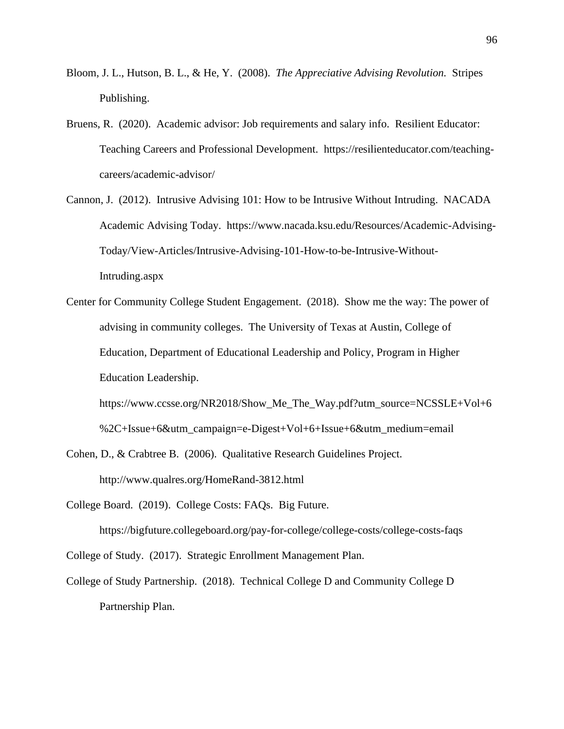Bloom, J. L., Hutson, B. L., & He, Y. (2008). *The Appreciative Advising Revolution.* Stripes Publishing.

Bruens, R. (2020). Academic advisor: Job requirements and salary info. Resilient Educator: Teaching Careers and Professional Development. https://resilienteducator.com/teaching-careers/academic-advisor/

Cannon, J. (2012). Intrusive Advising 101: How to be Intrusive Without Intruding. NACADA Academic Advising Today. https://www.nacada.ksu.edu/Resources/Academic-Advising-Today/View-Articles/Intrusive-Advising-101-How-to-be-Intrusive-Without-Intruding.aspx

Center for Community College Student Engagement. (2018). Show me the way: The power of advising in community colleges. The University of Texas at Austin, College of Education, Department of Educational Leadership and Policy, Program in Higher Education Leadership. https://www.ccsse.org/NR2018/Show_Me_The_Way.pdf?utm_source=NCSSLE+Vol+6%2C+Issue+6&utm_campaign=e-Digest+Vol+6+Issue+6&utm_medium=email

Cohen, D., & Crabtree B. (2006). Qualitative Research Guidelines Project. http://www.qualres.org/HomeRand-3812.html

College Board. (2019). College Costs: FAQs. Big Future. https://bigfuture.collegeboard.org/pay-for-college/college-costs/college-costs-faqs

College of Study. (2017). Strategic Enrollment Management Plan.

College of Study Partnership. (2018). Technical College D and Community College D Partnership Plan.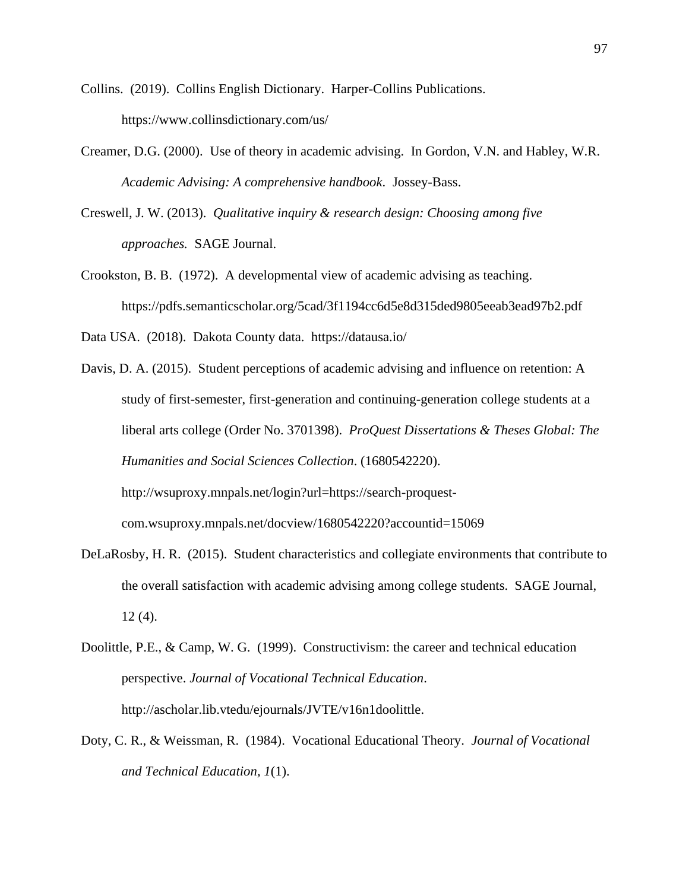Collins. (2019). Collins English Dictionary. Harper-Collins Publications. https://www.collinsdictionary.com/us/

Creamer, D.G. (2000). Use of theory in academic advising. In Gordon, V.N. and Habley, W.R. *Academic Advising: A comprehensive handbook*. Jossey-Bass.

Creswell, J. W. (2013). *Qualitative inquiry & research design: Choosing among five approaches.* SAGE Journal.

Crookston, B. B. (1972). A developmental view of academic advising as teaching. https://pdfs.semanticscholar.org/5cad/3f1194cc6d5e8d315ded9805eeab3ead97b2.pdf

Data USA. (2018). Dakota County data. https://datausa.io/

Davis, D. A. (2015). Student perceptions of academic advising and influence on retention: A study of first-semester, first-generation and continuing-generation college students at a liberal arts college (Order No. 3701398). *ProQuest Dissertations & Theses Global: The Humanities and Social Sciences Collection*. (1680542220). http://wsuproxy.mnpals.net/login?url=https://search-proquest-com.wsuproxy.mnpals.net/docview/1680542220?accountid=15069

DeLaRosby, H. R. (2015). Student characteristics and collegiate environments that contribute to the overall satisfaction with academic advising among college students. SAGE Journal, 12 (4).

Doolittle, P.E., & Camp, W. G. (1999). Constructivism: the career and technical education perspective. *Journal of Vocational Technical Education*. http://ascholar.lib.vtedu/ejournals/JVTE/v16n1doolittle.

Doty, C. R., & Weissman, R. (1984). Vocational Educational Theory. *Journal of Vocational and Technical Education, 1*(1).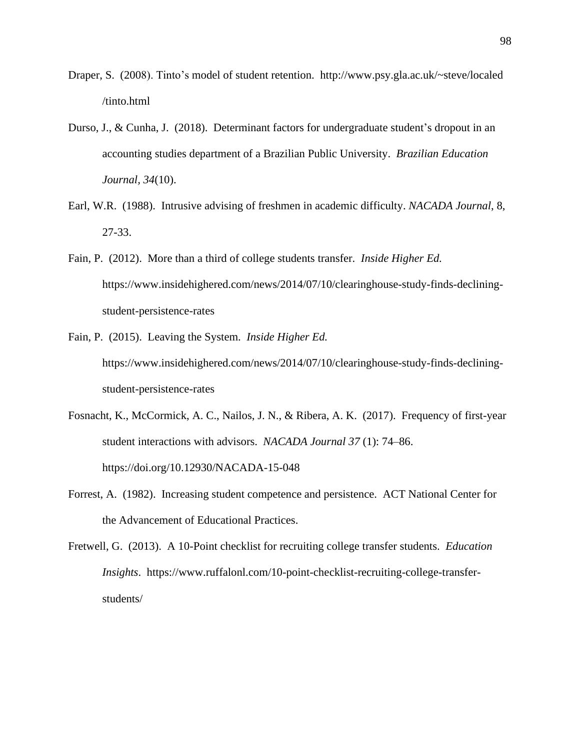Draper, S. (2008). Tinto's model of student retention. http://www.psy.gla.ac.uk/~steve/localed/tinto.html

Durso, J., & Cunha, J. (2018). Determinant factors for undergraduate student's dropout in an accounting studies department of a Brazilian Public University. *Brazilian Education Journal*, *34*(10).

Earl, W.R. (1988). Intrusive advising of freshmen in academic difficulty. *NACADA Journal*, 8, 27-33.

Fain, P. (2012). More than a third of college students transfer. *Inside Higher Ed.* https://www.insidehighered.com/news/2014/07/10/clearinghouse-study-finds-declining-student-persistence-rates

Fain, P. (2015). Leaving the System. *Inside Higher Ed.* https://www.insidehighered.com/news/2014/07/10/clearinghouse-study-finds-declining-student-persistence-rates

Fosnacht, K., McCormick, A. C., Nailos, J. N., & Ribera, A. K. (2017). Frequency of first-year student interactions with advisors. *NACADA Journal 37* (1): 74–86. https://doi.org/10.12930/NACADA-15-048

Forrest, A. (1982). Increasing student competence and persistence. ACT National Center for the Advancement of Educational Practices.

Fretwell, G. (2013). A 10-Point checklist for recruiting college transfer students. *Education Insights*. https://www.ruffalonl.com/10-point-checklist-recruiting-college-transfer-students/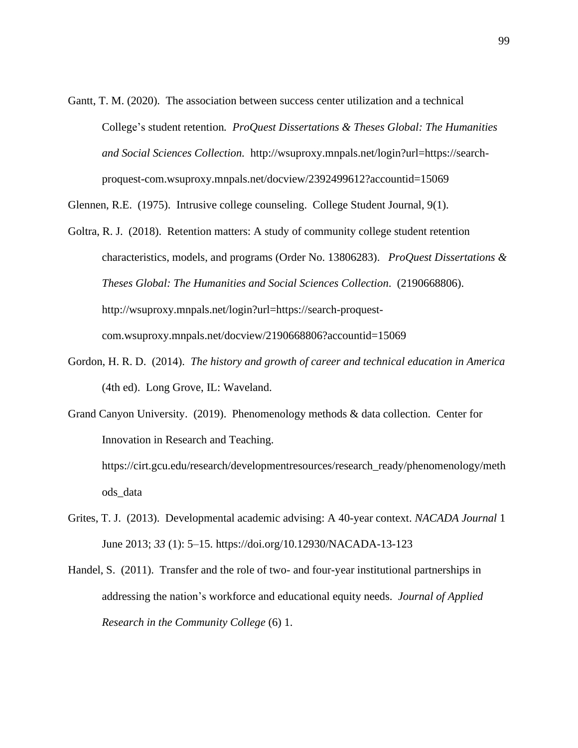Gantt, T. M. (2020). The association between success center utilization and a technical College's student retention. *ProQuest Dissertations & Theses Global: The Humanities and Social Sciences Collection.* http://wsuproxy.mnpals.net/login?url=https://search-proquest-com.wsuproxy.mnpals.net/docview/2392499612?accountid=15069

Glennen, R.E. (1975). Intrusive college counseling. College Student Journal, 9(1).

Goltra, R. J. (2018). Retention matters: A study of community college student retention characteristics, models, and programs (Order No. 13806283). *ProQuest Dissertations & Theses Global: The Humanities and Social Sciences Collection*. (2190668806). http://wsuproxy.mnpals.net/login?url=https://search-proquest-com.wsuproxy.mnpals.net/docview/2190668806?accountid=15069

Gordon, H. R. D. (2014). *The history and growth of career and technical education in America* (4th ed). Long Grove, IL: Waveland.

Grand Canyon University. (2019). Phenomenology methods & data collection. Center for Innovation in Research and Teaching. https://cirt.gcu.edu/research/developmentresources/research_ready/phenomenology/methods_data

Grites, T. J. (2013). Developmental academic advising: A 40-year context. *NACADA Journal* 1 June 2013; *33* (1): 5–15. https://doi.org/10.12930/NACADA-13-123

Handel, S. (2011). Transfer and the role of two- and four-year institutional partnerships in addressing the nation's workforce and educational equity needs. *Journal of Applied Research in the Community College* (6) 1.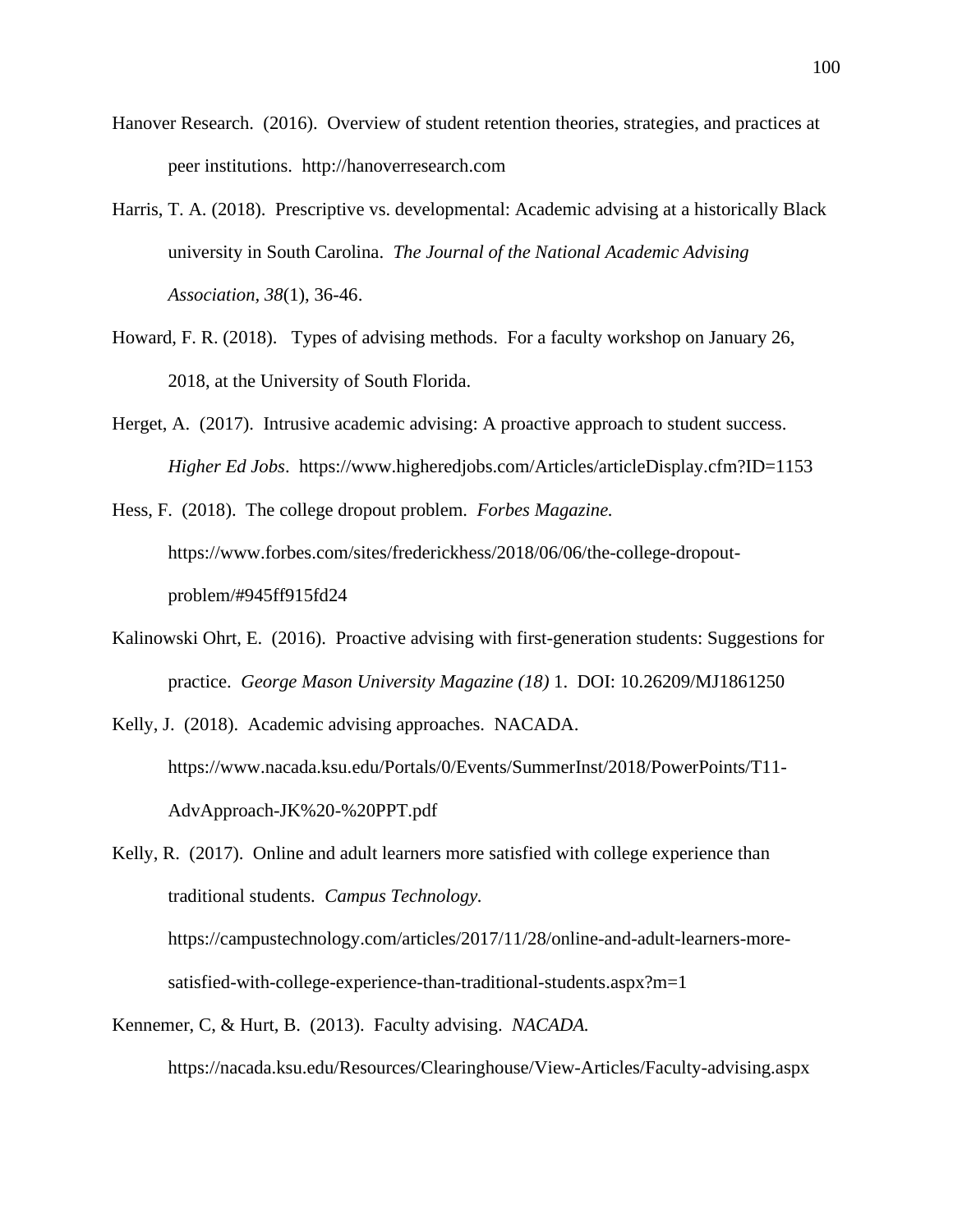Hanover Research. (2016). Overview of student retention theories, strategies, and practices at peer institutions. http://hanoverresearch.com

Harris, T. A. (2018). Prescriptive vs. developmental: Academic advising at a historically Black university in South Carolina. *The Journal of the National Academic Advising Association, 38*(1), 36-46.

Howard, F. R. (2018). Types of advising methods. For a faculty workshop on January 26, 2018, at the University of South Florida.

Herget, A. (2017). Intrusive academic advising: A proactive approach to student success. *Higher Ed Jobs*. https://www.higheredjobs.com/Articles/articleDisplay.cfm?ID=1153

Hess, F. (2018). The college dropout problem. *Forbes Magazine.* https://www.forbes.com/sites/frederickhess/2018/06/06/the-college-dropout-problem/#945ff915fd24

Kalinowski Ohrt, E. (2016). Proactive advising with first-generation students: Suggestions for practice. *George Mason University Magazine (18)* 1. DOI: 10.26209/MJ1861250

Kelly, J. (2018). Academic advising approaches. NACADA. https://www.nacada.ksu.edu/Portals/0/Events/SummerInst/2018/PowerPoints/T11-AdvApproach-JK%20-%20PPT.pdf

Kelly, R. (2017). Online and adult learners more satisfied with college experience than traditional students. *Campus Technology.* https://campustechnology.com/articles/2017/11/28/online-and-adult-learners-more-satisfied-with-college-experience-than-traditional-students.aspx?m=1

Kennemer, C, & Hurt, B. (2013). Faculty advising. *NACADA.* https://nacada.ksu.edu/Resources/Clearinghouse/View-Articles/Faculty-advising.aspx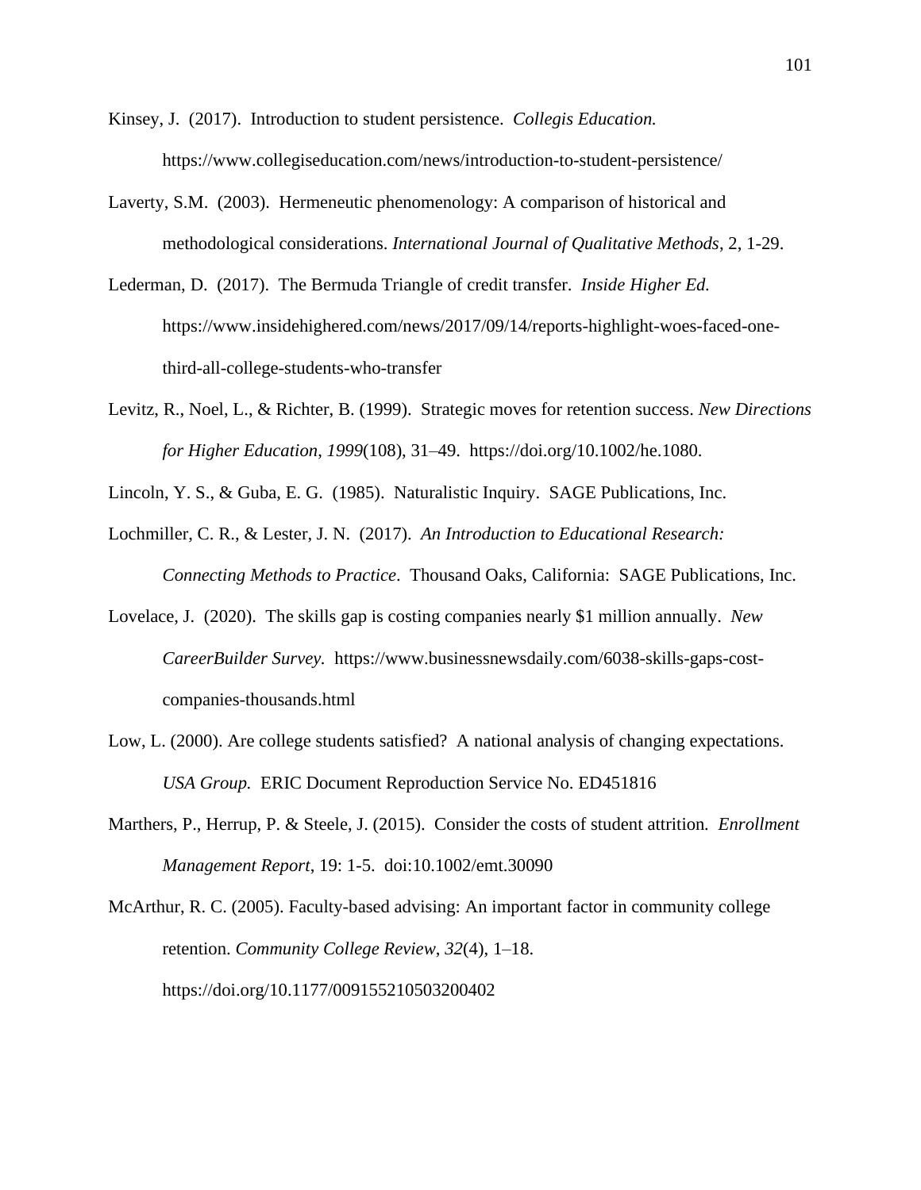Kinsey, J. (2017). Introduction to student persistence. *Collegis Education.* https://www.collegiseducation.com/news/introduction-to-student-persistence/

Laverty, S.M. (2003). Hermeneutic phenomenology: A comparison of historical and methodological considerations. *International Journal of Qualitative Methods*, 2, 1-29.

Lederman, D. (2017). The Bermuda Triangle of credit transfer. *Inside Higher Ed.* https://www.insidehighered.com/news/2017/09/14/reports-highlight-woes-faced-one-third-all-college-students-who-transfer

Levitz, R., Noel, L., & Richter, B. (1999). Strategic moves for retention success. *New Directions for Higher Education*, *1999*(108), 31–49. https://doi.org/10.1002/he.1080.

Lincoln, Y. S., & Guba, E. G. (1985). Naturalistic Inquiry. SAGE Publications, Inc.

Lochmiller, C. R., & Lester, J. N. (2017). *An Introduction to Educational Research: Connecting Methods to Practice*. Thousand Oaks, California: SAGE Publications, Inc.

Lovelace, J. (2020). The skills gap is costing companies nearly $1 million annually. *New CareerBuilder Survey.* https://www.businessnewsdaily.com/6038-skills-gaps-cost-companies-thousands.html

Low, L. (2000). Are college students satisfied? A national analysis of changing expectations. *USA Group.* ERIC Document Reproduction Service No. ED451816

Marthers, P., Herrup, P. & Steele, J. (2015). Consider the costs of student attrition. *Enrollment Management Report*, 19: 1-5. doi:10.1002/emt.30090

McArthur, R. C. (2005). Faculty-based advising: An important factor in community college retention. *Community College Review*, *32*(4), 1–18. https://doi.org/10.1177/009155210503200402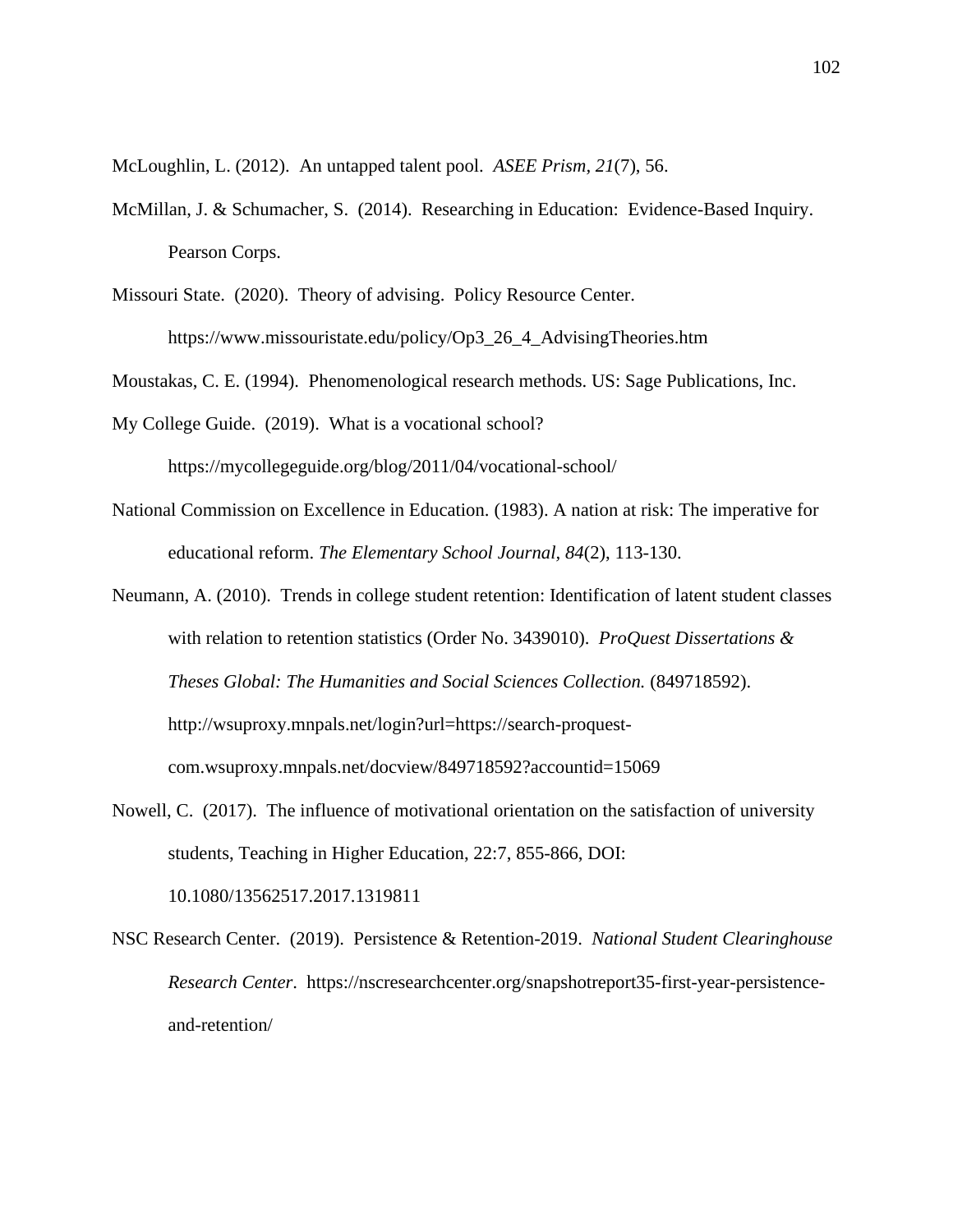McLoughlin, L. (2012). An untapped talent pool. *ASEE Prism*, *21*(7), 56.

McMillan, J. & Schumacher, S. (2014). Researching in Education: Evidence-Based Inquiry. Pearson Corps.

Missouri State. (2020). Theory of advising. Policy Resource Center. https://www.missouristate.edu/policy/Op3_26_4_AdvisingTheories.htm

Moustakas, C. E. (1994). Phenomenological research methods. US: Sage Publications, Inc.

My College Guide. (2019). What is a vocational school? https://mycollegeguide.org/blog/2011/04/vocational-school/

National Commission on Excellence in Education. (1983). A nation at risk: The imperative for educational reform. *The Elementary School Journal, 84*(2), 113-130.

Neumann, A. (2010). Trends in college student retention: Identification of latent student classes with relation to retention statistics (Order No. 3439010). *ProQuest Dissertations & Theses Global: The Humanities and Social Sciences Collection.* (849718592). http://wsuproxy.mnpals.net/login?url=https://search-proquest-com.wsuproxy.mnpals.net/docview/849718592?accountid=15069

Nowell, C. (2017). The influence of motivational orientation on the satisfaction of university students, Teaching in Higher Education, 22:7, 855-866, DOI: 10.1080/13562517.2017.1319811

NSC Research Center. (2019). Persistence & Retention-2019. *National Student Clearinghouse Research Center*. https://nscresearchcenter.org/snapshotreport35-first-year-persistence-and-retention/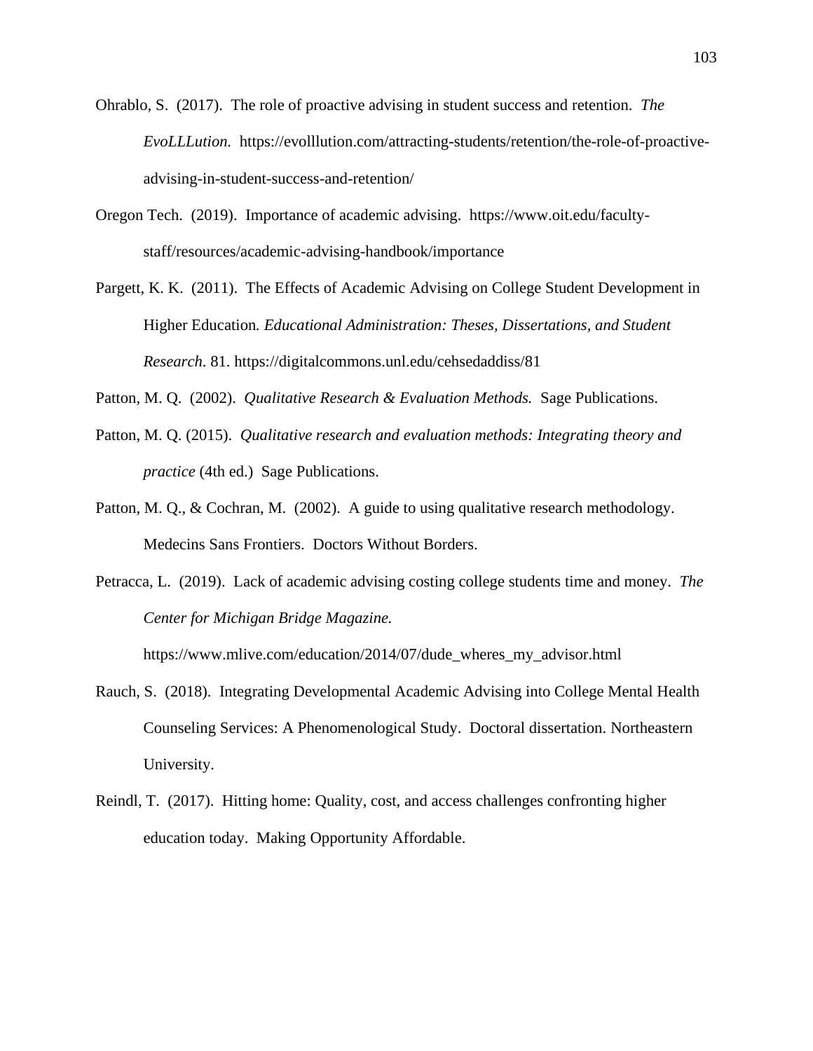Ohrablo, S. (2017). The role of proactive advising in student success and retention. *The EvoLLLution.* https://evolllution.com/attracting-students/retention/the-role-of-proactive-advising-in-student-success-and-retention/

Oregon Tech. (2019). Importance of academic advising. https://www.oit.edu/faculty-staff/resources/academic-advising-handbook/importance

Pargett, K. K. (2011). The Effects of Academic Advising on College Student Development in Higher Education*. Educational Administration: Theses, Dissertations, and Student Research*. 81. https://digitalcommons.unl.edu/cehsedaddiss/81

Patton, M. Q. (2002). *Qualitative Research & Evaluation Methods.* Sage Publications.

Patton, M. Q. (2015). *Qualitative research and evaluation methods: Integrating theory and practice* (4th ed.) Sage Publications.

Patton, M. Q., & Cochran, M. (2002). A guide to using qualitative research methodology. Medecins Sans Frontiers. Doctors Without Borders.

Petracca, L. (2019). Lack of academic advising costing college students time and money. *The Center for Michigan Bridge Magazine.* https://www.mlive.com/education/2014/07/dude_wheres_my_advisor.html

Rauch, S. (2018). Integrating Developmental Academic Advising into College Mental Health Counseling Services: A Phenomenological Study. Doctoral dissertation. Northeastern University.

Reindl, T. (2017). Hitting home: Quality, cost, and access challenges confronting higher education today. Making Opportunity Affordable.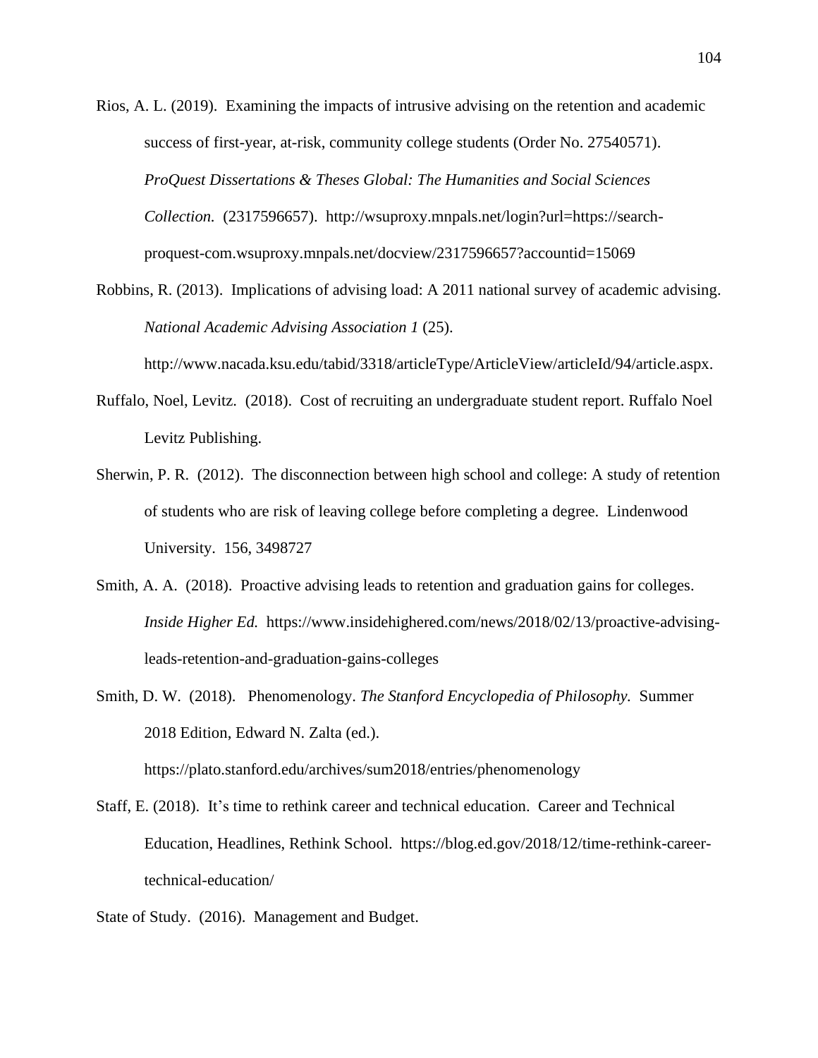Rios, A. L. (2019). Examining the impacts of intrusive advising on the retention and academic success of first-year, at-risk, community college students (Order No. 27540571). *ProQuest Dissertations & Theses Global: The Humanities and Social Sciences Collection.* (2317596657). http://wsuproxy.mnpals.net/login?url=https://search-proquest-com.wsuproxy.mnpals.net/docview/2317596657?accountid=15069

Robbins, R. (2013). Implications of advising load: A 2011 national survey of academic advising. *National Academic Advising Association 1* (25). http://www.nacada.ksu.edu/tabid/3318/articleType/ArticleView/articleId/94/article.aspx.

Ruffalo, Noel, Levitz. (2018). Cost of recruiting an undergraduate student report. Ruffalo Noel Levitz Publishing.

Sherwin, P. R. (2012). The disconnection between high school and college: A study of retention of students who are risk of leaving college before completing a degree. Lindenwood University. 156, 3498727

Smith, A. A. (2018). Proactive advising leads to retention and graduation gains for colleges. *Inside Higher Ed.* https://www.insidehighered.com/news/2018/02/13/proactive-advising-leads-retention-and-graduation-gains-colleges

Smith, D. W. (2018). Phenomenology. *The Stanford Encyclopedia of Philosophy.* Summer 2018 Edition, Edward N. Zalta (ed.). https://plato.stanford.edu/archives/sum2018/entries/phenomenology

Staff, E. (2018). It's time to rethink career and technical education. Career and Technical Education, Headlines, Rethink School. https://blog.ed.gov/2018/12/time-rethink-career-technical-education/

State of Study. (2016). Management and Budget.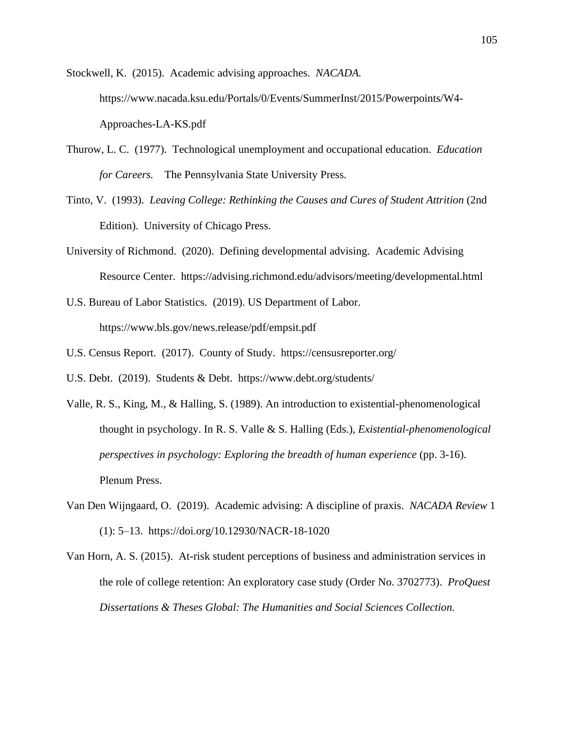Stockwell, K. (2015). Academic advising approaches. *NACADA.* https://www.nacada.ksu.edu/Portals/0/Events/SummerInst/2015/Powerpoints/W4-Approaches-LA-KS.pdf

Thurow, L. C. (1977). Technological unemployment and occupational education. *Education for Careers.* The Pennsylvania State University Press.

Tinto, V. (1993). *Leaving College: Rethinking the Causes and Cures of Student Attrition* (2nd Edition). University of Chicago Press.

University of Richmond. (2020). Defining developmental advising. Academic Advising Resource Center. https://advising.richmond.edu/advisors/meeting/developmental.html

U.S. Bureau of Labor Statistics. (2019). US Department of Labor. https://www.bls.gov/news.release/pdf/empsit.pdf

U.S. Census Report. (2017). County of Study. https://censusreporter.org/

U.S. Debt. (2019). Students & Debt. https://www.debt.org/students/

Valle, R. S., King, M., & Halling, S. (1989). An introduction to existential-phenomenological thought in psychology. In R. S. Valle & S. Halling (Eds.), *Existential-phenomenological perspectives in psychology: Exploring the breadth of human experience* (pp. 3-16). Plenum Press.

Van Den Wijngaard, O. (2019). Academic advising: A discipline of praxis. *NACADA Review* 1 (1): 5–13. https://doi.org/10.12930/NACR-18-1020

Van Horn, A. S. (2015). At-risk student perceptions of business and administration services in the role of college retention: An exploratory case study (Order No. 3702773). *ProQuest Dissertations & Theses Global: The Humanities and Social Sciences Collection.*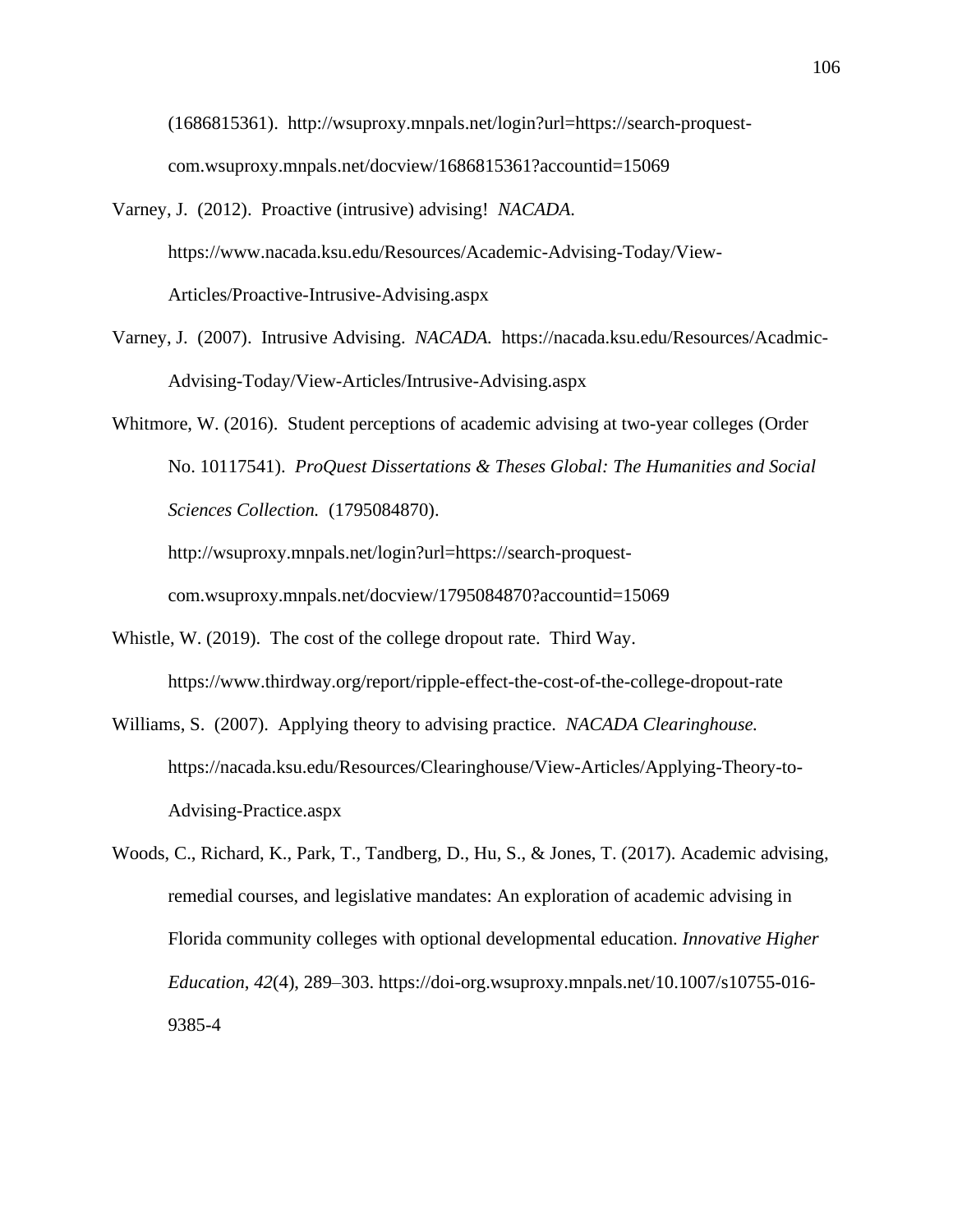(1686815361). http://wsuproxy.mnpals.net/login?url=https://search-proquest-com.wsuproxy.mnpals.net/docview/1686815361?accountid=15069

Varney, J. (2012). Proactive (intrusive) advising! *NACADA.* https://www.nacada.ksu.edu/Resources/Academic-Advising-Today/View-Articles/Proactive-Intrusive-Advising.aspx

Varney, J. (2007). Intrusive Advising. *NACADA.* https://nacada.ksu.edu/Resources/Acadmic-Advising-Today/View-Articles/Intrusive-Advising.aspx

Whitmore, W. (2016). Student perceptions of academic advising at two-year colleges (Order No. 10117541). *ProQuest Dissertations & Theses Global: The Humanities and Social Sciences Collection.* (1795084870). http://wsuproxy.mnpals.net/login?url=https://search-proquest-com.wsuproxy.mnpals.net/docview/1795084870?accountid=15069

Whistle, W. (2019). The cost of the college dropout rate. Third Way. https://www.thirdway.org/report/ripple-effect-the-cost-of-the-college-dropout-rate

Williams, S. (2007). Applying theory to advising practice. *NACADA Clearinghouse.* https://nacada.ksu.edu/Resources/Clearinghouse/View-Articles/Applying-Theory-to-Advising-Practice.aspx

Woods, C., Richard, K., Park, T., Tandberg, D., Hu, S., & Jones, T. (2017). Academic advising, remedial courses, and legislative mandates: An exploration of academic advising in Florida community colleges with optional developmental education. *Innovative Higher Education*, *42*(4), 289–303. https://doi-org.wsuproxy.mnpals.net/10.1007/s10755-016-9385-4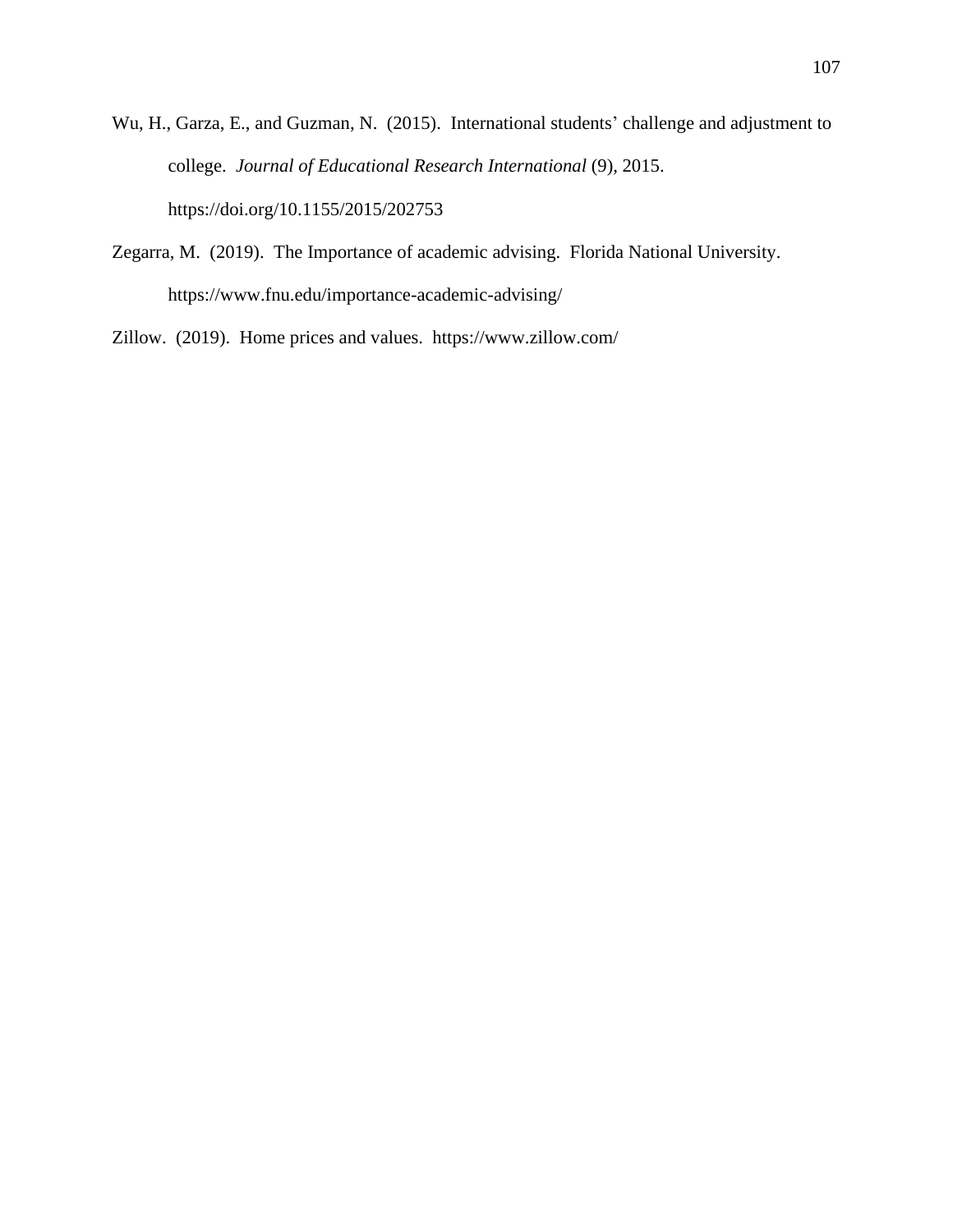Wu, H., Garza, E., and Guzman, N. (2015). International students' challenge and adjustment to college. *Journal of Educational Research International* (9), 2015. https://doi.org/10.1155/2015/202753

Zegarra, M. (2019). The Importance of academic advising. Florida National University. https://www.fnu.edu/importance-academic-advising/

Zillow. (2019). Home prices and values. https://www.zillow.com/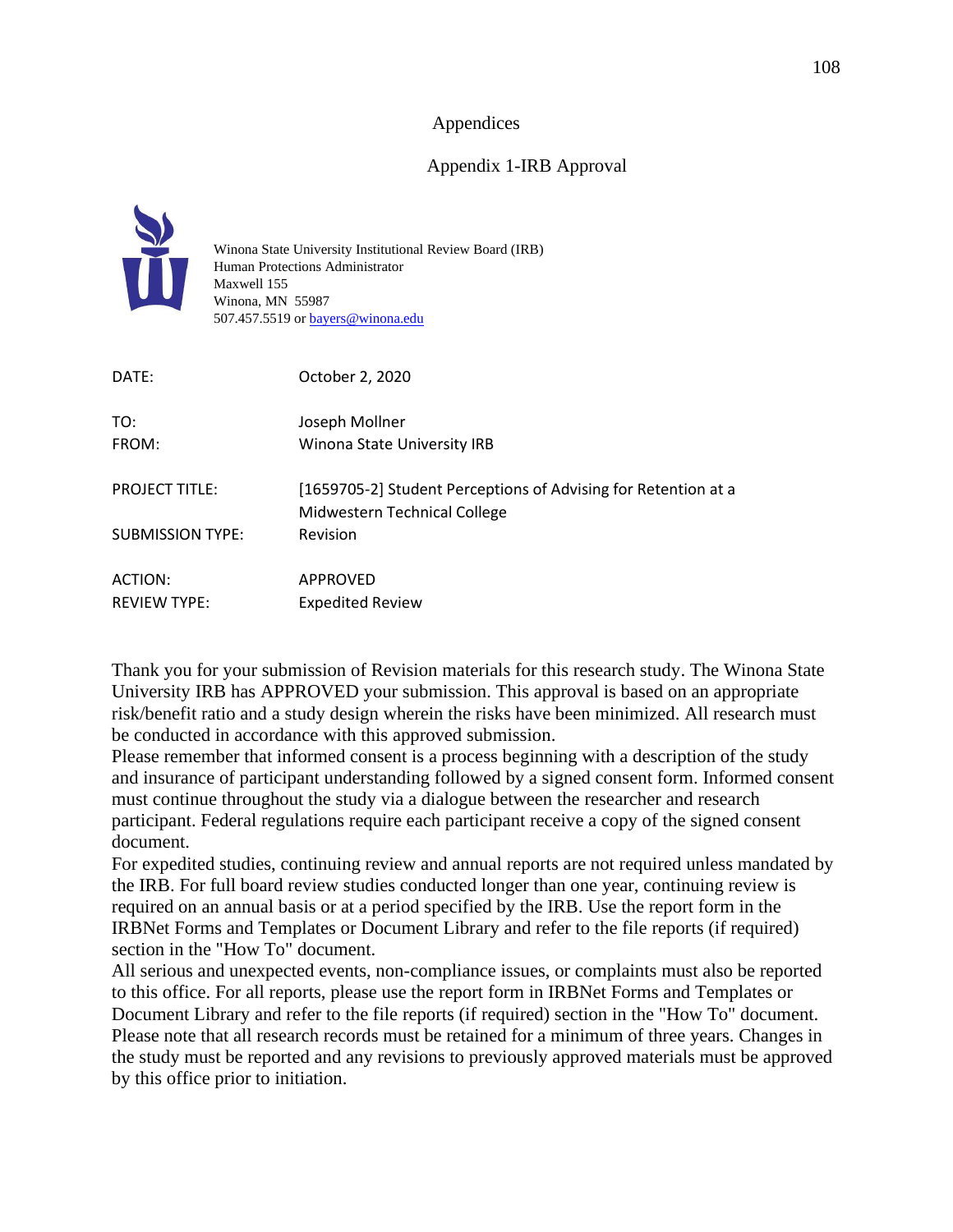# Appendices

## Appendix 1-IRB Approval

Winona State University Institutional Review Board (IRB)
Human Protections Administrator
Maxwell 155
Winona, MN 55987
507.457.5519 or bayers@winona.edu

| | |
|---|---|
| DATE: | October 2, 2020 |
| TO: | Joseph Mollner |
| FROM: | Winona State University IRB |
| PROJECT TITLE: | [1659705-2] Student Perceptions of Advising for Retention at a Midwestern Technical College |
| SUBMISSION TYPE: | Revision |
| ACTION: | APPROVED |
| REVIEW TYPE: | Expedited Review |

Thank you for your submission of Revision materials for this research study. The Winona State University IRB has APPROVED your submission. This approval is based on an appropriate risk/benefit ratio and a study design wherein the risks have been minimized. All research must be conducted in accordance with this approved submission.

Please remember that informed consent is a process beginning with a description of the study and insurance of participant understanding followed by a signed consent form. Informed consent must continue throughout the study via a dialogue between the researcher and research participant. Federal regulations require each participant receive a copy of the signed consent document.

For expedited studies, continuing review and annual reports are not required unless mandated by the IRB. For full board review studies conducted longer than one year, continuing review is required on an annual basis or at a period specified by the IRB. Use the report form in the IRBNet Forms and Templates or Document Library and refer to the file reports (if required) section in the "How To" document.

All serious and unexpected events, non-compliance issues, or complaints must also be reported to this office. For all reports, please use the report form in IRBNet Forms and Templates or Document Library and refer to the file reports (if required) section in the "How To" document. Please note that all research records must be retained for a minimum of three years. Changes in the study must be reported and any revisions to previously approved materials must be approved by this office prior to initiation.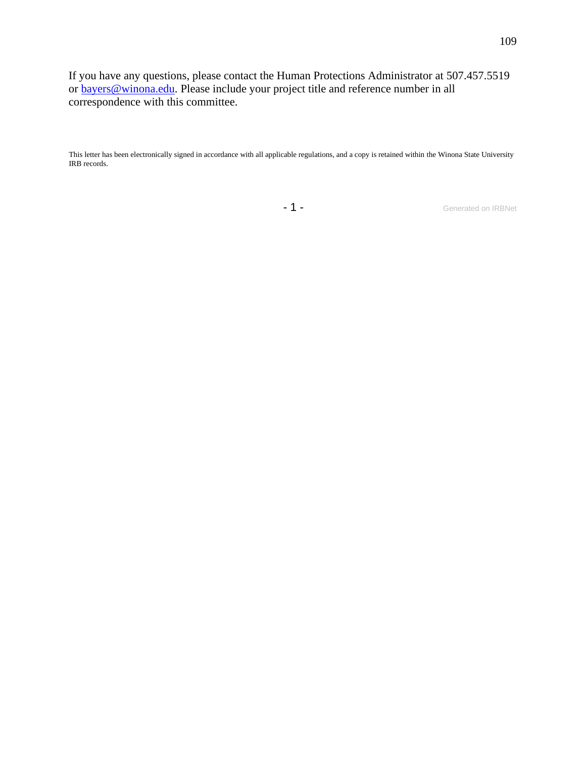If you have any questions, please contact the Human Protections Administrator at 507.457.5519 or bayers@winona.edu. Please include your project title and reference number in all correspondence with this committee.

This letter has been electronically signed in accordance with all applicable regulations, and a copy is retained within the Winona State University IRB records.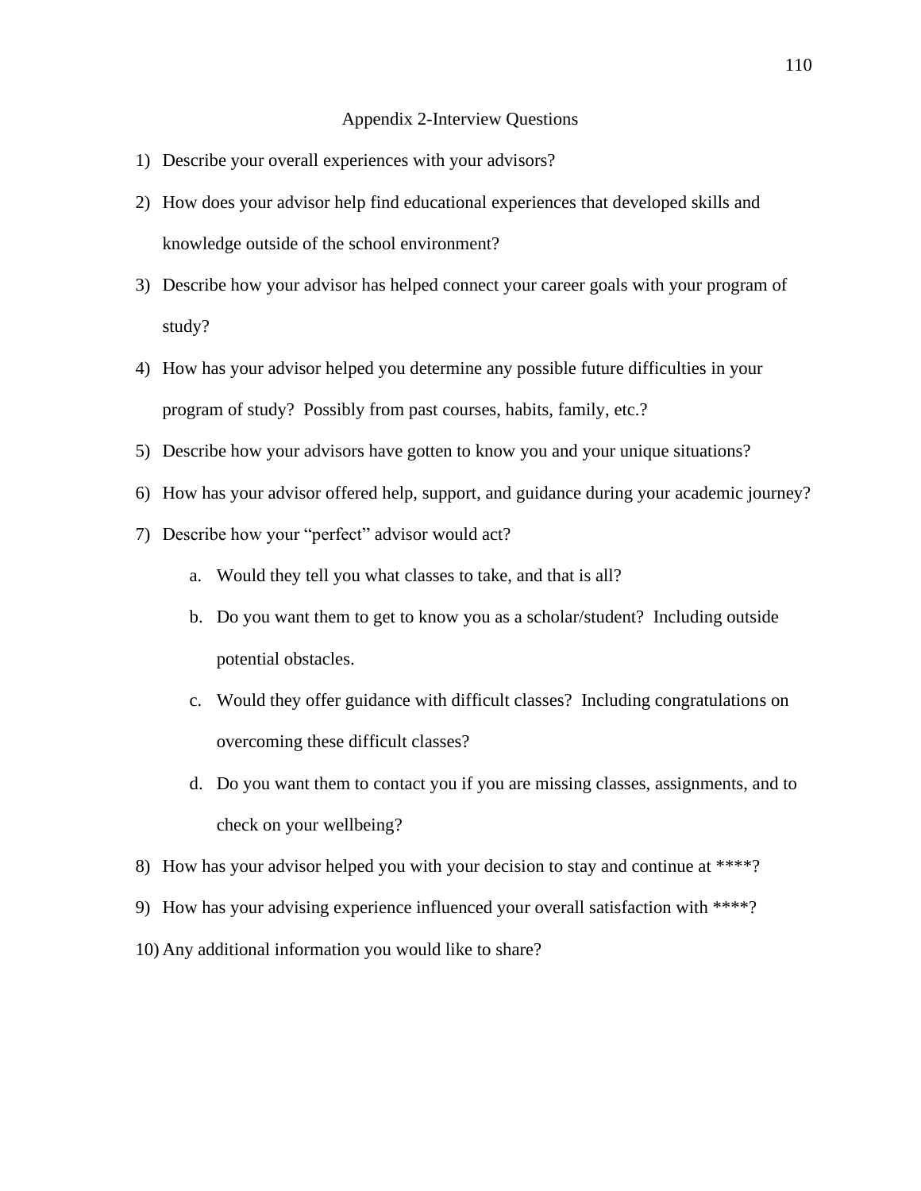# Appendix 2-Interview Questions

1) Describe your overall experiences with your advisors?
2) How does your advisor help find educational experiences that developed skills and knowledge outside of the school environment?
3) Describe how your advisor has helped connect your career goals with your program of study?
4) How has your advisor helped you determine any possible future difficulties in your program of study? Possibly from past courses, habits, family, etc.?
5) Describe how your advisors have gotten to know you and your unique situations?
6) How has your advisor offered help, support, and guidance during your academic journey?
7) Describe how your "perfect" advisor would act?
    a. Would they tell you what classes to take, and that is all?
    b. Do you want them to get to know you as a scholar/student? Including outside potential obstacles.
    c. Would they offer guidance with difficult classes? Including congratulations on overcoming these difficult classes?
    d. Do you want them to contact you if you are missing classes, assignments, and to check on your wellbeing?
8) How has your advisor helped you with your decision to stay and continue at ****?
9) How has your advising experience influenced your overall satisfaction with ****?
10) Any additional information you would like to share?